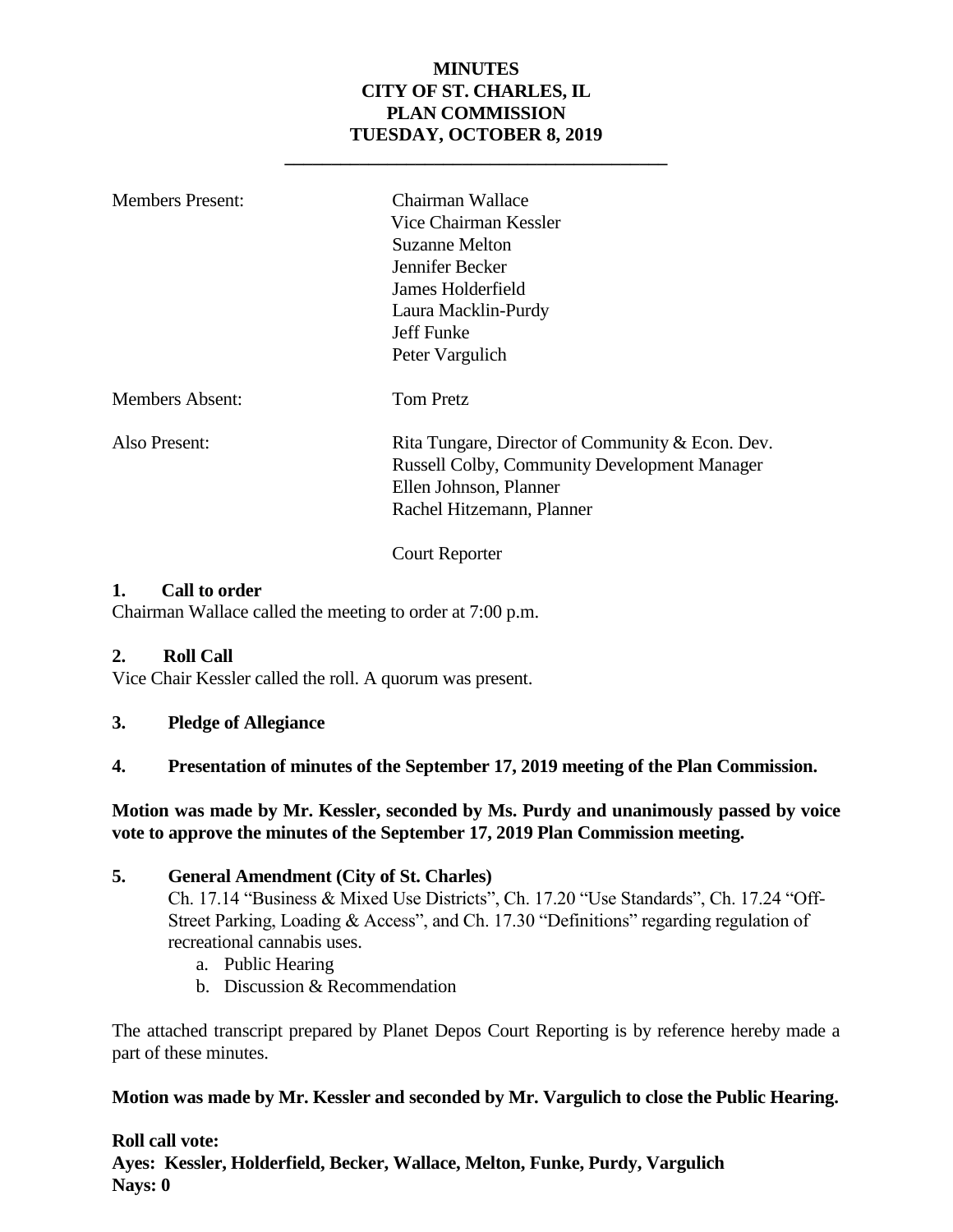**MINUTES**
**CITY OF ST. CHARLES, IL**
**PLAN COMMISSION**
**TUESDAY, OCTOBER 8, 2019**

---

| | |
|---|---|
| Members Present: | Chairman Wallace |
| | Vice Chairman Kessler |
| | Suzanne Melton |
| | Jennifer Becker |
| | James Holderfield |
| | Laura Macklin-Purdy |
| | Jeff Funke |
| | Peter Vargulich |
| Members Absent: | Tom Pretz |
| Also Present: | Rita Tungare, Director of Community & Econ. Dev. |
| | Russell Colby, Community Development Manager |
| | Ellen Johnson, Planner |
| | Rachel Hitzemann, Planner |
| | Court Reporter |

**1. Call to order**

Chairman Wallace called the meeting to order at 7:00 p.m.

**2. Roll Call**

Vice Chair Kessler called the roll. A quorum was present.

**3. Pledge of Allegiance**

**4. Presentation of minutes of the September 17, 2019 meeting of the Plan Commission.**

**Motion was made by Mr. Kessler, seconded by Ms. Purdy and unanimously passed by voice vote to approve the minutes of the September 17, 2019 Plan Commission meeting.**

**5. General Amendment (City of St. Charles)**

Ch. 17.14 "Business & Mixed Use Districts", Ch. 17.20 "Use Standards", Ch. 17.24 "Off-Street Parking, Loading & Access", and Ch. 17.30 "Definitions" regarding regulation of recreational cannabis uses.

a. Public Hearing
b. Discussion & Recommendation

The attached transcript prepared by Planet Depos Court Reporting is by reference hereby made a part of these minutes.

**Motion was made by Mr. Kessler and seconded by Mr. Vargulich to close the Public Hearing.**

**Roll call vote:**
**Ayes: Kessler, Holderfield, Becker, Wallace, Melton, Funke, Purdy, Vargulich**
**Nays: 0**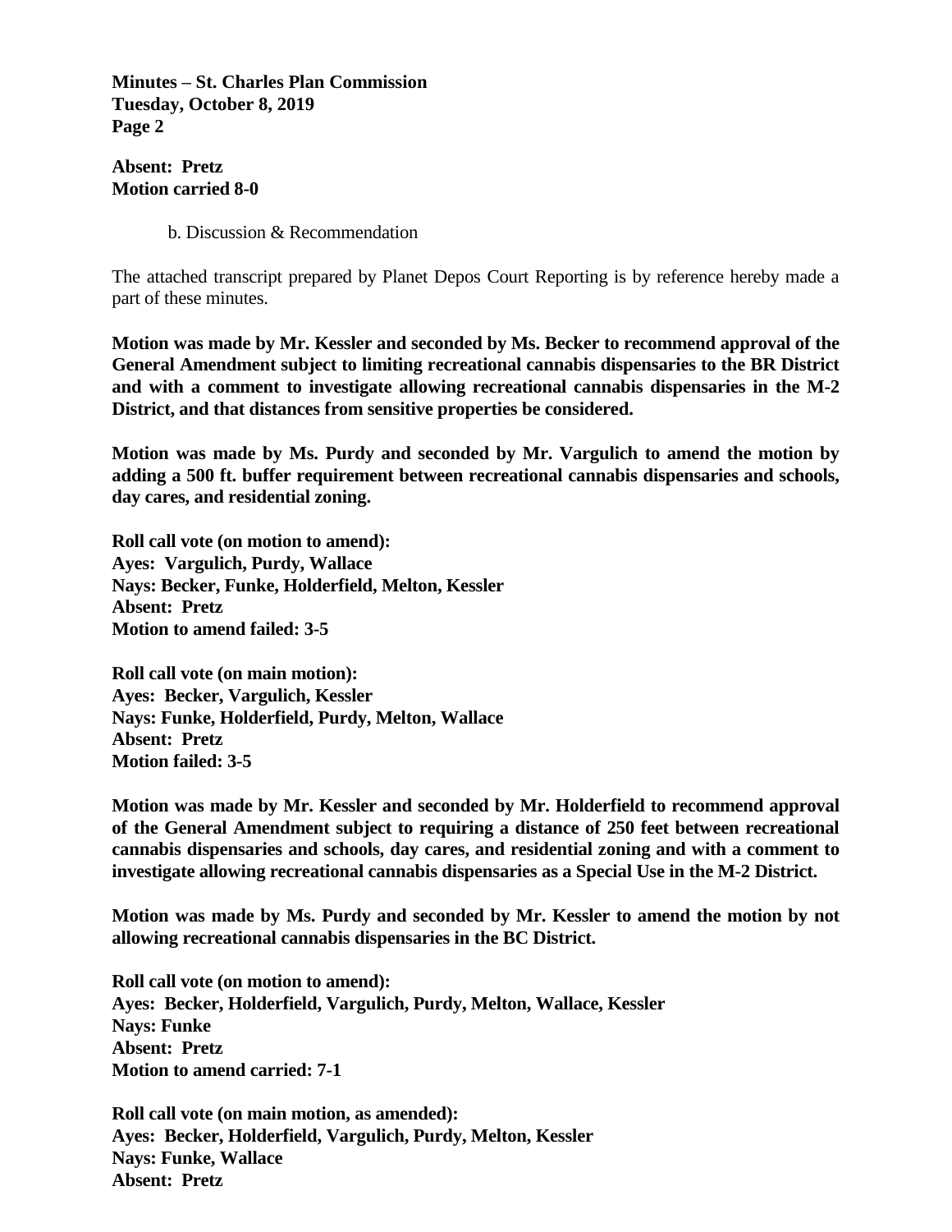**Absent: Pretz**
**Motion carried 8-0**

b. Discussion & Recommendation

The attached transcript prepared by Planet Depos Court Reporting is by reference hereby made a part of these minutes.

**Motion was made by Mr. Kessler and seconded by Ms. Becker to recommend approval of the General Amendment subject to limiting recreational cannabis dispensaries to the BR District and with a comment to investigate allowing recreational cannabis dispensaries in the M-2 District, and that distances from sensitive properties be considered.**

**Motion was made by Ms. Purdy and seconded by Mr. Vargulich to amend the motion by adding a 500 ft. buffer requirement between recreational cannabis dispensaries and schools, day cares, and residential zoning.**

**Roll call vote (on motion to amend):**
**Ayes: Vargulich, Purdy, Wallace**
**Nays: Becker, Funke, Holderfield, Melton, Kessler**
**Absent: Pretz**
**Motion to amend failed: 3-5**

**Roll call vote (on main motion):**
**Ayes: Becker, Vargulich, Kessler**
**Nays: Funke, Holderfield, Purdy, Melton, Wallace**
**Absent: Pretz**
**Motion failed: 3-5**

**Motion was made by Mr. Kessler and seconded by Mr. Holderfield to recommend approval of the General Amendment subject to requiring a distance of 250 feet between recreational cannabis dispensaries and schools, day cares, and residential zoning and with a comment to investigate allowing recreational cannabis dispensaries as a Special Use in the M-2 District.**

**Motion was made by Ms. Purdy and seconded by Mr. Kessler to amend the motion by not allowing recreational cannabis dispensaries in the BC District.**

**Roll call vote (on motion to amend):**
**Ayes: Becker, Holderfield, Vargulich, Purdy, Melton, Wallace, Kessler**
**Nays: Funke**
**Absent: Pretz**
**Motion to amend carried: 7-1**

**Roll call vote (on main motion, as amended):**
**Ayes: Becker, Holderfield, Vargulich, Purdy, Melton, Kessler**
**Nays: Funke, Wallace**
**Absent: Pretz**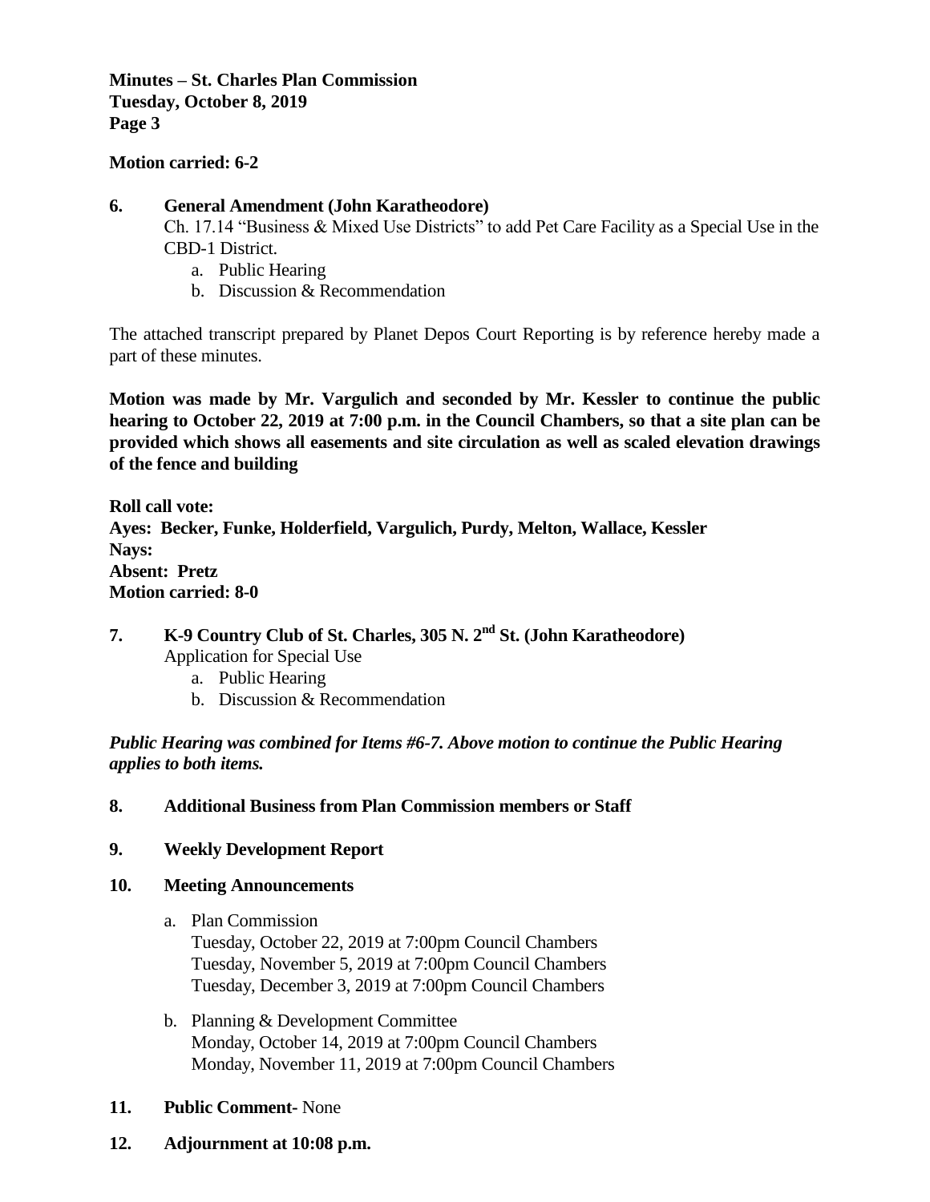**Motion carried: 6-2**

**6. General Amendment (John Karatheodore)**

Ch. 17.14 "Business & Mixed Use Districts" to add Pet Care Facility as a Special Use in the CBD-1 District.

a. Public Hearing
b. Discussion & Recommendation

The attached transcript prepared by Planet Depos Court Reporting is by reference hereby made a part of these minutes.

**Motion was made by Mr. Vargulich and seconded by Mr. Kessler to continue the public hearing to October 22, 2019 at 7:00 p.m. in the Council Chambers, so that a site plan can be provided which shows all easements and site circulation as well as scaled elevation drawings of the fence and building**

**Roll call vote:**
**Ayes: Becker, Funke, Holderfield, Vargulich, Purdy, Melton, Wallace, Kessler**
**Nays:**
**Absent: Pretz**
**Motion carried: 8-0**

**7. K-9 Country Club of St. Charles, 305 N. 2nd St. (John Karatheodore)**

Application for Special Use

a. Public Hearing
b. Discussion & Recommendation

***Public Hearing was combined for Items #6-7. Above motion to continue the Public Hearing applies to both items.***

**8. Additional Business from Plan Commission members or Staff**

**9. Weekly Development Report**

**10. Meeting Announcements**

a. Plan Commission
   Tuesday, October 22, 2019 at 7:00pm Council Chambers
   Tuesday, November 5, 2019 at 7:00pm Council Chambers
   Tuesday, December 3, 2019 at 7:00pm Council Chambers

b. Planning & Development Committee
   Monday, October 14, 2019 at 7:00pm Council Chambers
   Monday, November 11, 2019 at 7:00pm Council Chambers

**11. Public Comment**- None

**12. Adjournment at 10:08 p.m.**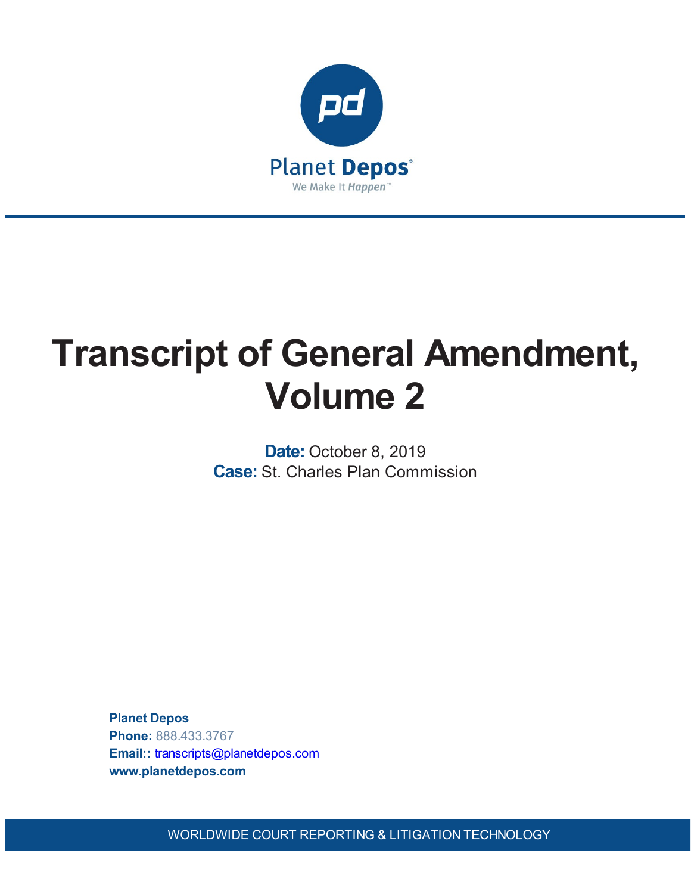Planet Depos

We Make It Happen™

# Transcript of General Amendment, Volume 2

**Date:** October 8, 2019
**Case:** St. Charles Plan Commission

**Planet Depos**
**Phone:** 888.433.3767
**Email::** transcripts@planetdepos.com
**www.planetdepos.com**

WORLDWIDE COURT REPORTING & LITIGATION TECHNOLOGY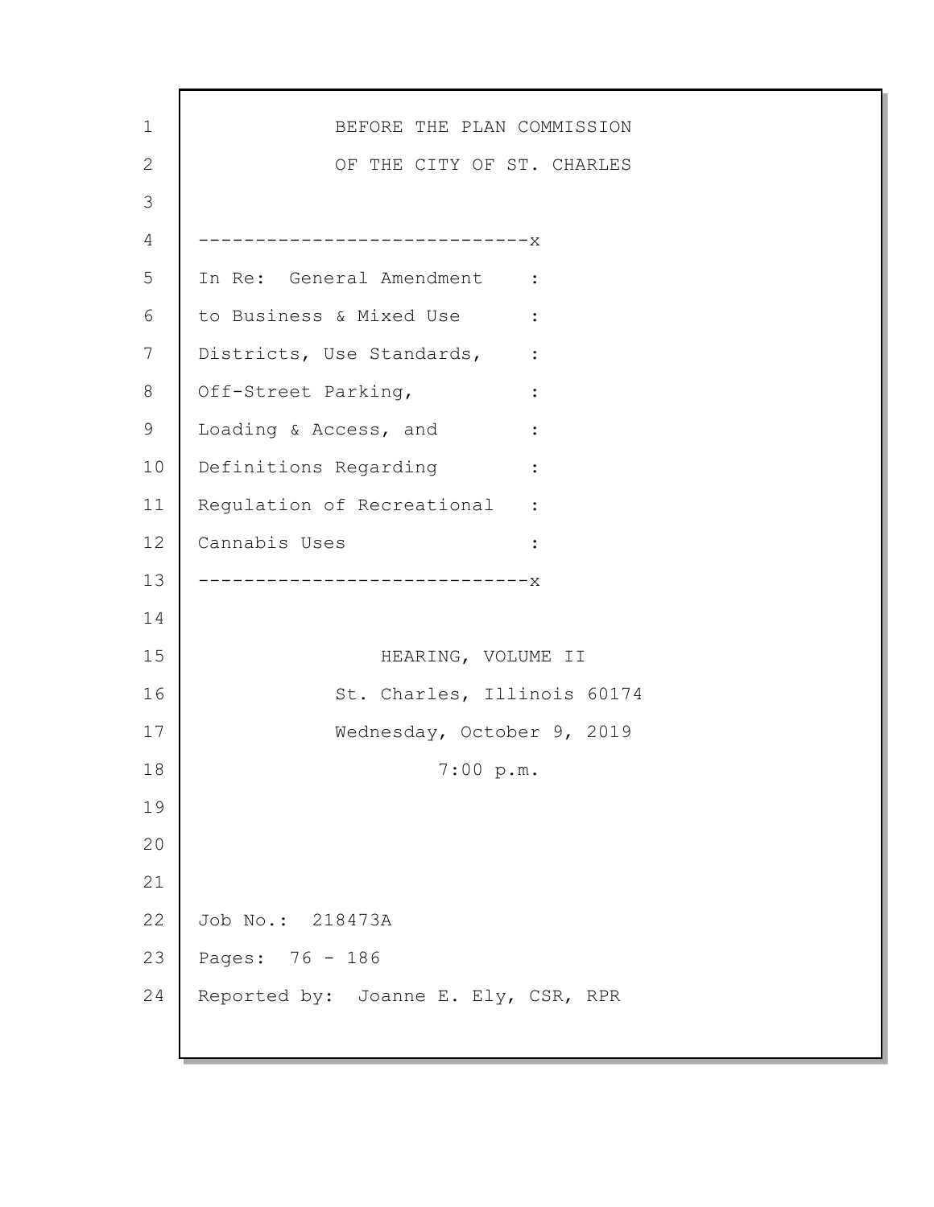BEFORE THE PLAN COMMISSION

OF THE CITY OF ST. CHARLES

```
-----------------------------x
In Re:  General Amendment    :
to Business & Mixed Use      :
Districts, Use Standards,    :
Off-Street Parking,          :
Loading & Access, and        :
Definitions Regarding        :
Regulation of Recreational   :
Cannabis Uses                :
-----------------------------x
```

HEARING, VOLUME II

St. Charles, Illinois 60174

Wednesday, October 9, 2019

7:00 p.m.

Job No.: 218473A

Pages: 76 - 186

Reported by: Joanne E. Ely, CSR, RPR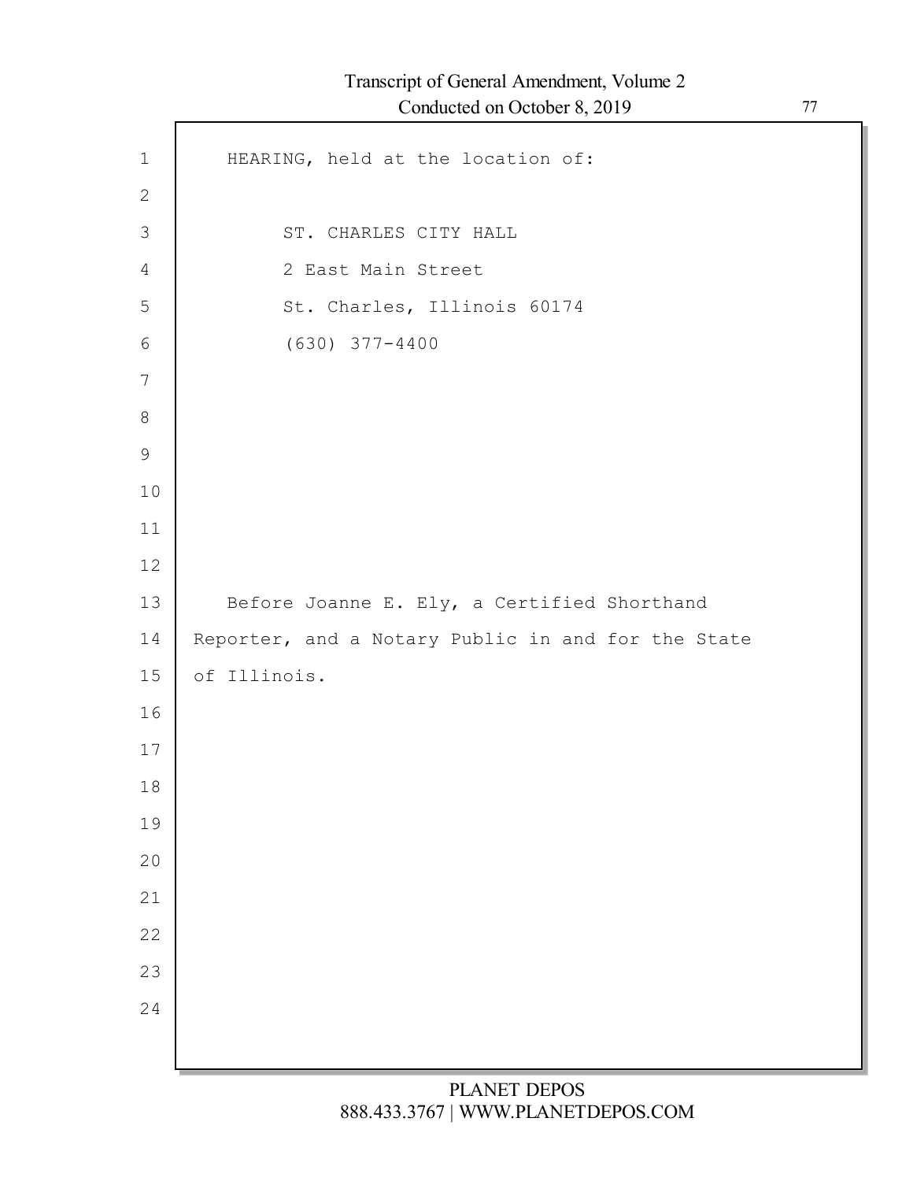HEARING, held at the location of:

ST. CHARLES CITY HALL
2 East Main Street
St. Charles, Illinois 60174
(630) 377-4400

Before Joanne E. Ely, a Certified Shorthand Reporter, and a Notary Public in and for the State of Illinois.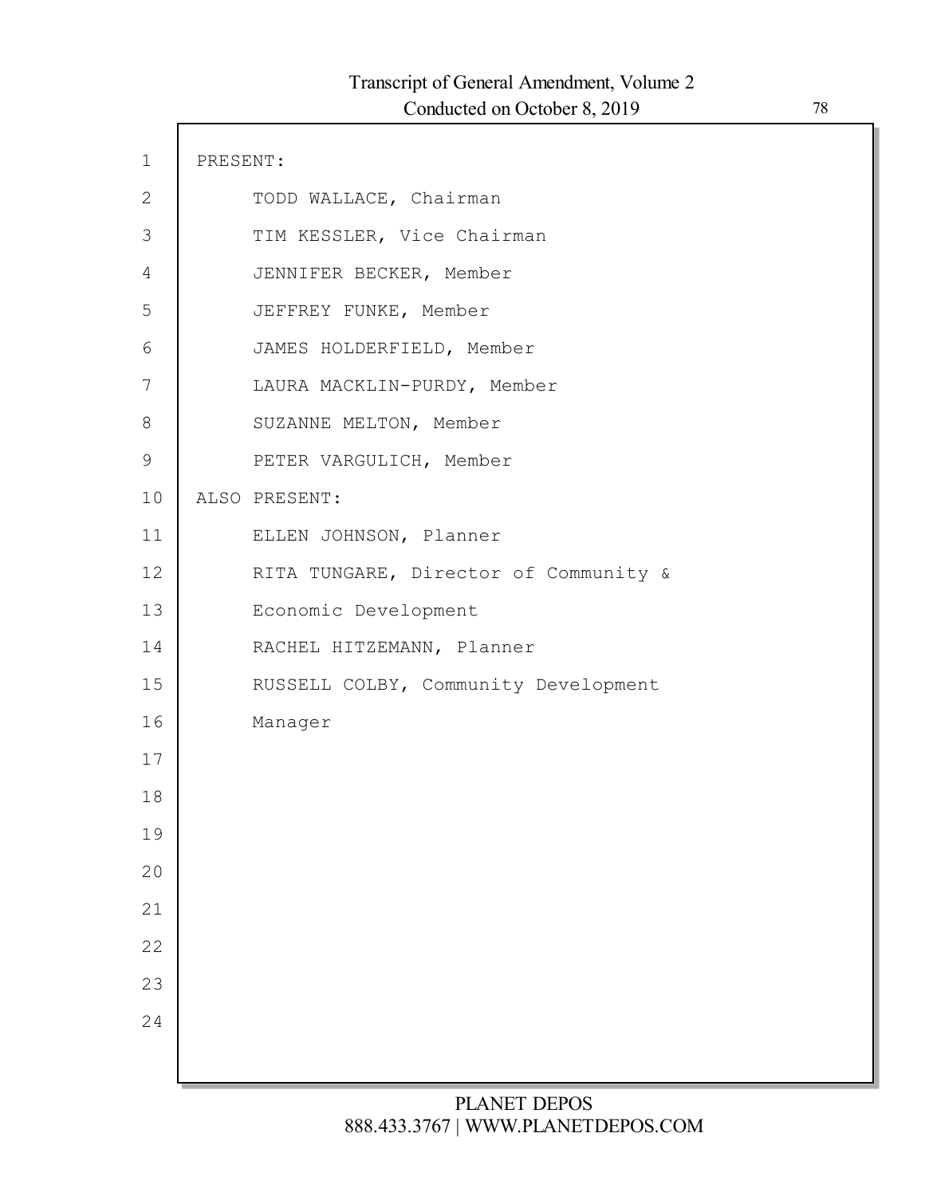PRESENT:

TODD WALLACE, Chairman

TIM KESSLER, Vice Chairman

JENNIFER BECKER, Member

JEFFREY FUNKE, Member

JAMES HOLDERFIELD, Member

LAURA MACKLIN-PURDY, Member

SUZANNE MELTON, Member

PETER VARGULICH, Member

ALSO PRESENT:

ELLEN JOHNSON, Planner

RITA TUNGARE, Director of Community & Economic Development

RACHEL HITZEMANN, Planner

RUSSELL COLBY, Community Development Manager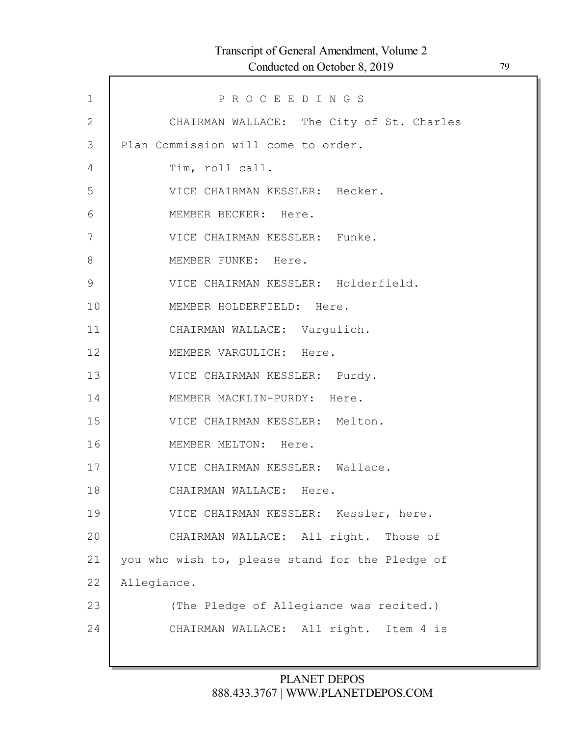P R O C E E D I N G S

CHAIRMAN WALLACE: The City of St. Charles Plan Commission will come to order.

Tim, roll call.

VICE CHAIRMAN KESSLER: Becker.

MEMBER BECKER: Here.

VICE CHAIRMAN KESSLER: Funke.

MEMBER FUNKE: Here.

VICE CHAIRMAN KESSLER: Holderfield.

MEMBER HOLDERFIELD: Here.

CHAIRMAN WALLACE: Vargulich.

MEMBER VARGULICH: Here.

VICE CHAIRMAN KESSLER: Purdy.

MEMBER MACKLIN-PURDY: Here.

VICE CHAIRMAN KESSLER: Melton.

MEMBER MELTON: Here.

VICE CHAIRMAN KESSLER: Wallace.

CHAIRMAN WALLACE: Here.

VICE CHAIRMAN KESSLER: Kessler, here.

CHAIRMAN WALLACE: All right. Those of you who wish to, please stand for the Pledge of Allegiance.

(The Pledge of Allegiance was recited.)

CHAIRMAN WALLACE: All right. Item 4 is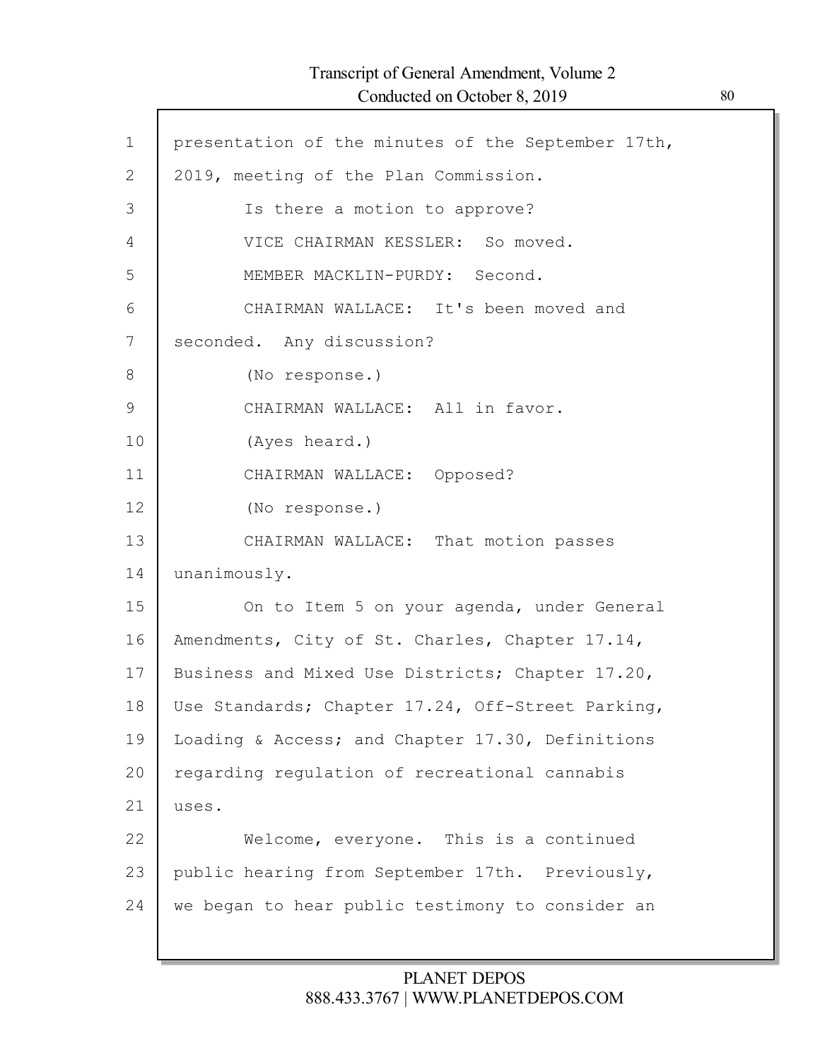presentation of the minutes of the September 17th, 2019, meeting of the Plan Commission.

Is there a motion to approve?

VICE CHAIRMAN KESSLER: So moved.

MEMBER MACKLIN-PURDY: Second.

CHAIRMAN WALLACE: It's been moved and seconded. Any discussion?

(No response.)

CHAIRMAN WALLACE: All in favor.

(Ayes heard.)

CHAIRMAN WALLACE: Opposed?

(No response.)

CHAIRMAN WALLACE: That motion passes unanimously.

On to Item 5 on your agenda, under General Amendments, City of St. Charles, Chapter 17.14, Business and Mixed Use Districts; Chapter 17.20, Use Standards; Chapter 17.24, Off-Street Parking, Loading & Access; and Chapter 17.30, Definitions regarding regulation of recreational cannabis uses.

Welcome, everyone. This is a continued public hearing from September 17th. Previously, we began to hear public testimony to consider an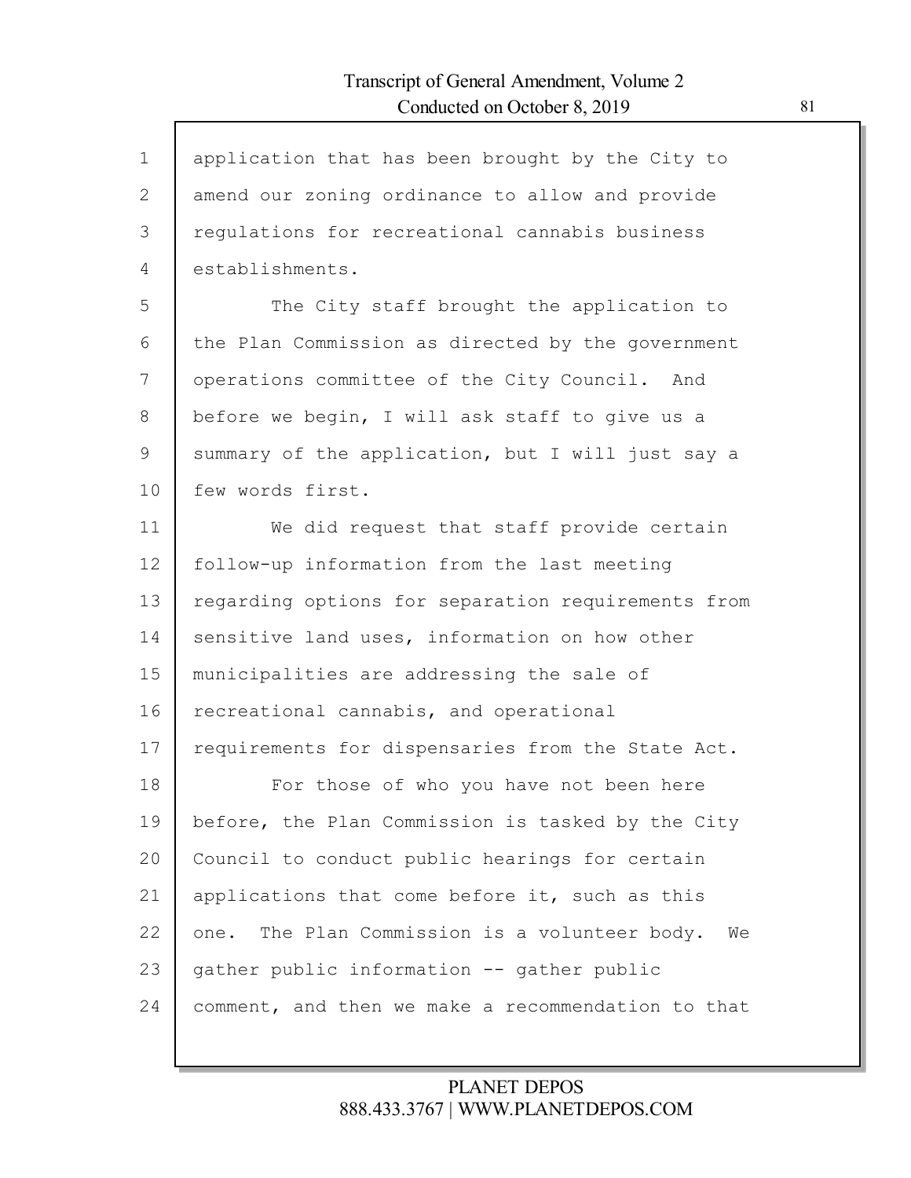application that has been brought by the City to amend our zoning ordinance to allow and provide regulations for recreational cannabis business establishments.

The City staff brought the application to the Plan Commission as directed by the government operations committee of the City Council. And before we begin, I will ask staff to give us a summary of the application, but I will just say a few words first.

We did request that staff provide certain follow-up information from the last meeting regarding options for separation requirements from sensitive land uses, information on how other municipalities are addressing the sale of recreational cannabis, and operational requirements for dispensaries from the State Act.

For those of who you have not been here before, the Plan Commission is tasked by the City Council to conduct public hearings for certain applications that come before it, such as this one. The Plan Commission is a volunteer body. We gather public information -- gather public comment, and then we make a recommendation to that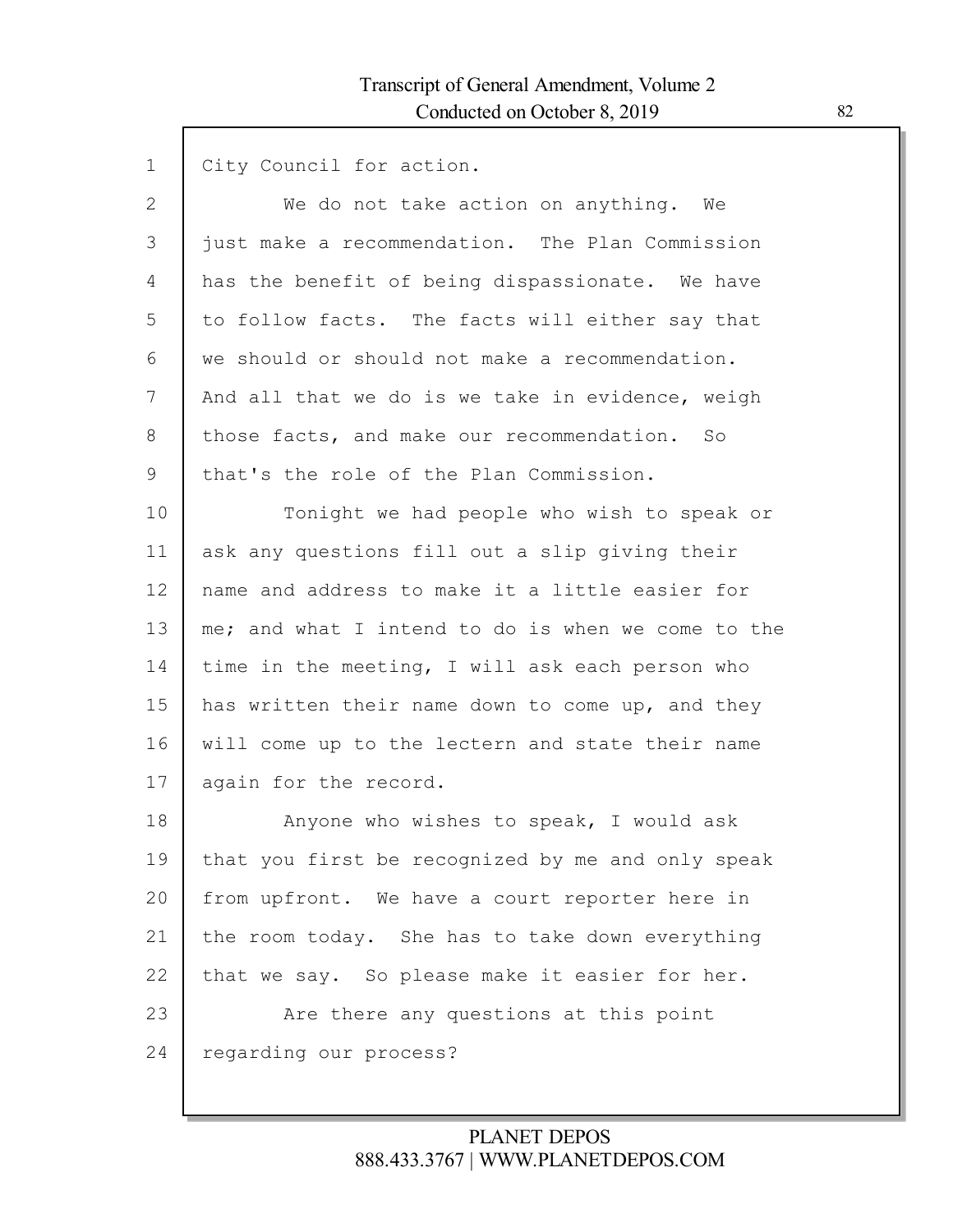City Council for action.

We do not take action on anything. We just make a recommendation. The Plan Commission has the benefit of being dispassionate. We have to follow facts. The facts will either say that we should or should not make a recommendation. And all that we do is we take in evidence, weigh those facts, and make our recommendation. So that's the role of the Plan Commission.

Tonight we had people who wish to speak or ask any questions fill out a slip giving their name and address to make it a little easier for me; and what I intend to do is when we come to the time in the meeting, I will ask each person who has written their name down to come up, and they will come up to the lectern and state their name again for the record.

Anyone who wishes to speak, I would ask that you first be recognized by me and only speak from upfront. We have a court reporter here in the room today. She has to take down everything that we say. So please make it easier for her.

Are there any questions at this point regarding our process?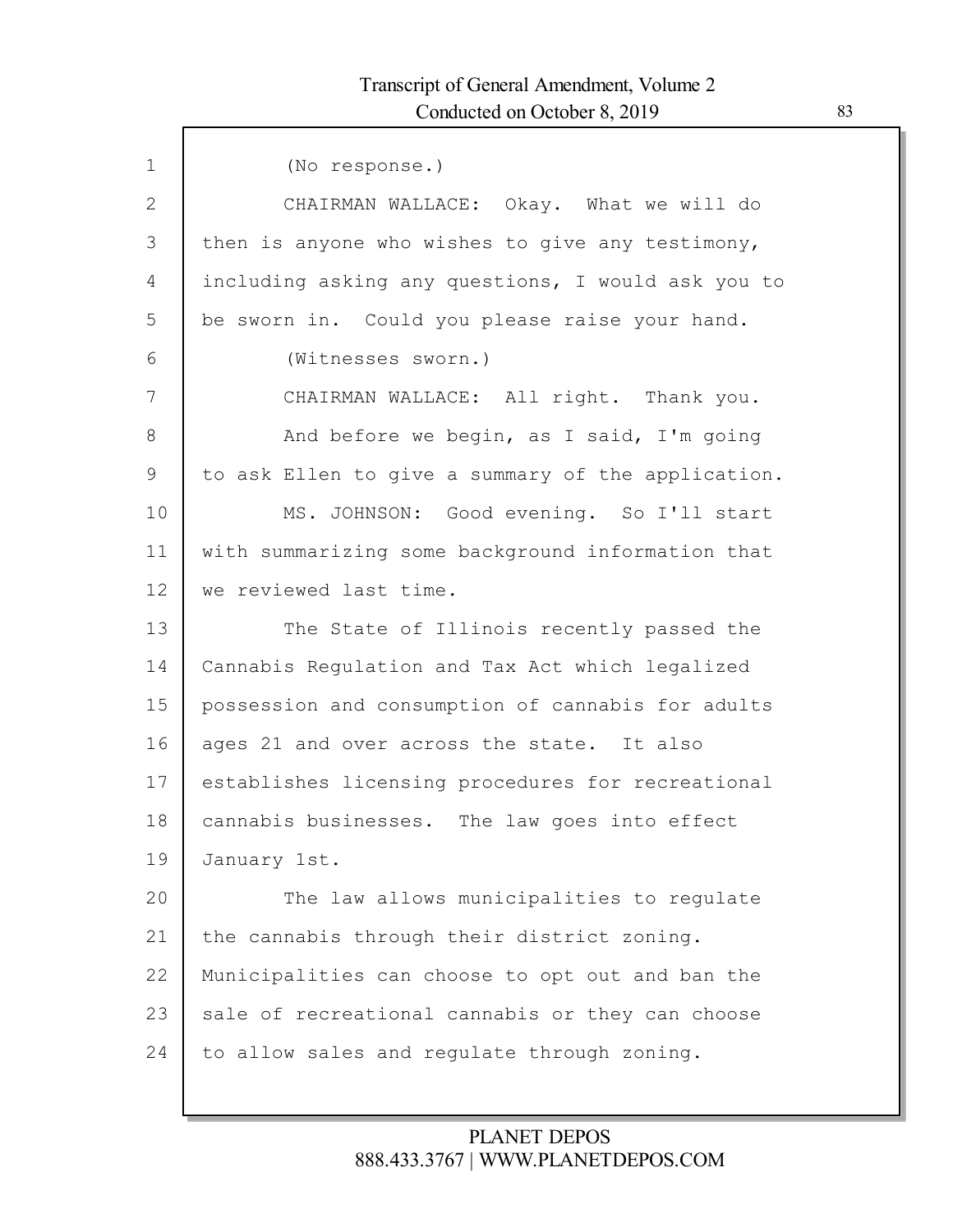(No response.)

CHAIRMAN WALLACE: Okay. What we will do then is anyone who wishes to give any testimony, including asking any questions, I would ask you to be sworn in. Could you please raise your hand.

(Witnesses sworn.)

CHAIRMAN WALLACE: All right. Thank you.

And before we begin, as I said, I'm going to ask Ellen to give a summary of the application.

MS. JOHNSON: Good evening. So I'll start with summarizing some background information that we reviewed last time.

The State of Illinois recently passed the Cannabis Regulation and Tax Act which legalized possession and consumption of cannabis for adults ages 21 and over across the state. It also establishes licensing procedures for recreational cannabis businesses. The law goes into effect January 1st.

The law allows municipalities to regulate the cannabis through their district zoning. Municipalities can choose to opt out and ban the sale of recreational cannabis or they can choose to allow sales and regulate through zoning.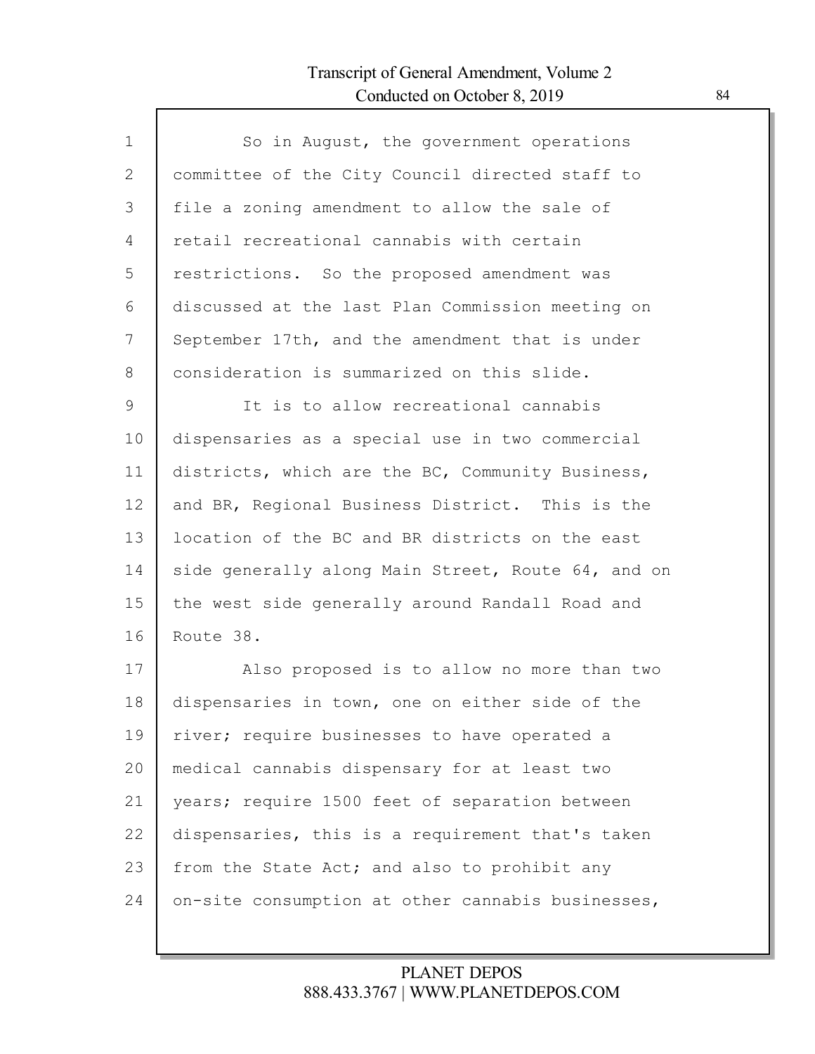So in August, the government operations committee of the City Council directed staff to file a zoning amendment to allow the sale of retail recreational cannabis with certain restrictions. So the proposed amendment was discussed at the last Plan Commission meeting on September 17th, and the amendment that is under consideration is summarized on this slide.

It is to allow recreational cannabis dispensaries as a special use in two commercial districts, which are the BC, Community Business, and BR, Regional Business District. This is the location of the BC and BR districts on the east side generally along Main Street, Route 64, and on the west side generally around Randall Road and Route 38.

Also proposed is to allow no more than two dispensaries in town, one on either side of the river; require businesses to have operated a medical cannabis dispensary for at least two years; require 1500 feet of separation between dispensaries, this is a requirement that's taken from the State Act; and also to prohibit any on-site consumption at other cannabis businesses,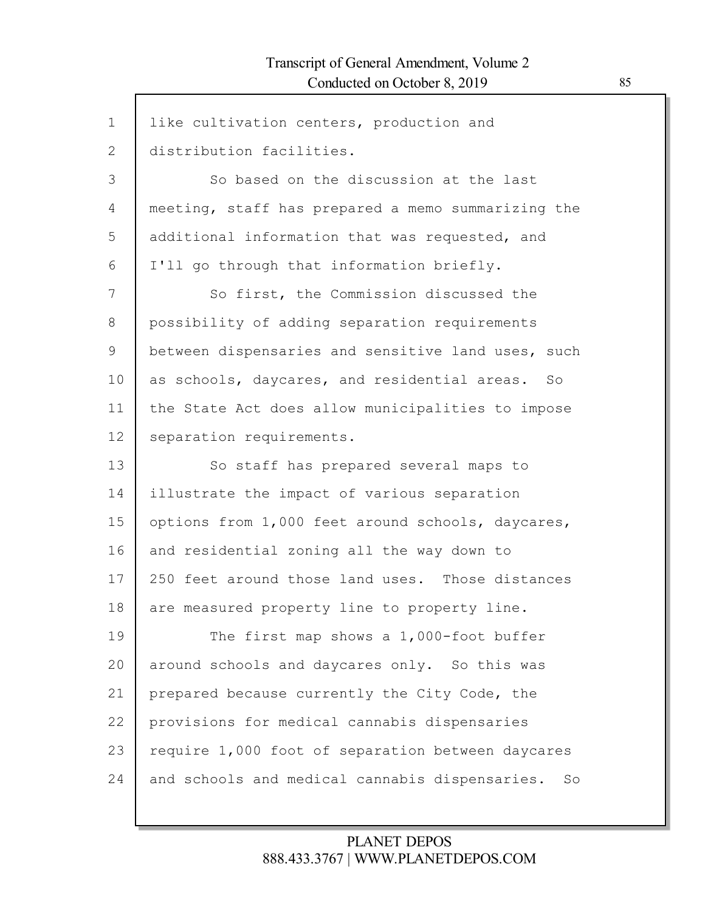like cultivation centers, production and distribution facilities.

So based on the discussion at the last meeting, staff has prepared a memo summarizing the additional information that was requested, and I'll go through that information briefly.

So first, the Commission discussed the possibility of adding separation requirements between dispensaries and sensitive land uses, such as schools, daycares, and residential areas. So the State Act does allow municipalities to impose separation requirements.

So staff has prepared several maps to illustrate the impact of various separation options from 1,000 feet around schools, daycares, and residential zoning all the way down to 250 feet around those land uses. Those distances are measured property line to property line.

The first map shows a 1,000-foot buffer around schools and daycares only. So this was prepared because currently the City Code, the provisions for medical cannabis dispensaries require 1,000 foot of separation between daycares and schools and medical cannabis dispensaries. So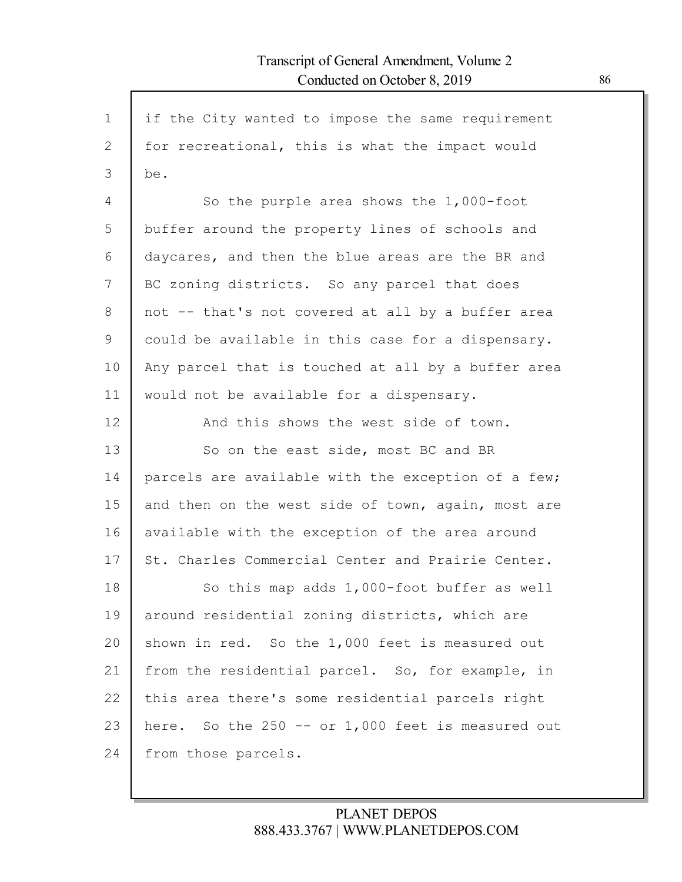if the City wanted to impose the same requirement for recreational, this is what the impact would be.

So the purple area shows the 1,000-foot buffer around the property lines of schools and daycares, and then the blue areas are the BR and BC zoning districts. So any parcel that does not -- that's not covered at all by a buffer area could be available in this case for a dispensary. Any parcel that is touched at all by a buffer area would not be available for a dispensary.

And this shows the west side of town.

So on the east side, most BC and BR parcels are available with the exception of a few; and then on the west side of town, again, most are available with the exception of the area around St. Charles Commercial Center and Prairie Center.

So this map adds 1,000-foot buffer as well around residential zoning districts, which are shown in red. So the 1,000 feet is measured out from the residential parcel. So, for example, in this area there's some residential parcels right here. So the 250 -- or 1,000 feet is measured out from those parcels.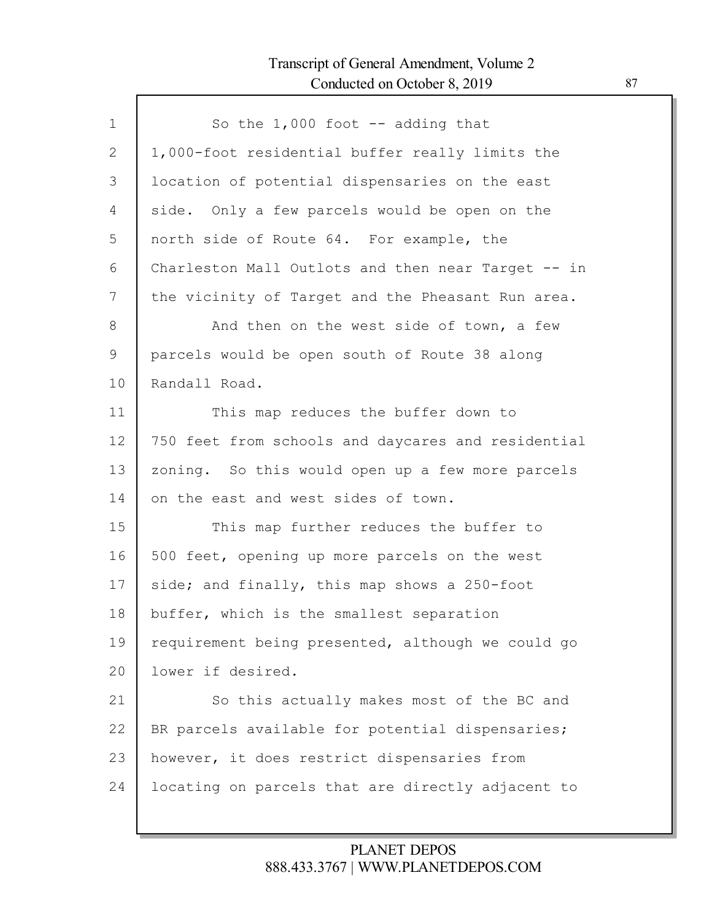So the 1,000 foot -- adding that 1,000-foot residential buffer really limits the location of potential dispensaries on the east side. Only a few parcels would be open on the north side of Route 64. For example, the Charleston Mall Outlots and then near Target -- in the vicinity of Target and the Pheasant Run area.

And then on the west side of town, a few parcels would be open south of Route 38 along Randall Road.

This map reduces the buffer down to 750 feet from schools and daycares and residential zoning. So this would open up a few more parcels on the east and west sides of town.

This map further reduces the buffer to 500 feet, opening up more parcels on the west side; and finally, this map shows a 250-foot buffer, which is the smallest separation requirement being presented, although we could go lower if desired.

So this actually makes most of the BC and BR parcels available for potential dispensaries; however, it does restrict dispensaries from locating on parcels that are directly adjacent to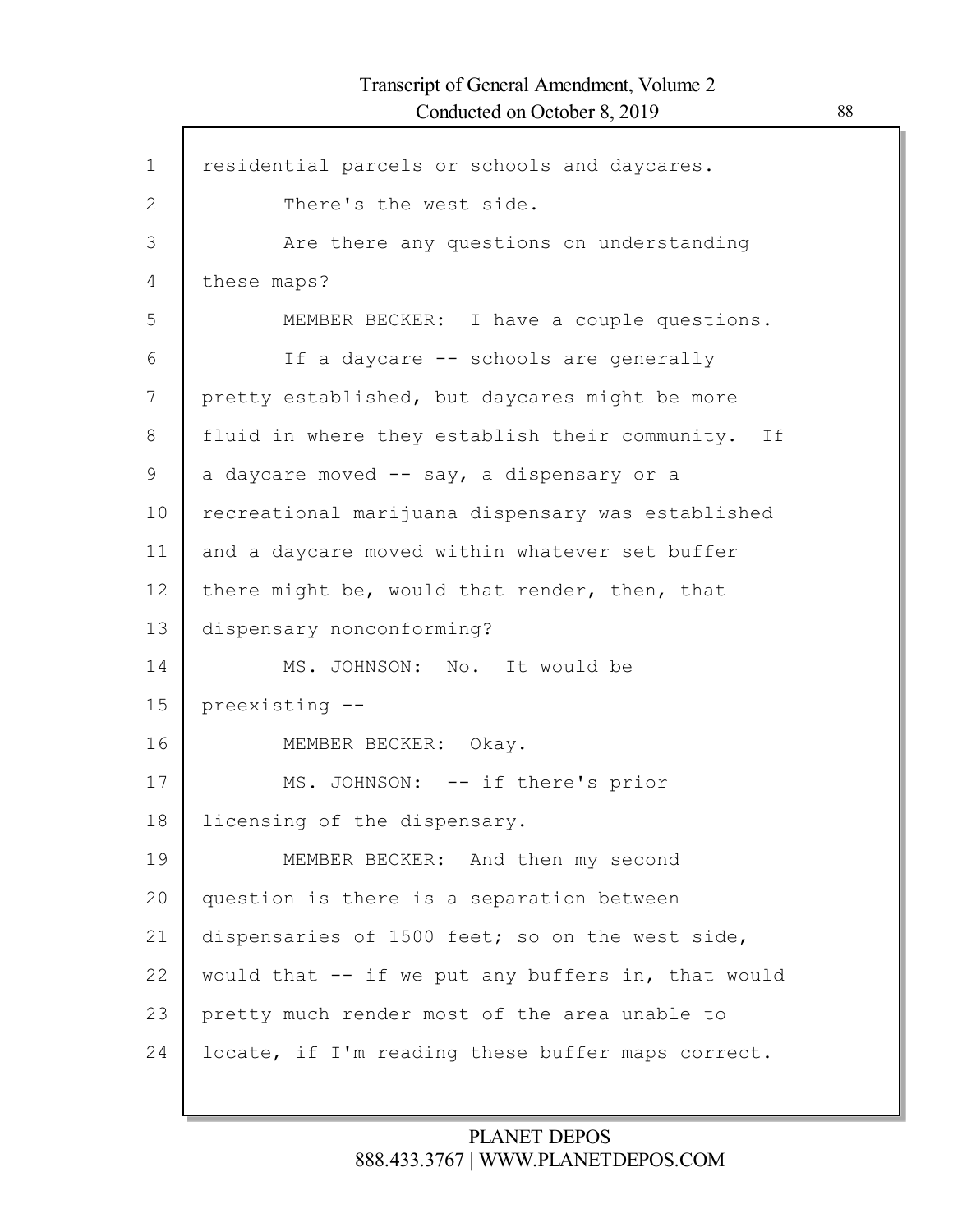residential parcels or schools and daycares.

There's the west side.

Are there any questions on understanding these maps?

MEMBER BECKER: I have a couple questions.

If a daycare -- schools are generally pretty established, but daycares might be more fluid in where they establish their community. If a daycare moved -- say, a dispensary or a recreational marijuana dispensary was established and a daycare moved within whatever set buffer there might be, would that render, then, that dispensary nonconforming?

MS. JOHNSON: No. It would be preexisting --

MEMBER BECKER: Okay.

MS. JOHNSON: -- if there's prior licensing of the dispensary.

MEMBER BECKER: And then my second question is there is a separation between dispensaries of 1500 feet; so on the west side, would that -- if we put any buffers in, that would pretty much render most of the area unable to locate, if I'm reading these buffer maps correct.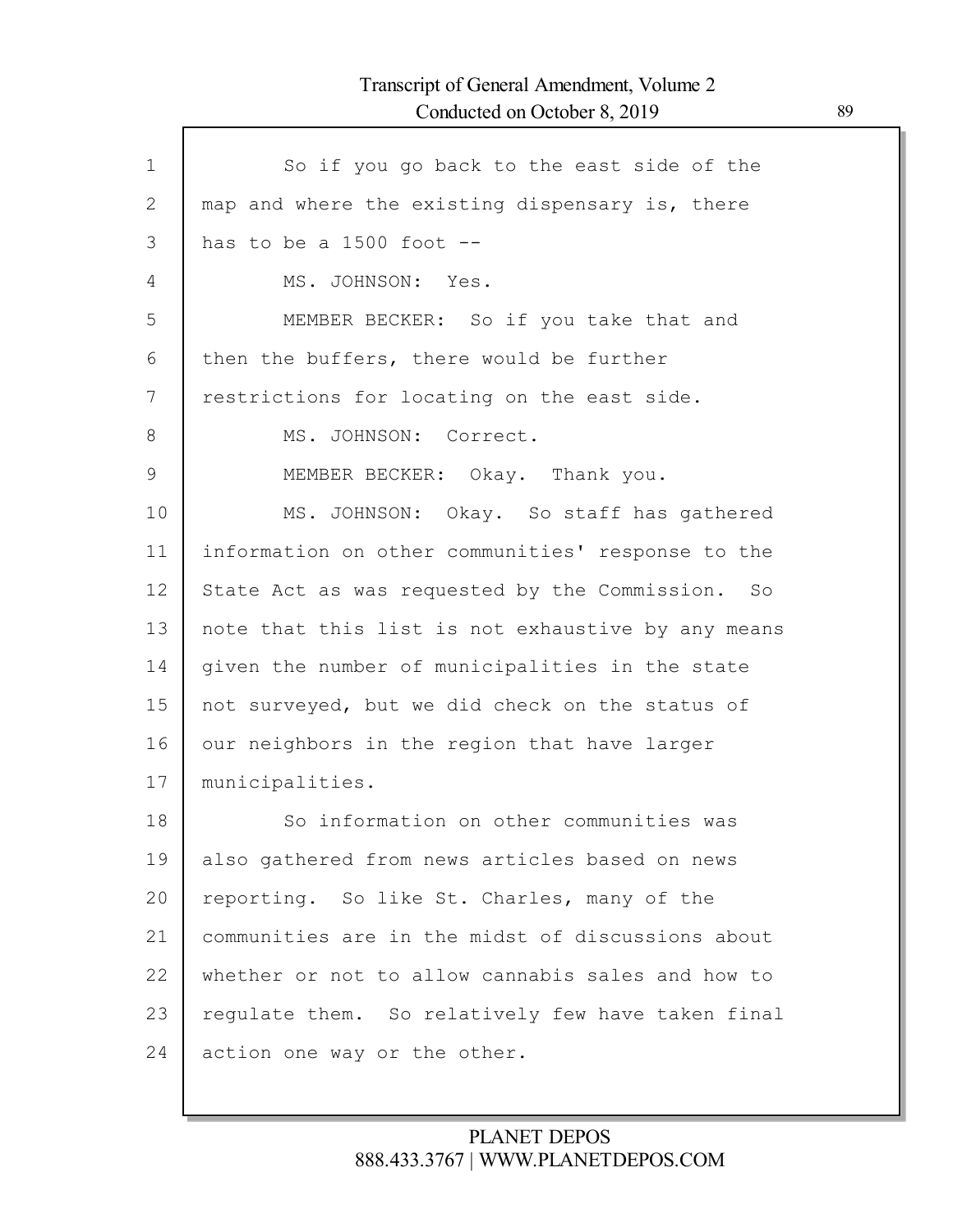So if you go back to the east side of the map and where the existing dispensary is, there has to be a 1500 foot --

MS. JOHNSON: Yes.

MEMBER BECKER: So if you take that and then the buffers, there would be further restrictions for locating on the east side.

MS. JOHNSON: Correct.

MEMBER BECKER: Okay. Thank you.

MS. JOHNSON: Okay. So staff has gathered information on other communities' response to the State Act as was requested by the Commission. So note that this list is not exhaustive by any means given the number of municipalities in the state not surveyed, but we did check on the status of our neighbors in the region that have larger municipalities.

So information on other communities was also gathered from news articles based on news reporting. So like St. Charles, many of the communities are in the midst of discussions about whether or not to allow cannabis sales and how to regulate them. So relatively few have taken final action one way or the other.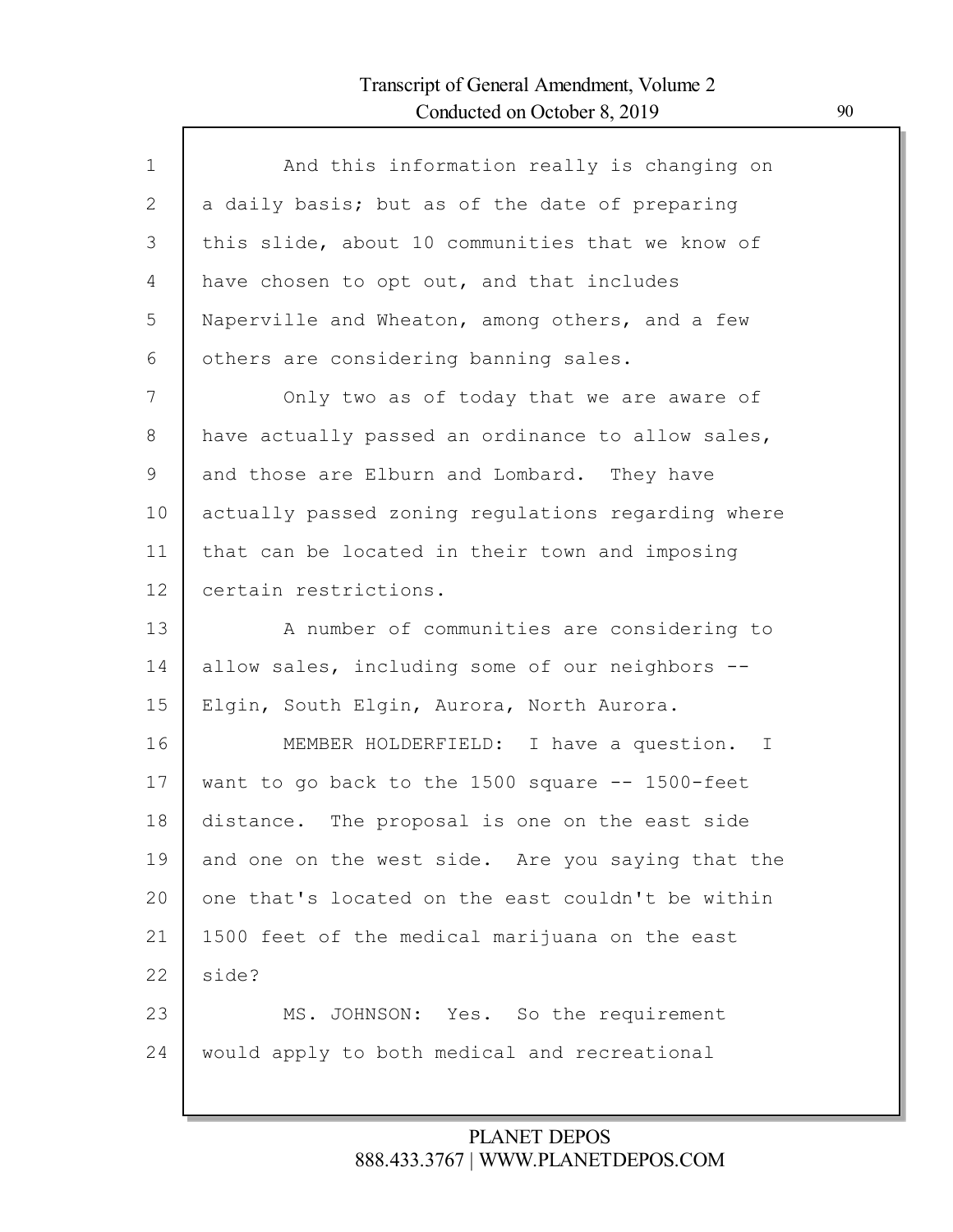And this information really is changing on a daily basis; but as of the date of preparing this slide, about 10 communities that we know of have chosen to opt out, and that includes Naperville and Wheaton, among others, and a few others are considering banning sales.

Only two as of today that we are aware of have actually passed an ordinance to allow sales, and those are Elburn and Lombard. They have actually passed zoning regulations regarding where that can be located in their town and imposing certain restrictions.

A number of communities are considering to allow sales, including some of our neighbors -- Elgin, South Elgin, Aurora, North Aurora.

MEMBER HOLDERFIELD: I have a question. I want to go back to the 1500 square -- 1500-feet distance. The proposal is one on the east side and one on the west side. Are you saying that the one that's located on the east couldn't be within 1500 feet of the medical marijuana on the east side?

MS. JOHNSON: Yes. So the requirement would apply to both medical and recreational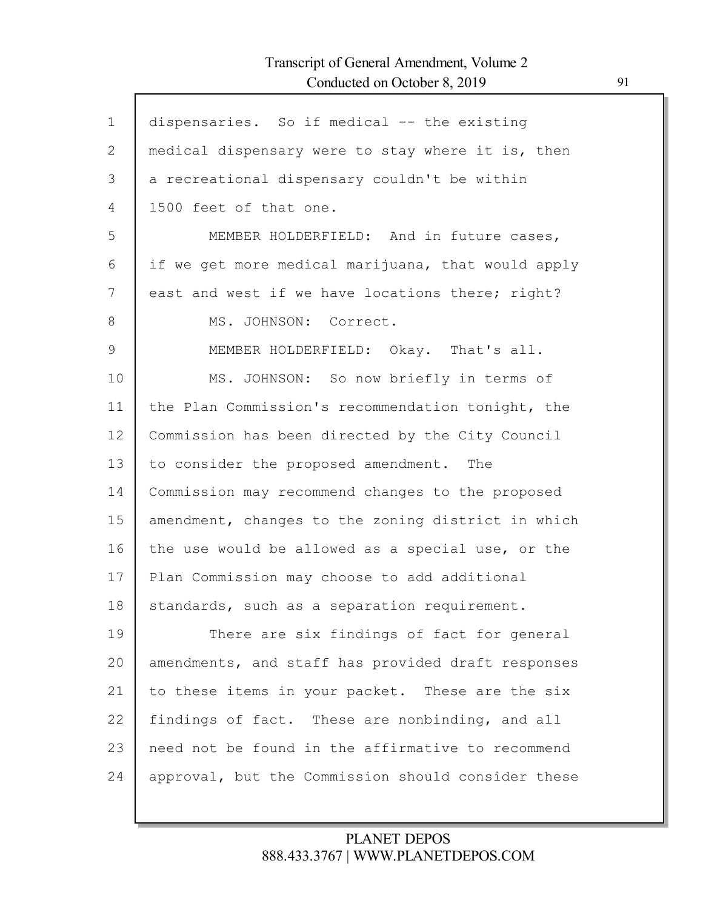dispensaries. So if medical -- the existing medical dispensary were to stay where it is, then a recreational dispensary couldn't be within 1500 feet of that one.

MEMBER HOLDERFIELD: And in future cases, if we get more medical marijuana, that would apply east and west if we have locations there; right?

MS. JOHNSON: Correct.

MEMBER HOLDERFIELD: Okay. That's all.

MS. JOHNSON: So now briefly in terms of the Plan Commission's recommendation tonight, the Commission has been directed by the City Council to consider the proposed amendment. The Commission may recommend changes to the proposed amendment, changes to the zoning district in which the use would be allowed as a special use, or the Plan Commission may choose to add additional standards, such as a separation requirement.

There are six findings of fact for general amendments, and staff has provided draft responses to these items in your packet. These are the six findings of fact. These are nonbinding, and all need not be found in the affirmative to recommend approval, but the Commission should consider these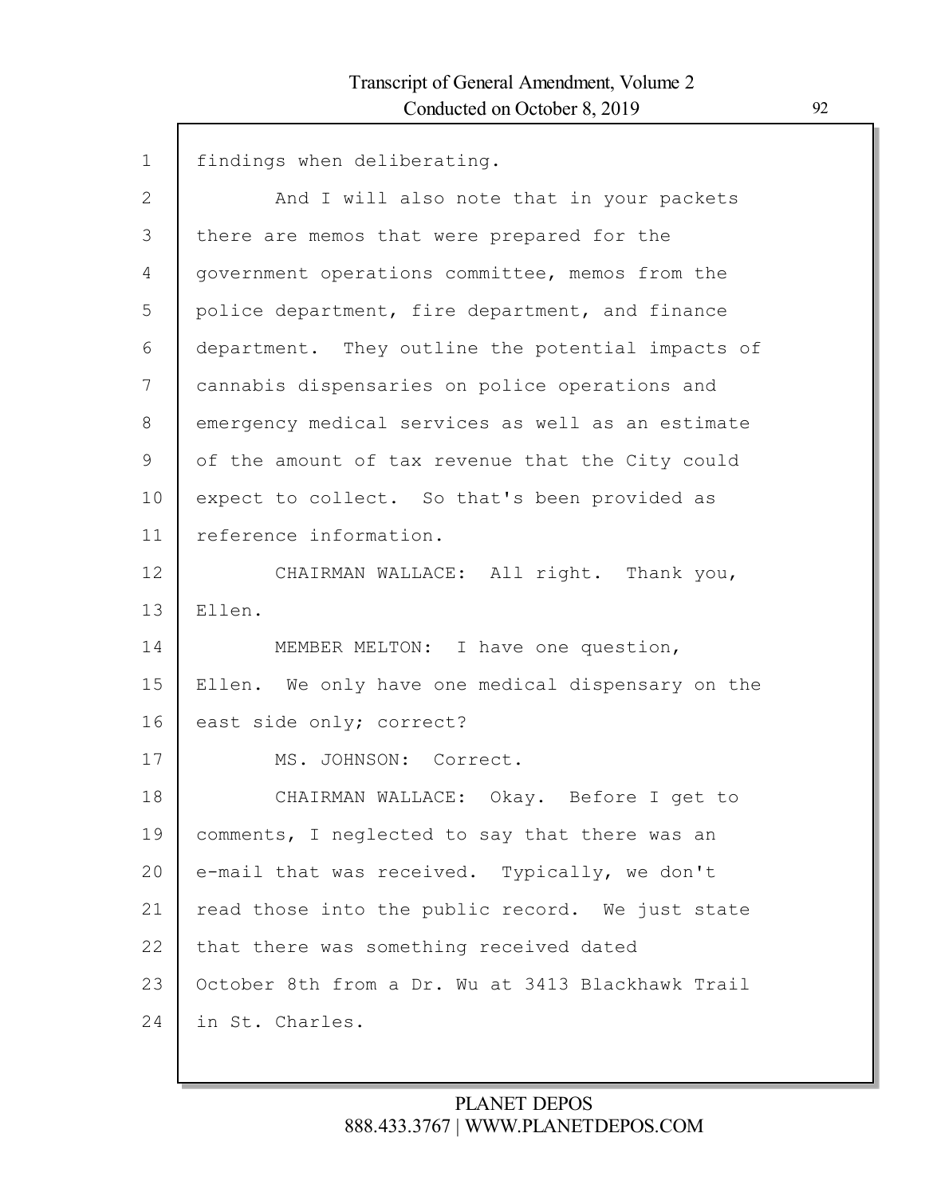findings when deliberating.

And I will also note that in your packets there are memos that were prepared for the government operations committee, memos from the police department, fire department, and finance department. They outline the potential impacts of cannabis dispensaries on police operations and emergency medical services as well as an estimate of the amount of tax revenue that the City could expect to collect. So that's been provided as reference information.

CHAIRMAN WALLACE: All right. Thank you, Ellen.

MEMBER MELTON: I have one question, Ellen. We only have one medical dispensary on the east side only; correct?

MS. JOHNSON: Correct.

CHAIRMAN WALLACE: Okay. Before I get to comments, I neglected to say that there was an e-mail that was received. Typically, we don't read those into the public record. We just state that there was something received dated October 8th from a Dr. Wu at 3413 Blackhawk Trail in St. Charles.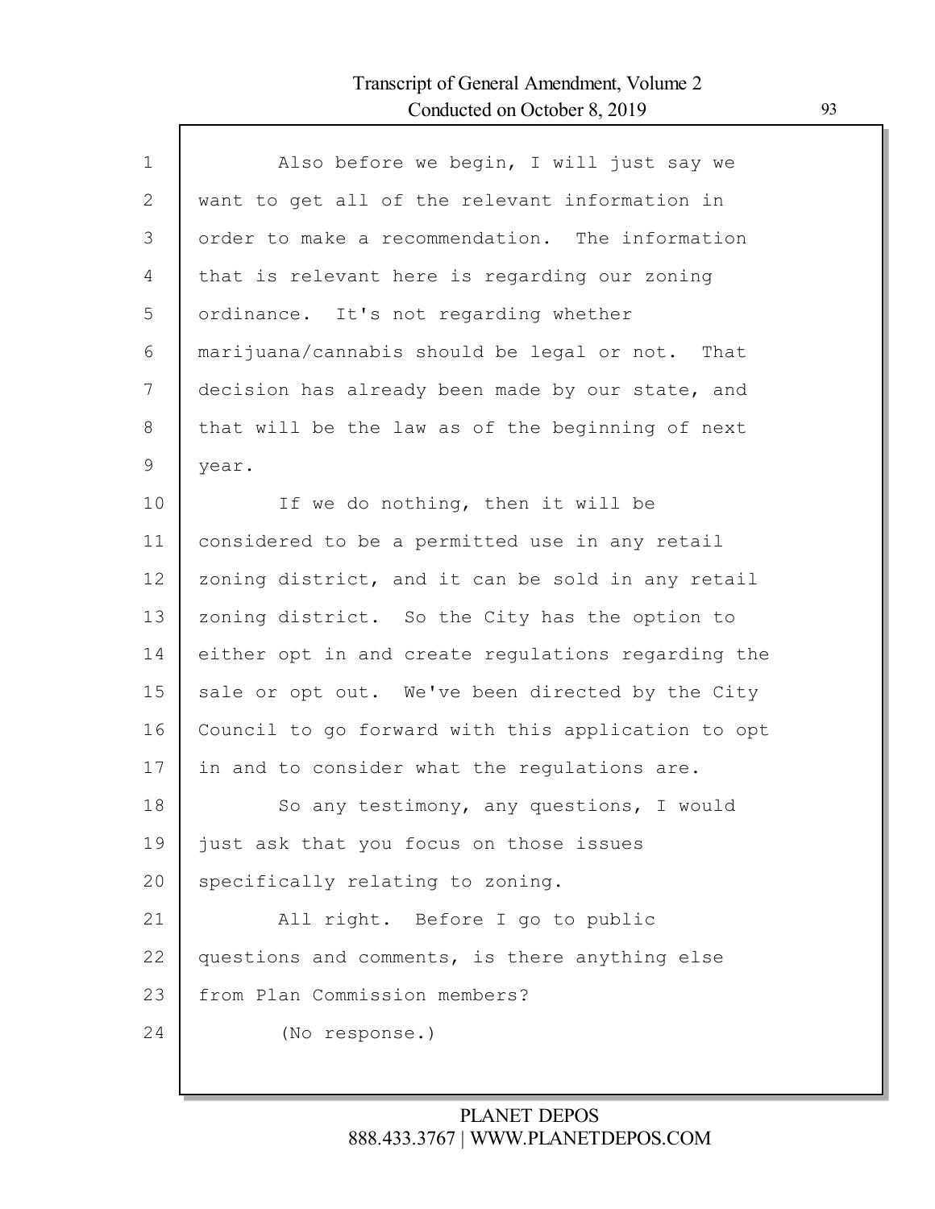Also before we begin, I will just say we want to get all of the relevant information in order to make a recommendation. The information that is relevant here is regarding our zoning ordinance. It's not regarding whether marijuana/cannabis should be legal or not. That decision has already been made by our state, and that will be the law as of the beginning of next year.

If we do nothing, then it will be considered to be a permitted use in any retail zoning district, and it can be sold in any retail zoning district. So the City has the option to either opt in and create regulations regarding the sale or opt out. We've been directed by the City Council to go forward with this application to opt in and to consider what the regulations are.

So any testimony, any questions, I would just ask that you focus on those issues specifically relating to zoning.

All right. Before I go to public questions and comments, is there anything else from Plan Commission members?

(No response.)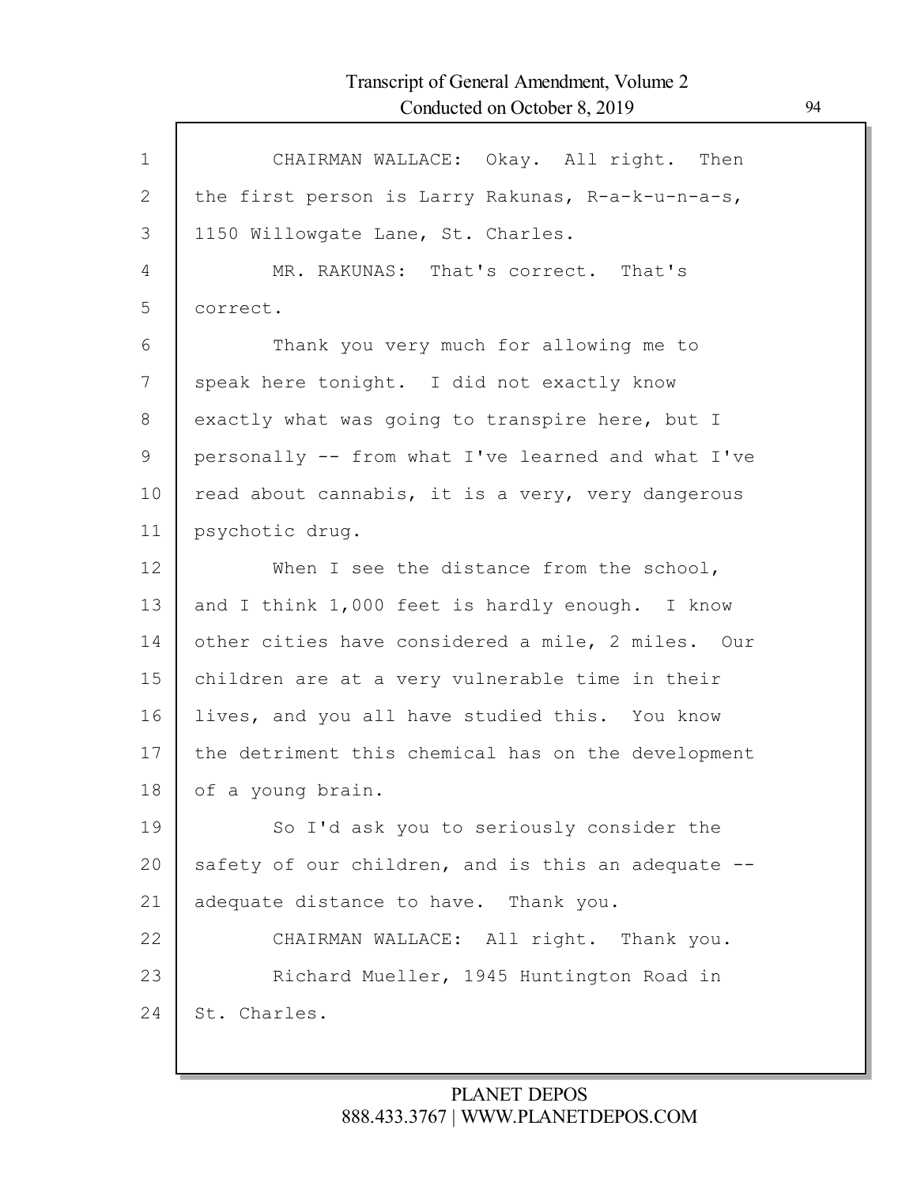CHAIRMAN WALLACE: Okay. All right. Then the first person is Larry Rakunas, R-a-k-u-n-a-s, 1150 Willowgate Lane, St. Charles.

MR. RAKUNAS: That's correct. That's correct.

Thank you very much for allowing me to speak here tonight. I did not exactly know exactly what was going to transpire here, but I personally -- from what I've learned and what I've read about cannabis, it is a very, very dangerous psychotic drug.

When I see the distance from the school, and I think 1,000 feet is hardly enough. I know other cities have considered a mile, 2 miles. Our children are at a very vulnerable time in their lives, and you all have studied this. You know the detriment this chemical has on the development of a young brain.

So I'd ask you to seriously consider the safety of our children, and is this an adequate -- adequate distance to have. Thank you.

CHAIRMAN WALLACE: All right. Thank you.

Richard Mueller, 1945 Huntington Road in St. Charles.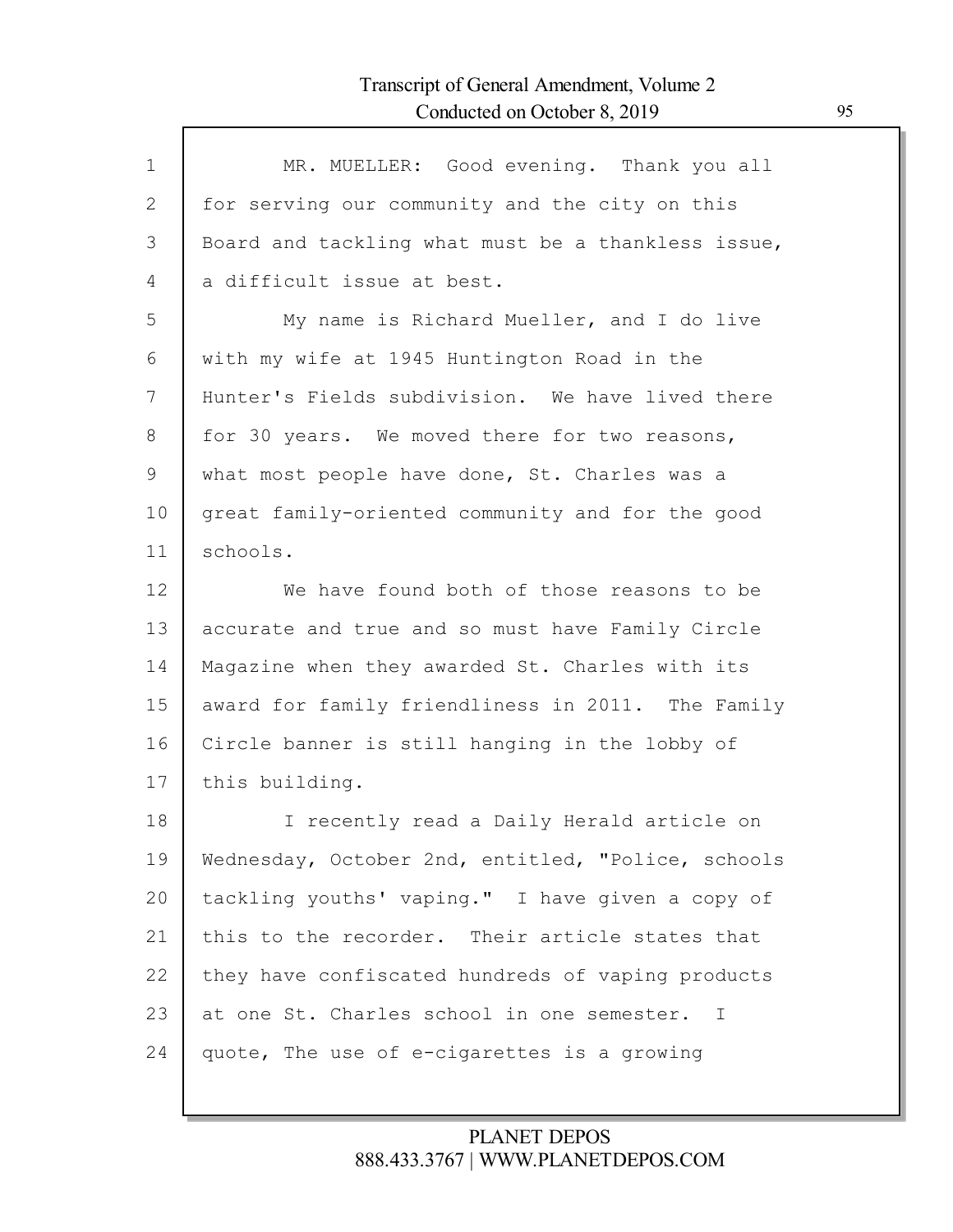MR. MUELLER: Good evening. Thank you all for serving our community and the city on this Board and tackling what must be a thankless issue, a difficult issue at best.

My name is Richard Mueller, and I do live with my wife at 1945 Huntington Road in the Hunter's Fields subdivision. We have lived there for 30 years. We moved there for two reasons, what most people have done, St. Charles was a great family-oriented community and for the good schools.

We have found both of those reasons to be accurate and true and so must have Family Circle Magazine when they awarded St. Charles with its award for family friendliness in 2011. The Family Circle banner is still hanging in the lobby of this building.

I recently read a Daily Herald article on Wednesday, October 2nd, entitled, "Police, schools tackling youths' vaping." I have given a copy of this to the recorder. Their article states that they have confiscated hundreds of vaping products at one St. Charles school in one semester. I quote, The use of e-cigarettes is a growing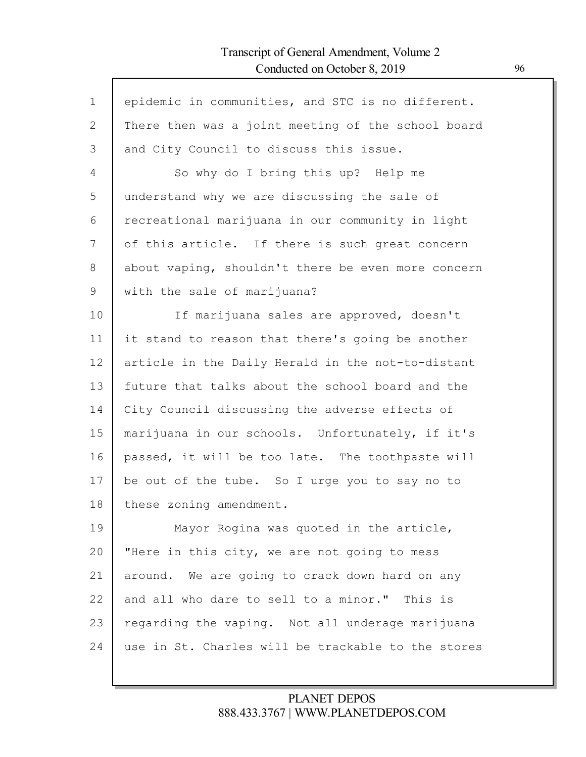epidemic in communities, and STC is no different. There then was a joint meeting of the school board and City Council to discuss this issue.

So why do I bring this up? Help me understand why we are discussing the sale of recreational marijuana in our community in light of this article. If there is such great concern about vaping, shouldn't there be even more concern with the sale of marijuana?

If marijuana sales are approved, doesn't it stand to reason that there's going be another article in the Daily Herald in the not-to-distant future that talks about the school board and the City Council discussing the adverse effects of marijuana in our schools. Unfortunately, if it's passed, it will be too late. The toothpaste will be out of the tube. So I urge you to say no to these zoning amendment.

Mayor Rogina was quoted in the article, "Here in this city, we are not going to mess around. We are going to crack down hard on any and all who dare to sell to a minor." This is regarding the vaping. Not all underage marijuana use in St. Charles will be trackable to the stores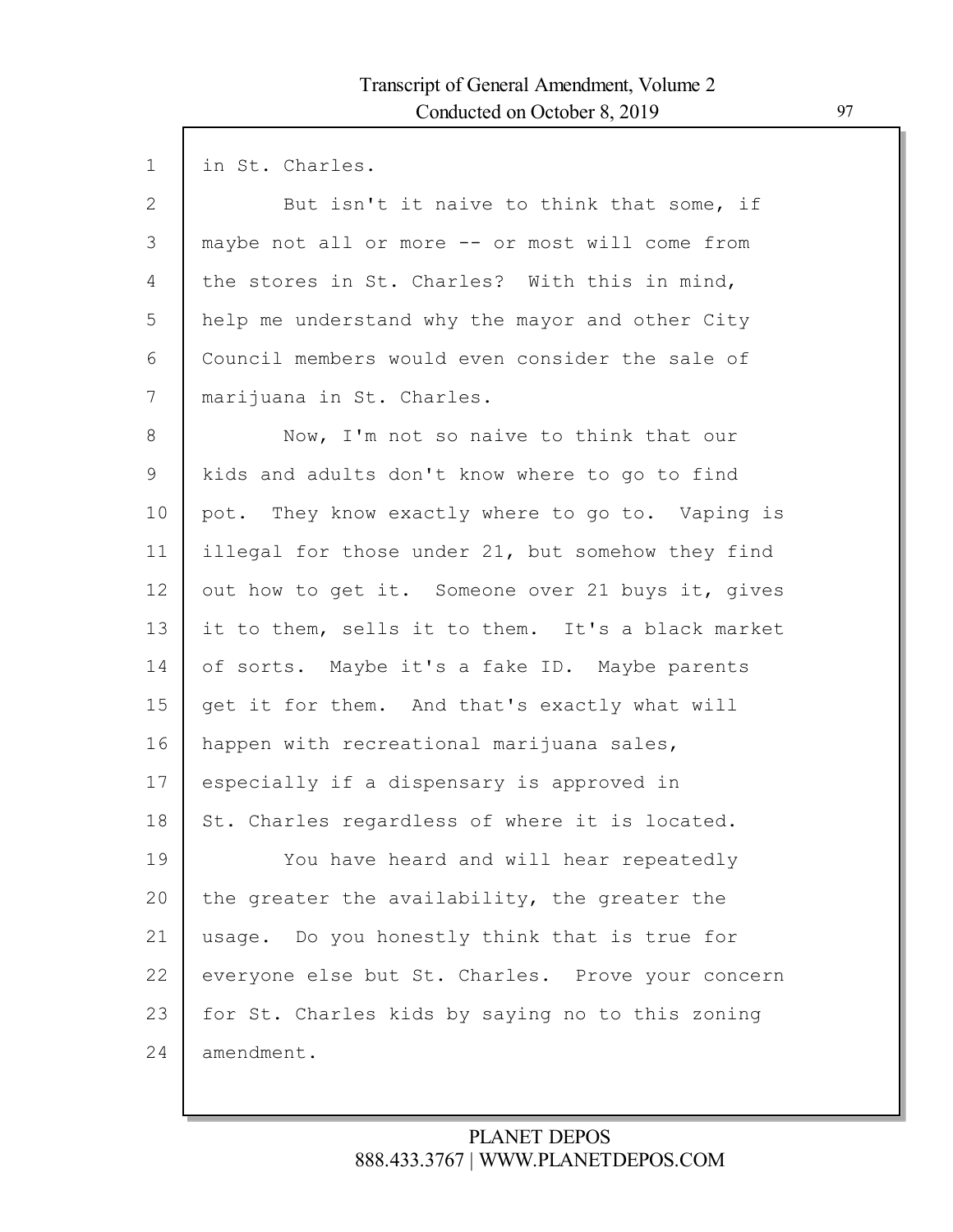in St. Charles.

But isn't it naive to think that some, if maybe not all or more -- or most will come from the stores in St. Charles? With this in mind, help me understand why the mayor and other City Council members would even consider the sale of marijuana in St. Charles.

Now, I'm not so naive to think that our kids and adults don't know where to go to find pot. They know exactly where to go to. Vaping is illegal for those under 21, but somehow they find out how to get it. Someone over 21 buys it, gives it to them, sells it to them. It's a black market of sorts. Maybe it's a fake ID. Maybe parents get it for them. And that's exactly what will happen with recreational marijuana sales, especially if a dispensary is approved in St. Charles regardless of where it is located.

You have heard and will hear repeatedly the greater the availability, the greater the usage. Do you honestly think that is true for everyone else but St. Charles. Prove your concern for St. Charles kids by saying no to this zoning amendment.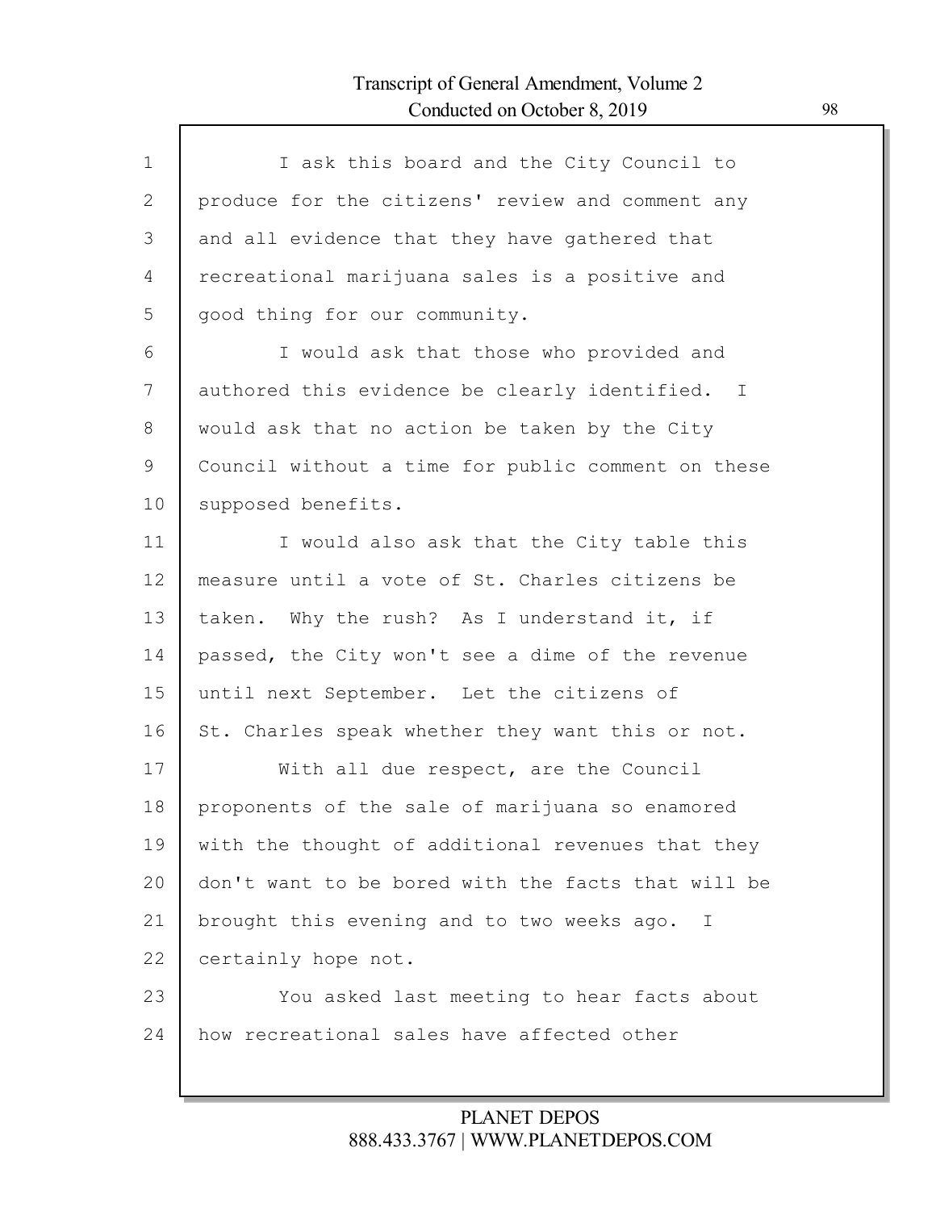I ask this board and the City Council to produce for the citizens' review and comment any and all evidence that they have gathered that recreational marijuana sales is a positive and good thing for our community.

I would ask that those who provided and authored this evidence be clearly identified. I would ask that no action be taken by the City Council without a time for public comment on these supposed benefits.

I would also ask that the City table this measure until a vote of St. Charles citizens be taken. Why the rush? As I understand it, if passed, the City won't see a dime of the revenue until next September. Let the citizens of St. Charles speak whether they want this or not.

With all due respect, are the Council proponents of the sale of marijuana so enamored with the thought of additional revenues that they don't want to be bored with the facts that will be brought this evening and to two weeks ago. I certainly hope not.

You asked last meeting to hear facts about how recreational sales have affected other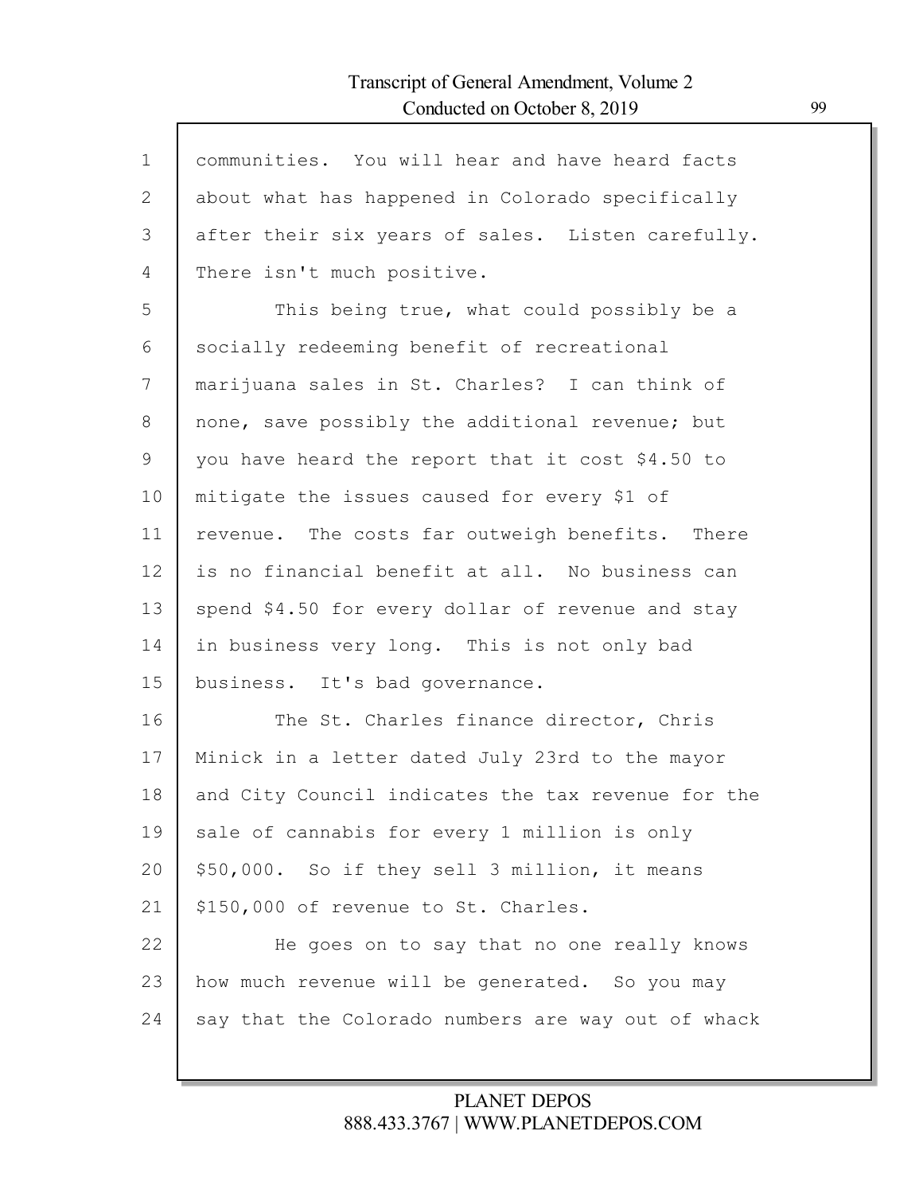communities. You will hear and have heard facts about what has happened in Colorado specifically after their six years of sales. Listen carefully. There isn't much positive.

This being true, what could possibly be a socially redeeming benefit of recreational marijuana sales in St. Charles? I can think of none, save possibly the additional revenue; but you have heard the report that it cost $4.50 to mitigate the issues caused for every $1 of revenue. The costs far outweigh benefits. There is no financial benefit at all. No business can spend $4.50 for every dollar of revenue and stay in business very long. This is not only bad business. It's bad governance.

The St. Charles finance director, Chris Minick in a letter dated July 23rd to the mayor and City Council indicates the tax revenue for the sale of cannabis for every 1 million is only $50,000. So if they sell 3 million, it means $150,000 of revenue to St. Charles.

He goes on to say that no one really knows how much revenue will be generated. So you may say that the Colorado numbers are way out of whack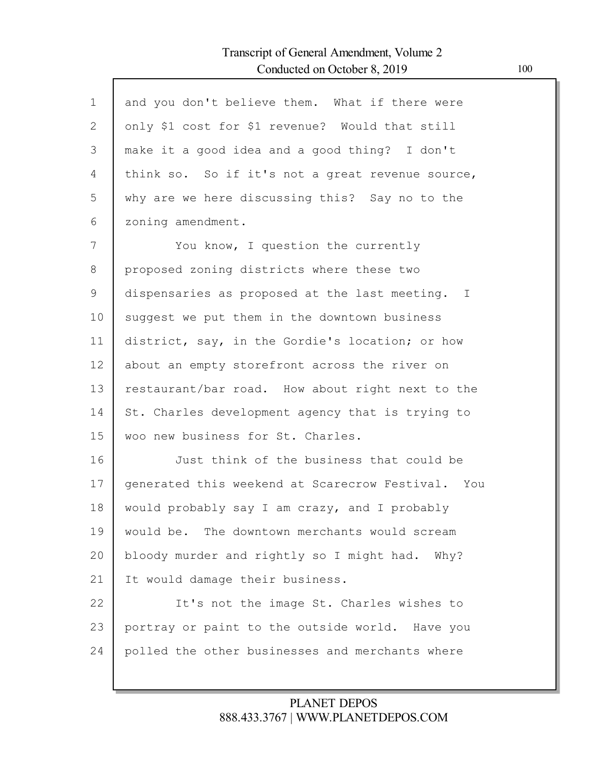and you don't believe them. What if there were only $1 cost for $1 revenue? Would that still make it a good idea and a good thing? I don't think so. So if it's not a great revenue source, why are we here discussing this? Say no to the zoning amendment.

You know, I question the currently proposed zoning districts where these two dispensaries as proposed at the last meeting. I suggest we put them in the downtown business district, say, in the Gordie's location; or how about an empty storefront across the river on restaurant/bar road. How about right next to the St. Charles development agency that is trying to woo new business for St. Charles.

Just think of the business that could be generated this weekend at Scarecrow Festival. You would probably say I am crazy, and I probably would be. The downtown merchants would scream bloody murder and rightly so I might had. Why? It would damage their business.

It's not the image St. Charles wishes to portray or paint to the outside world. Have you polled the other businesses and merchants where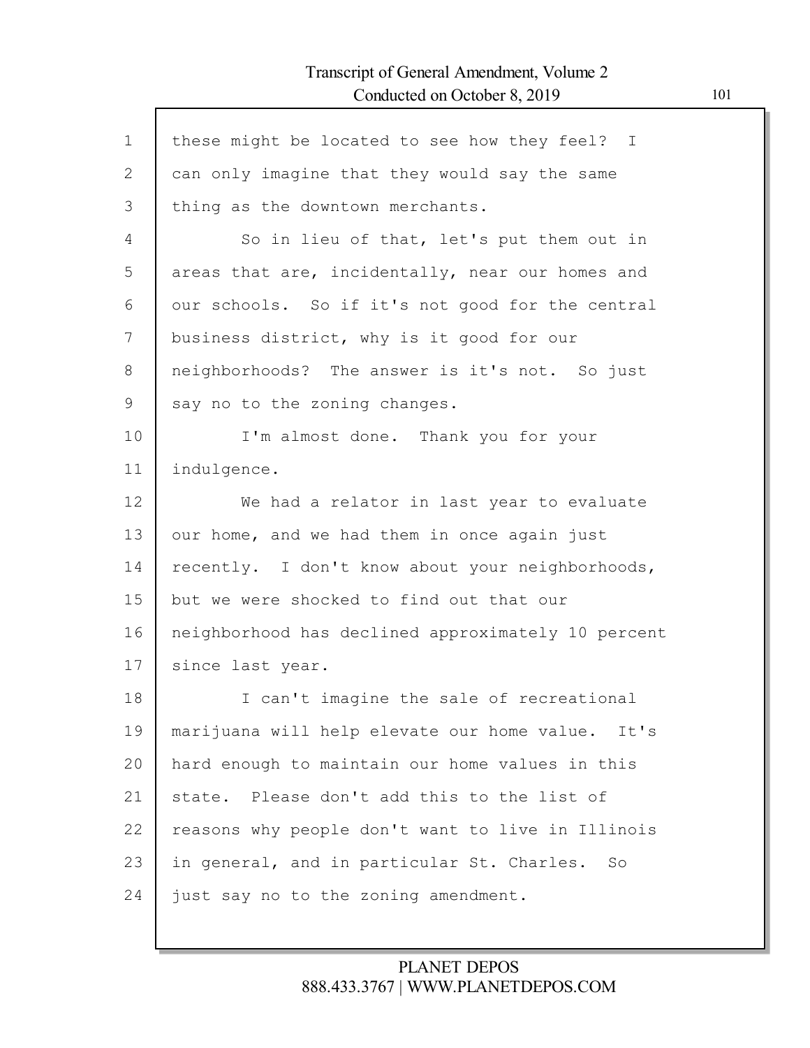these might be located to see how they feel? I can only imagine that they would say the same thing as the downtown merchants.

So in lieu of that, let's put them out in areas that are, incidentally, near our homes and our schools. So if it's not good for the central business district, why is it good for our neighborhoods? The answer is it's not. So just say no to the zoning changes.

I'm almost done. Thank you for your indulgence.

We had a relator in last year to evaluate our home, and we had them in once again just recently. I don't know about your neighborhoods, but we were shocked to find out that our neighborhood has declined approximately 10 percent since last year.

I can't imagine the sale of recreational marijuana will help elevate our home value. It's hard enough to maintain our home values in this state. Please don't add this to the list of reasons why people don't want to live in Illinois in general, and in particular St. Charles. So just say no to the zoning amendment.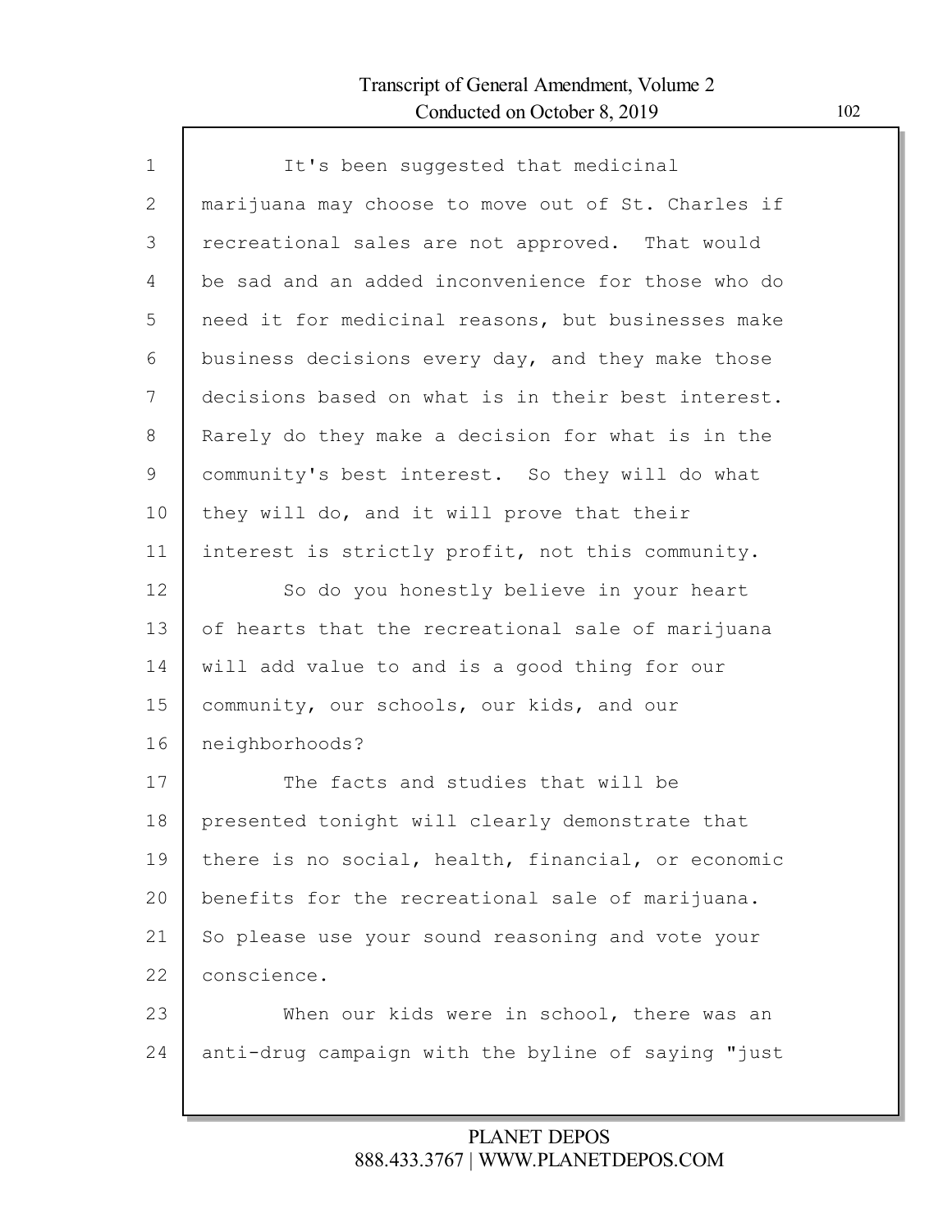It's been suggested that medicinal marijuana may choose to move out of St. Charles if recreational sales are not approved. That would be sad and an added inconvenience for those who do need it for medicinal reasons, but businesses make business decisions every day, and they make those decisions based on what is in their best interest. Rarely do they make a decision for what is in the community's best interest. So they will do what they will do, and it will prove that their interest is strictly profit, not this community.

So do you honestly believe in your heart of hearts that the recreational sale of marijuana will add value to and is a good thing for our community, our schools, our kids, and our neighborhoods?

The facts and studies that will be presented tonight will clearly demonstrate that there is no social, health, financial, or economic benefits for the recreational sale of marijuana. So please use your sound reasoning and vote your conscience.

When our kids were in school, there was an anti-drug campaign with the byline of saying "just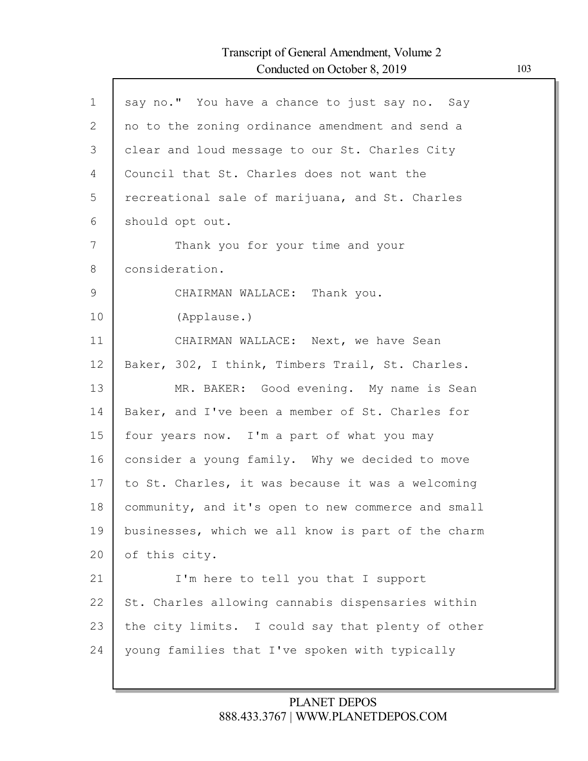say no." You have a chance to just say no. Say no to the zoning ordinance amendment and send a clear and loud message to our St. Charles City Council that St. Charles does not want the recreational sale of marijuana, and St. Charles should opt out.

Thank you for your time and your consideration.

CHAIRMAN WALLACE: Thank you.

(Applause.)

CHAIRMAN WALLACE: Next, we have Sean Baker, 302, I think, Timbers Trail, St. Charles.

MR. BAKER: Good evening. My name is Sean Baker, and I've been a member of St. Charles for four years now. I'm a part of what you may consider a young family. Why we decided to move to St. Charles, it was because it was a welcoming community, and it's open to new commerce and small businesses, which we all know is part of the charm of this city.

I'm here to tell you that I support St. Charles allowing cannabis dispensaries within the city limits. I could say that plenty of other young families that I've spoken with typically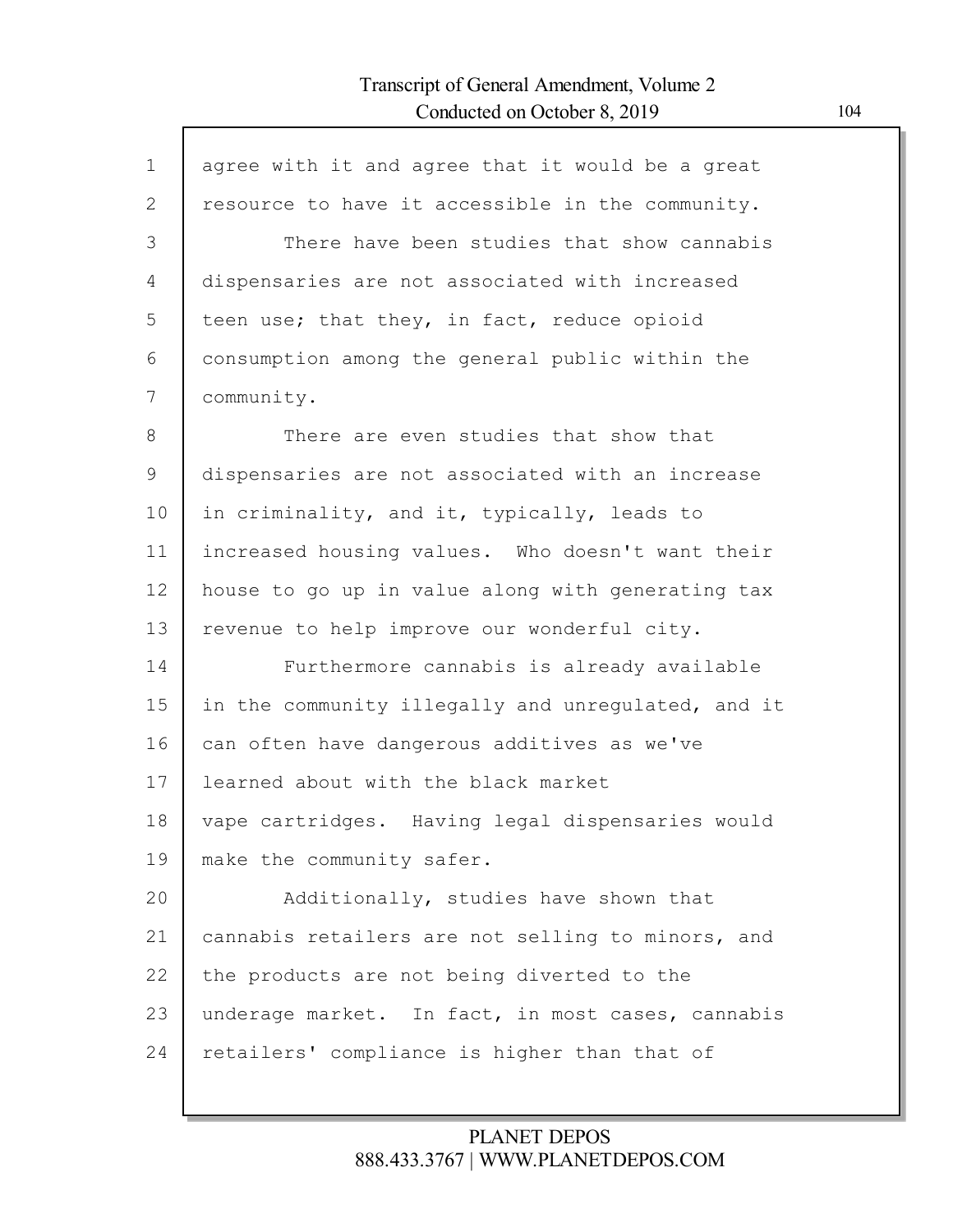agree with it and agree that it would be a great resource to have it accessible in the community.

There have been studies that show cannabis dispensaries are not associated with increased teen use; that they, in fact, reduce opioid consumption among the general public within the community.

There are even studies that show that dispensaries are not associated with an increase in criminality, and it, typically, leads to increased housing values. Who doesn't want their house to go up in value along with generating tax revenue to help improve our wonderful city.

Furthermore cannabis is already available in the community illegally and unregulated, and it can often have dangerous additives as we've learned about with the black market vape cartridges. Having legal dispensaries would make the community safer.

Additionally, studies have shown that cannabis retailers are not selling to minors, and the products are not being diverted to the underage market. In fact, in most cases, cannabis retailers' compliance is higher than that of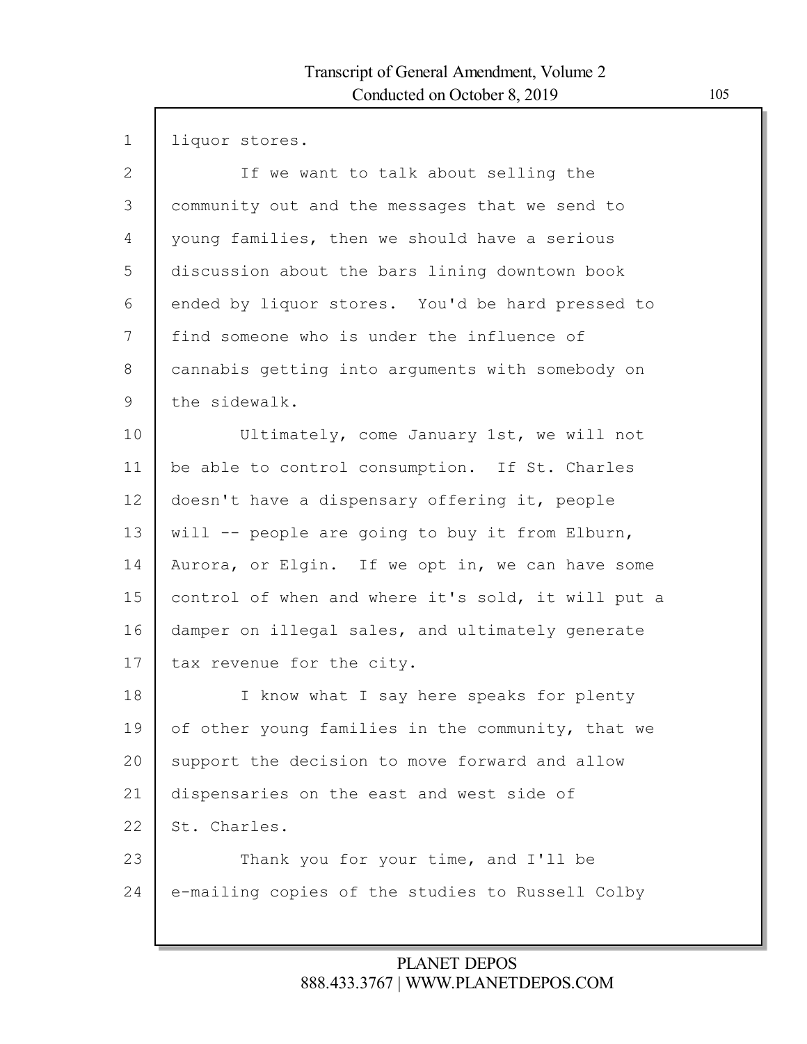liquor stores.

If we want to talk about selling the community out and the messages that we send to young families, then we should have a serious discussion about the bars lining downtown book ended by liquor stores. You'd be hard pressed to find someone who is under the influence of cannabis getting into arguments with somebody on the sidewalk.

Ultimately, come January 1st, we will not be able to control consumption. If St. Charles doesn't have a dispensary offering it, people will -- people are going to buy it from Elburn, Aurora, or Elgin. If we opt in, we can have some control of when and where it's sold, it will put a damper on illegal sales, and ultimately generate tax revenue for the city.

I know what I say here speaks for plenty of other young families in the community, that we support the decision to move forward and allow dispensaries on the east and west side of St. Charles.

Thank you for your time, and I'll be e-mailing copies of the studies to Russell Colby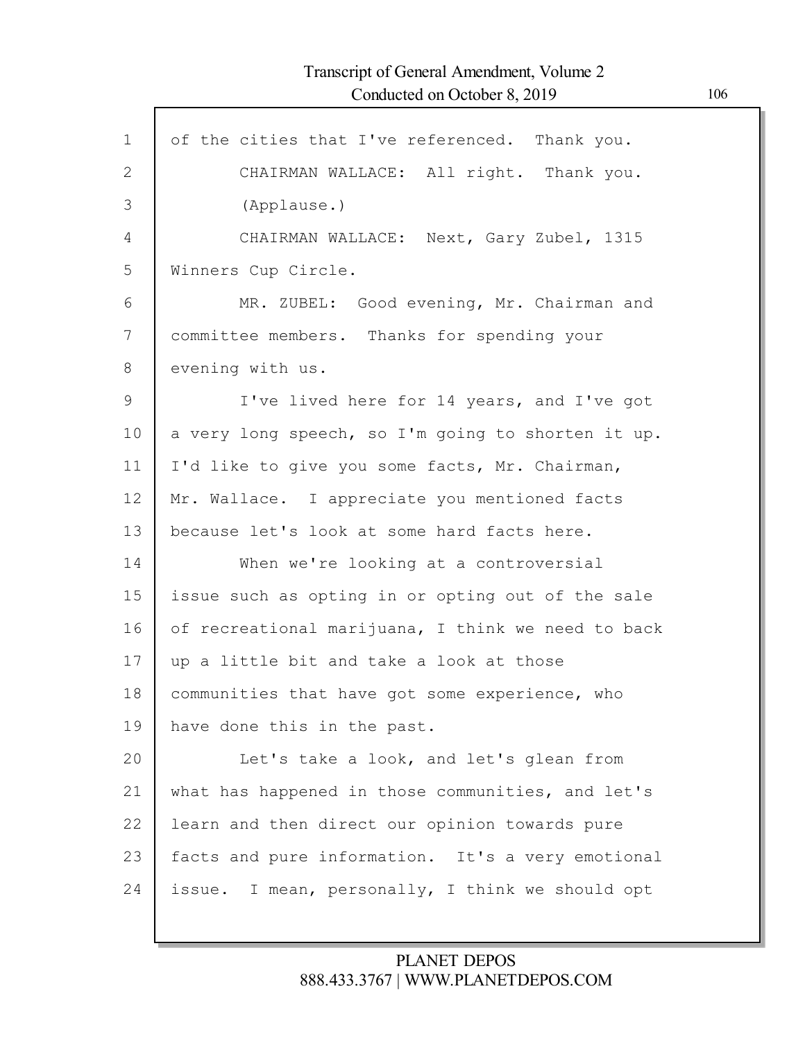of the cities that I've referenced. Thank you.

CHAIRMAN WALLACE: All right. Thank you.

(Applause.)

CHAIRMAN WALLACE: Next, Gary Zubel, 1315 Winners Cup Circle.

MR. ZUBEL: Good evening, Mr. Chairman and committee members. Thanks for spending your evening with us.

I've lived here for 14 years, and I've got a very long speech, so I'm going to shorten it up. I'd like to give you some facts, Mr. Chairman, Mr. Wallace. I appreciate you mentioned facts because let's look at some hard facts here.

When we're looking at a controversial issue such as opting in or opting out of the sale of recreational marijuana, I think we need to back up a little bit and take a look at those communities that have got some experience, who have done this in the past.

Let's take a look, and let's glean from what has happened in those communities, and let's learn and then direct our opinion towards pure facts and pure information. It's a very emotional issue. I mean, personally, I think we should opt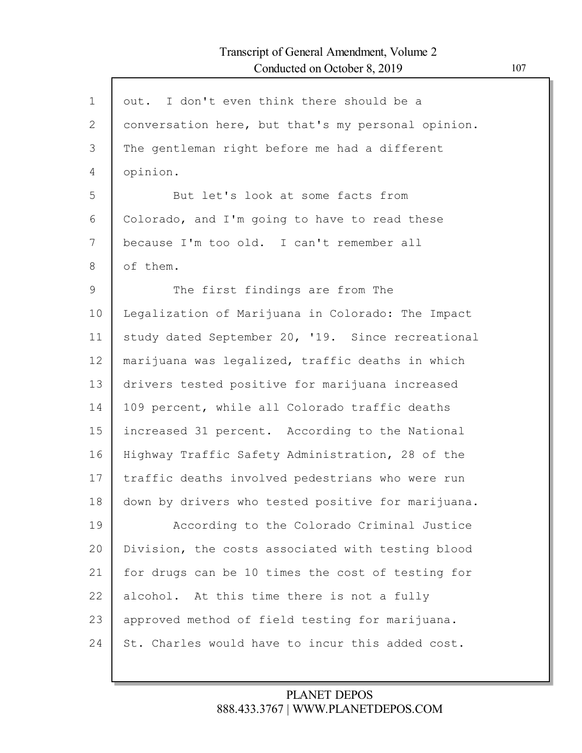out. I don't even think there should be a conversation here, but that's my personal opinion. The gentleman right before me had a different opinion.

But let's look at some facts from Colorado, and I'm going to have to read these because I'm too old. I can't remember all of them.

The first findings are from The Legalization of Marijuana in Colorado: The Impact study dated September 20, '19. Since recreational marijuana was legalized, traffic deaths in which drivers tested positive for marijuana increased 109 percent, while all Colorado traffic deaths increased 31 percent. According to the National Highway Traffic Safety Administration, 28 of the traffic deaths involved pedestrians who were run down by drivers who tested positive for marijuana.

According to the Colorado Criminal Justice Division, the costs associated with testing blood for drugs can be 10 times the cost of testing for alcohol. At this time there is not a fully approved method of field testing for marijuana. St. Charles would have to incur this added cost.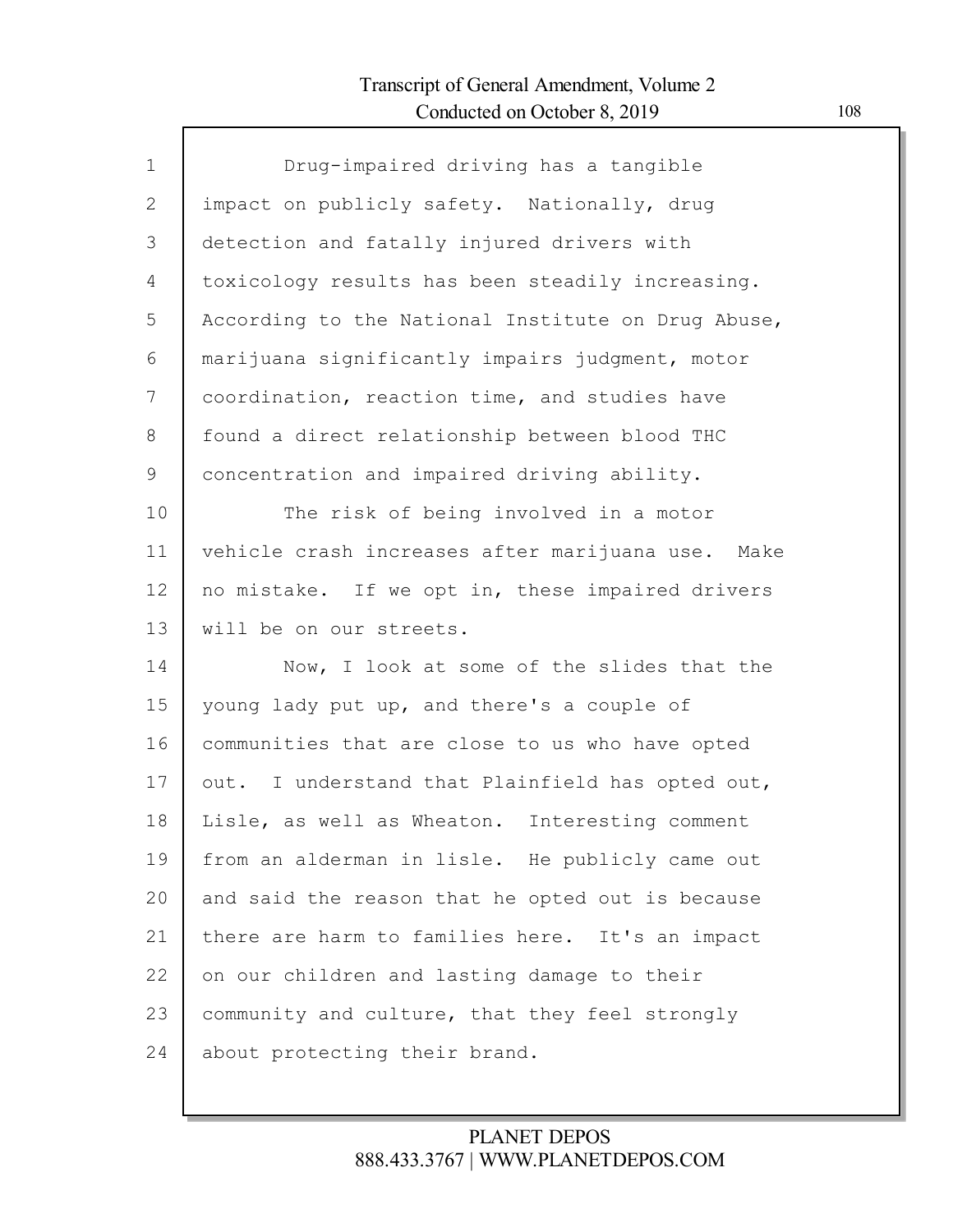Drug-impaired driving has a tangible impact on publicly safety. Nationally, drug detection and fatally injured drivers with toxicology results has been steadily increasing. According to the National Institute on Drug Abuse, marijuana significantly impairs judgment, motor coordination, reaction time, and studies have found a direct relationship between blood THC concentration and impaired driving ability.

The risk of being involved in a motor vehicle crash increases after marijuana use. Make no mistake. If we opt in, these impaired drivers will be on our streets.

Now, I look at some of the slides that the young lady put up, and there's a couple of communities that are close to us who have opted out. I understand that Plainfield has opted out, Lisle, as well as Wheaton. Interesting comment from an alderman in lisle. He publicly came out and said the reason that he opted out is because there are harm to families here. It's an impact on our children and lasting damage to their community and culture, that they feel strongly about protecting their brand.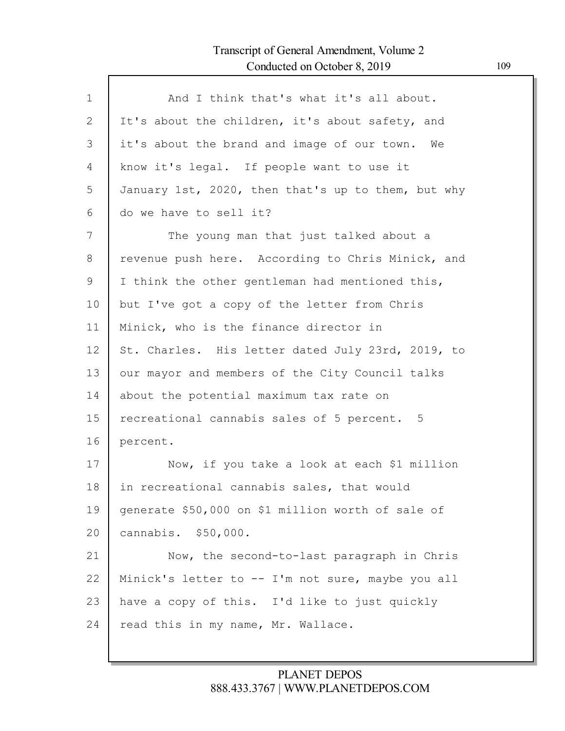And I think that's what it's all about. It's about the children, it's about safety, and it's about the brand and image of our town. We know it's legal. If people want to use it January 1st, 2020, then that's up to them, but why do we have to sell it?

The young man that just talked about a revenue push here. According to Chris Minick, and I think the other gentleman had mentioned this, but I've got a copy of the letter from Chris Minick, who is the finance director in St. Charles. His letter dated July 23rd, 2019, to our mayor and members of the City Council talks about the potential maximum tax rate on recreational cannabis sales of 5 percent. 5 percent.

Now, if you take a look at each $1 million in recreational cannabis sales, that would generate $50,000 on $1 million worth of sale of cannabis. $50,000.

Now, the second-to-last paragraph in Chris Minick's letter to -- I'm not sure, maybe you all have a copy of this. I'd like to just quickly read this in my name, Mr. Wallace.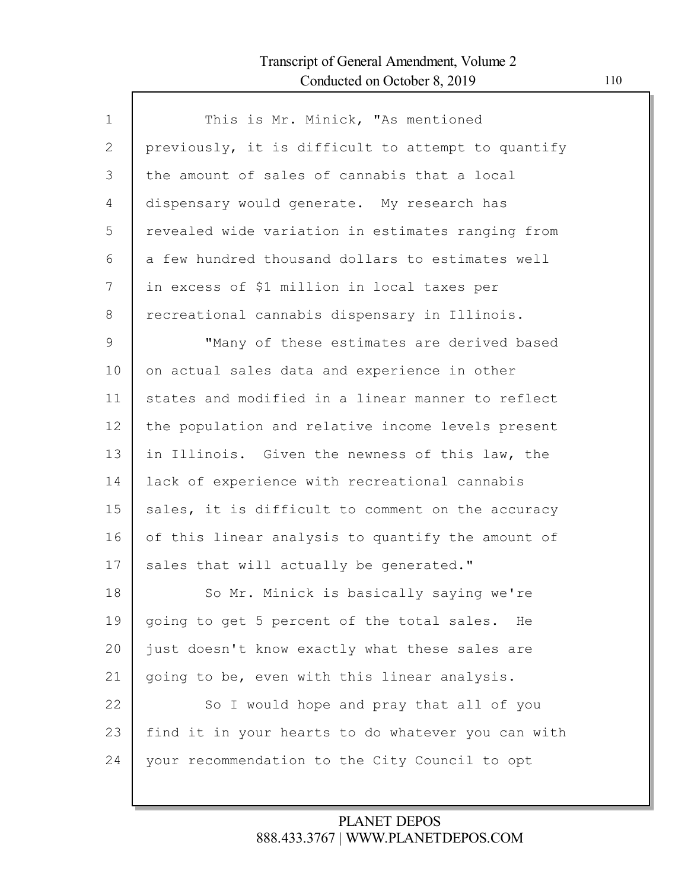This is Mr. Minick, "As mentioned previously, it is difficult to attempt to quantify the amount of sales of cannabis that a local dispensary would generate. My research has revealed wide variation in estimates ranging from a few hundred thousand dollars to estimates well in excess of $1 million in local taxes per recreational cannabis dispensary in Illinois.

"Many of these estimates are derived based on actual sales data and experience in other states and modified in a linear manner to reflect the population and relative income levels present in Illinois. Given the newness of this law, the lack of experience with recreational cannabis sales, it is difficult to comment on the accuracy of this linear analysis to quantify the amount of sales that will actually be generated."

So Mr. Minick is basically saying we're going to get 5 percent of the total sales. He just doesn't know exactly what these sales are going to be, even with this linear analysis.

So I would hope and pray that all of you find it in your hearts to do whatever you can with your recommendation to the City Council to opt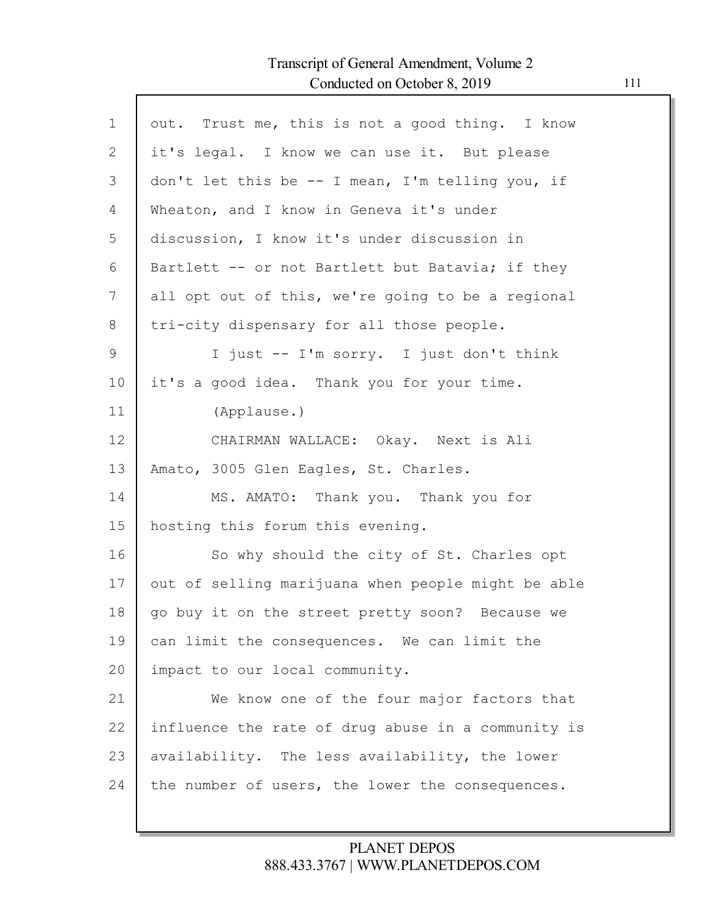out. Trust me, this is not a good thing. I know it's legal. I know we can use it. But please don't let this be -- I mean, I'm telling you, if Wheaton, and I know in Geneva it's under discussion, I know it's under discussion in Bartlett -- or not Bartlett but Batavia; if they all opt out of this, we're going to be a regional tri-city dispensary for all those people.

I just -- I'm sorry. I just don't think it's a good idea. Thank you for your time.

(Applause.)

CHAIRMAN WALLACE: Okay. Next is Ali Amato, 3005 Glen Eagles, St. Charles.

MS. AMATO: Thank you. Thank you for hosting this forum this evening.

So why should the city of St. Charles opt out of selling marijuana when people might be able go buy it on the street pretty soon? Because we can limit the consequences. We can limit the impact to our local community.

We know one of the four major factors that influence the rate of drug abuse in a community is availability. The less availability, the lower the number of users, the lower the consequences.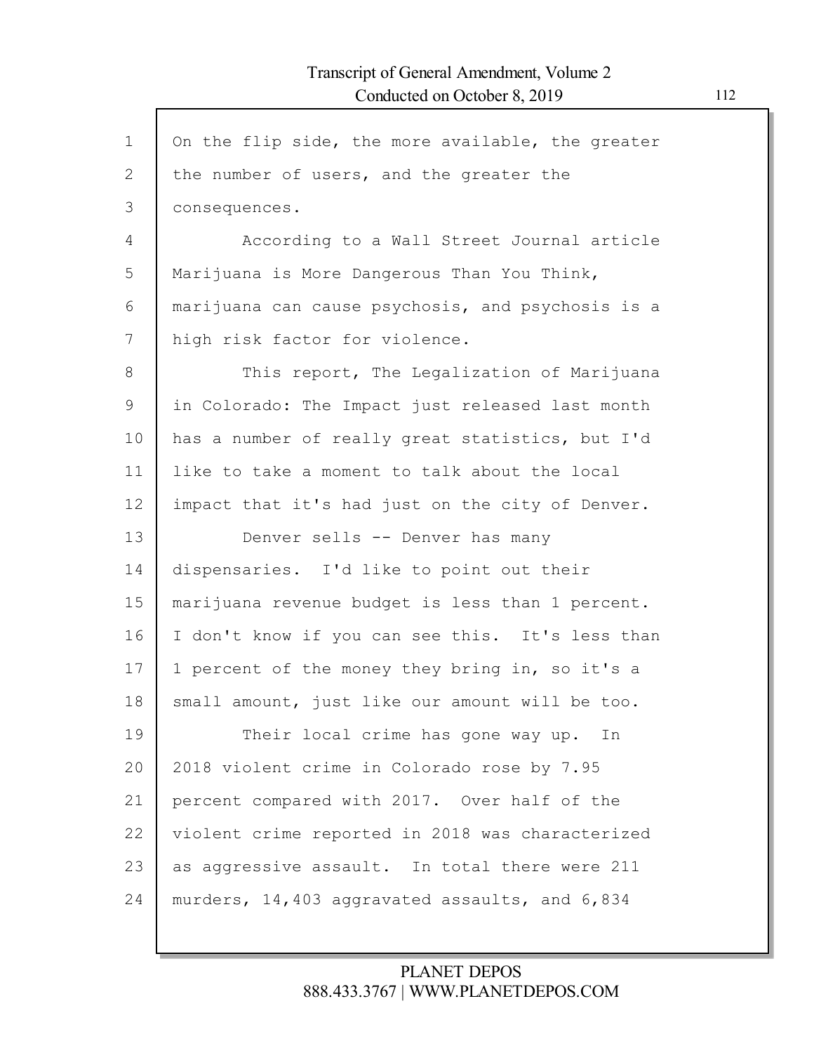On the flip side, the more available, the greater the number of users, and the greater the consequences.

According to a Wall Street Journal article Marijuana is More Dangerous Than You Think, marijuana can cause psychosis, and psychosis is a high risk factor for violence.

This report, The Legalization of Marijuana in Colorado: The Impact just released last month has a number of really great statistics, but I'd like to take a moment to talk about the local impact that it's had just on the city of Denver.

Denver sells -- Denver has many dispensaries. I'd like to point out their marijuana revenue budget is less than 1 percent. I don't know if you can see this. It's less than 1 percent of the money they bring in, so it's a small amount, just like our amount will be too.

Their local crime has gone way up. In 2018 violent crime in Colorado rose by 7.95 percent compared with 2017. Over half of the violent crime reported in 2018 was characterized as aggressive assault. In total there were 211 murders, 14,403 aggravated assaults, and 6,834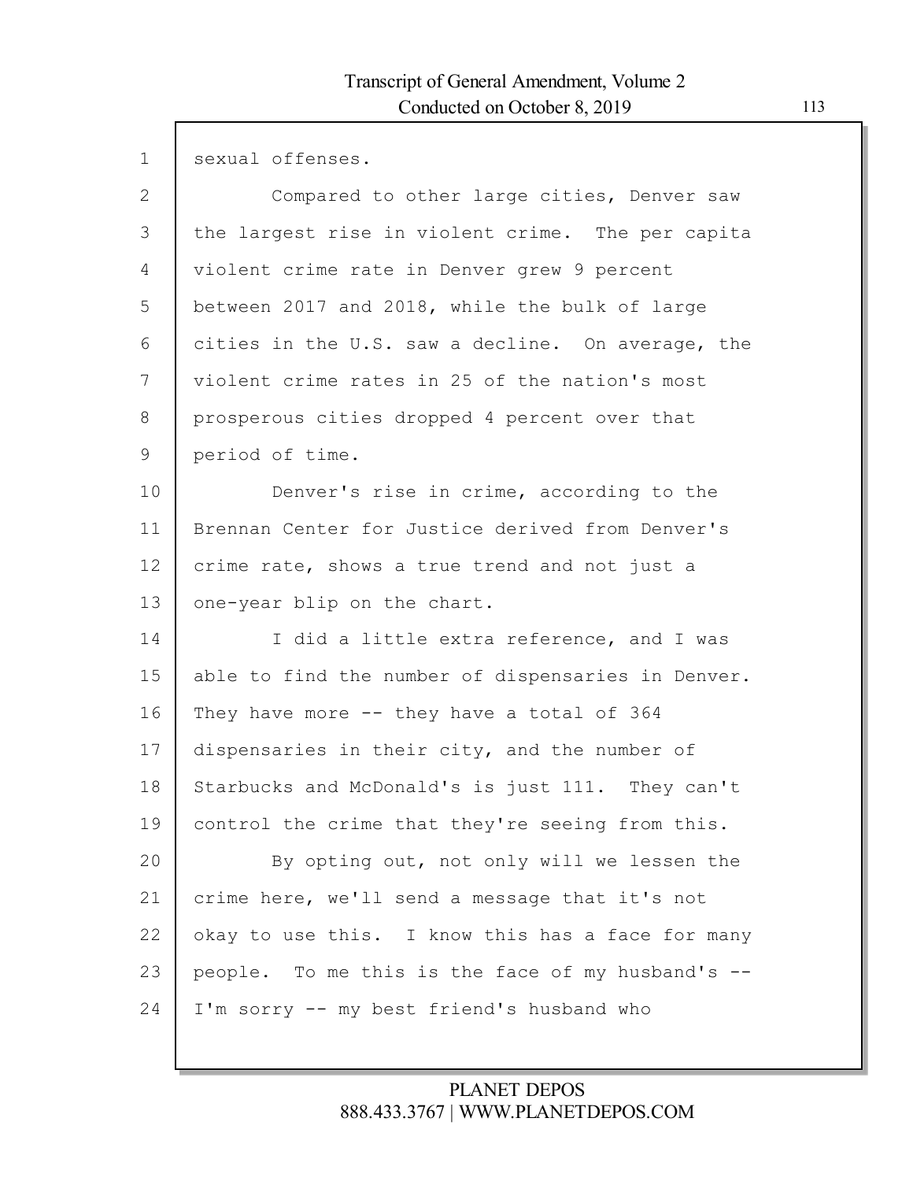sexual offenses.

Compared to other large cities, Denver saw the largest rise in violent crime. The per capita violent crime rate in Denver grew 9 percent between 2017 and 2018, while the bulk of large cities in the U.S. saw a decline. On average, the violent crime rates in 25 of the nation's most prosperous cities dropped 4 percent over that period of time.

Denver's rise in crime, according to the Brennan Center for Justice derived from Denver's crime rate, shows a true trend and not just a one-year blip on the chart.

I did a little extra reference, and I was able to find the number of dispensaries in Denver. They have more -- they have a total of 364 dispensaries in their city, and the number of Starbucks and McDonald's is just 111. They can't control the crime that they're seeing from this.

By opting out, not only will we lessen the crime here, we'll send a message that it's not okay to use this. I know this has a face for many people. To me this is the face of my husband's -- I'm sorry -- my best friend's husband who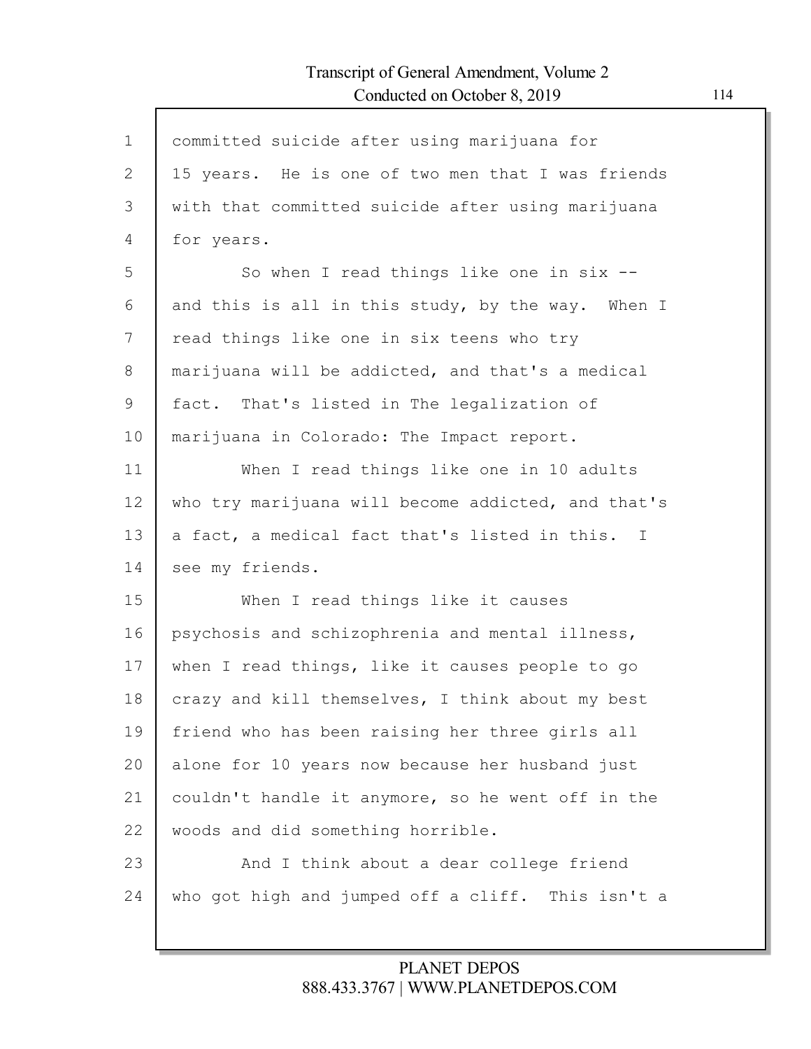committed suicide after using marijuana for 15 years. He is one of two men that I was friends with that committed suicide after using marijuana for years.

So when I read things like one in six -- and this is all in this study, by the way. When I read things like one in six teens who try marijuana will be addicted, and that's a medical fact. That's listed in The legalization of marijuana in Colorado: The Impact report.

When I read things like one in 10 adults who try marijuana will become addicted, and that's a fact, a medical fact that's listed in this. I see my friends.

When I read things like it causes psychosis and schizophrenia and mental illness, when I read things, like it causes people to go crazy and kill themselves, I think about my best friend who has been raising her three girls all alone for 10 years now because her husband just couldn't handle it anymore, so he went off in the woods and did something horrible.

And I think about a dear college friend who got high and jumped off a cliff. This isn't a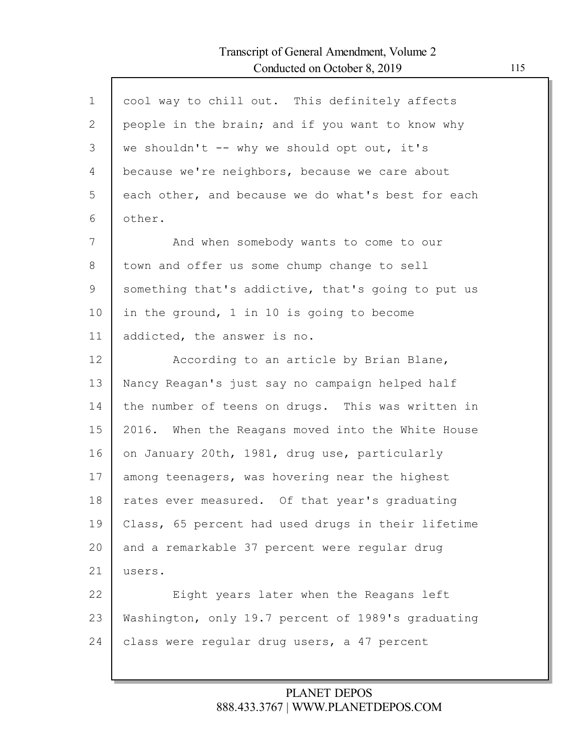cool way to chill out. This definitely affects people in the brain; and if you want to know why we shouldn't -- why we should opt out, it's because we're neighbors, because we care about each other, and because we do what's best for each other.

And when somebody wants to come to our town and offer us some chump change to sell something that's addictive, that's going to put us in the ground, 1 in 10 is going to become addicted, the answer is no.

According to an article by Brian Blane, Nancy Reagan's just say no campaign helped half the number of teens on drugs. This was written in 2016. When the Reagans moved into the White House on January 20th, 1981, drug use, particularly among teenagers, was hovering near the highest rates ever measured. Of that year's graduating Class, 65 percent had used drugs in their lifetime and a remarkable 37 percent were regular drug users.

Eight years later when the Reagans left Washington, only 19.7 percent of 1989's graduating class were regular drug users, a 47 percent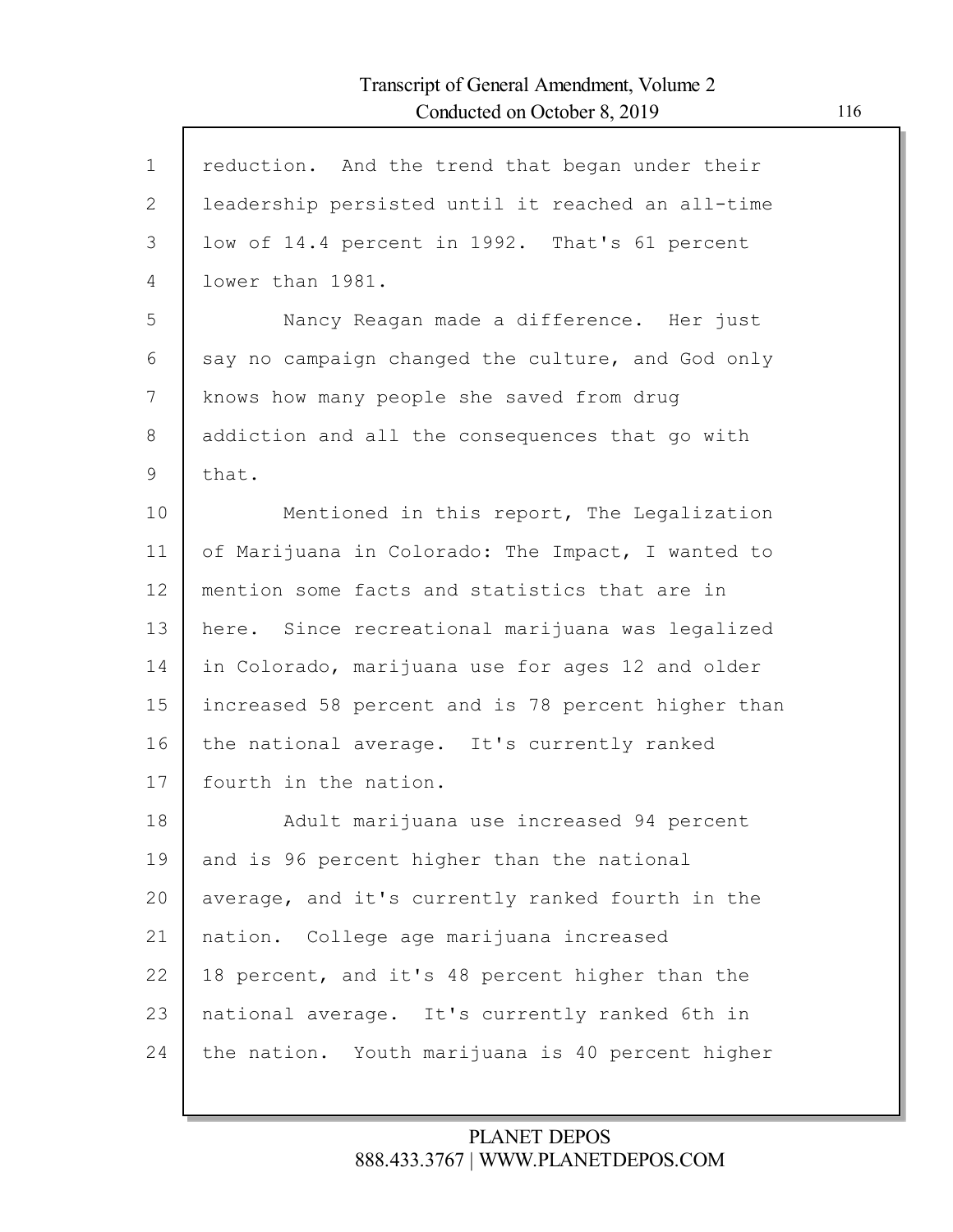reduction. And the trend that began under their leadership persisted until it reached an all-time low of 14.4 percent in 1992. That's 61 percent lower than 1981.

Nancy Reagan made a difference. Her just say no campaign changed the culture, and God only knows how many people she saved from drug addiction and all the consequences that go with that.

Mentioned in this report, The Legalization of Marijuana in Colorado: The Impact, I wanted to mention some facts and statistics that are in here. Since recreational marijuana was legalized in Colorado, marijuana use for ages 12 and older increased 58 percent and is 78 percent higher than the national average. It's currently ranked fourth in the nation.

Adult marijuana use increased 94 percent and is 96 percent higher than the national average, and it's currently ranked fourth in the nation. College age marijuana increased 18 percent, and it's 48 percent higher than the national average. It's currently ranked 6th in the nation. Youth marijuana is 40 percent higher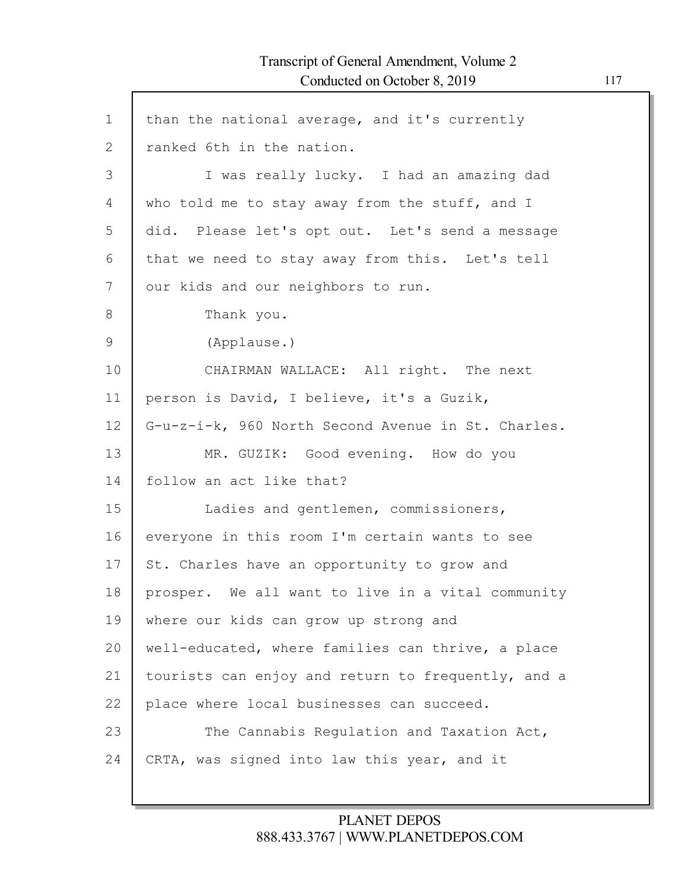than the national average, and it's currently ranked 6th in the nation.

I was really lucky. I had an amazing dad who told me to stay away from the stuff, and I did. Please let's opt out. Let's send a message that we need to stay away from this. Let's tell our kids and our neighbors to run.

Thank you.

(Applause.)

CHAIRMAN WALLACE: All right. The next person is David, I believe, it's a Guzik, G-u-z-i-k, 960 North Second Avenue in St. Charles.

MR. GUZIK: Good evening. How do you follow an act like that?

Ladies and gentlemen, commissioners, everyone in this room I'm certain wants to see St. Charles have an opportunity to grow and prosper. We all want to live in a vital community where our kids can grow up strong and well-educated, where families can thrive, a place tourists can enjoy and return to frequently, and a place where local businesses can succeed.

The Cannabis Regulation and Taxation Act, CRTA, was signed into law this year, and it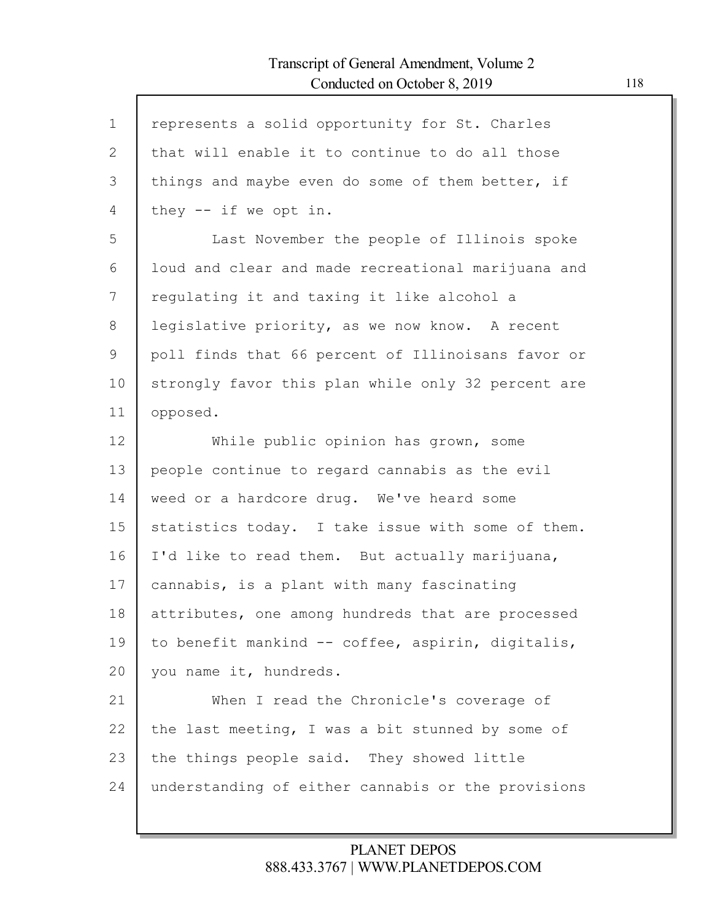represents a solid opportunity for St. Charles that will enable it to continue to do all those things and maybe even do some of them better, if they -- if we opt in.

Last November the people of Illinois spoke loud and clear and made recreational marijuana and regulating it and taxing it like alcohol a legislative priority, as we now know. A recent poll finds that 66 percent of Illinoisans favor or strongly favor this plan while only 32 percent are opposed.

While public opinion has grown, some people continue to regard cannabis as the evil weed or a hardcore drug. We've heard some statistics today. I take issue with some of them. I'd like to read them. But actually marijuana, cannabis, is a plant with many fascinating attributes, one among hundreds that are processed to benefit mankind -- coffee, aspirin, digitalis, you name it, hundreds.

When I read the Chronicle's coverage of the last meeting, I was a bit stunned by some of the things people said. They showed little understanding of either cannabis or the provisions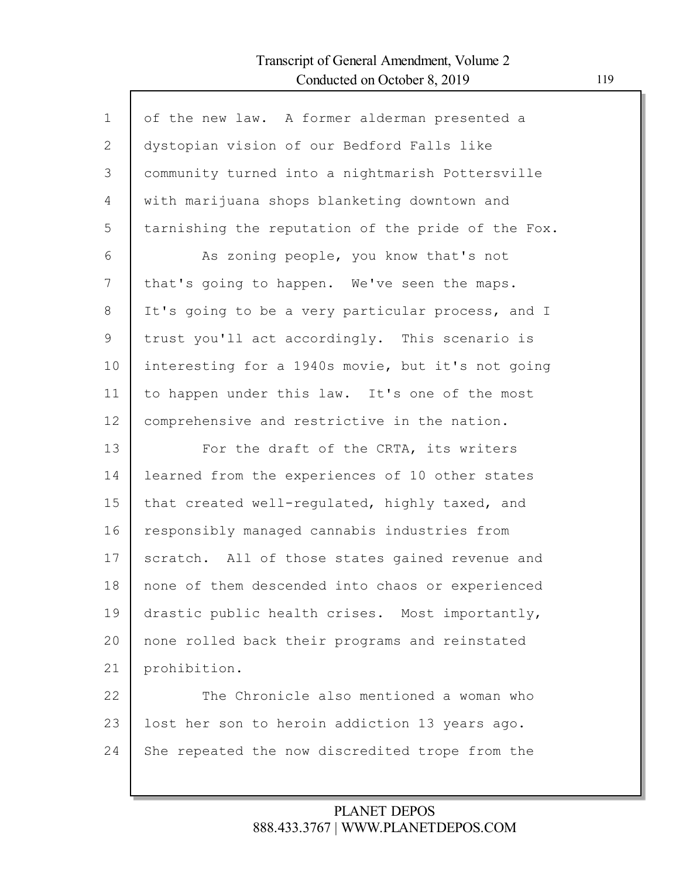of the new law. A former alderman presented a dystopian vision of our Bedford Falls like community turned into a nightmarish Pottersville with marijuana shops blanketing downtown and tarnishing the reputation of the pride of the Fox.

As zoning people, you know that's not that's going to happen. We've seen the maps. It's going to be a very particular process, and I trust you'll act accordingly. This scenario is interesting for a 1940s movie, but it's not going to happen under this law. It's one of the most comprehensive and restrictive in the nation.

For the draft of the CRTA, its writers learned from the experiences of 10 other states that created well-regulated, highly taxed, and responsibly managed cannabis industries from scratch. All of those states gained revenue and none of them descended into chaos or experienced drastic public health crises. Most importantly, none rolled back their programs and reinstated prohibition.

The Chronicle also mentioned a woman who lost her son to heroin addiction 13 years ago. She repeated the now discredited trope from the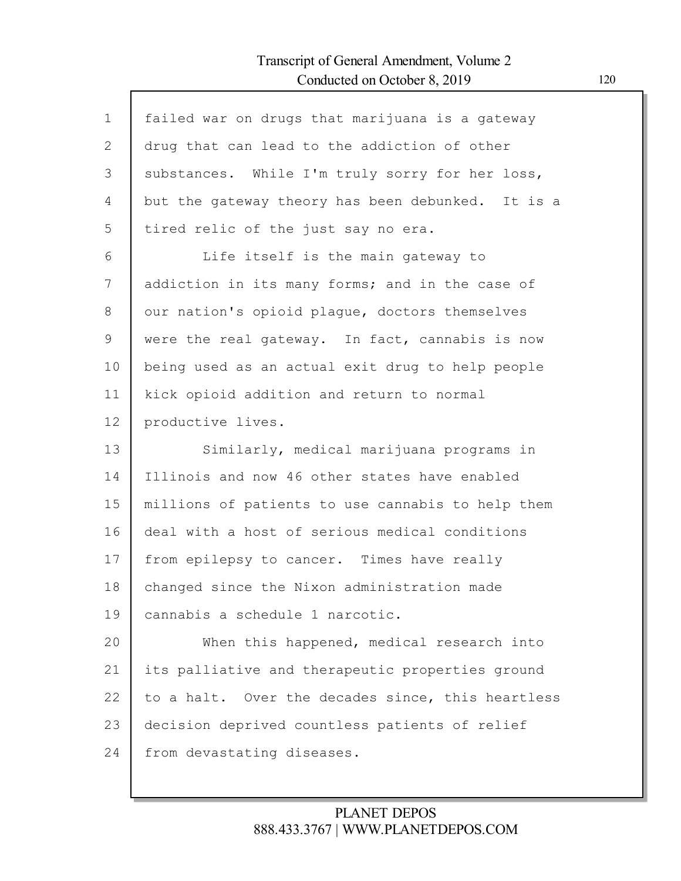failed war on drugs that marijuana is a gateway drug that can lead to the addiction of other substances. While I'm truly sorry for her loss, but the gateway theory has been debunked. It is a tired relic of the just say no era.

Life itself is the main gateway to addiction in its many forms; and in the case of our nation's opioid plague, doctors themselves were the real gateway. In fact, cannabis is now being used as an actual exit drug to help people kick opioid addition and return to normal productive lives.

Similarly, medical marijuana programs in Illinois and now 46 other states have enabled millions of patients to use cannabis to help them deal with a host of serious medical conditions from epilepsy to cancer. Times have really changed since the Nixon administration made cannabis a schedule 1 narcotic.

When this happened, medical research into its palliative and therapeutic properties ground to a halt. Over the decades since, this heartless decision deprived countless patients of relief from devastating diseases.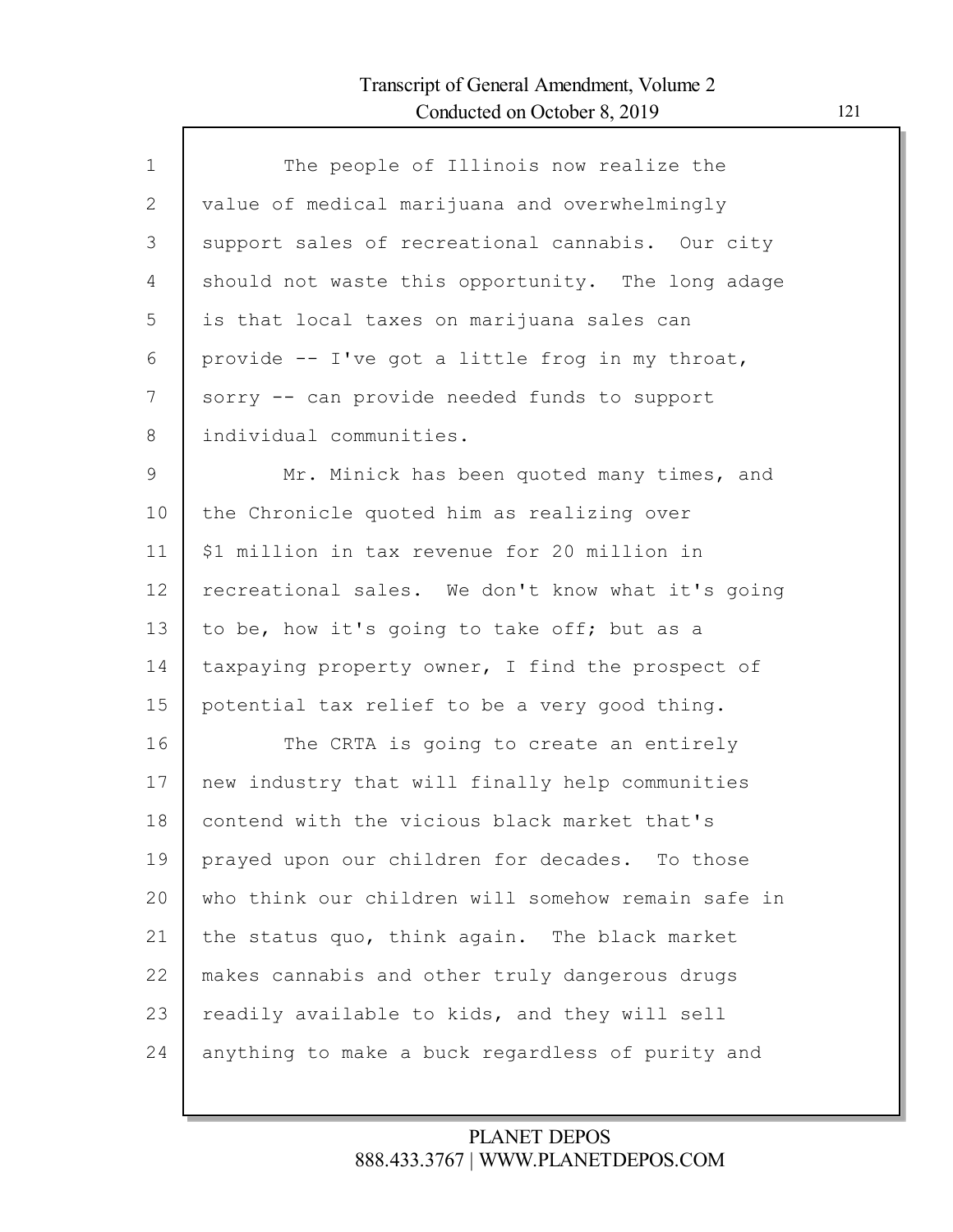The people of Illinois now realize the value of medical marijuana and overwhelmingly support sales of recreational cannabis. Our city should not waste this opportunity. The long adage is that local taxes on marijuana sales can provide -- I've got a little frog in my throat, sorry -- can provide needed funds to support individual communities.

Mr. Minick has been quoted many times, and the Chronicle quoted him as realizing over $1 million in tax revenue for 20 million in recreational sales. We don't know what it's going to be, how it's going to take off; but as a taxpaying property owner, I find the prospect of potential tax relief to be a very good thing.

The CRTA is going to create an entirely new industry that will finally help communities contend with the vicious black market that's prayed upon our children for decades. To those who think our children will somehow remain safe in the status quo, think again. The black market makes cannabis and other truly dangerous drugs readily available to kids, and they will sell anything to make a buck regardless of purity and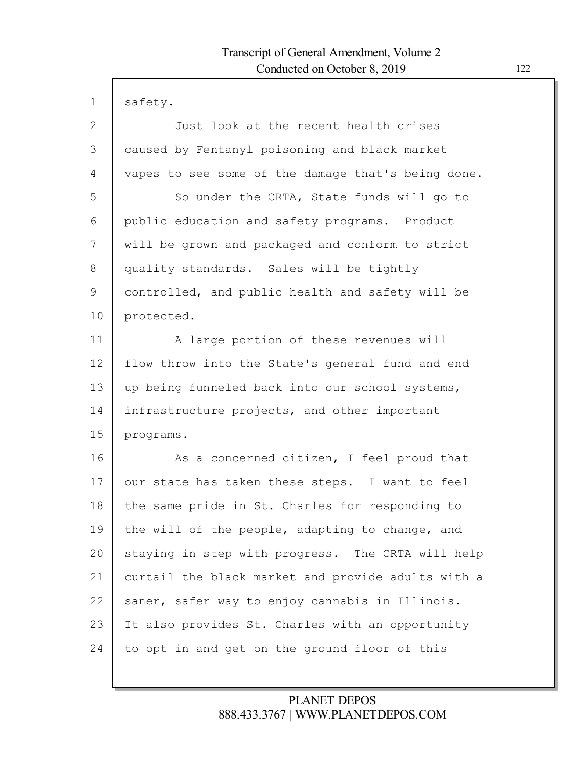safety.

Just look at the recent health crises caused by Fentanyl poisoning and black market vapes to see some of the damage that's being done.

So under the CRTA, State funds will go to public education and safety programs. Product will be grown and packaged and conform to strict quality standards. Sales will be tightly controlled, and public health and safety will be protected.

A large portion of these revenues will flow throw into the State's general fund and end up being funneled back into our school systems, infrastructure projects, and other important programs.

As a concerned citizen, I feel proud that our state has taken these steps. I want to feel the same pride in St. Charles for responding to the will of the people, adapting to change, and staying in step with progress. The CRTA will help curtail the black market and provide adults with a saner, safer way to enjoy cannabis in Illinois. It also provides St. Charles with an opportunity to opt in and get on the ground floor of this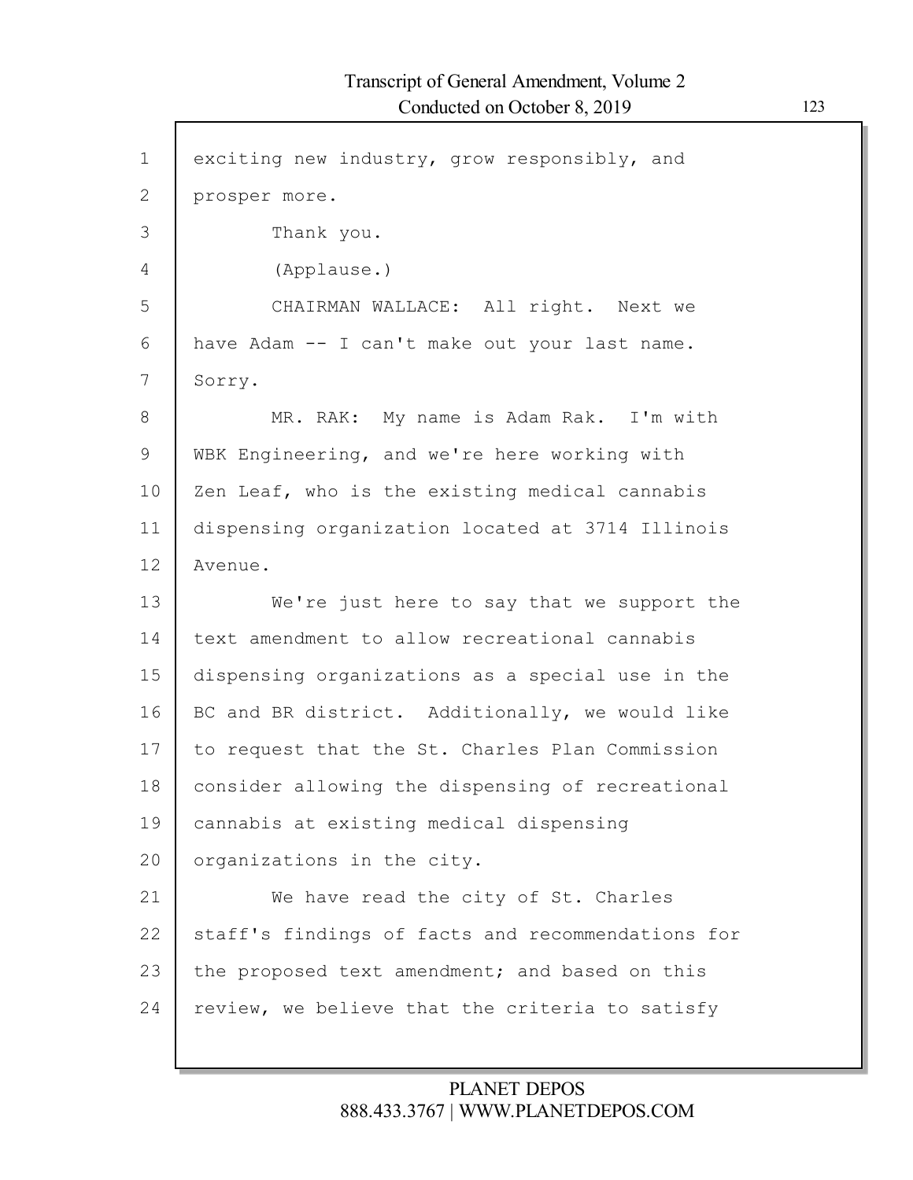exciting new industry, grow responsibly, and prosper more.

Thank you.

(Applause.)

CHAIRMAN WALLACE: All right. Next we have Adam -- I can't make out your last name. Sorry.

MR. RAK: My name is Adam Rak. I'm with WBK Engineering, and we're here working with Zen Leaf, who is the existing medical cannabis dispensing organization located at 3714 Illinois Avenue.

We're just here to say that we support the text amendment to allow recreational cannabis dispensing organizations as a special use in the BC and BR district. Additionally, we would like to request that the St. Charles Plan Commission consider allowing the dispensing of recreational cannabis at existing medical dispensing organizations in the city.

We have read the city of St. Charles staff's findings of facts and recommendations for the proposed text amendment; and based on this review, we believe that the criteria to satisfy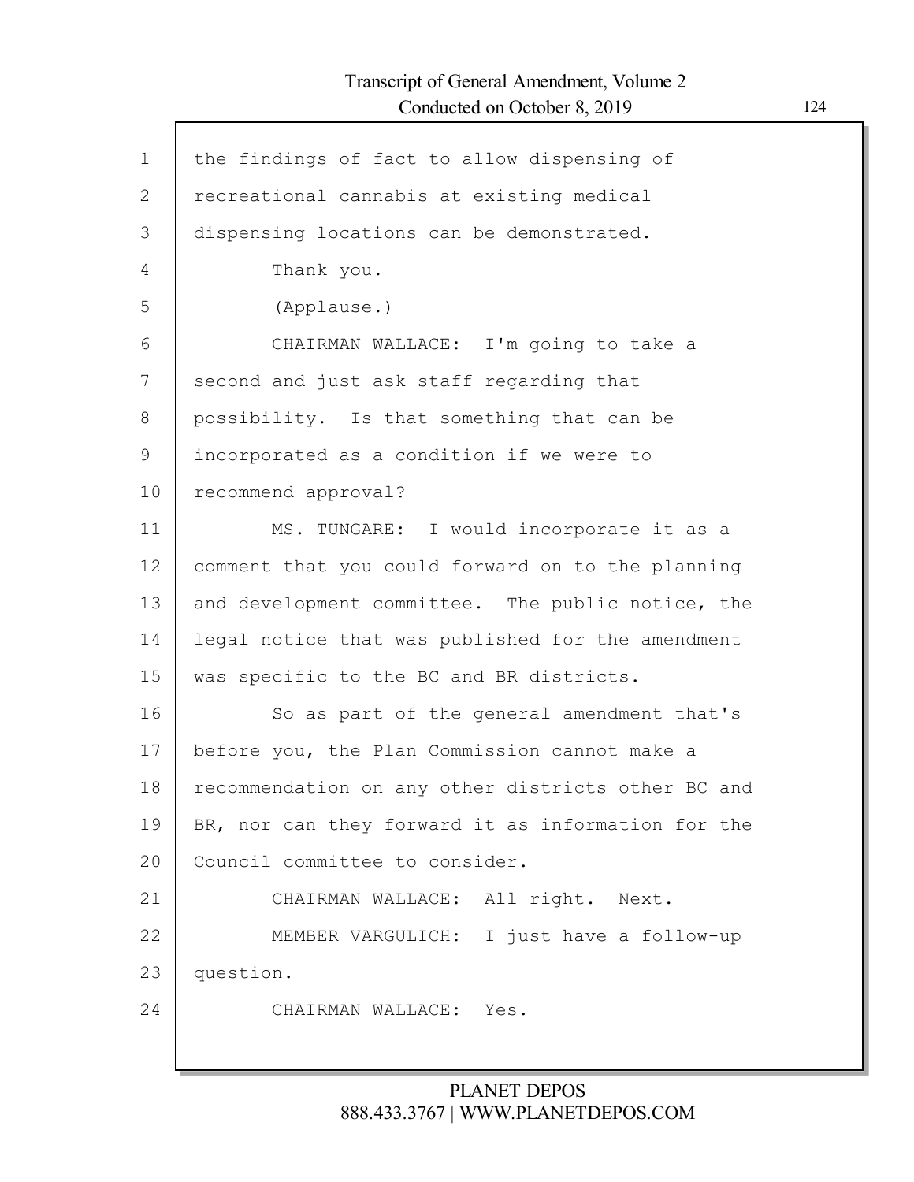the findings of fact to allow dispensing of recreational cannabis at existing medical dispensing locations can be demonstrated.

Thank you.

(Applause.)

CHAIRMAN WALLACE: I'm going to take a second and just ask staff regarding that possibility. Is that something that can be incorporated as a condition if we were to recommend approval?

MS. TUNGARE: I would incorporate it as a comment that you could forward on to the planning and development committee. The public notice, the legal notice that was published for the amendment was specific to the BC and BR districts.

So as part of the general amendment that's before you, the Plan Commission cannot make a recommendation on any other districts other BC and BR, nor can they forward it as information for the Council committee to consider.

CHAIRMAN WALLACE: All right. Next.

MEMBER VARGULICH: I just have a follow-up question.

CHAIRMAN WALLACE: Yes.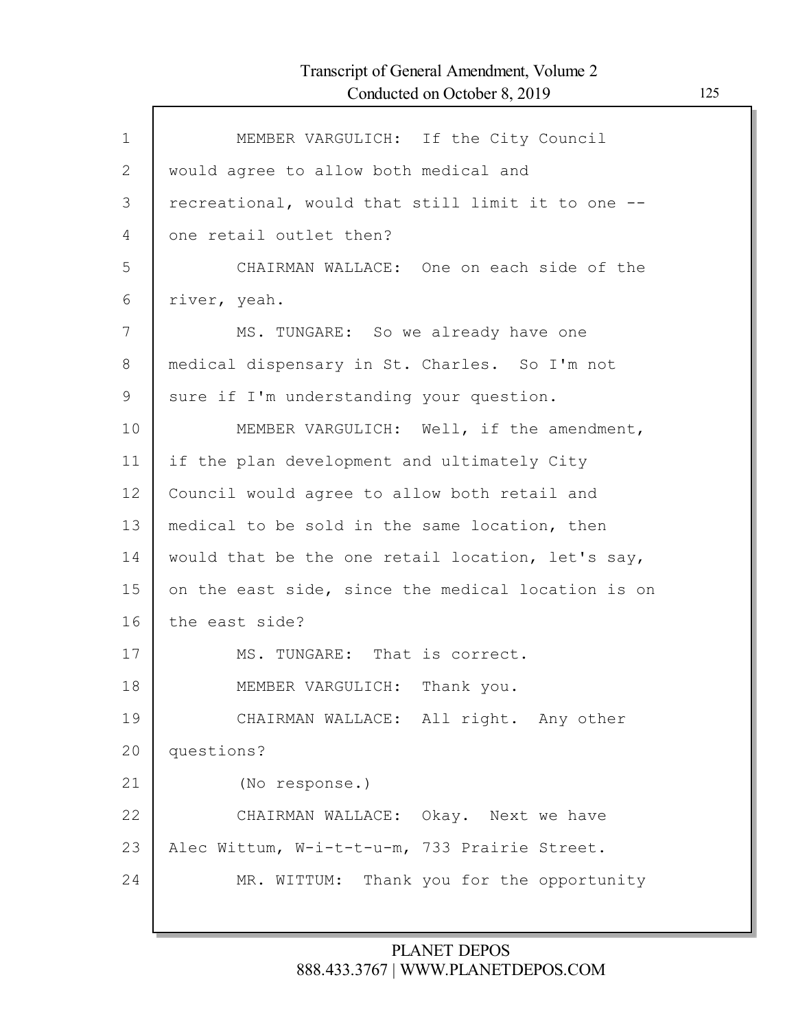MEMBER VARGULICH: If the City Council would agree to allow both medical and recreational, would that still limit it to one -- one retail outlet then?

CHAIRMAN WALLACE: One on each side of the river, yeah.

MS. TUNGARE: So we already have one medical dispensary in St. Charles. So I'm not sure if I'm understanding your question.

MEMBER VARGULICH: Well, if the amendment, if the plan development and ultimately City Council would agree to allow both retail and medical to be sold in the same location, then would that be the one retail location, let's say, on the east side, since the medical location is on the east side?

MS. TUNGARE: That is correct.

MEMBER VARGULICH: Thank you.

CHAIRMAN WALLACE: All right. Any other questions?

(No response.)

CHAIRMAN WALLACE: Okay. Next we have Alec Wittum, W-i-t-t-u-m, 733 Prairie Street.

MR. WITTUM: Thank you for the opportunity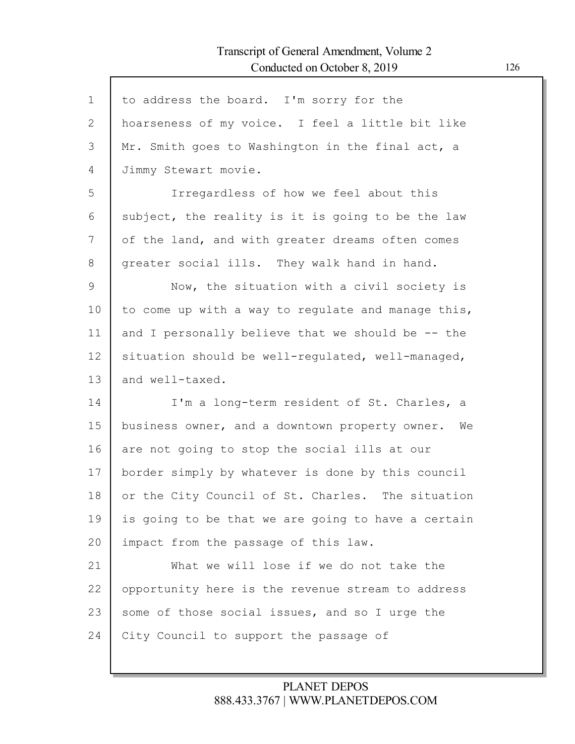to address the board. I'm sorry for the hoarseness of my voice. I feel a little bit like Mr. Smith goes to Washington in the final act, a Jimmy Stewart movie.

Irregardless of how we feel about this subject, the reality is it is going to be the law of the land, and with greater dreams often comes greater social ills. They walk hand in hand.

Now, the situation with a civil society is to come up with a way to regulate and manage this, and I personally believe that we should be -- the situation should be well-regulated, well-managed, and well-taxed.

I'm a long-term resident of St. Charles, a business owner, and a downtown property owner. We are not going to stop the social ills at our border simply by whatever is done by this council or the City Council of St. Charles. The situation is going to be that we are going to have a certain impact from the passage of this law.

What we will lose if we do not take the opportunity here is the revenue stream to address some of those social issues, and so I urge the City Council to support the passage of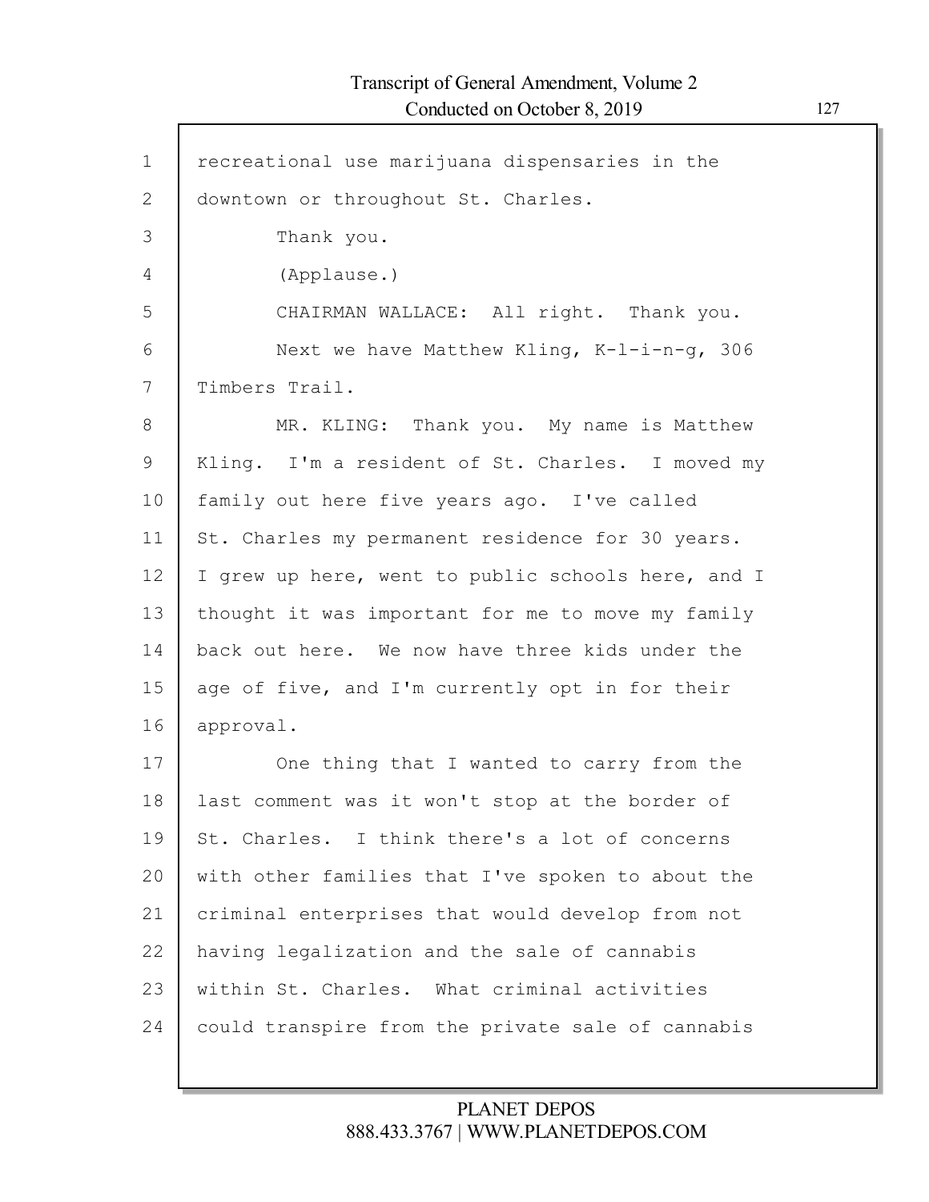recreational use marijuana dispensaries in the downtown or throughout St. Charles.

Thank you.

(Applause.)

CHAIRMAN WALLACE: All right. Thank you.

Next we have Matthew Kling, K-l-i-n-g, 306 Timbers Trail.

MR. KLING: Thank you. My name is Matthew Kling. I'm a resident of St. Charles. I moved my family out here five years ago. I've called St. Charles my permanent residence for 30 years. I grew up here, went to public schools here, and I thought it was important for me to move my family back out here. We now have three kids under the age of five, and I'm currently opt in for their approval.

One thing that I wanted to carry from the last comment was it won't stop at the border of St. Charles. I think there's a lot of concerns with other families that I've spoken to about the criminal enterprises that would develop from not having legalization and the sale of cannabis within St. Charles. What criminal activities could transpire from the private sale of cannabis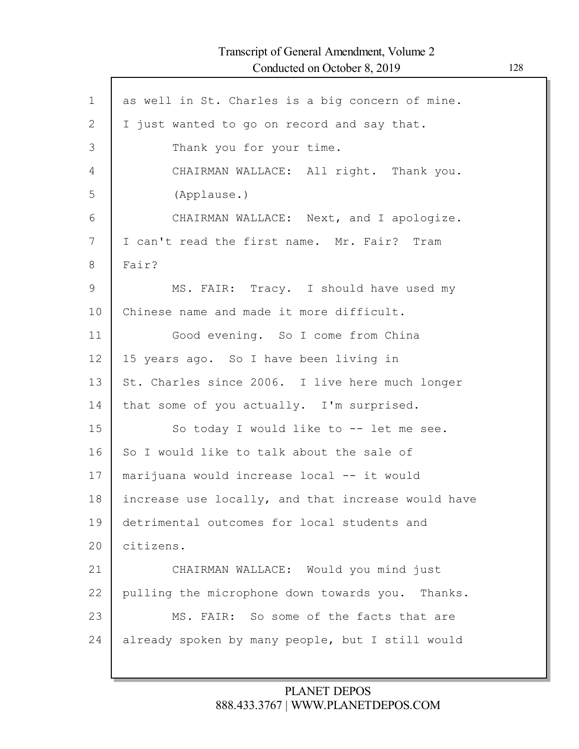as well in St. Charles is a big concern of mine. I just wanted to go on record and say that.

Thank you for your time.

CHAIRMAN WALLACE: All right. Thank you.

(Applause.)

CHAIRMAN WALLACE: Next, and I apologize. I can't read the first name. Mr. Fair? Tram Fair?

MS. FAIR: Tracy. I should have used my Chinese name and made it more difficult.

Good evening. So I come from China 15 years ago. So I have been living in St. Charles since 2006. I live here much longer that some of you actually. I'm surprised.

So today I would like to -- let me see. So I would like to talk about the sale of marijuana would increase local -- it would increase use locally, and that increase would have detrimental outcomes for local students and citizens.

CHAIRMAN WALLACE: Would you mind just pulling the microphone down towards you. Thanks.

MS. FAIR: So some of the facts that are already spoken by many people, but I still would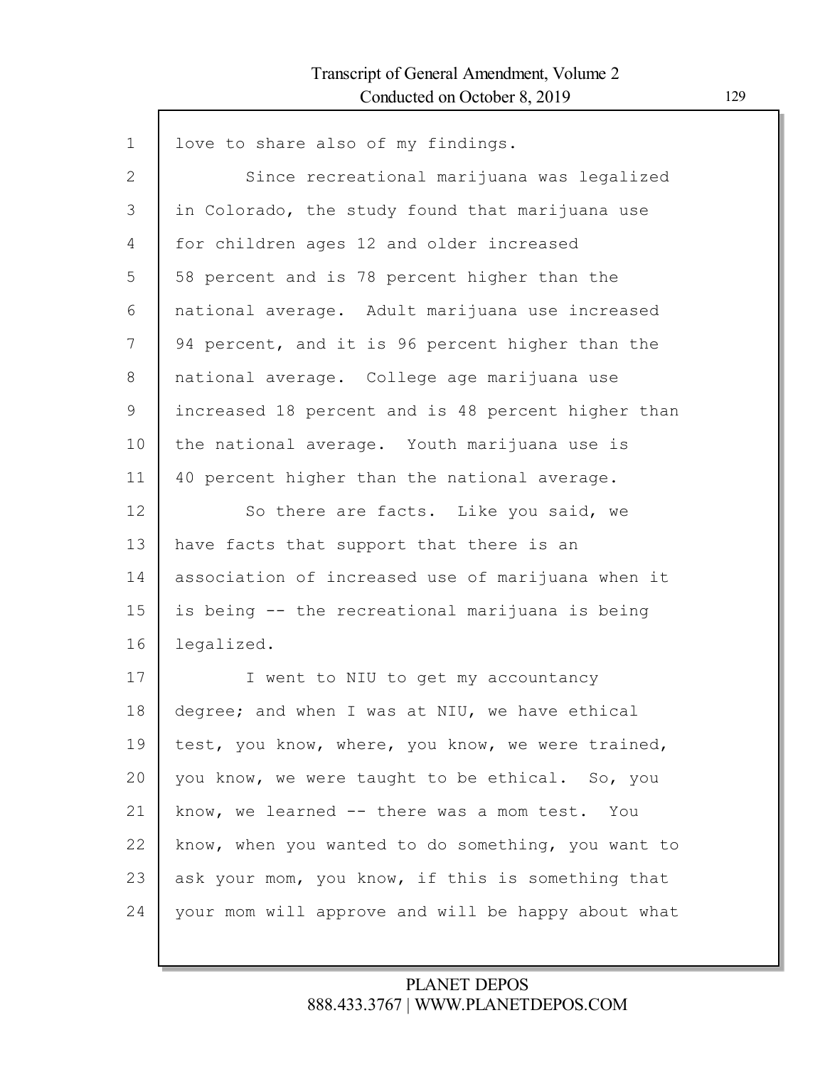love to share also of my findings.

Since recreational marijuana was legalized in Colorado, the study found that marijuana use for children ages 12 and older increased 58 percent and is 78 percent higher than the national average. Adult marijuana use increased 94 percent, and it is 96 percent higher than the national average. College age marijuana use increased 18 percent and is 48 percent higher than the national average. Youth marijuana use is 40 percent higher than the national average.

So there are facts. Like you said, we have facts that support that there is an association of increased use of marijuana when it is being -- the recreational marijuana is being legalized.

I went to NIU to get my accountancy degree; and when I was at NIU, we have ethical test, you know, where, you know, we were trained, you know, we were taught to be ethical. So, you know, we learned -- there was a mom test. You know, when you wanted to do something, you want to ask your mom, you know, if this is something that your mom will approve and will be happy about what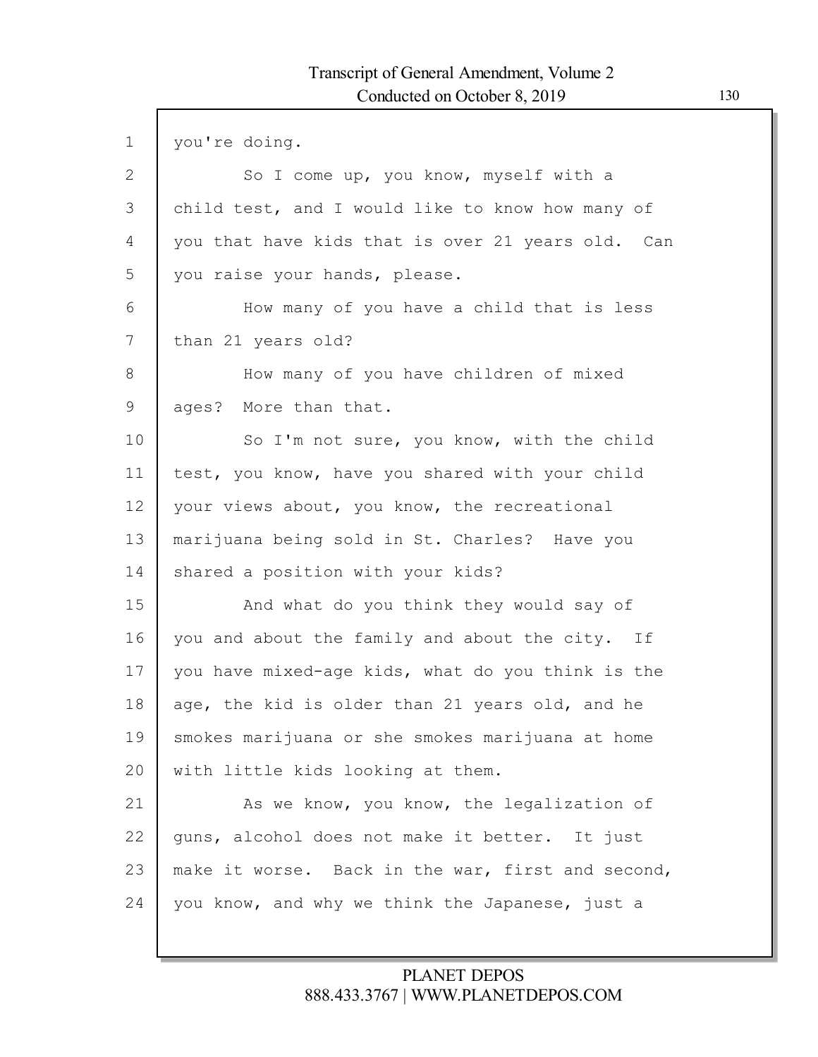you're doing.

So I come up, you know, myself with a child test, and I would like to know how many of you that have kids that is over 21 years old. Can you raise your hands, please.

How many of you have a child that is less than 21 years old?

How many of you have children of mixed ages? More than that.

So I'm not sure, you know, with the child test, you know, have you shared with your child your views about, you know, the recreational marijuana being sold in St. Charles? Have you shared a position with your kids?

And what do you think they would say of you and about the family and about the city. If you have mixed-age kids, what do you think is the age, the kid is older than 21 years old, and he smokes marijuana or she smokes marijuana at home with little kids looking at them.

As we know, you know, the legalization of guns, alcohol does not make it better. It just make it worse. Back in the war, first and second, you know, and why we think the Japanese, just a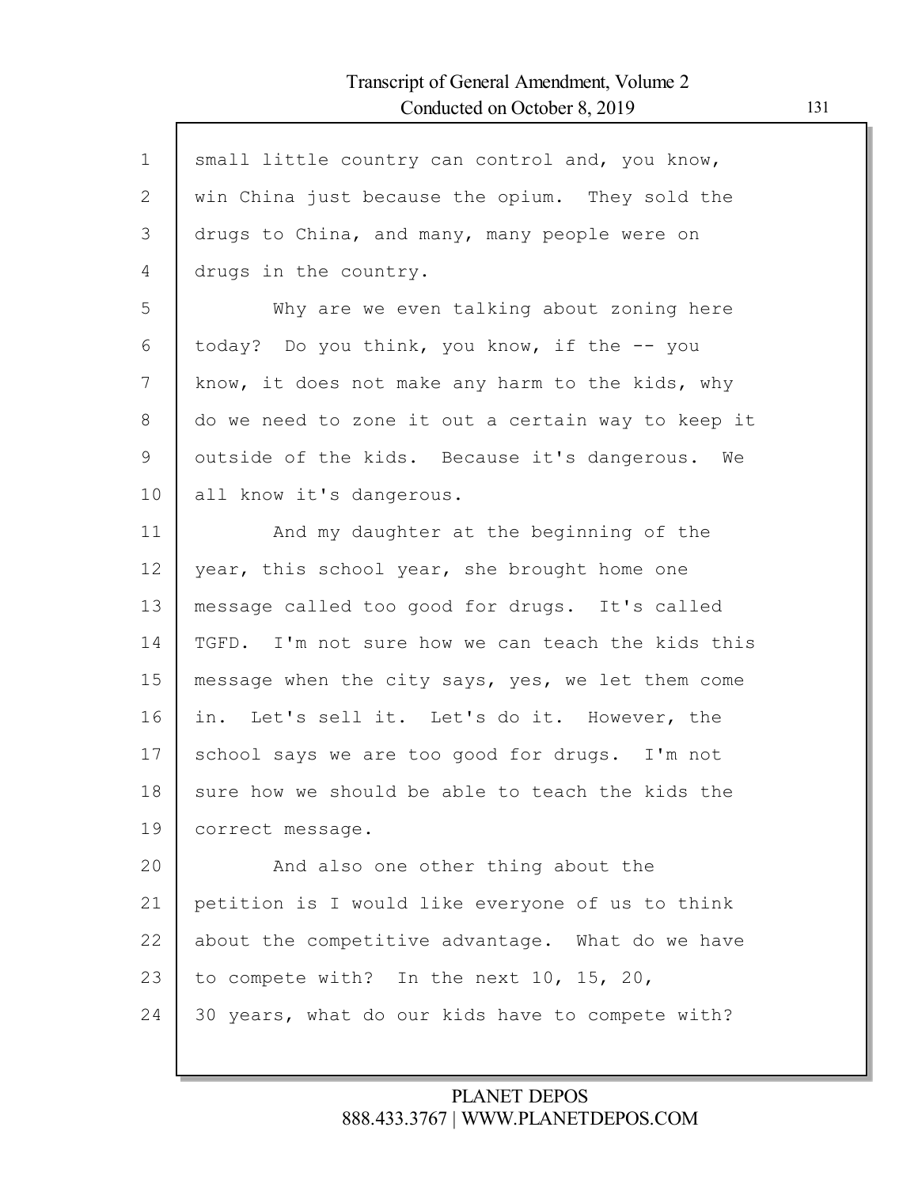small little country can control and, you know, win China just because the opium. They sold the drugs to China, and many, many people were on drugs in the country.

Why are we even talking about zoning here today? Do you think, you know, if the -- you know, it does not make any harm to the kids, why do we need to zone it out a certain way to keep it outside of the kids. Because it's dangerous. We all know it's dangerous.

And my daughter at the beginning of the year, this school year, she brought home one message called too good for drugs. It's called TGFD. I'm not sure how we can teach the kids this message when the city says, yes, we let them come in. Let's sell it. Let's do it. However, the school says we are too good for drugs. I'm not sure how we should be able to teach the kids the correct message.

And also one other thing about the petition is I would like everyone of us to think about the competitive advantage. What do we have to compete with? In the next 10, 15, 20, 30 years, what do our kids have to compete with?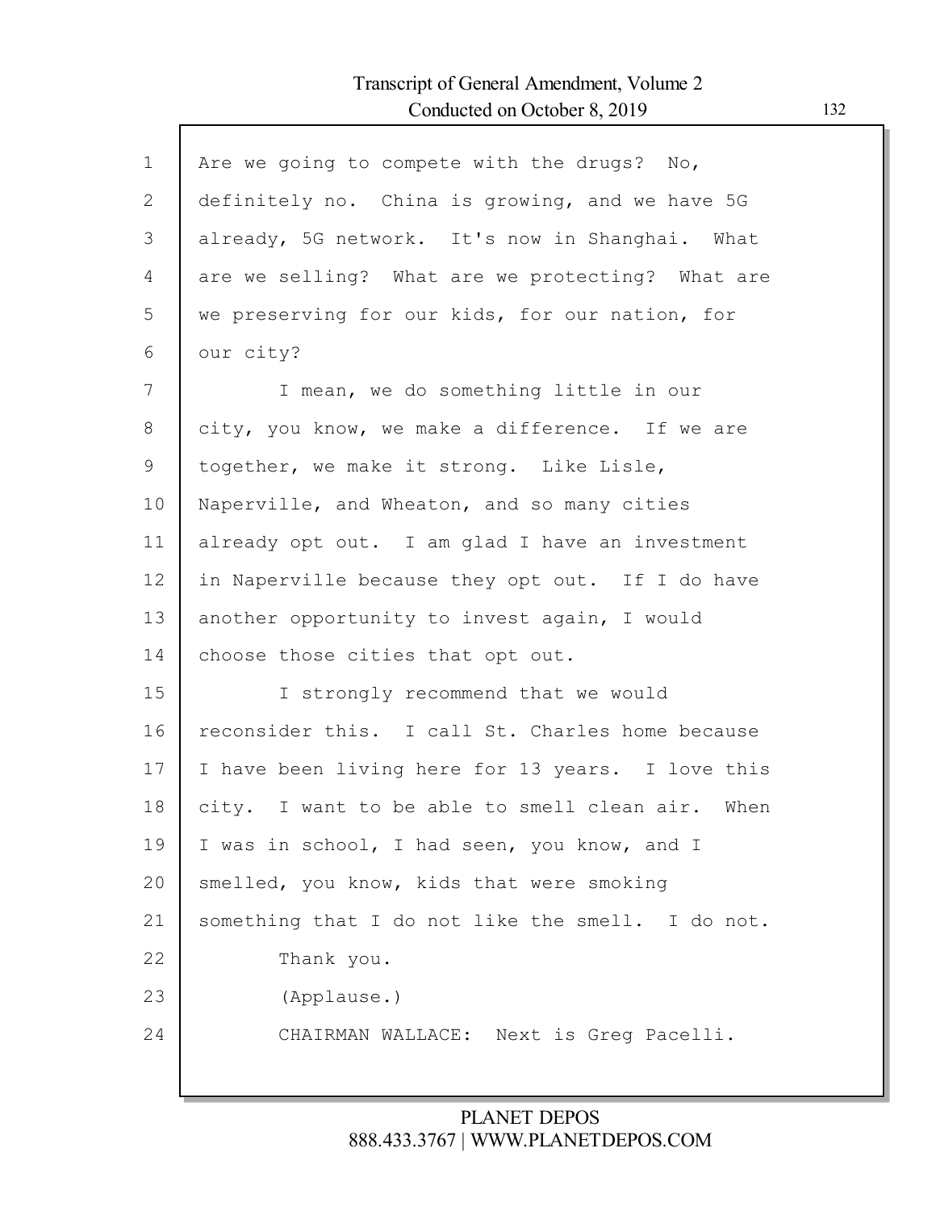Are we going to compete with the drugs? No, definitely no. China is growing, and we have 5G already, 5G network. It's now in Shanghai. What are we selling? What are we protecting? What are we preserving for our kids, for our nation, for our city?

I mean, we do something little in our city, you know, we make a difference. If we are together, we make it strong. Like Lisle, Naperville, and Wheaton, and so many cities already opt out. I am glad I have an investment in Naperville because they opt out. If I do have another opportunity to invest again, I would choose those cities that opt out.

I strongly recommend that we would reconsider this. I call St. Charles home because I have been living here for 13 years. I love this city. I want to be able to smell clean air. When I was in school, I had seen, you know, and I smelled, you know, kids that were smoking something that I do not like the smell. I do not.

Thank you.

(Applause.)

CHAIRMAN WALLACE: Next is Greg Pacelli.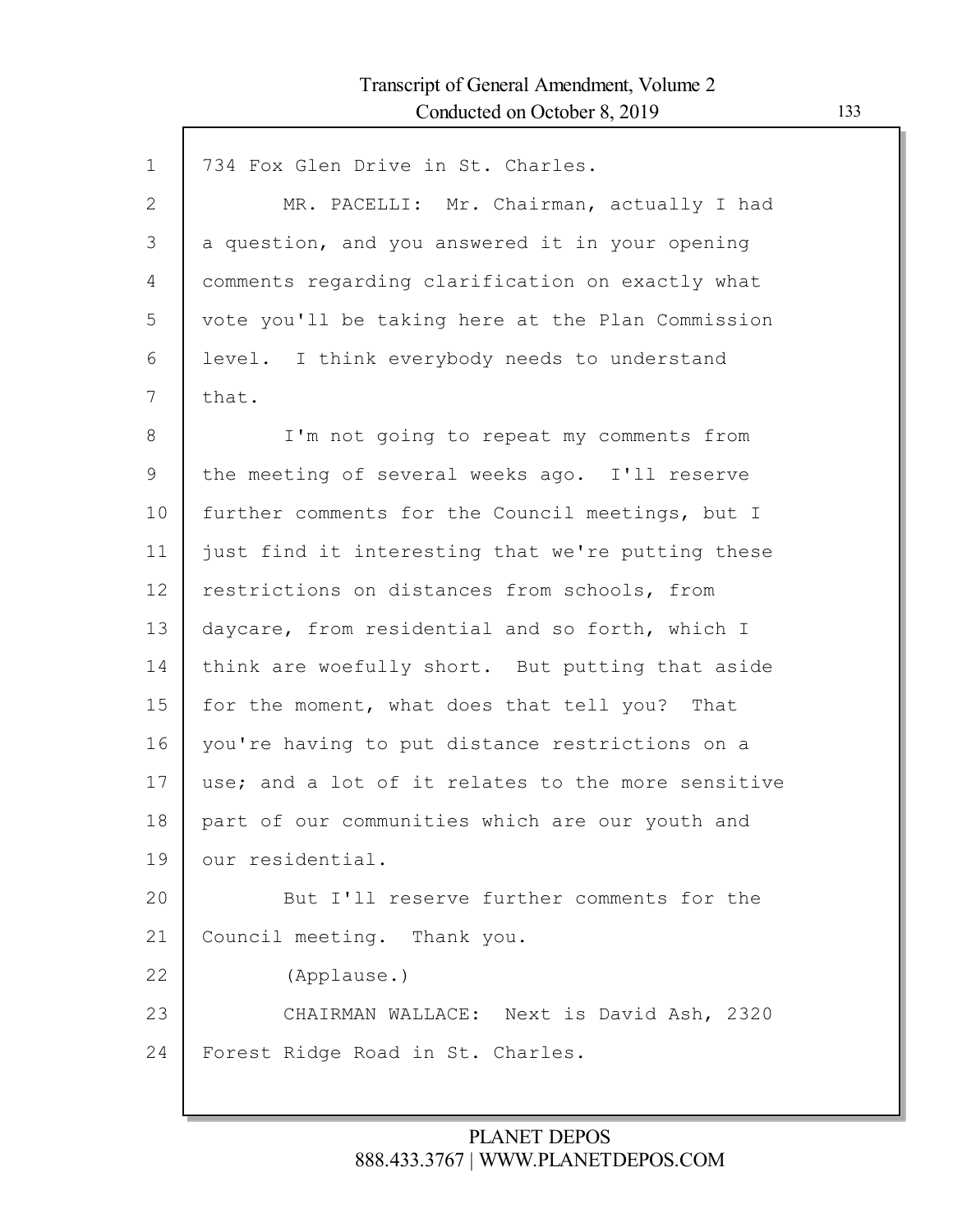734 Fox Glen Drive in St. Charles.

MR. PACELLI: Mr. Chairman, actually I had a question, and you answered it in your opening comments regarding clarification on exactly what vote you'll be taking here at the Plan Commission level. I think everybody needs to understand that.

I'm not going to repeat my comments from the meeting of several weeks ago. I'll reserve further comments for the Council meetings, but I just find it interesting that we're putting these restrictions on distances from schools, from daycare, from residential and so forth, which I think are woefully short. But putting that aside for the moment, what does that tell you? That you're having to put distance restrictions on a use; and a lot of it relates to the more sensitive part of our communities which are our youth and our residential.

But I'll reserve further comments for the Council meeting. Thank you.

(Applause.)

CHAIRMAN WALLACE: Next is David Ash, 2320 Forest Ridge Road in St. Charles.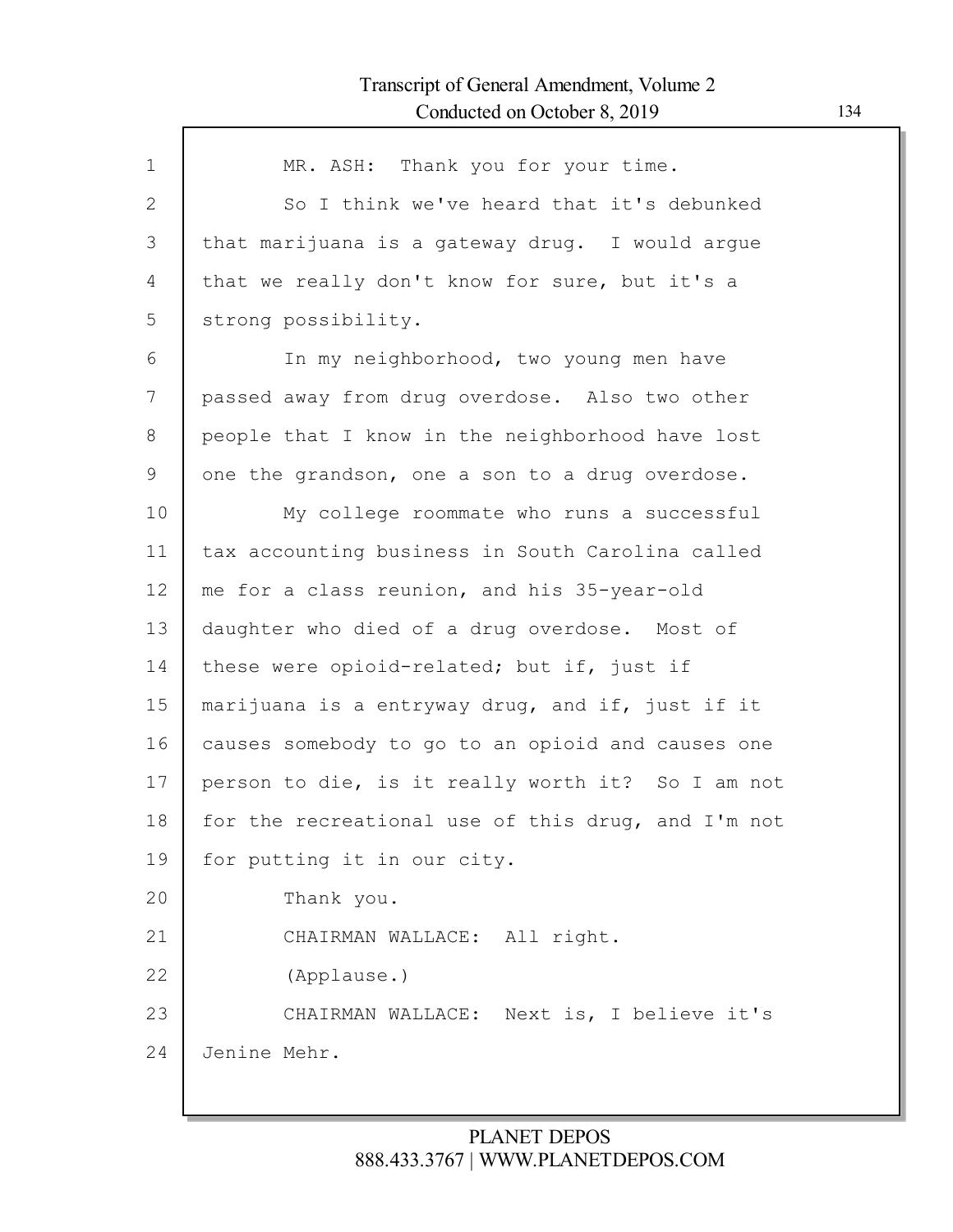MR. ASH: Thank you for your time.

So I think we've heard that it's debunked that marijuana is a gateway drug. I would argue that we really don't know for sure, but it's a strong possibility.

In my neighborhood, two young men have passed away from drug overdose. Also two other people that I know in the neighborhood have lost one the grandson, one a son to a drug overdose.

My college roommate who runs a successful tax accounting business in South Carolina called me for a class reunion, and his 35-year-old daughter who died of a drug overdose. Most of these were opioid-related; but if, just if marijuana is a entryway drug, and if, just if it causes somebody to go to an opioid and causes one person to die, is it really worth it? So I am not for the recreational use of this drug, and I'm not for putting it in our city.

Thank you.

CHAIRMAN WALLACE: All right.

(Applause.)

CHAIRMAN WALLACE: Next is, I believe it's Jenine Mehr.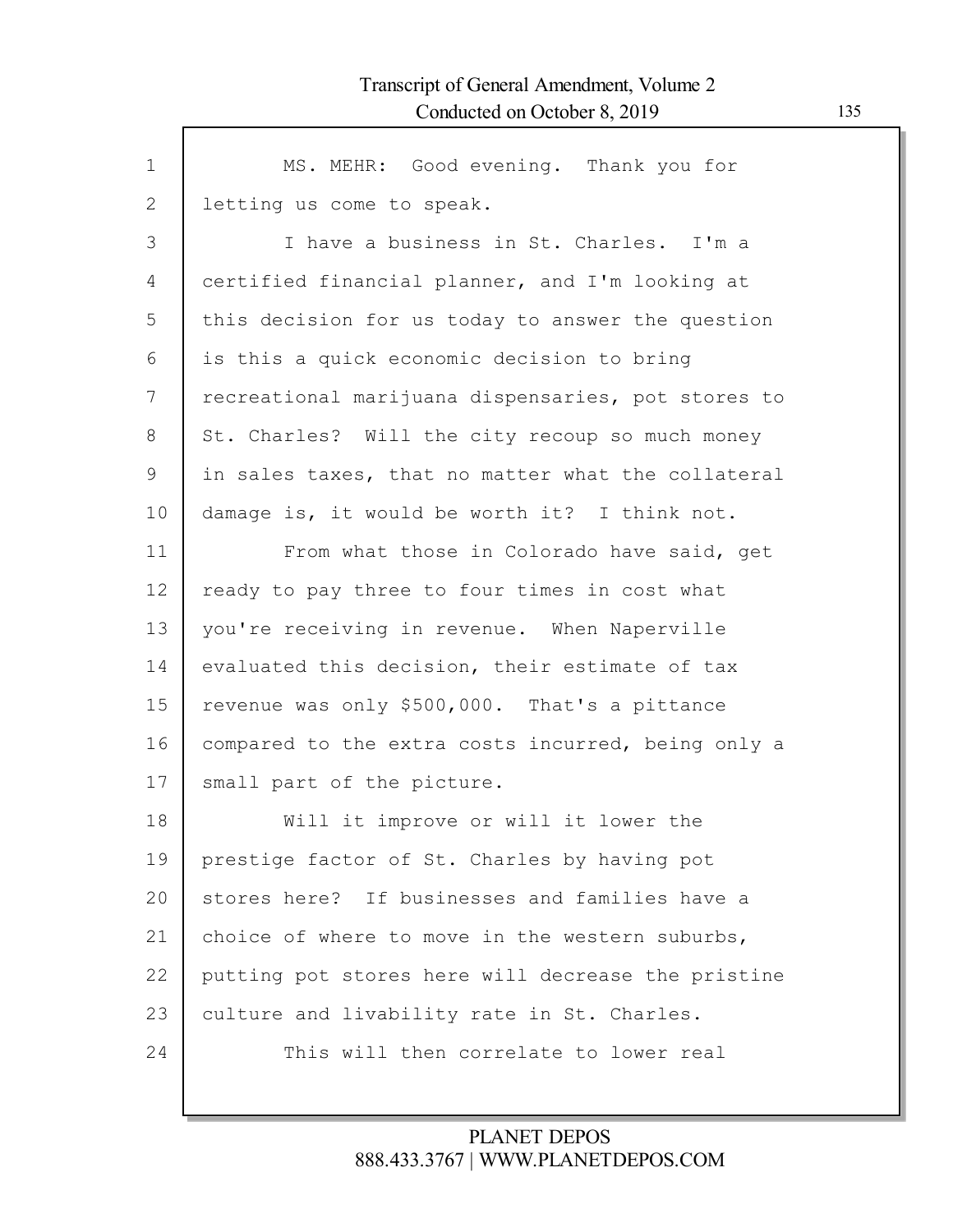MS. MEHR: Good evening. Thank you for letting us come to speak.

I have a business in St. Charles. I'm a certified financial planner, and I'm looking at this decision for us today to answer the question is this a quick economic decision to bring recreational marijuana dispensaries, pot stores to St. Charles? Will the city recoup so much money in sales taxes, that no matter what the collateral damage is, it would be worth it? I think not.

From what those in Colorado have said, get ready to pay three to four times in cost what you're receiving in revenue. When Naperville evaluated this decision, their estimate of tax revenue was only $500,000. That's a pittance compared to the extra costs incurred, being only a small part of the picture.

Will it improve or will it lower the prestige factor of St. Charles by having pot stores here? If businesses and families have a choice of where to move in the western suburbs, putting pot stores here will decrease the pristine culture and livability rate in St. Charles.

This will then correlate to lower real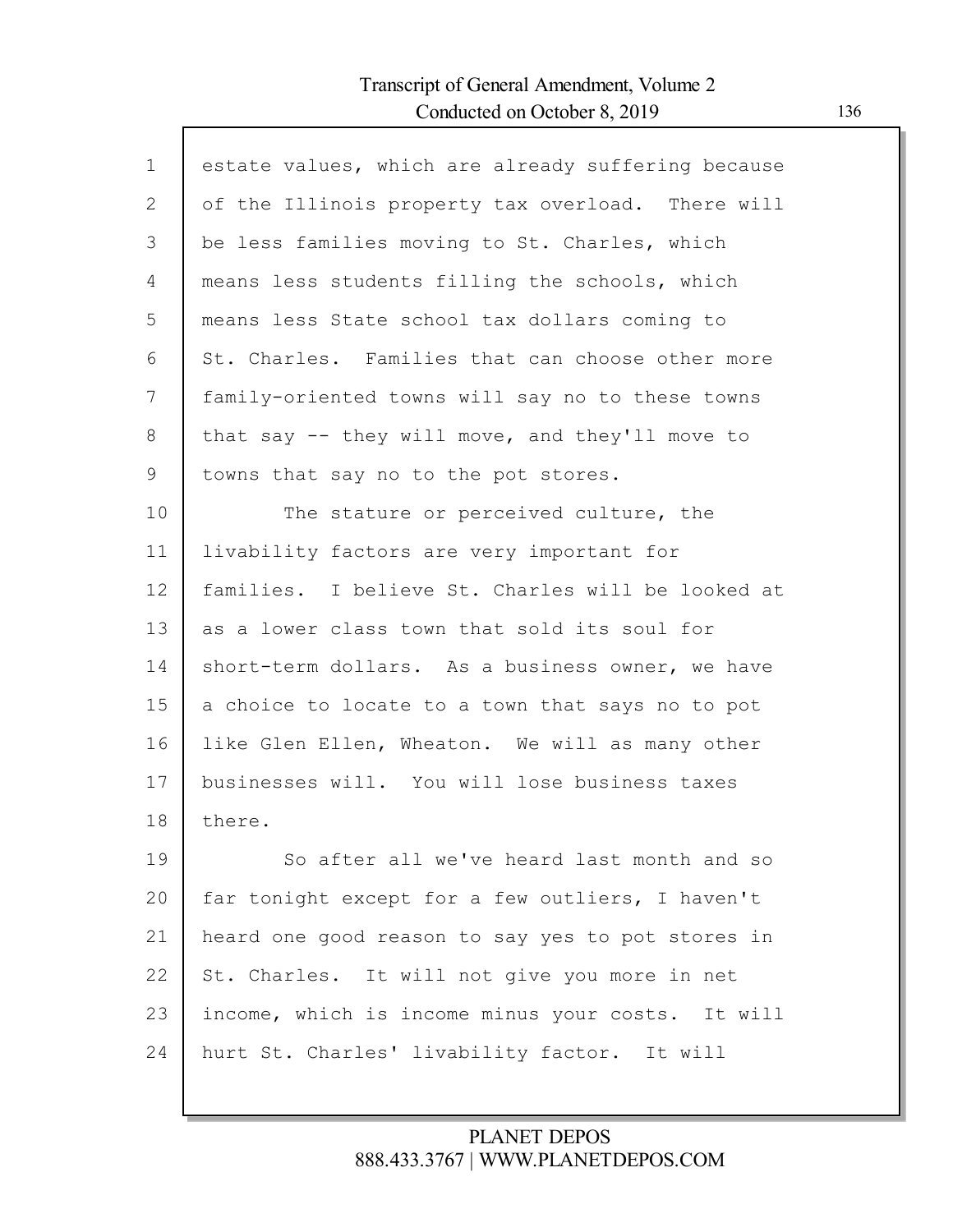estate values, which are already suffering because of the Illinois property tax overload. There will be less families moving to St. Charles, which means less students filling the schools, which means less State school tax dollars coming to St. Charles. Families that can choose other more family-oriented towns will say no to these towns that say -- they will move, and they'll move to towns that say no to the pot stores.

The stature or perceived culture, the livability factors are very important for families. I believe St. Charles will be looked at as a lower class town that sold its soul for short-term dollars. As a business owner, we have a choice to locate to a town that says no to pot like Glen Ellen, Wheaton. We will as many other businesses will. You will lose business taxes there.

So after all we've heard last month and so far tonight except for a few outliers, I haven't heard one good reason to say yes to pot stores in St. Charles. It will not give you more in net income, which is income minus your costs. It will hurt St. Charles' livability factor. It will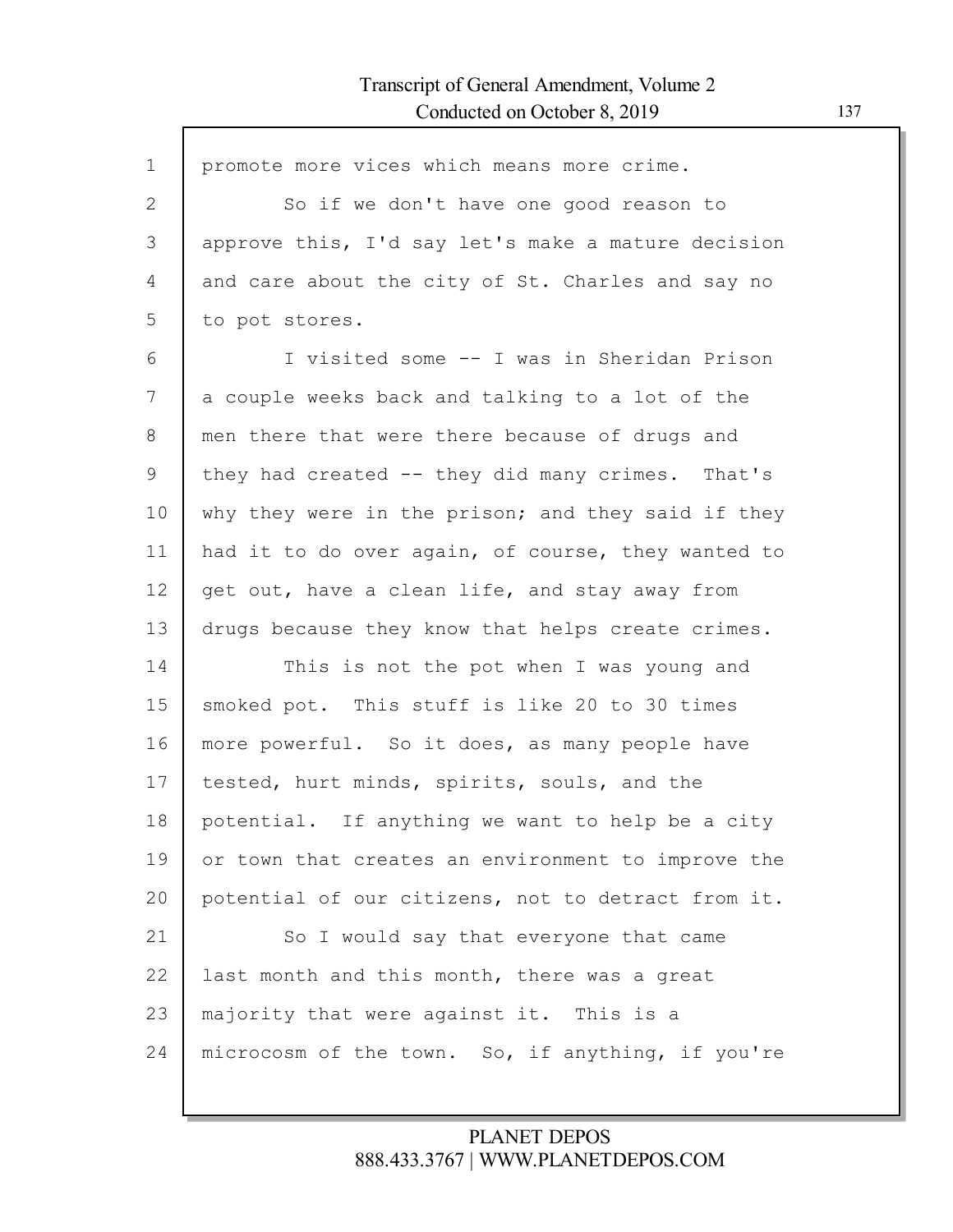promote more vices which means more crime.

So if we don't have one good reason to approve this, I'd say let's make a mature decision and care about the city of St. Charles and say no to pot stores.

I visited some -- I was in Sheridan Prison a couple weeks back and talking to a lot of the men there that were there because of drugs and they had created -- they did many crimes. That's why they were in the prison; and they said if they had it to do over again, of course, they wanted to get out, have a clean life, and stay away from drugs because they know that helps create crimes.

This is not the pot when I was young and smoked pot. This stuff is like 20 to 30 times more powerful. So it does, as many people have tested, hurt minds, spirits, souls, and the potential. If anything we want to help be a city or town that creates an environment to improve the potential of our citizens, not to detract from it.

So I would say that everyone that came last month and this month, there was a great majority that were against it. This is a microcosm of the town. So, if anything, if you're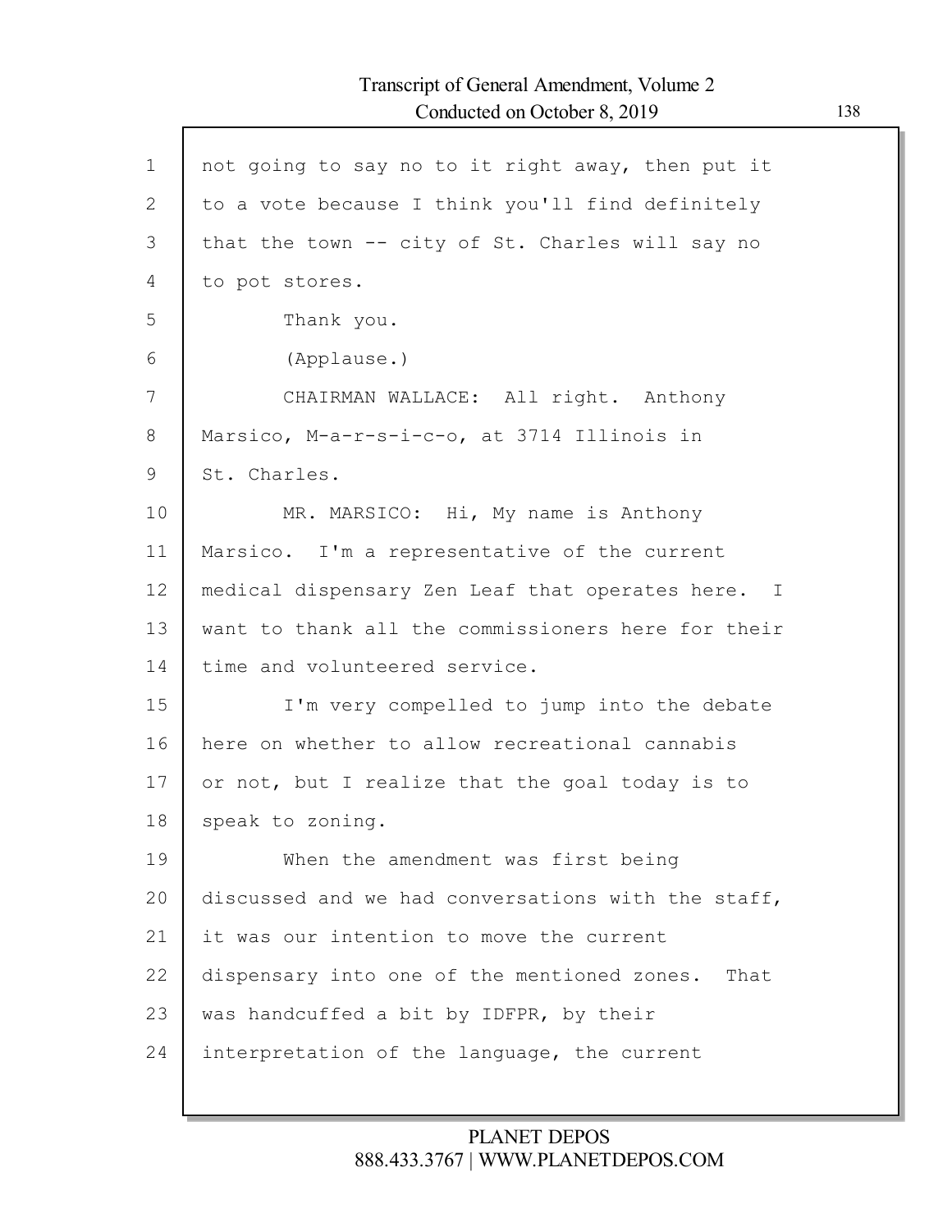not going to say no to it right away, then put it to a vote because I think you'll find definitely that the town -- city of St. Charles will say no to pot stores.

Thank you.

(Applause.)

CHAIRMAN WALLACE: All right. Anthony Marsico, M-a-r-s-i-c-o, at 3714 Illinois in St. Charles.

MR. MARSICO: Hi, My name is Anthony Marsico. I'm a representative of the current medical dispensary Zen Leaf that operates here. I want to thank all the commissioners here for their time and volunteered service.

I'm very compelled to jump into the debate here on whether to allow recreational cannabis or not, but I realize that the goal today is to speak to zoning.

When the amendment was first being discussed and we had conversations with the staff, it was our intention to move the current dispensary into one of the mentioned zones. That was handcuffed a bit by IDFPR, by their interpretation of the language, the current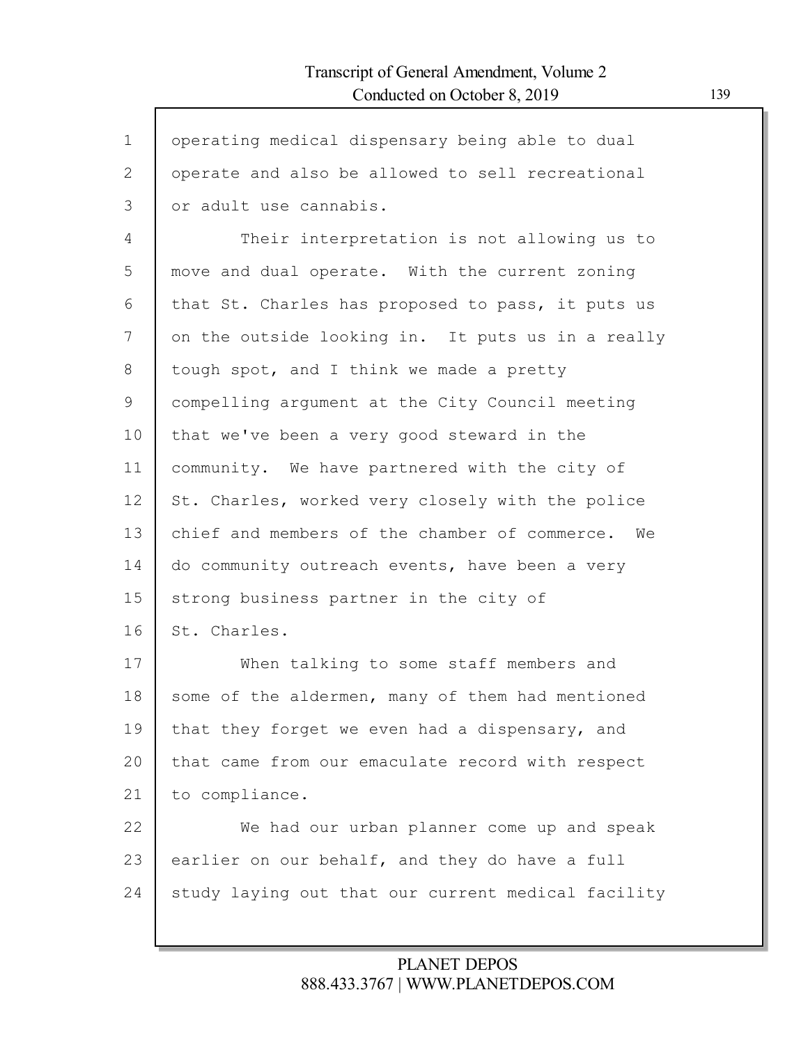operating medical dispensary being able to dual operate and also be allowed to sell recreational or adult use cannabis.

Their interpretation is not allowing us to move and dual operate. With the current zoning that St. Charles has proposed to pass, it puts us on the outside looking in. It puts us in a really tough spot, and I think we made a pretty compelling argument at the City Council meeting that we've been a very good steward in the community. We have partnered with the city of St. Charles, worked very closely with the police chief and members of the chamber of commerce. We do community outreach events, have been a very strong business partner in the city of St. Charles.

When talking to some staff members and some of the aldermen, many of them had mentioned that they forget we even had a dispensary, and that came from our emaculate record with respect to compliance.

We had our urban planner come up and speak earlier on our behalf, and they do have a full study laying out that our current medical facility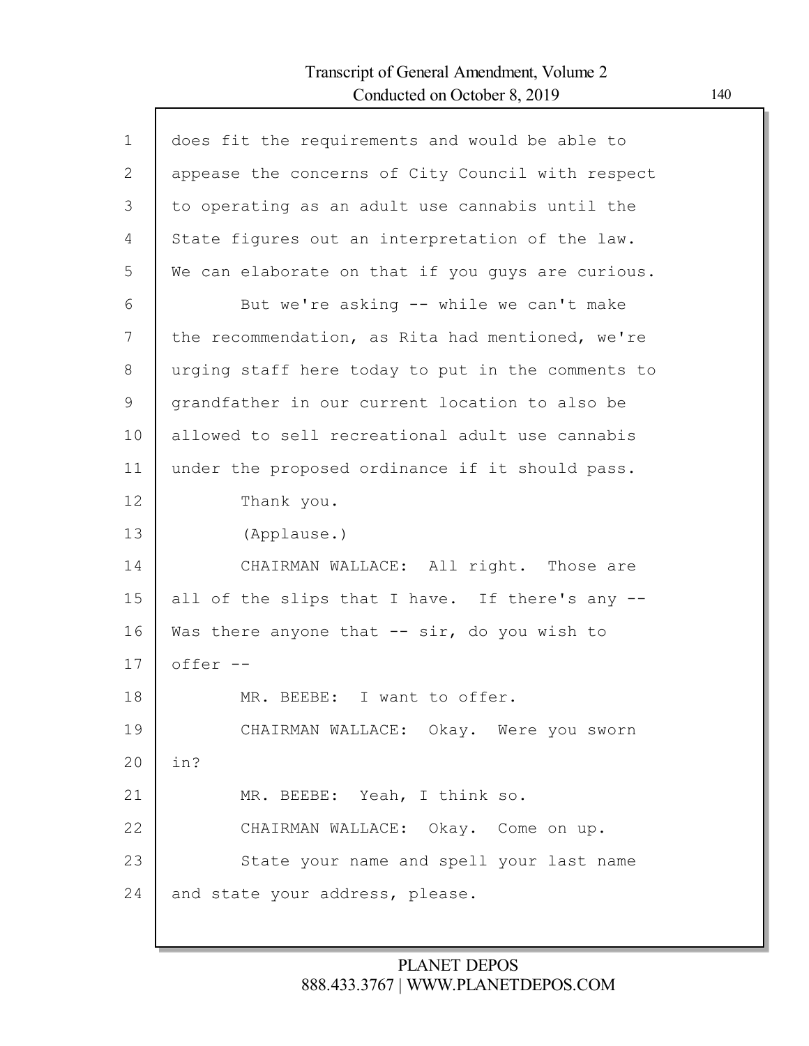does fit the requirements and would be able to appease the concerns of City Council with respect to operating as an adult use cannabis until the State figures out an interpretation of the law. We can elaborate on that if you guys are curious.

But we're asking -- while we can't make the recommendation, as Rita had mentioned, we're urging staff here today to put in the comments to grandfather in our current location to also be allowed to sell recreational adult use cannabis under the proposed ordinance if it should pass.

Thank you.

(Applause.)

CHAIRMAN WALLACE: All right. Those are all of the slips that I have. If there's any -- Was there anyone that -- sir, do you wish to offer --

MR. BEEBE: I want to offer.

CHAIRMAN WALLACE: Okay. Were you sworn in?

MR. BEEBE: Yeah, I think so.

CHAIRMAN WALLACE: Okay. Come on up.

State your name and spell your last name and state your address, please.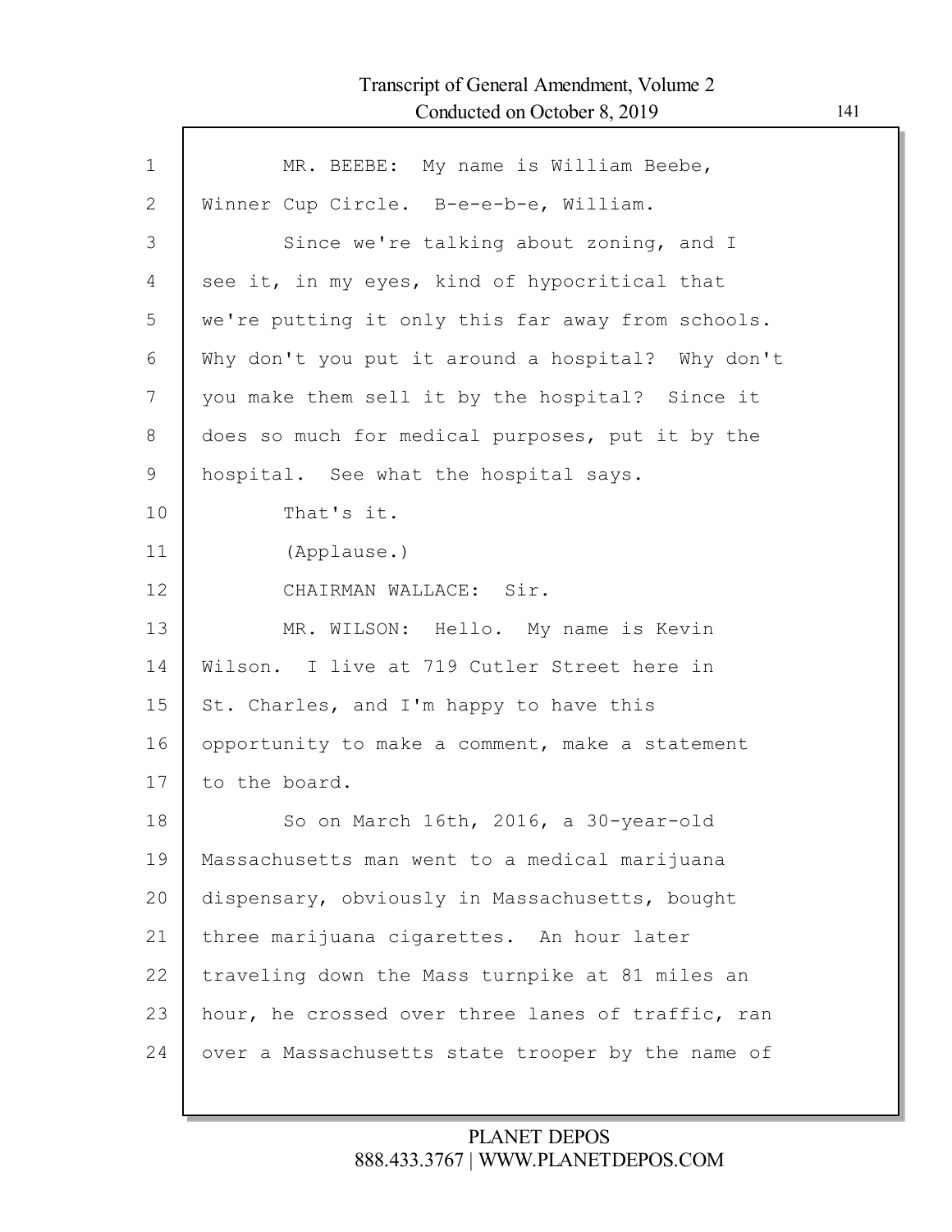MR. BEEBE: My name is William Beebe, Winner Cup Circle. B-e-e-b-e, William.

Since we're talking about zoning, and I see it, in my eyes, kind of hypocritical that we're putting it only this far away from schools. Why don't you put it around a hospital? Why don't you make them sell it by the hospital? Since it does so much for medical purposes, put it by the hospital. See what the hospital says.

That's it.

(Applause.)

CHAIRMAN WALLACE: Sir.

MR. WILSON: Hello. My name is Kevin Wilson. I live at 719 Cutler Street here in St. Charles, and I'm happy to have this opportunity to make a comment, make a statement to the board.

So on March 16th, 2016, a 30-year-old Massachusetts man went to a medical marijuana dispensary, obviously in Massachusetts, bought three marijuana cigarettes. An hour later traveling down the Mass turnpike at 81 miles an hour, he crossed over three lanes of traffic, ran over a Massachusetts state trooper by the name of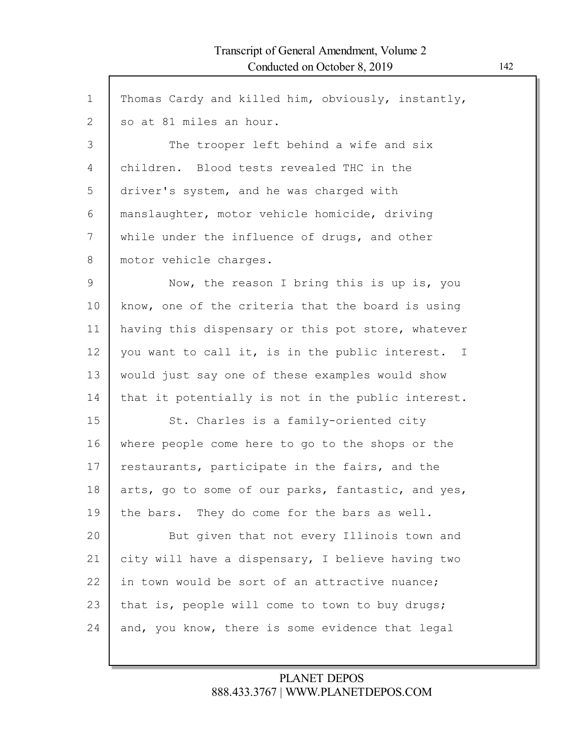Thomas Cardy and killed him, obviously, instantly, so at 81 miles an hour.

The trooper left behind a wife and six children. Blood tests revealed THC in the driver's system, and he was charged with manslaughter, motor vehicle homicide, driving while under the influence of drugs, and other motor vehicle charges.

Now, the reason I bring this is up is, you know, one of the criteria that the board is using having this dispensary or this pot store, whatever you want to call it, is in the public interest. I would just say one of these examples would show that it potentially is not in the public interest.

St. Charles is a family-oriented city where people come here to go to the shops or the restaurants, participate in the fairs, and the arts, go to some of our parks, fantastic, and yes, the bars. They do come for the bars as well.

But given that not every Illinois town and city will have a dispensary, I believe having two in town would be sort of an attractive nuance; that is, people will come to town to buy drugs; and, you know, there is some evidence that legal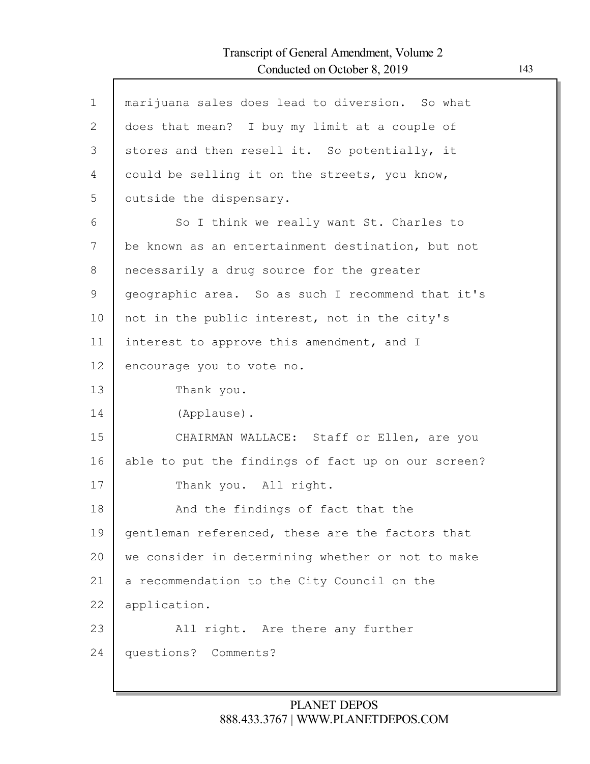marijuana sales does lead to diversion. So what does that mean? I buy my limit at a couple of stores and then resell it. So potentially, it could be selling it on the streets, you know, outside the dispensary.

So I think we really want St. Charles to be known as an entertainment destination, but not necessarily a drug source for the greater geographic area. So as such I recommend that it's not in the public interest, not in the city's interest to approve this amendment, and I encourage you to vote no.

Thank you.

(Applause).

CHAIRMAN WALLACE: Staff or Ellen, are you able to put the findings of fact up on our screen?

Thank you. All right.

And the findings of fact that the gentleman referenced, these are the factors that we consider in determining whether or not to make a recommendation to the City Council on the application.

All right. Are there any further questions? Comments?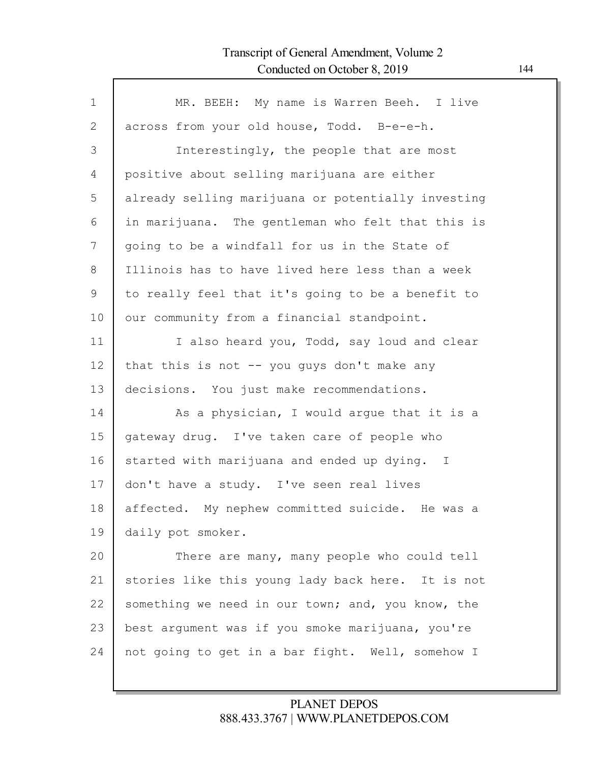MR. BEEH: My name is Warren Beeh. I live across from your old house, Todd. B-e-e-h.

Interestingly, the people that are most positive about selling marijuana are either already selling marijuana or potentially investing in marijuana. The gentleman who felt that this is going to be a windfall for us in the State of Illinois has to have lived here less than a week to really feel that it's going to be a benefit to our community from a financial standpoint.

I also heard you, Todd, say loud and clear that this is not -- you guys don't make any decisions. You just make recommendations.

As a physician, I would argue that it is a gateway drug. I've taken care of people who started with marijuana and ended up dying. I don't have a study. I've seen real lives affected. My nephew committed suicide. He was a daily pot smoker.

There are many, many people who could tell stories like this young lady back here. It is not something we need in our town; and, you know, the best argument was if you smoke marijuana, you're not going to get in a bar fight. Well, somehow I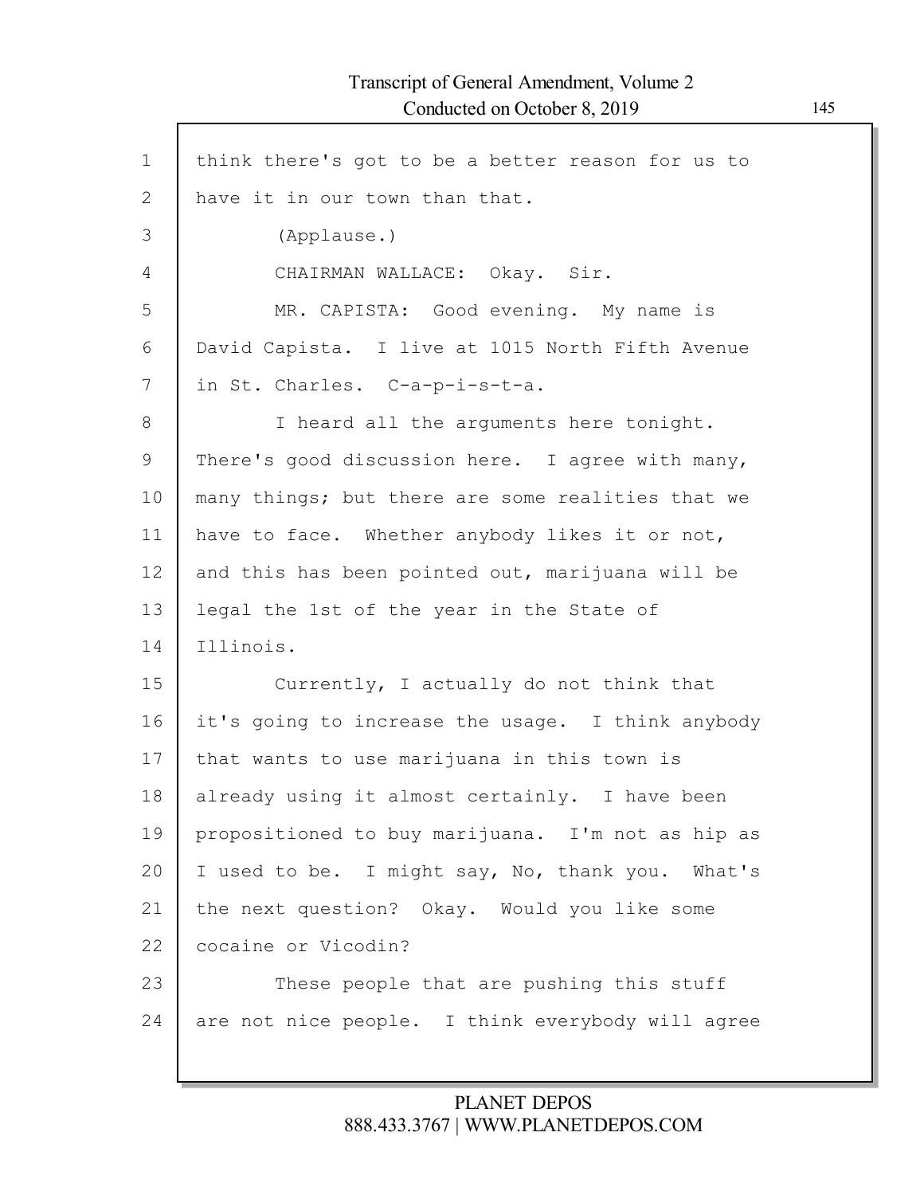think there's got to be a better reason for us to have it in our town than that.

(Applause.)

CHAIRMAN WALLACE: Okay. Sir.

MR. CAPISTA: Good evening. My name is David Capista. I live at 1015 North Fifth Avenue in St. Charles. C-a-p-i-s-t-a.

I heard all the arguments here tonight. There's good discussion here. I agree with many, many things; but there are some realities that we have to face. Whether anybody likes it or not, and this has been pointed out, marijuana will be legal the 1st of the year in the State of Illinois.

Currently, I actually do not think that it's going to increase the usage. I think anybody that wants to use marijuana in this town is already using it almost certainly. I have been propositioned to buy marijuana. I'm not as hip as I used to be. I might say, No, thank you. What's the next question? Okay. Would you like some cocaine or Vicodin?

These people that are pushing this stuff are not nice people. I think everybody will agree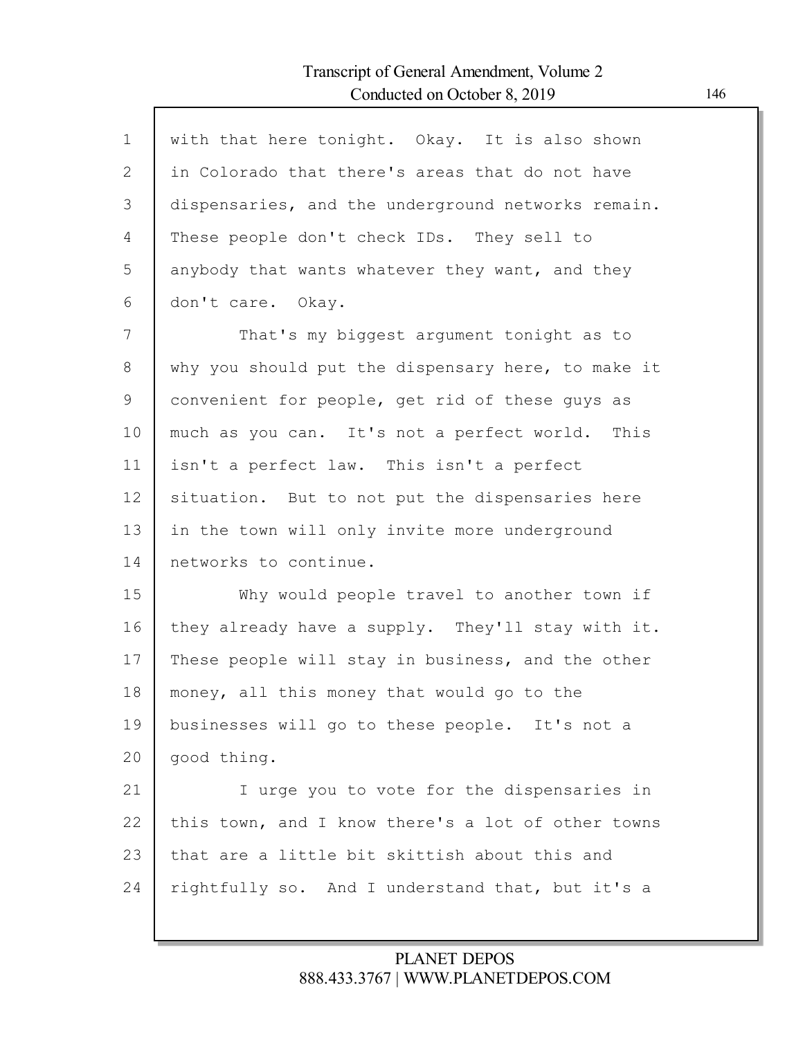with that here tonight. Okay. It is also shown in Colorado that there's areas that do not have dispensaries, and the underground networks remain. These people don't check IDs. They sell to anybody that wants whatever they want, and they don't care. Okay.

That's my biggest argument tonight as to why you should put the dispensary here, to make it convenient for people, get rid of these guys as much as you can. It's not a perfect world. This isn't a perfect law. This isn't a perfect situation. But to not put the dispensaries here in the town will only invite more underground networks to continue.

Why would people travel to another town if they already have a supply. They'll stay with it. These people will stay in business, and the other money, all this money that would go to the businesses will go to these people. It's not a good thing.

I urge you to vote for the dispensaries in this town, and I know there's a lot of other towns that are a little bit skittish about this and rightfully so. And I understand that, but it's a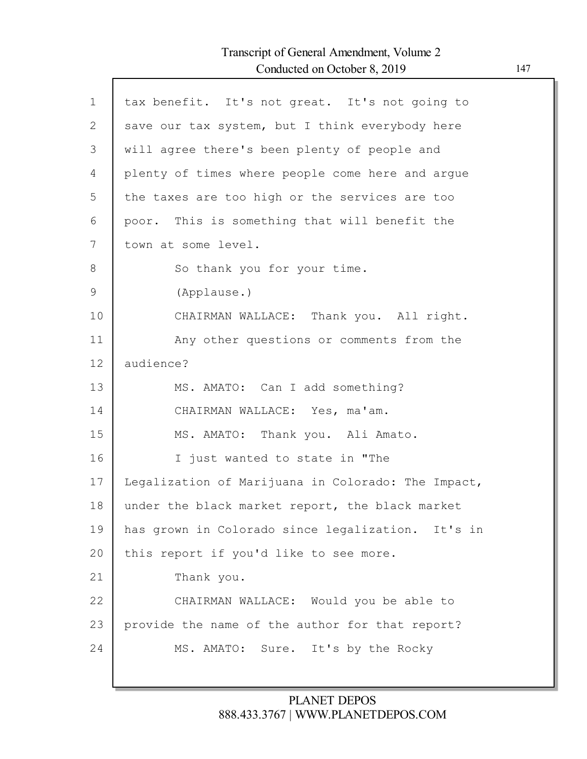tax benefit. It's not great. It's not going to save our tax system, but I think everybody here will agree there's been plenty of people and plenty of times where people come here and argue the taxes are too high or the services are too poor. This is something that will benefit the town at some level.

So thank you for your time.

(Applause.)

CHAIRMAN WALLACE: Thank you. All right.

Any other questions or comments from the audience?

MS. AMATO: Can I add something?

CHAIRMAN WALLACE: Yes, ma'am.

MS. AMATO: Thank you. Ali Amato.

I just wanted to state in "The Legalization of Marijuana in Colorado: The Impact, under the black market report, the black market has grown in Colorado since legalization. It's in this report if you'd like to see more.

Thank you.

CHAIRMAN WALLACE: Would you be able to provide the name of the author for that report?

MS. AMATO: Sure. It's by the Rocky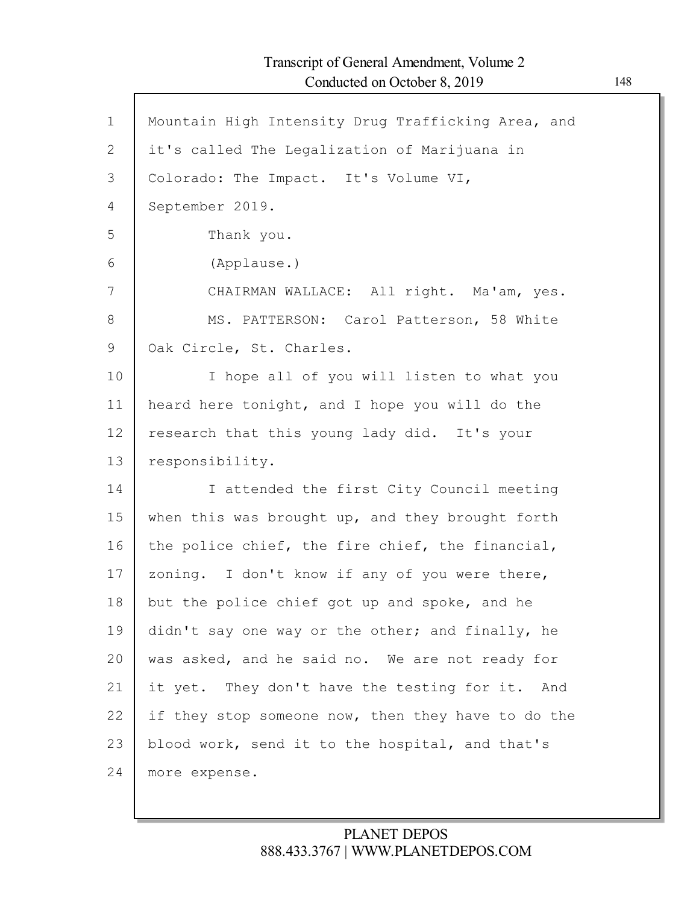Mountain High Intensity Drug Trafficking Area, and it's called The Legalization of Marijuana in Colorado: The Impact. It's Volume VI, September 2019.

Thank you.

(Applause.)

CHAIRMAN WALLACE: All right. Ma'am, yes.

MS. PATTERSON: Carol Patterson, 58 White Oak Circle, St. Charles.

I hope all of you will listen to what you heard here tonight, and I hope you will do the research that this young lady did. It's your responsibility.

I attended the first City Council meeting when this was brought up, and they brought forth the police chief, the fire chief, the financial, zoning. I don't know if any of you were there, but the police chief got up and spoke, and he didn't say one way or the other; and finally, he was asked, and he said no. We are not ready for it yet. They don't have the testing for it. And if they stop someone now, then they have to do the blood work, send it to the hospital, and that's more expense.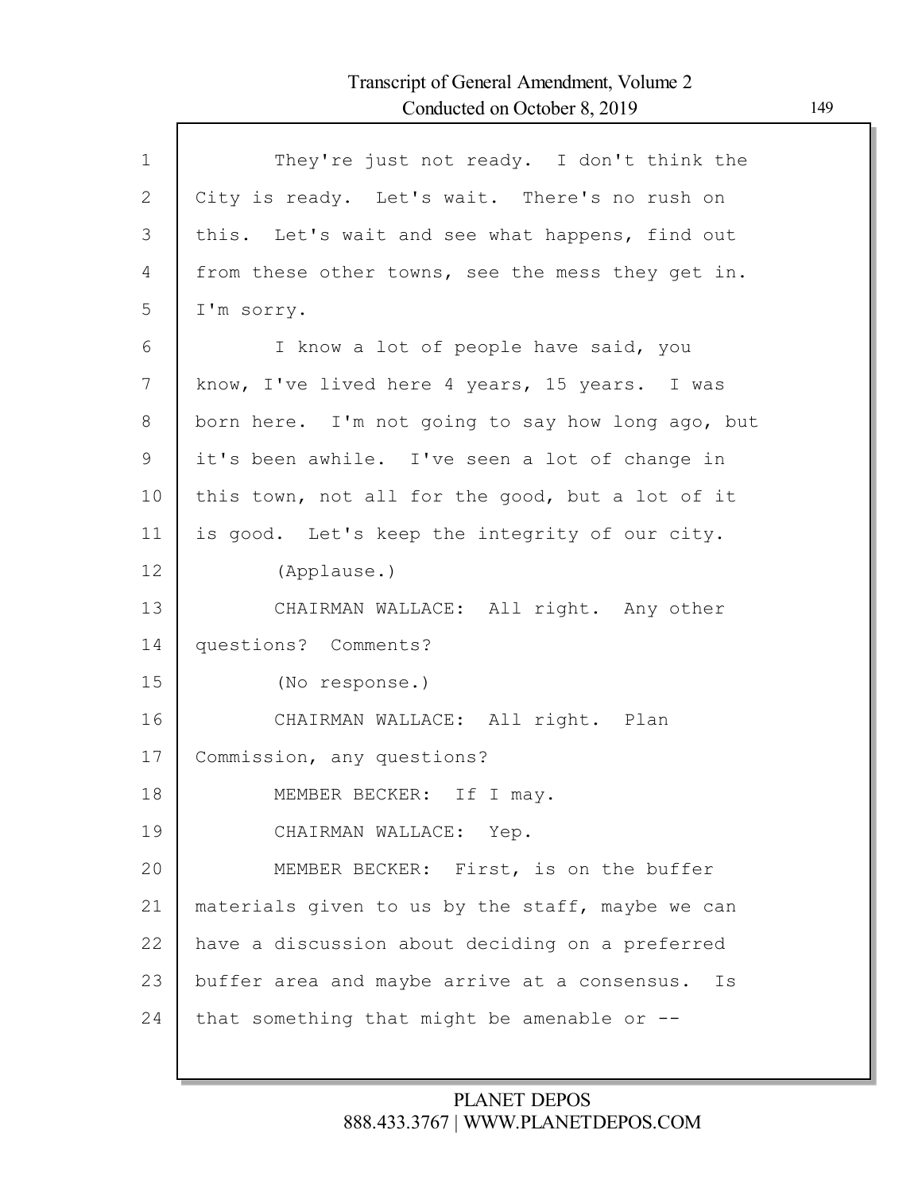They're just not ready. I don't think the City is ready. Let's wait. There's no rush on this. Let's wait and see what happens, find out from these other towns, see the mess they get in. I'm sorry.

I know a lot of people have said, you know, I've lived here 4 years, 15 years. I was born here. I'm not going to say how long ago, but it's been awhile. I've seen a lot of change in this town, not all for the good, but a lot of it is good. Let's keep the integrity of our city.

(Applause.)

CHAIRMAN WALLACE: All right. Any other questions? Comments?

(No response.)

CHAIRMAN WALLACE: All right. Plan Commission, any questions?

MEMBER BECKER: If I may.

CHAIRMAN WALLACE: Yep.

MEMBER BECKER: First, is on the buffer materials given to us by the staff, maybe we can have a discussion about deciding on a preferred buffer area and maybe arrive at a consensus. Is that something that might be amenable or --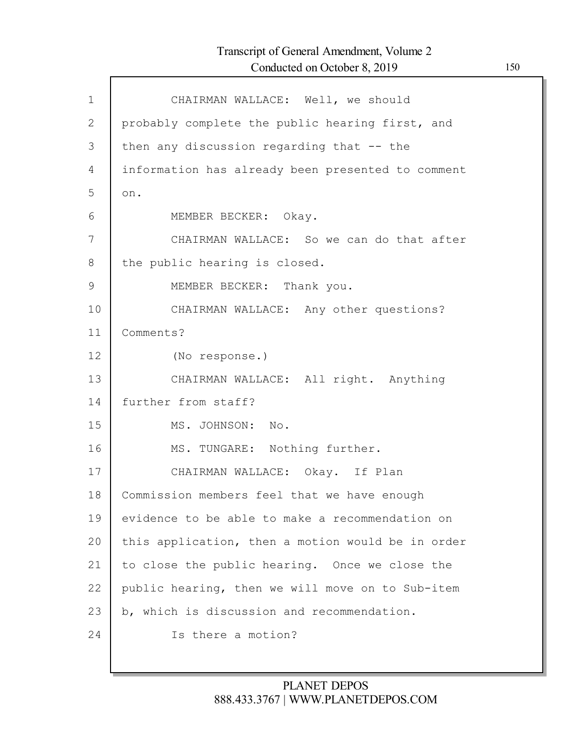CHAIRMAN WALLACE: Well, we should probably complete the public hearing first, and then any discussion regarding that -- the information has already been presented to comment on.

MEMBER BECKER: Okay.

CHAIRMAN WALLACE: So we can do that after the public hearing is closed.

MEMBER BECKER: Thank you.

CHAIRMAN WALLACE: Any other questions? Comments?

(No response.)

CHAIRMAN WALLACE: All right. Anything further from staff?

MS. JOHNSON: No.

MS. TUNGARE: Nothing further.

CHAIRMAN WALLACE: Okay. If Plan Commission members feel that we have enough evidence to be able to make a recommendation on this application, then a motion would be in order to close the public hearing. Once we close the public hearing, then we will move on to Sub-item b, which is discussion and recommendation.

Is there a motion?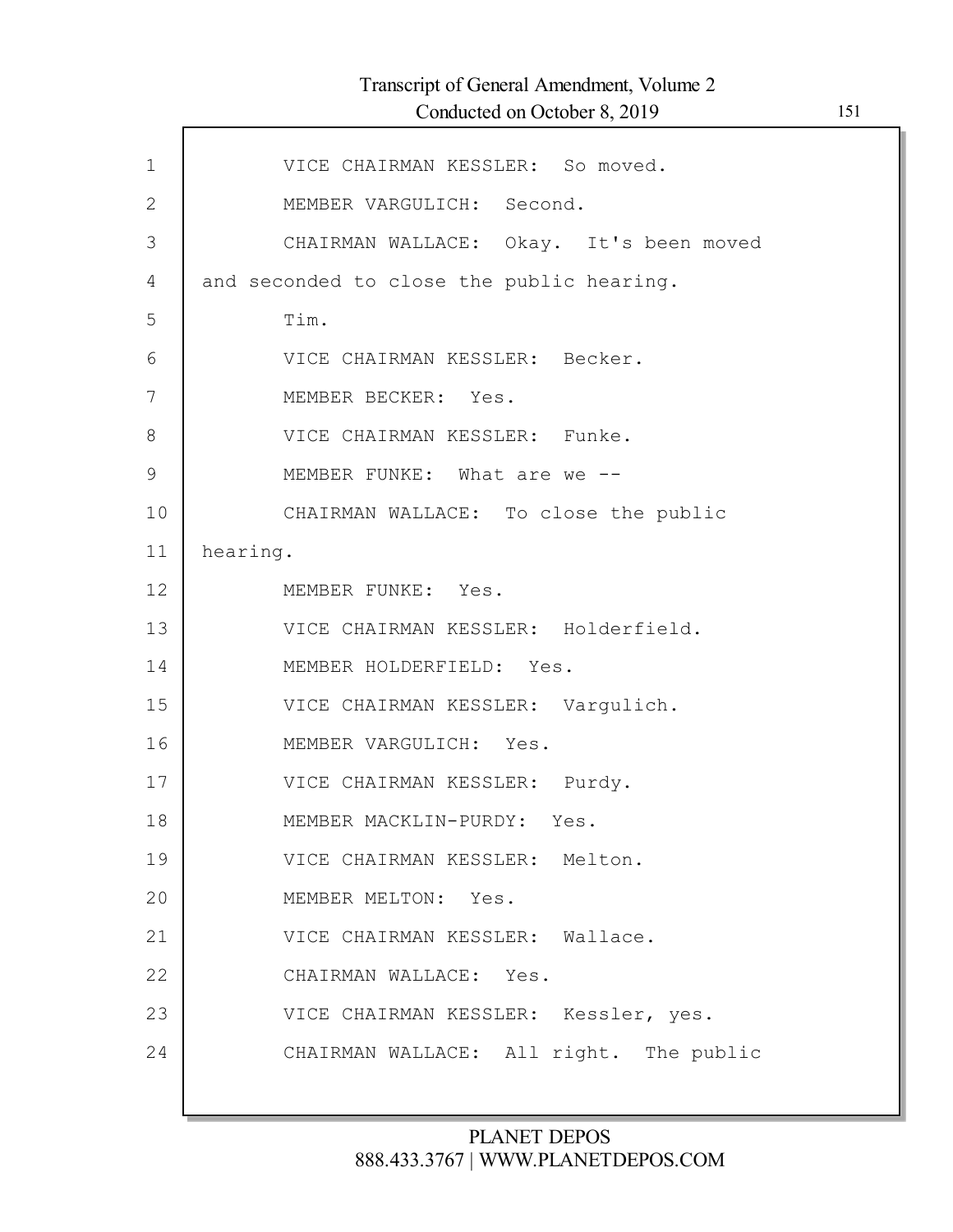VICE CHAIRMAN KESSLER: So moved.

MEMBER VARGULICH: Second.

CHAIRMAN WALLACE: Okay. It's been moved and seconded to close the public hearing.

Tim.

VICE CHAIRMAN KESSLER: Becker.

MEMBER BECKER: Yes.

VICE CHAIRMAN KESSLER: Funke.

MEMBER FUNKE: What are we --

CHAIRMAN WALLACE: To close the public hearing.

MEMBER FUNKE: Yes.

VICE CHAIRMAN KESSLER: Holderfield.

MEMBER HOLDERFIELD: Yes.

VICE CHAIRMAN KESSLER: Vargulich.

MEMBER VARGULICH: Yes.

VICE CHAIRMAN KESSLER: Purdy.

MEMBER MACKLIN-PURDY: Yes.

VICE CHAIRMAN KESSLER: Melton.

MEMBER MELTON: Yes.

VICE CHAIRMAN KESSLER: Wallace.

CHAIRMAN WALLACE: Yes.

VICE CHAIRMAN KESSLER: Kessler, yes.

CHAIRMAN WALLACE: All right. The public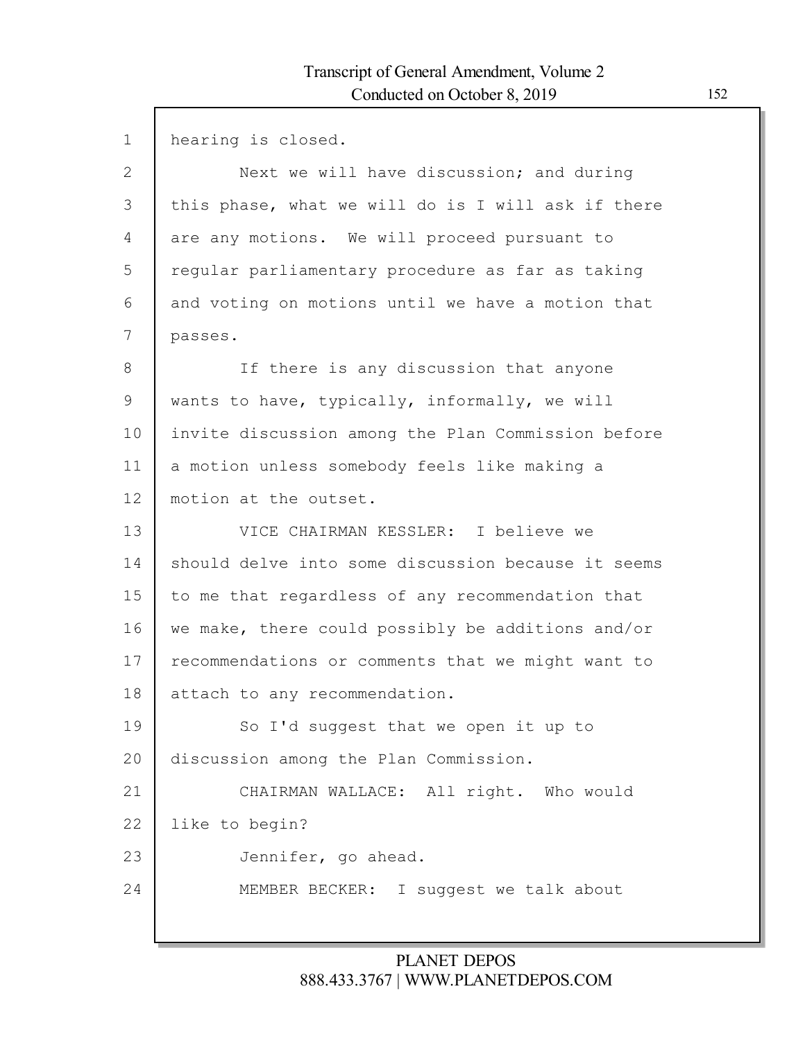hearing is closed.

Next we will have discussion; and during this phase, what we will do is I will ask if there are any motions. We will proceed pursuant to regular parliamentary procedure as far as taking and voting on motions until we have a motion that passes.

If there is any discussion that anyone wants to have, typically, informally, we will invite discussion among the Plan Commission before a motion unless somebody feels like making a motion at the outset.

VICE CHAIRMAN KESSLER: I believe we should delve into some discussion because it seems to me that regardless of any recommendation that we make, there could possibly be additions and/or recommendations or comments that we might want to attach to any recommendation.

So I'd suggest that we open it up to discussion among the Plan Commission.

CHAIRMAN WALLACE: All right. Who would like to begin?

Jennifer, go ahead.

MEMBER BECKER: I suggest we talk about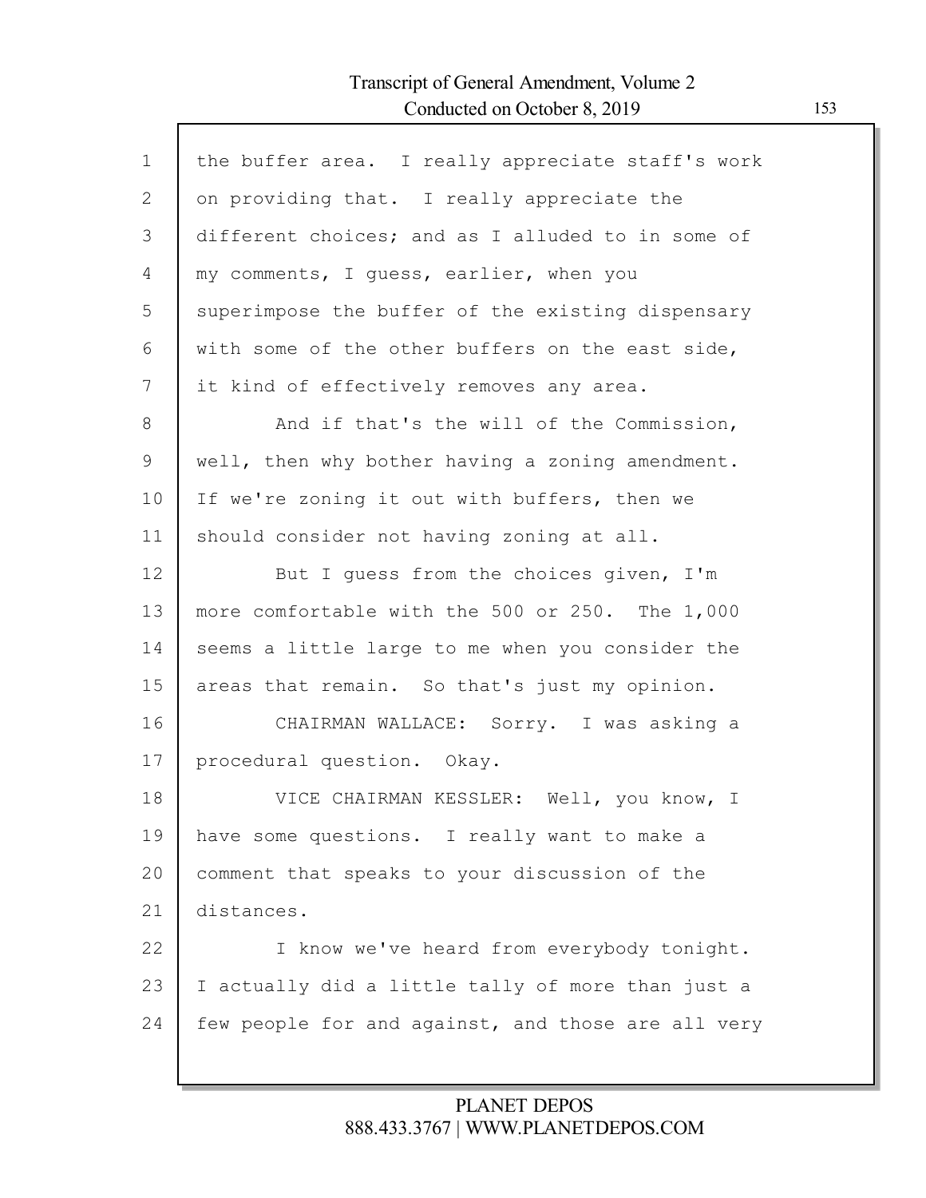the buffer area. I really appreciate staff's work on providing that. I really appreciate the different choices; and as I alluded to in some of my comments, I guess, earlier, when you superimpose the buffer of the existing dispensary with some of the other buffers on the east side, it kind of effectively removes any area.

And if that's the will of the Commission, well, then why bother having a zoning amendment. If we're zoning it out with buffers, then we should consider not having zoning at all.

But I guess from the choices given, I'm more comfortable with the 500 or 250. The 1,000 seems a little large to me when you consider the areas that remain. So that's just my opinion.

CHAIRMAN WALLACE: Sorry. I was asking a procedural question. Okay.

VICE CHAIRMAN KESSLER: Well, you know, I have some questions. I really want to make a comment that speaks to your discussion of the distances.

I know we've heard from everybody tonight. I actually did a little tally of more than just a few people for and against, and those are all very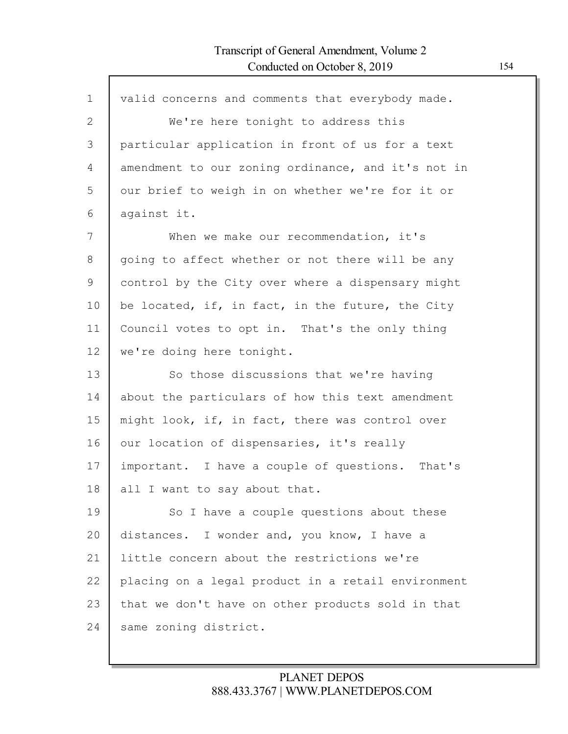valid concerns and comments that everybody made.

We're here tonight to address this particular application in front of us for a text amendment to our zoning ordinance, and it's not in our brief to weigh in on whether we're for it or against it.

When we make our recommendation, it's going to affect whether or not there will be any control by the City over where a dispensary might be located, if, in fact, in the future, the City Council votes to opt in. That's the only thing we're doing here tonight.

So those discussions that we're having about the particulars of how this text amendment might look, if, in fact, there was control over our location of dispensaries, it's really important. I have a couple of questions. That's all I want to say about that.

So I have a couple questions about these distances. I wonder and, you know, I have a little concern about the restrictions we're placing on a legal product in a retail environment that we don't have on other products sold in that same zoning district.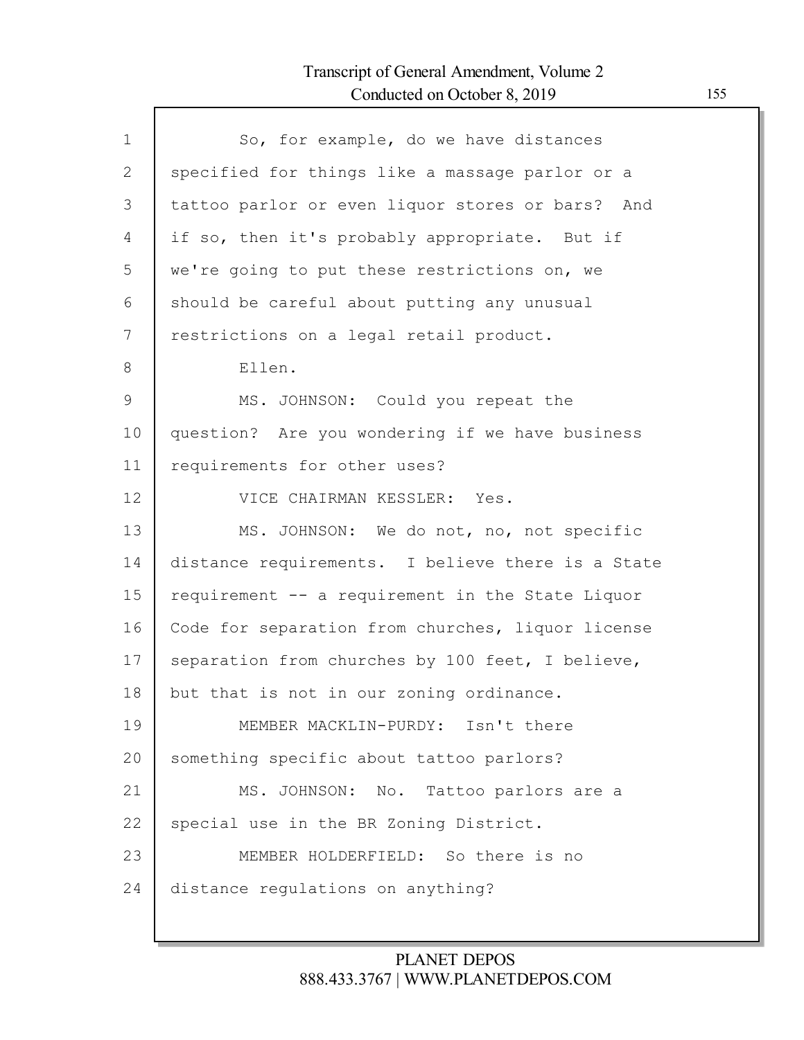So, for example, do we have distances specified for things like a massage parlor or a tattoo parlor or even liquor stores or bars? And if so, then it's probably appropriate. But if we're going to put these restrictions on, we should be careful about putting any unusual restrictions on a legal retail product.

Ellen.

MS. JOHNSON: Could you repeat the question? Are you wondering if we have business requirements for other uses?

VICE CHAIRMAN KESSLER: Yes.

MS. JOHNSON: We do not, no, not specific distance requirements. I believe there is a State requirement -- a requirement in the State Liquor Code for separation from churches, liquor license separation from churches by 100 feet, I believe, but that is not in our zoning ordinance.

MEMBER MACKLIN-PURDY: Isn't there something specific about tattoo parlors?

MS. JOHNSON: No. Tattoo parlors are a special use in the BR Zoning District.

MEMBER HOLDERFIELD: So there is no distance regulations on anything?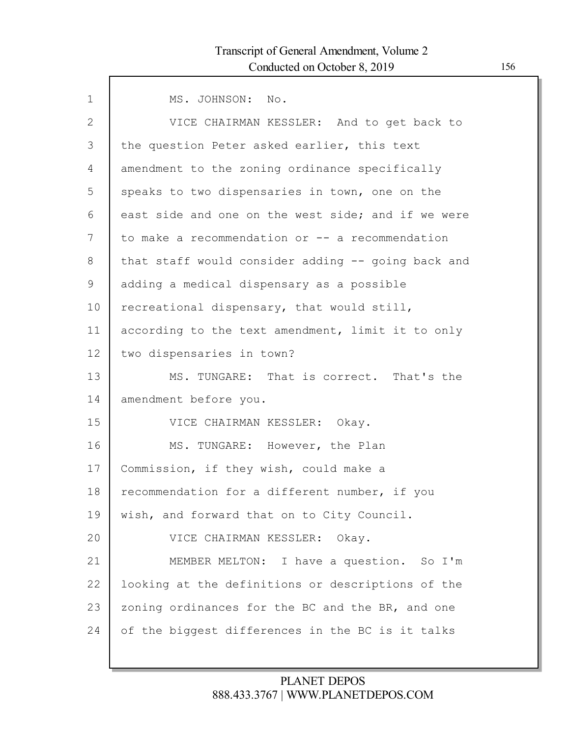MS. JOHNSON: No.

VICE CHAIRMAN KESSLER: And to get back to the question Peter asked earlier, this text amendment to the zoning ordinance specifically speaks to two dispensaries in town, one on the east side and one on the west side; and if we were to make a recommendation or -- a recommendation that staff would consider adding -- going back and adding a medical dispensary as a possible recreational dispensary, that would still, according to the text amendment, limit it to only two dispensaries in town?

MS. TUNGARE: That is correct. That's the amendment before you.

VICE CHAIRMAN KESSLER: Okay.

MS. TUNGARE: However, the Plan Commission, if they wish, could make a recommendation for a different number, if you wish, and forward that on to City Council.

VICE CHAIRMAN KESSLER: Okay.

MEMBER MELTON: I have a question. So I'm looking at the definitions or descriptions of the zoning ordinances for the BC and the BR, and one of the biggest differences in the BC is it talks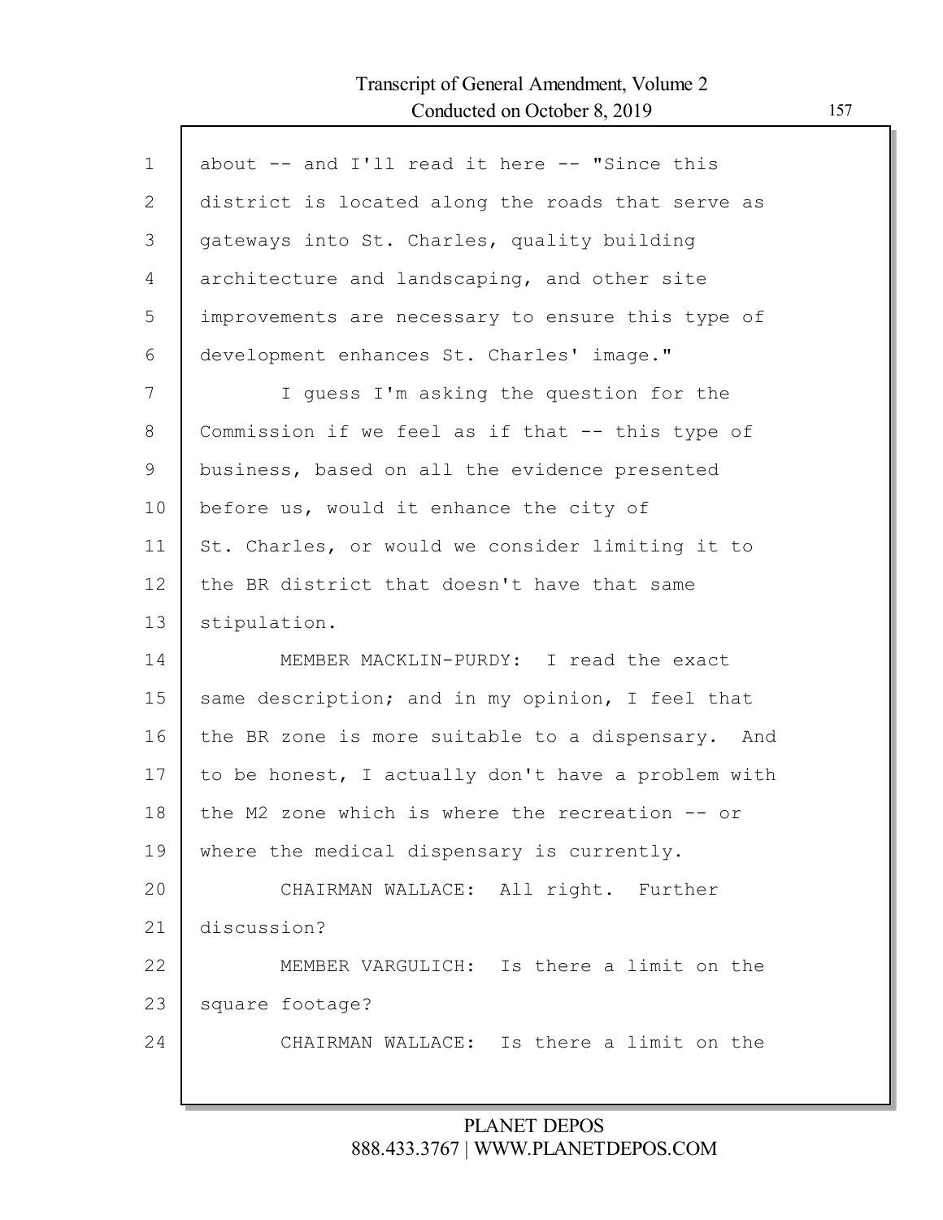about -- and I'll read it here -- "Since this district is located along the roads that serve as gateways into St. Charles, quality building architecture and landscaping, and other site improvements are necessary to ensure this type of development enhances St. Charles' image."

I guess I'm asking the question for the Commission if we feel as if that -- this type of business, based on all the evidence presented before us, would it enhance the city of St. Charles, or would we consider limiting it to the BR district that doesn't have that same stipulation.

MEMBER MACKLIN-PURDY: I read the exact same description; and in my opinion, I feel that the BR zone is more suitable to a dispensary. And to be honest, I actually don't have a problem with the M2 zone which is where the recreation -- or where the medical dispensary is currently.

CHAIRMAN WALLACE: All right. Further discussion?

MEMBER VARGULICH: Is there a limit on the square footage?

CHAIRMAN WALLACE: Is there a limit on the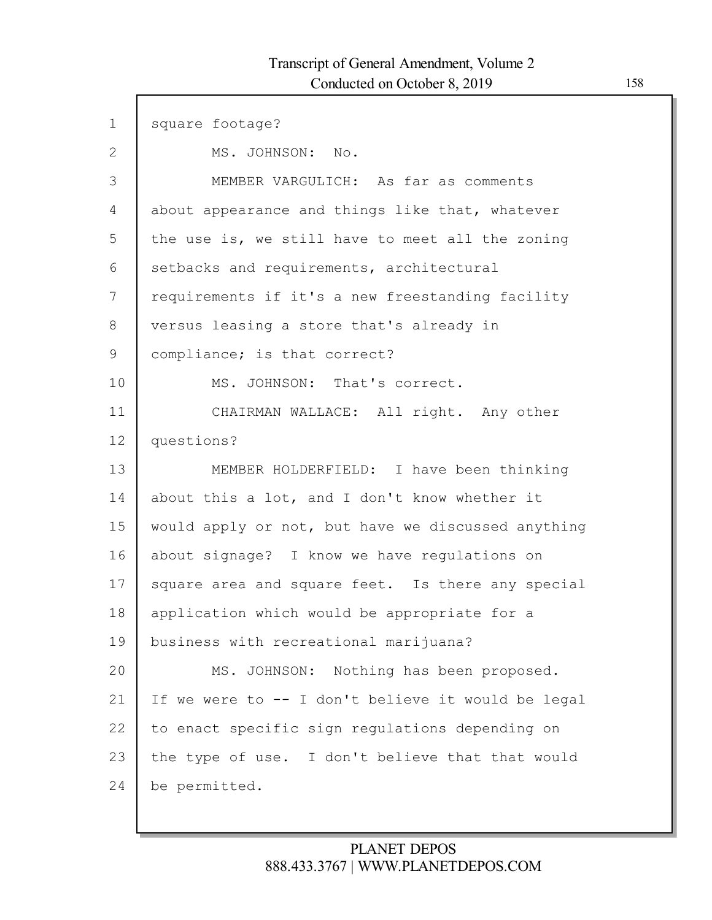square footage?

MS. JOHNSON: No.

MEMBER VARGULICH: As far as comments about appearance and things like that, whatever the use is, we still have to meet all the zoning setbacks and requirements, architectural requirements if it's a new freestanding facility versus leasing a store that's already in compliance; is that correct?

MS. JOHNSON: That's correct.

CHAIRMAN WALLACE: All right. Any other questions?

MEMBER HOLDERFIELD: I have been thinking about this a lot, and I don't know whether it would apply or not, but have we discussed anything about signage? I know we have regulations on square area and square feet. Is there any special application which would be appropriate for a business with recreational marijuana?

MS. JOHNSON: Nothing has been proposed. If we were to -- I don't believe it would be legal to enact specific sign regulations depending on the type of use. I don't believe that that would be permitted.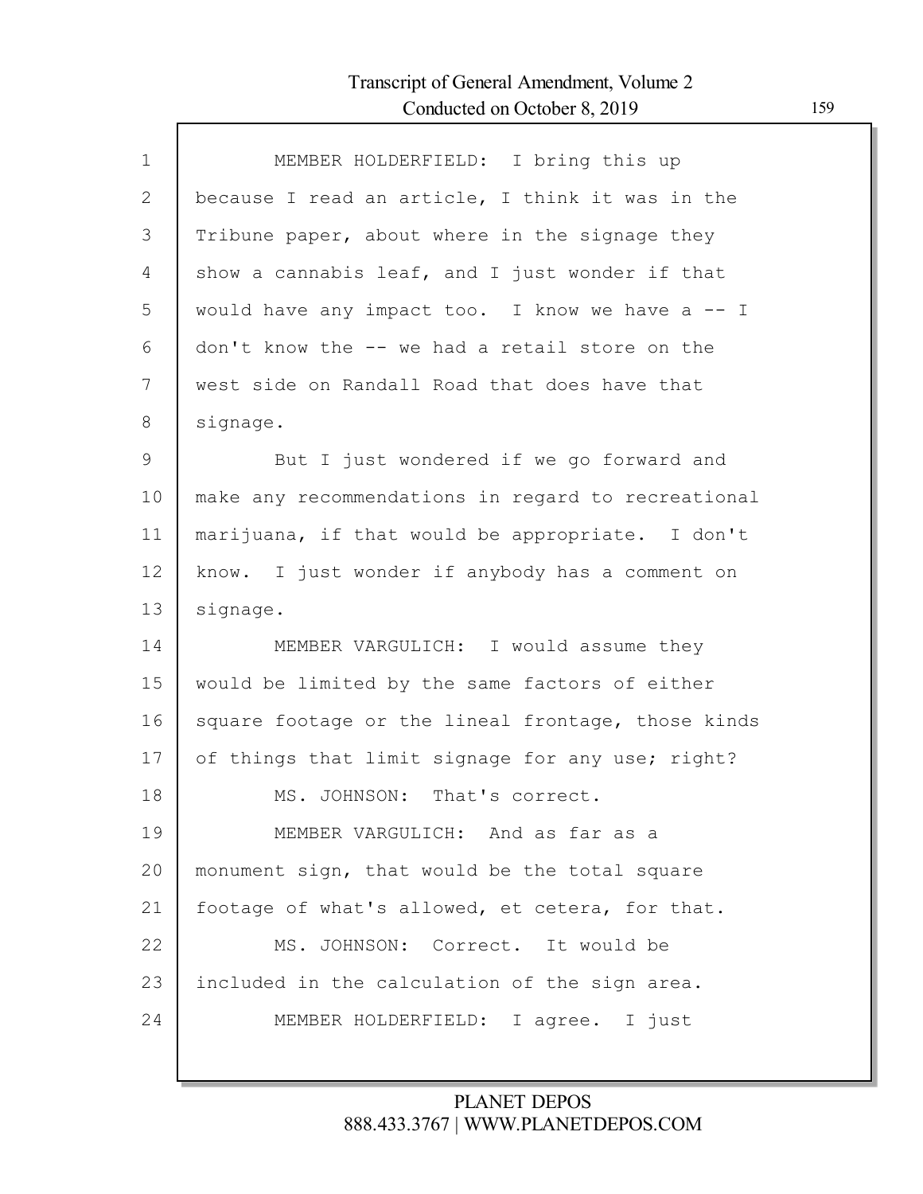MEMBER HOLDERFIELD: I bring this up because I read an article, I think it was in the Tribune paper, about where in the signage they show a cannabis leaf, and I just wonder if that would have any impact too. I know we have a -- I don't know the -- we had a retail store on the west side on Randall Road that does have that signage.

But I just wondered if we go forward and make any recommendations in regard to recreational marijuana, if that would be appropriate. I don't know. I just wonder if anybody has a comment on signage.

MEMBER VARGULICH: I would assume they would be limited by the same factors of either square footage or the lineal frontage, those kinds of things that limit signage for any use; right?

MS. JOHNSON: That's correct.

MEMBER VARGULICH: And as far as a monument sign, that would be the total square footage of what's allowed, et cetera, for that.

MS. JOHNSON: Correct. It would be included in the calculation of the sign area.

MEMBER HOLDERFIELD: I agree. I just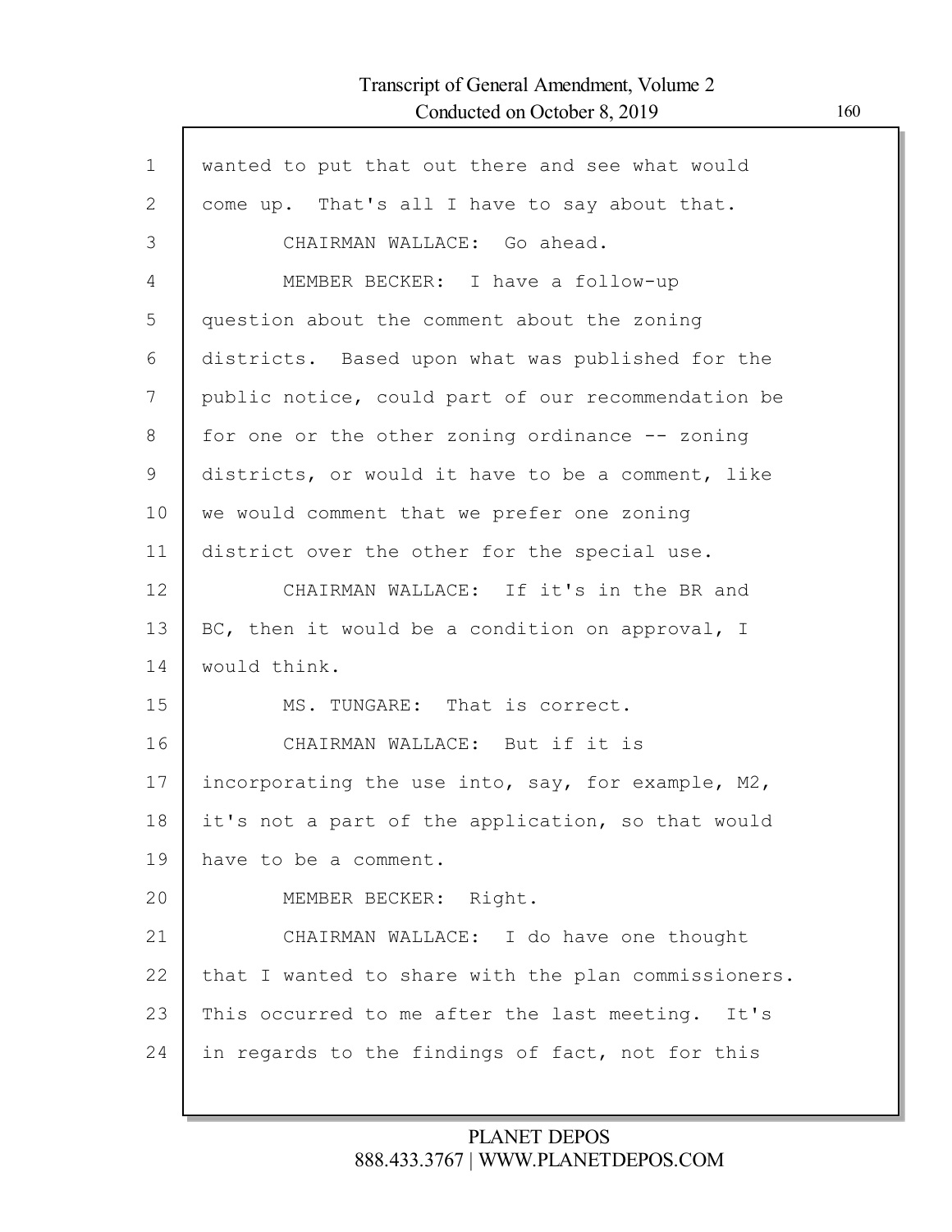wanted to put that out there and see what would come up. That's all I have to say about that.

CHAIRMAN WALLACE: Go ahead.

MEMBER BECKER: I have a follow-up question about the comment about the zoning districts. Based upon what was published for the public notice, could part of our recommendation be for one or the other zoning ordinance -- zoning districts, or would it have to be a comment, like we would comment that we prefer one zoning district over the other for the special use.

CHAIRMAN WALLACE: If it's in the BR and BC, then it would be a condition on approval, I would think.

MS. TUNGARE: That is correct.

CHAIRMAN WALLACE: But if it is incorporating the use into, say, for example, M2, it's not a part of the application, so that would have to be a comment.

MEMBER BECKER: Right.

CHAIRMAN WALLACE: I do have one thought that I wanted to share with the plan commissioners. This occurred to me after the last meeting. It's in regards to the findings of fact, not for this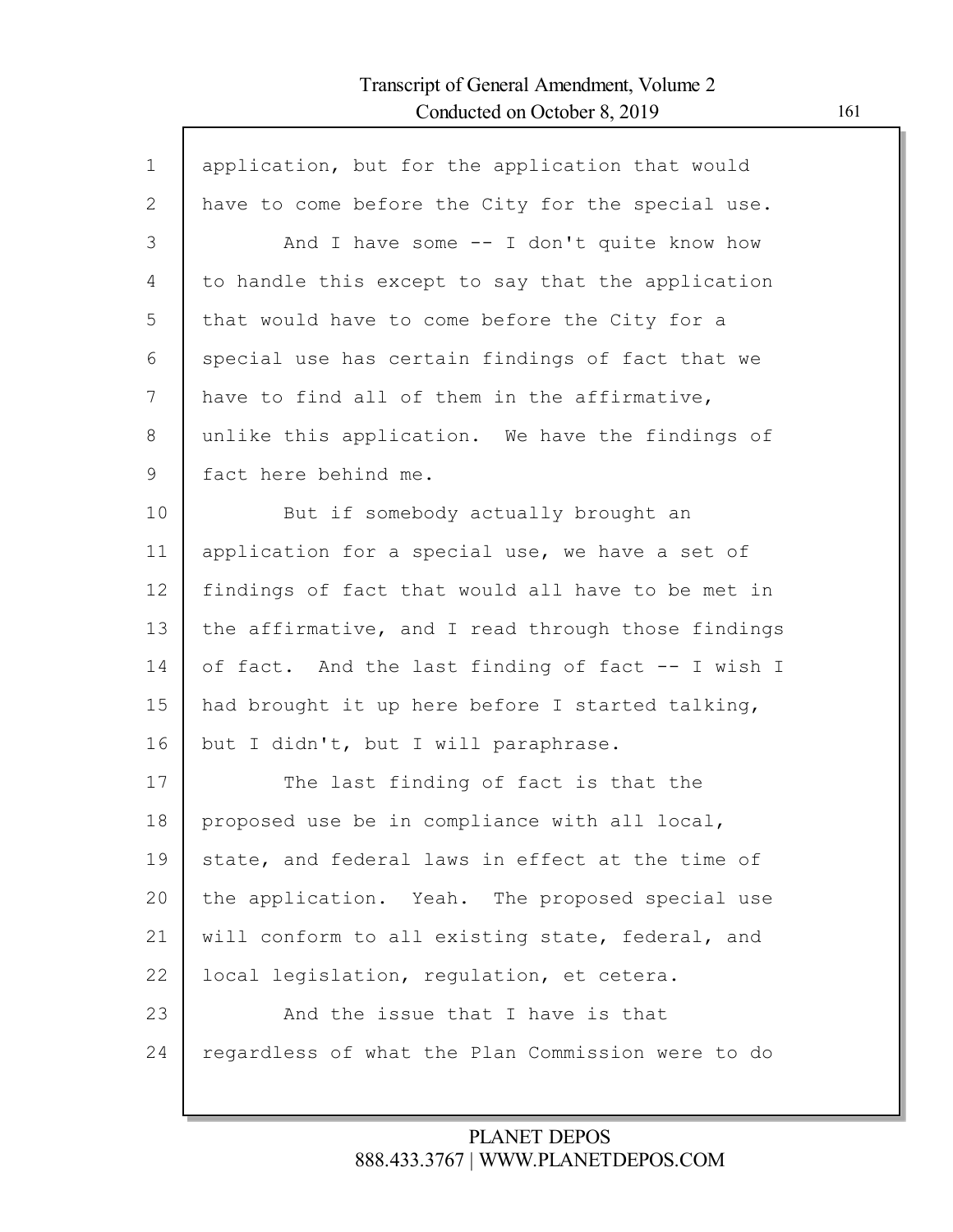application, but for the application that would have to come before the City for the special use.

And I have some -- I don't quite know how to handle this except to say that the application that would have to come before the City for a special use has certain findings of fact that we have to find all of them in the affirmative, unlike this application. We have the findings of fact here behind me.

But if somebody actually brought an application for a special use, we have a set of findings of fact that would all have to be met in the affirmative, and I read through those findings of fact. And the last finding of fact -- I wish I had brought it up here before I started talking, but I didn't, but I will paraphrase.

The last finding of fact is that the proposed use be in compliance with all local, state, and federal laws in effect at the time of the application. Yeah. The proposed special use will conform to all existing state, federal, and local legislation, regulation, et cetera.

And the issue that I have is that regardless of what the Plan Commission were to do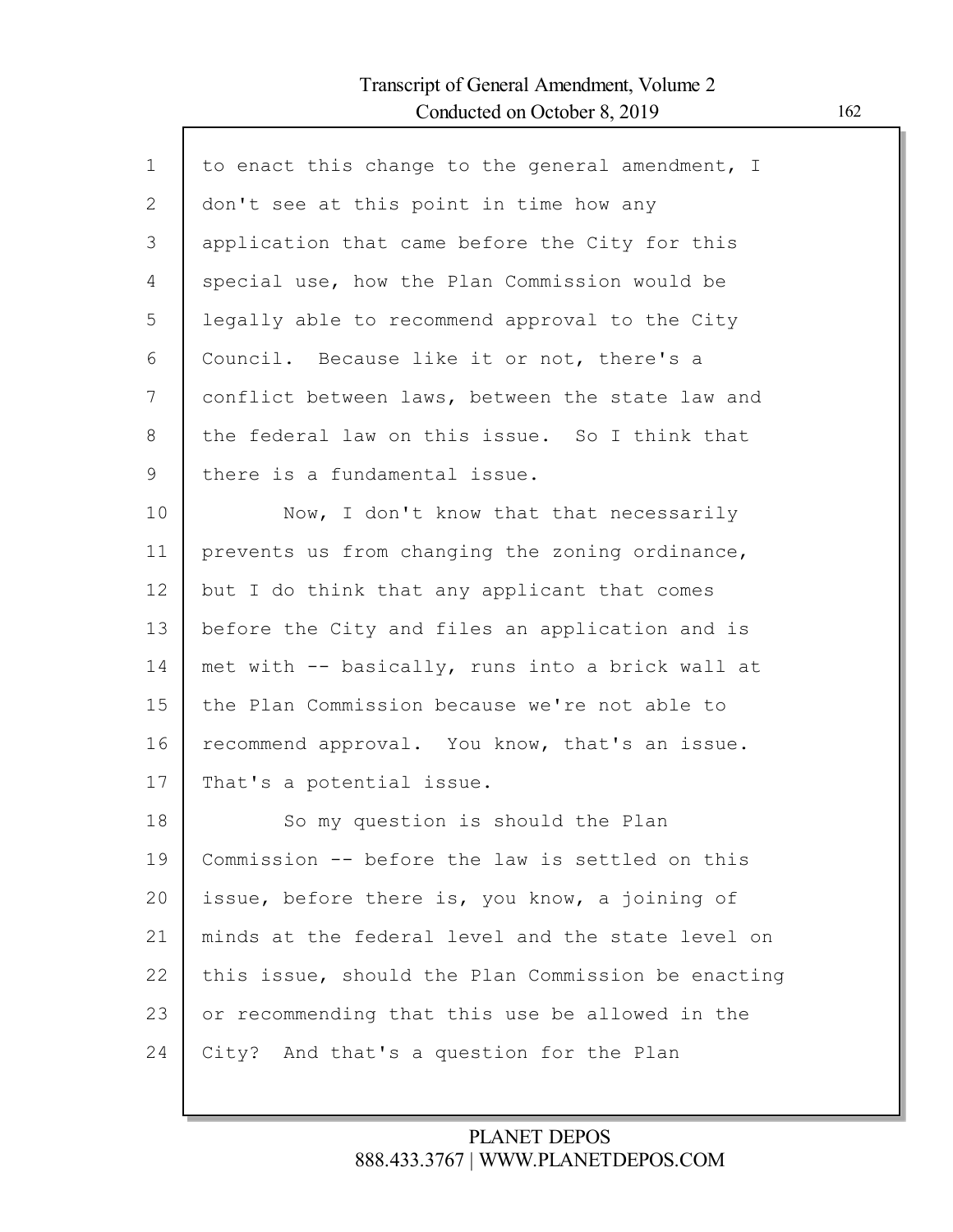to enact this change to the general amendment, I don't see at this point in time how any application that came before the City for this special use, how the Plan Commission would be legally able to recommend approval to the City Council. Because like it or not, there's a conflict between laws, between the state law and the federal law on this issue. So I think that there is a fundamental issue.

Now, I don't know that that necessarily prevents us from changing the zoning ordinance, but I do think that any applicant that comes before the City and files an application and is met with -- basically, runs into a brick wall at the Plan Commission because we're not able to recommend approval. You know, that's an issue. That's a potential issue.

So my question is should the Plan Commission -- before the law is settled on this issue, before there is, you know, a joining of minds at the federal level and the state level on this issue, should the Plan Commission be enacting or recommending that this use be allowed in the City? And that's a question for the Plan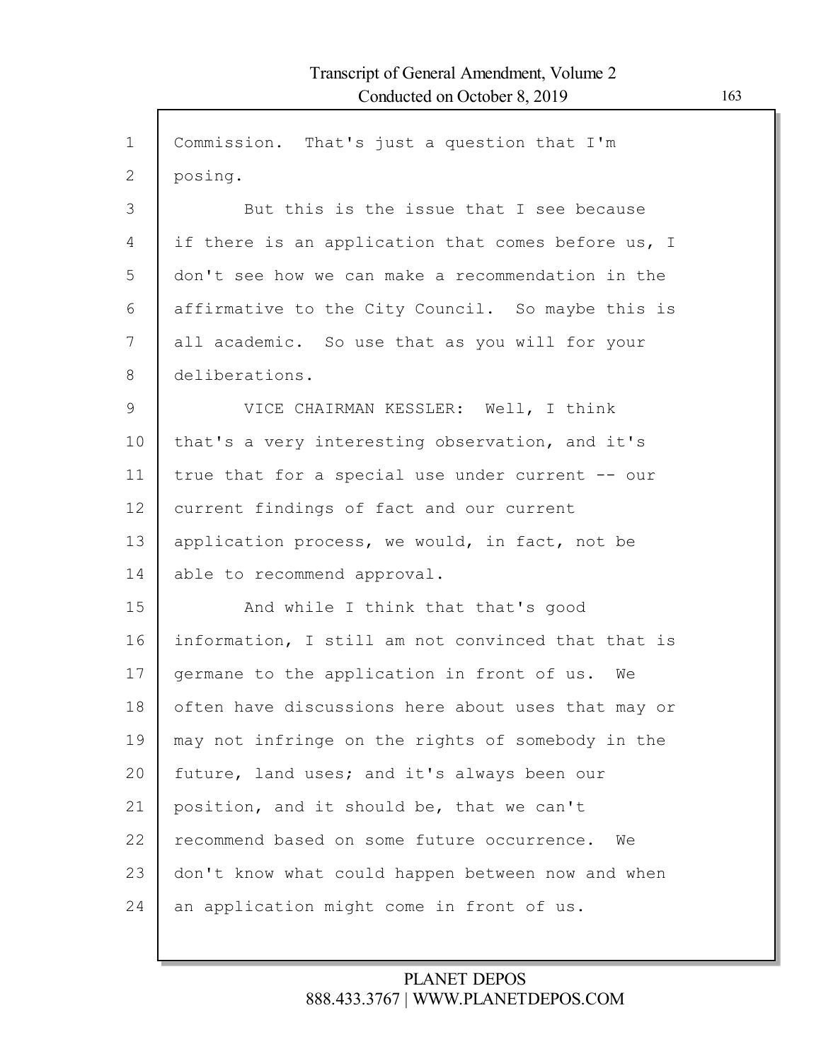Commission. That's just a question that I'm posing.

But this is the issue that I see because if there is an application that comes before us, I don't see how we can make a recommendation in the affirmative to the City Council. So maybe this is all academic. So use that as you will for your deliberations.

VICE CHAIRMAN KESSLER: Well, I think that's a very interesting observation, and it's true that for a special use under current -- our current findings of fact and our current application process, we would, in fact, not be able to recommend approval.

And while I think that that's good information, I still am not convinced that that is germane to the application in front of us. We often have discussions here about uses that may or may not infringe on the rights of somebody in the future, land uses; and it's always been our position, and it should be, that we can't recommend based on some future occurrence. We don't know what could happen between now and when an application might come in front of us.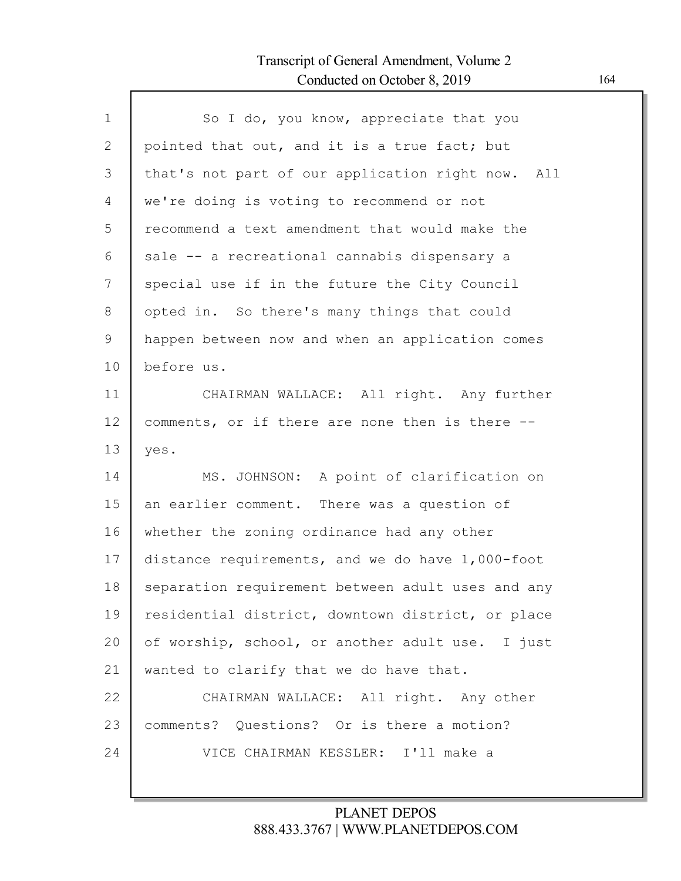So I do, you know, appreciate that you pointed that out, and it is a true fact; but that's not part of our application right now. All we're doing is voting to recommend or not recommend a text amendment that would make the sale -- a recreational cannabis dispensary a special use if in the future the City Council opted in. So there's many things that could happen between now and when an application comes before us.

CHAIRMAN WALLACE: All right. Any further comments, or if there are none then is there -- yes.

MS. JOHNSON: A point of clarification on an earlier comment. There was a question of whether the zoning ordinance had any other distance requirements, and we do have 1,000-foot separation requirement between adult uses and any residential district, downtown district, or place of worship, school, or another adult use. I just wanted to clarify that we do have that.

CHAIRMAN WALLACE: All right. Any other comments? Questions? Or is there a motion?

VICE CHAIRMAN KESSLER: I'll make a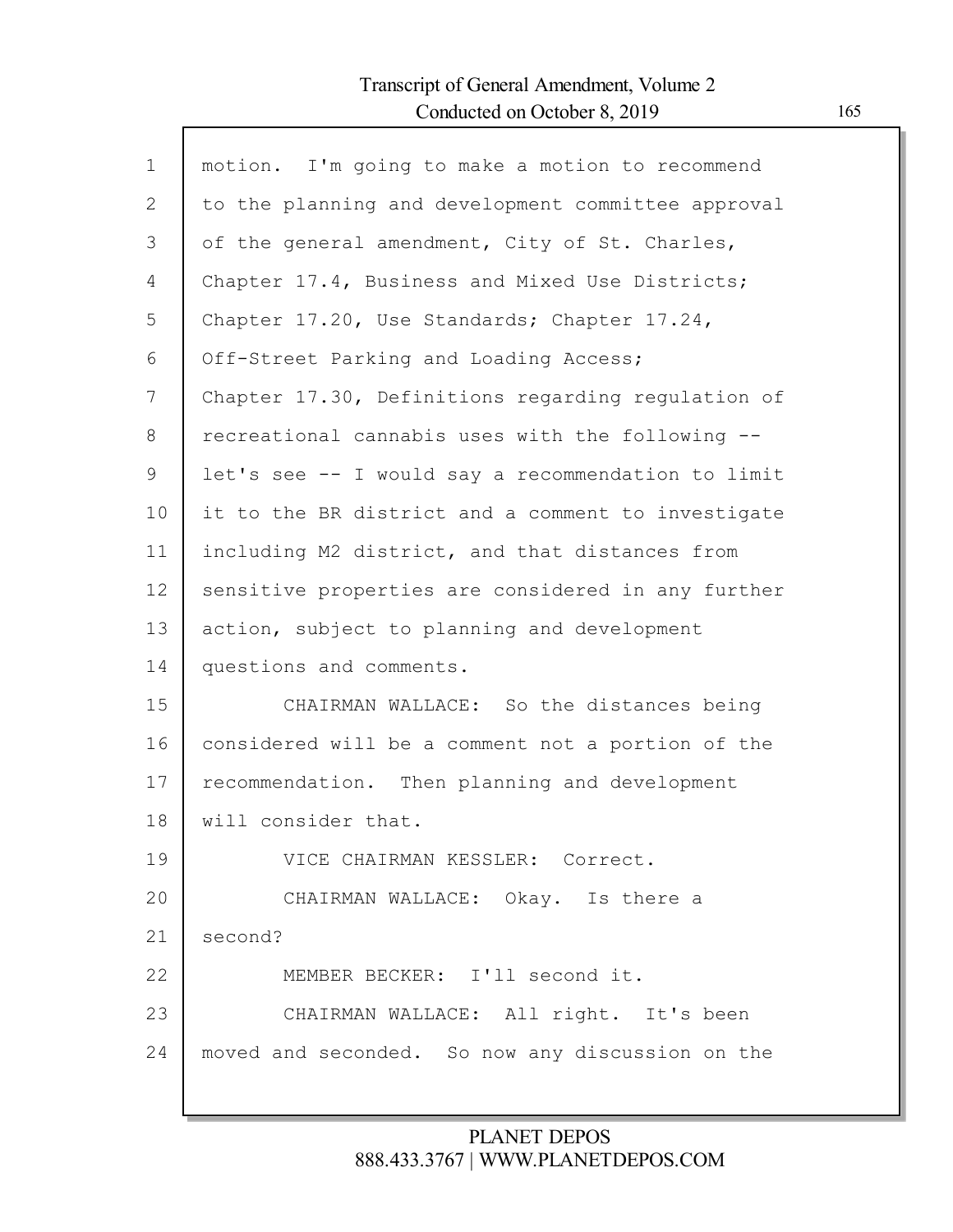motion. I'm going to make a motion to recommend to the planning and development committee approval of the general amendment, City of St. Charles, Chapter 17.4, Business and Mixed Use Districts; Chapter 17.20, Use Standards; Chapter 17.24, Off-Street Parking and Loading Access; Chapter 17.30, Definitions regarding regulation of recreational cannabis uses with the following -- let's see -- I would say a recommendation to limit it to the BR district and a comment to investigate including M2 district, and that distances from sensitive properties are considered in any further action, subject to planning and development questions and comments.

CHAIRMAN WALLACE: So the distances being considered will be a comment not a portion of the recommendation. Then planning and development will consider that.

VICE CHAIRMAN KESSLER: Correct.

CHAIRMAN WALLACE: Okay. Is there a second?

MEMBER BECKER: I'll second it.

CHAIRMAN WALLACE: All right. It's been moved and seconded. So now any discussion on the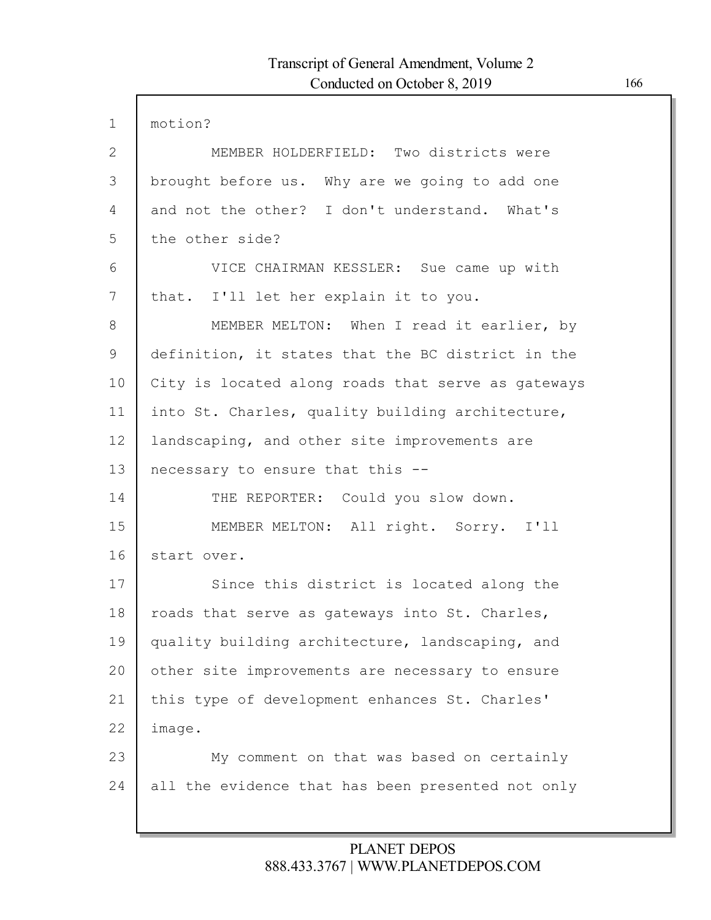motion?

MEMBER HOLDERFIELD: Two districts were brought before us. Why are we going to add one and not the other? I don't understand. What's the other side?

VICE CHAIRMAN KESSLER: Sue came up with that. I'll let her explain it to you.

MEMBER MELTON: When I read it earlier, by definition, it states that the BC district in the City is located along roads that serve as gateways into St. Charles, quality building architecture, landscaping, and other site improvements are necessary to ensure that this --

THE REPORTER: Could you slow down.

MEMBER MELTON: All right. Sorry. I'll start over.

Since this district is located along the roads that serve as gateways into St. Charles, quality building architecture, landscaping, and other site improvements are necessary to ensure this type of development enhances St. Charles' image.

My comment on that was based on certainly all the evidence that has been presented not only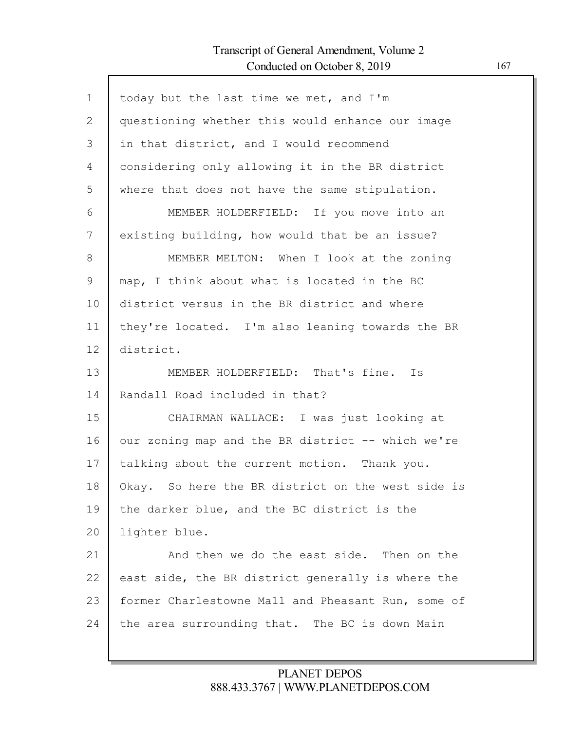1 today but the last time we met, and I'm
2 questioning whether this would enhance our image
3 in that district, and I would recommend
4 considering only allowing it in the BR district
5 where that does not have the same stipulation.
6 MEMBER HOLDERFIELD: If you move into an
7 existing building, how would that be an issue?
8 MEMBER MELTON: When I look at the zoning
9 map, I think about what is located in the BC
10 district versus in the BR district and where
11 they're located. I'm also leaning towards the BR
12 district.
13 MEMBER HOLDERFIELD: That's fine. Is
14 Randall Road included in that?
15 CHAIRMAN WALLACE: I was just looking at
16 our zoning map and the BR district -- which we're
17 talking about the current motion. Thank you.
18 Okay. So here the BR district on the west side is
19 the darker blue, and the BC district is the
20 lighter blue.
21 And then we do the east side. Then on the
22 east side, the BR district generally is where the
23 former Charlestowne Mall and Pheasant Run, some of
24 the area surrounding that. The BC is down Main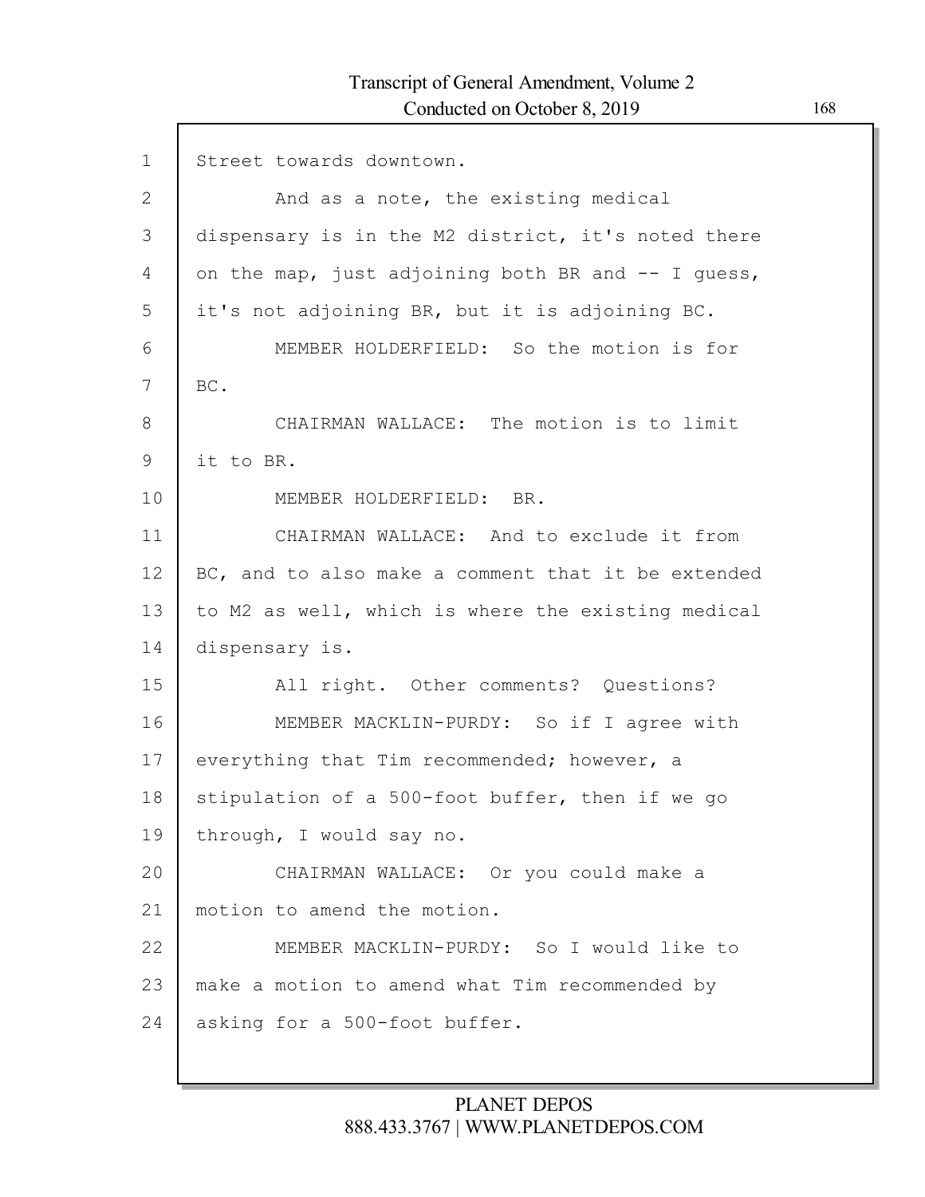Street towards downtown.

And as a note, the existing medical dispensary is in the M2 district, it's noted there on the map, just adjoining both BR and -- I guess, it's not adjoining BR, but it is adjoining BC.

MEMBER HOLDERFIELD: So the motion is for BC.

CHAIRMAN WALLACE: The motion is to limit it to BR.

MEMBER HOLDERFIELD: BR.

CHAIRMAN WALLACE: And to exclude it from BC, and to also make a comment that it be extended to M2 as well, which is where the existing medical dispensary is.

All right. Other comments? Questions?

MEMBER MACKLIN-PURDY: So if I agree with everything that Tim recommended; however, a stipulation of a 500-foot buffer, then if we go through, I would say no.

CHAIRMAN WALLACE: Or you could make a motion to amend the motion.

MEMBER MACKLIN-PURDY: So I would like to make a motion to amend what Tim recommended by asking for a 500-foot buffer.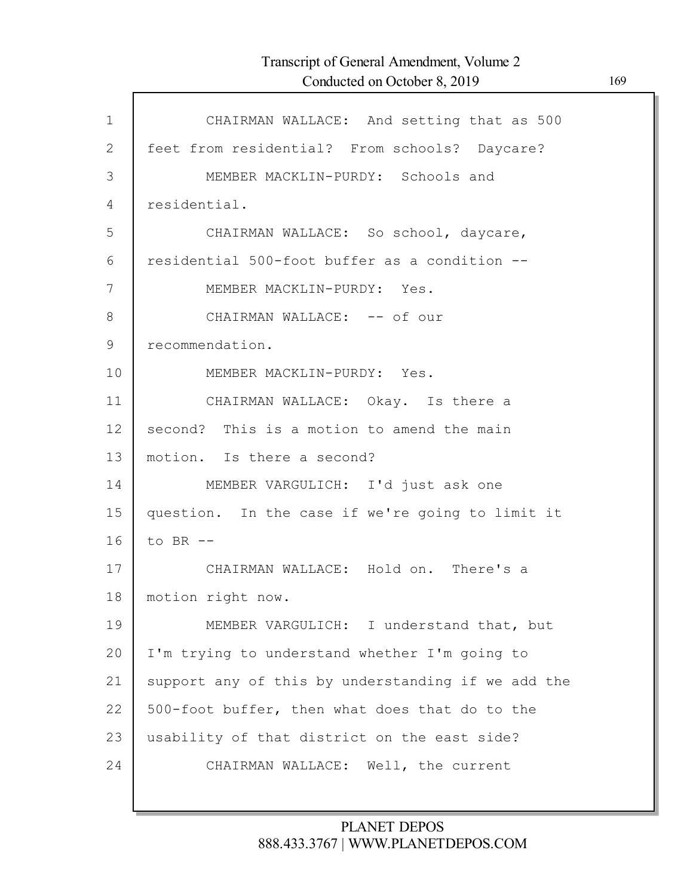CHAIRMAN WALLACE: And setting that as 500 feet from residential? From schools? Daycare?

MEMBER MACKLIN-PURDY: Schools and residential.

CHAIRMAN WALLACE: So school, daycare, residential 500-foot buffer as a condition --

MEMBER MACKLIN-PURDY: Yes.

CHAIRMAN WALLACE: -- of our recommendation.

MEMBER MACKLIN-PURDY: Yes.

CHAIRMAN WALLACE: Okay. Is there a second? This is a motion to amend the main motion. Is there a second?

MEMBER VARGULICH: I'd just ask one question. In the case if we're going to limit it to BR --

CHAIRMAN WALLACE: Hold on. There's a motion right now.

MEMBER VARGULICH: I understand that, but I'm trying to understand whether I'm going to support any of this by understanding if we add the 500-foot buffer, then what does that do to the usability of that district on the east side?

CHAIRMAN WALLACE: Well, the current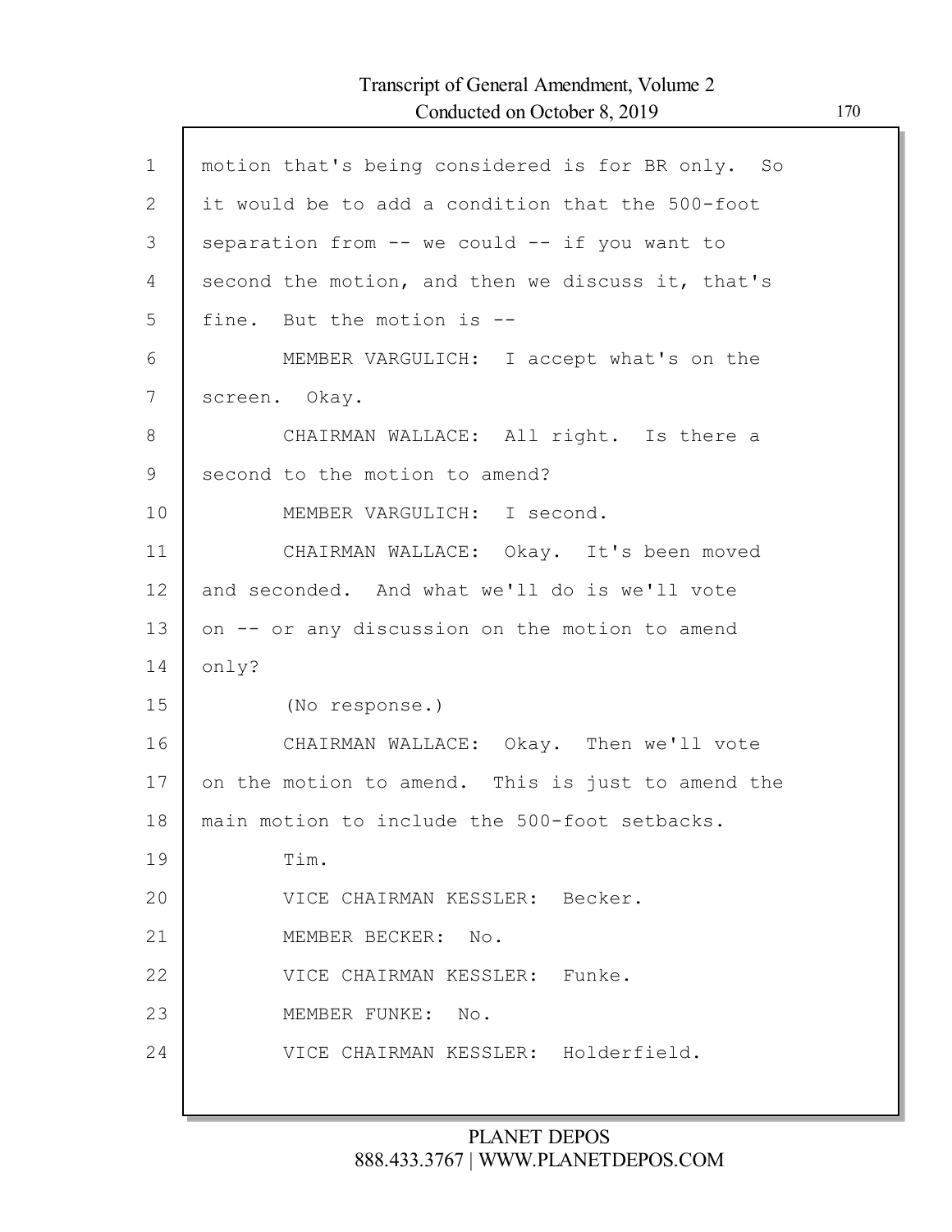motion that's being considered is for BR only. So it would be to add a condition that the 500-foot separation from -- we could -- if you want to second the motion, and then we discuss it, that's fine. But the motion is --

MEMBER VARGULICH: I accept what's on the screen. Okay.

CHAIRMAN WALLACE: All right. Is there a second to the motion to amend?

MEMBER VARGULICH: I second.

CHAIRMAN WALLACE: Okay. It's been moved and seconded. And what we'll do is we'll vote on -- or any discussion on the motion to amend only?

(No response.)

CHAIRMAN WALLACE: Okay. Then we'll vote on the motion to amend. This is just to amend the main motion to include the 500-foot setbacks.

Tim.

VICE CHAIRMAN KESSLER: Becker.

MEMBER BECKER: No.

VICE CHAIRMAN KESSLER: Funke.

MEMBER FUNKE: No.

VICE CHAIRMAN KESSLER: Holderfield.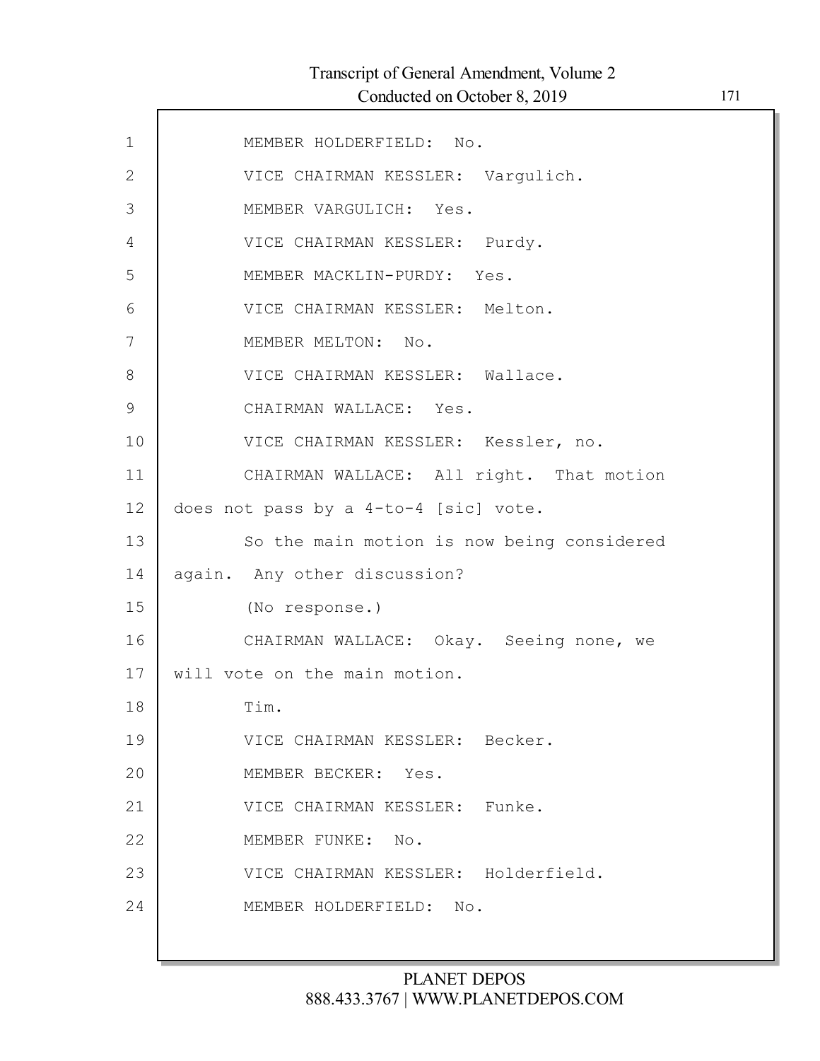MEMBER HOLDERFIELD: No.

VICE CHAIRMAN KESSLER: Vargulich.

MEMBER VARGULICH: Yes.

VICE CHAIRMAN KESSLER: Purdy.

MEMBER MACKLIN-PURDY: Yes.

VICE CHAIRMAN KESSLER: Melton.

MEMBER MELTON: No.

VICE CHAIRMAN KESSLER: Wallace.

CHAIRMAN WALLACE: Yes.

VICE CHAIRMAN KESSLER: Kessler, no.

CHAIRMAN WALLACE: All right. That motion does not pass by a 4-to-4 [sic] vote.

So the main motion is now being considered again. Any other discussion?

(No response.)

CHAIRMAN WALLACE: Okay. Seeing none, we will vote on the main motion.

Tim.

VICE CHAIRMAN KESSLER: Becker.

MEMBER BECKER: Yes.

VICE CHAIRMAN KESSLER: Funke.

MEMBER FUNKE: No.

VICE CHAIRMAN KESSLER: Holderfield.

MEMBER HOLDERFIELD: No.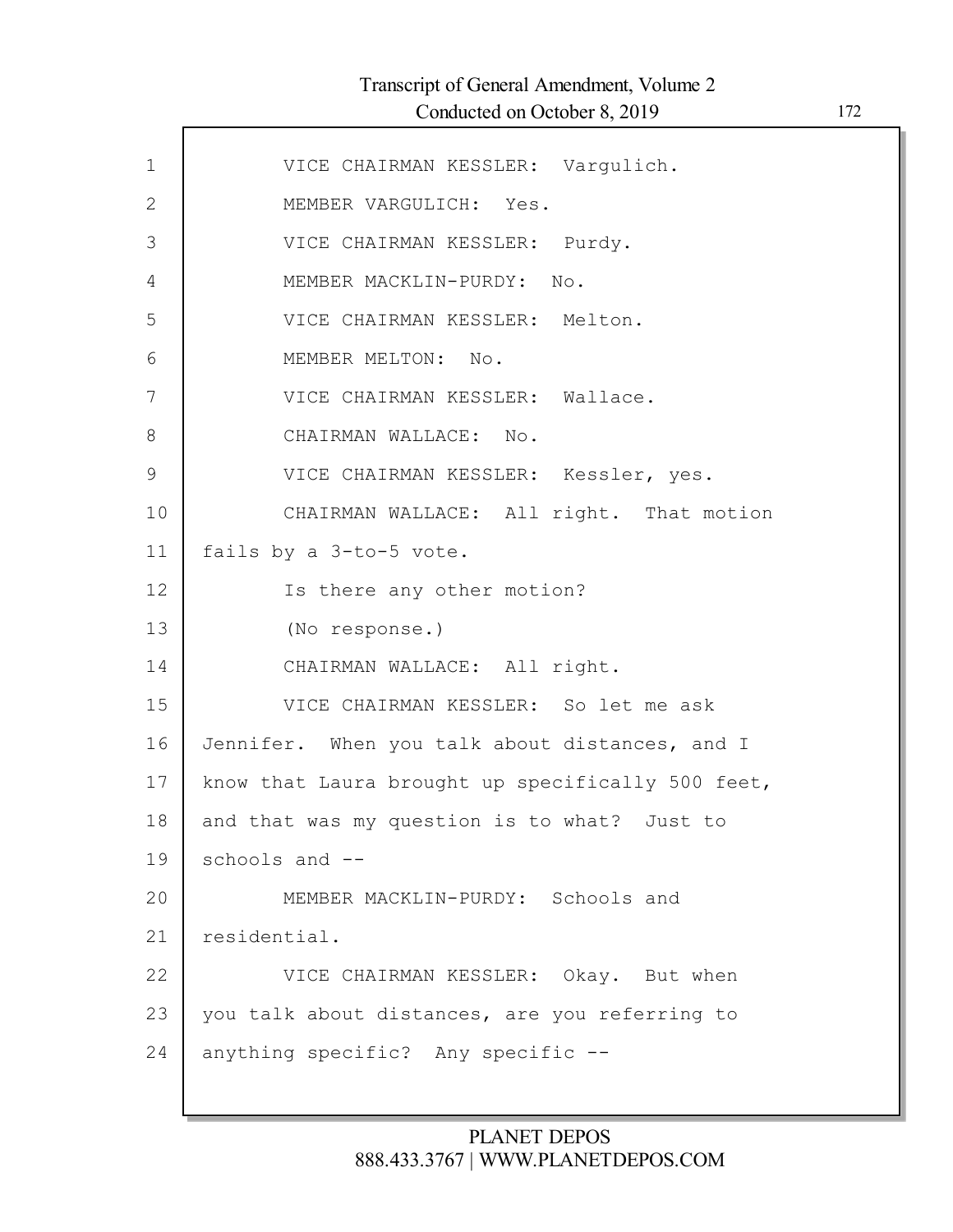VICE CHAIRMAN KESSLER: Vargulich.

MEMBER VARGULICH: Yes.

VICE CHAIRMAN KESSLER: Purdy.

MEMBER MACKLIN-PURDY: No.

VICE CHAIRMAN KESSLER: Melton.

MEMBER MELTON: No.

VICE CHAIRMAN KESSLER: Wallace.

CHAIRMAN WALLACE: No.

VICE CHAIRMAN KESSLER: Kessler, yes.

CHAIRMAN WALLACE: All right. That motion fails by a 3-to-5 vote.

Is there any other motion?

(No response.)

CHAIRMAN WALLACE: All right.

VICE CHAIRMAN KESSLER: So let me ask Jennifer. When you talk about distances, and I know that Laura brought up specifically 500 feet, and that was my question is to what? Just to schools and --

MEMBER MACKLIN-PURDY: Schools and residential.

VICE CHAIRMAN KESSLER: Okay. But when you talk about distances, are you referring to anything specific? Any specific --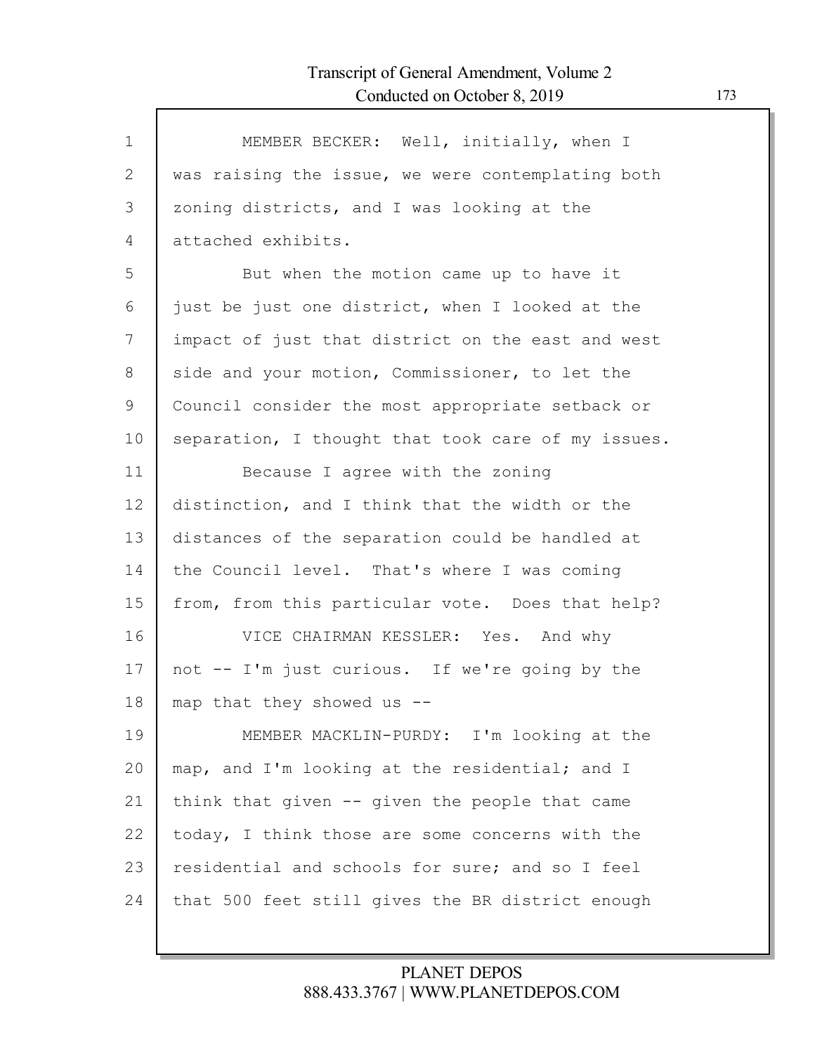MEMBER BECKER: Well, initially, when I was raising the issue, we were contemplating both zoning districts, and I was looking at the attached exhibits.

But when the motion came up to have it just be just one district, when I looked at the impact of just that district on the east and west side and your motion, Commissioner, to let the Council consider the most appropriate setback or separation, I thought that took care of my issues.

Because I agree with the zoning distinction, and I think that the width or the distances of the separation could be handled at the Council level. That's where I was coming from, from this particular vote. Does that help?

VICE CHAIRMAN KESSLER: Yes. And why not -- I'm just curious. If we're going by the map that they showed us --

MEMBER MACKLIN-PURDY: I'm looking at the map, and I'm looking at the residential; and I think that given -- given the people that came today, I think those are some concerns with the residential and schools for sure; and so I feel that 500 feet still gives the BR district enough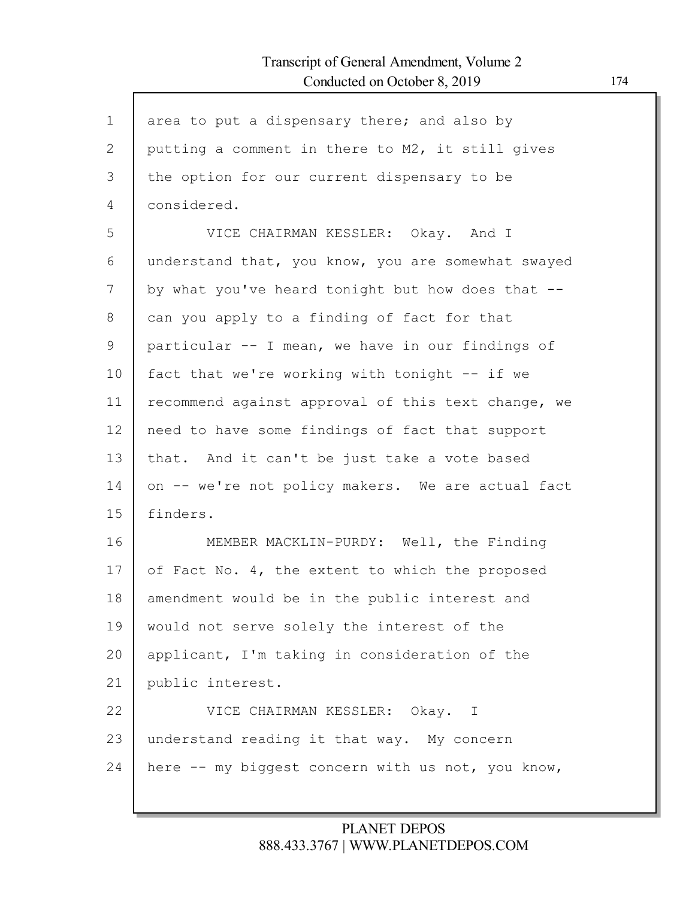area to put a dispensary there; and also by putting a comment in there to M2, it still gives the option for our current dispensary to be considered.

VICE CHAIRMAN KESSLER: Okay. And I understand that, you know, you are somewhat swayed by what you've heard tonight but how does that -- can you apply to a finding of fact for that particular -- I mean, we have in our findings of fact that we're working with tonight -- if we recommend against approval of this text change, we need to have some findings of fact that support that. And it can't be just take a vote based on -- we're not policy makers. We are actual fact finders.

MEMBER MACKLIN-PURDY: Well, the Finding of Fact No. 4, the extent to which the proposed amendment would be in the public interest and would not serve solely the interest of the applicant, I'm taking in consideration of the public interest.

VICE CHAIRMAN KESSLER: Okay. I understand reading it that way. My concern here -- my biggest concern with us not, you know,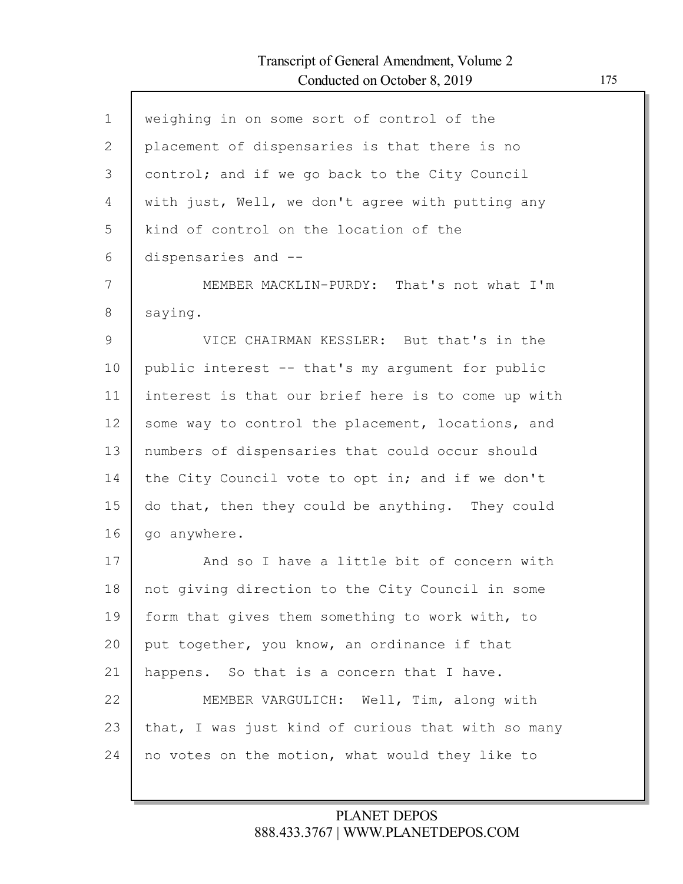weighing in on some sort of control of the placement of dispensaries is that there is no control; and if we go back to the City Council with just, Well, we don't agree with putting any kind of control on the location of the dispensaries and --

MEMBER MACKLIN-PURDY: That's not what I'm saying.

VICE CHAIRMAN KESSLER: But that's in the public interest -- that's my argument for public interest is that our brief here is to come up with some way to control the placement, locations, and numbers of dispensaries that could occur should the City Council vote to opt in; and if we don't do that, then they could be anything. They could go anywhere.

And so I have a little bit of concern with not giving direction to the City Council in some form that gives them something to work with, to put together, you know, an ordinance if that happens. So that is a concern that I have.

MEMBER VARGULICH: Well, Tim, along with that, I was just kind of curious that with so many no votes on the motion, what would they like to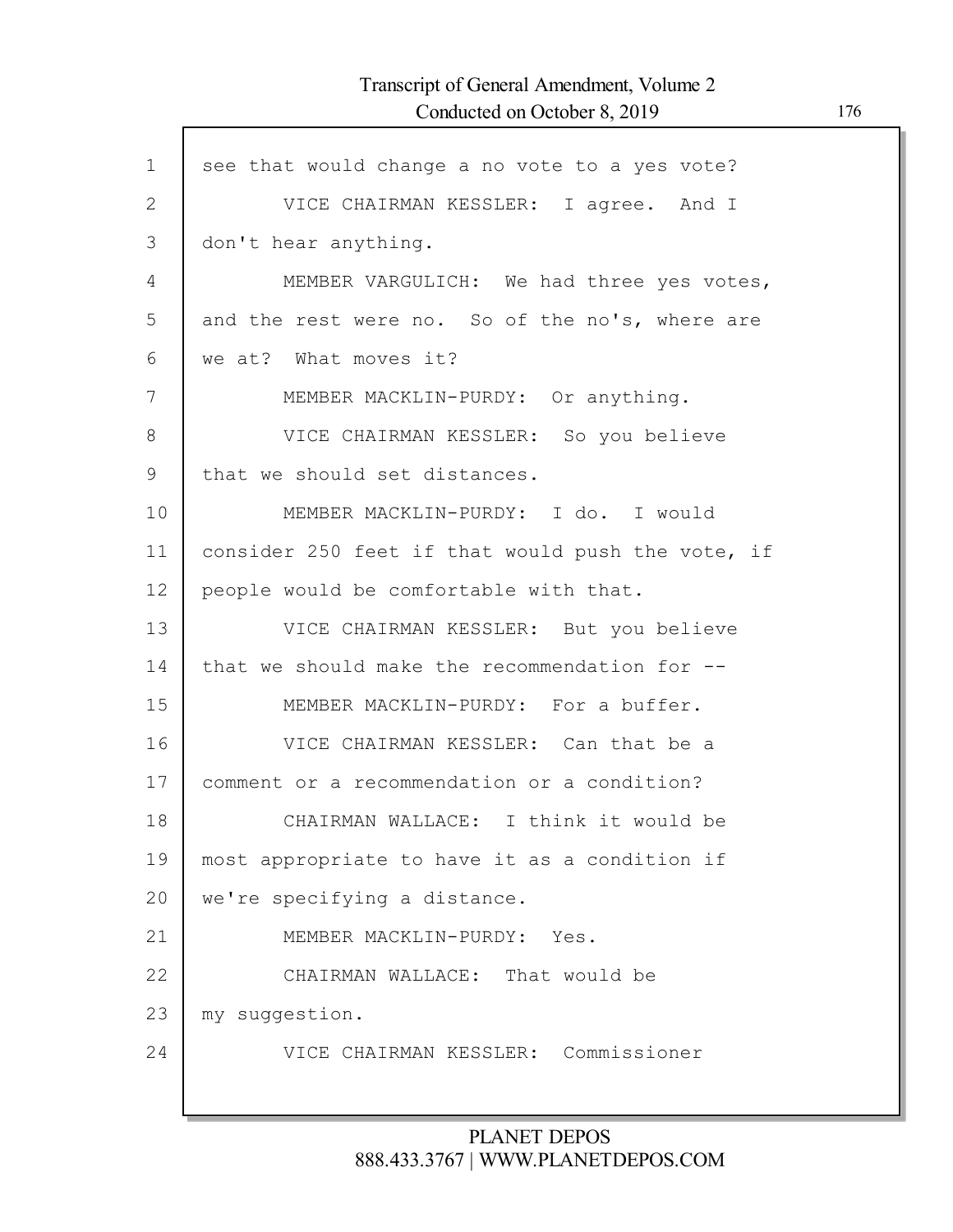see that would change a no vote to a yes vote?

VICE CHAIRMAN KESSLER: I agree. And I don't hear anything.

MEMBER VARGULICH: We had three yes votes, and the rest were no. So of the no's, where are we at? What moves it?

MEMBER MACKLIN-PURDY: Or anything.

VICE CHAIRMAN KESSLER: So you believe that we should set distances.

MEMBER MACKLIN-PURDY: I do. I would consider 250 feet if that would push the vote, if people would be comfortable with that.

VICE CHAIRMAN KESSLER: But you believe that we should make the recommendation for --

MEMBER MACKLIN-PURDY: For a buffer.

VICE CHAIRMAN KESSLER: Can that be a comment or a recommendation or a condition?

CHAIRMAN WALLACE: I think it would be most appropriate to have it as a condition if we're specifying a distance.

MEMBER MACKLIN-PURDY: Yes.

CHAIRMAN WALLACE: That would be my suggestion.

VICE CHAIRMAN KESSLER: Commissioner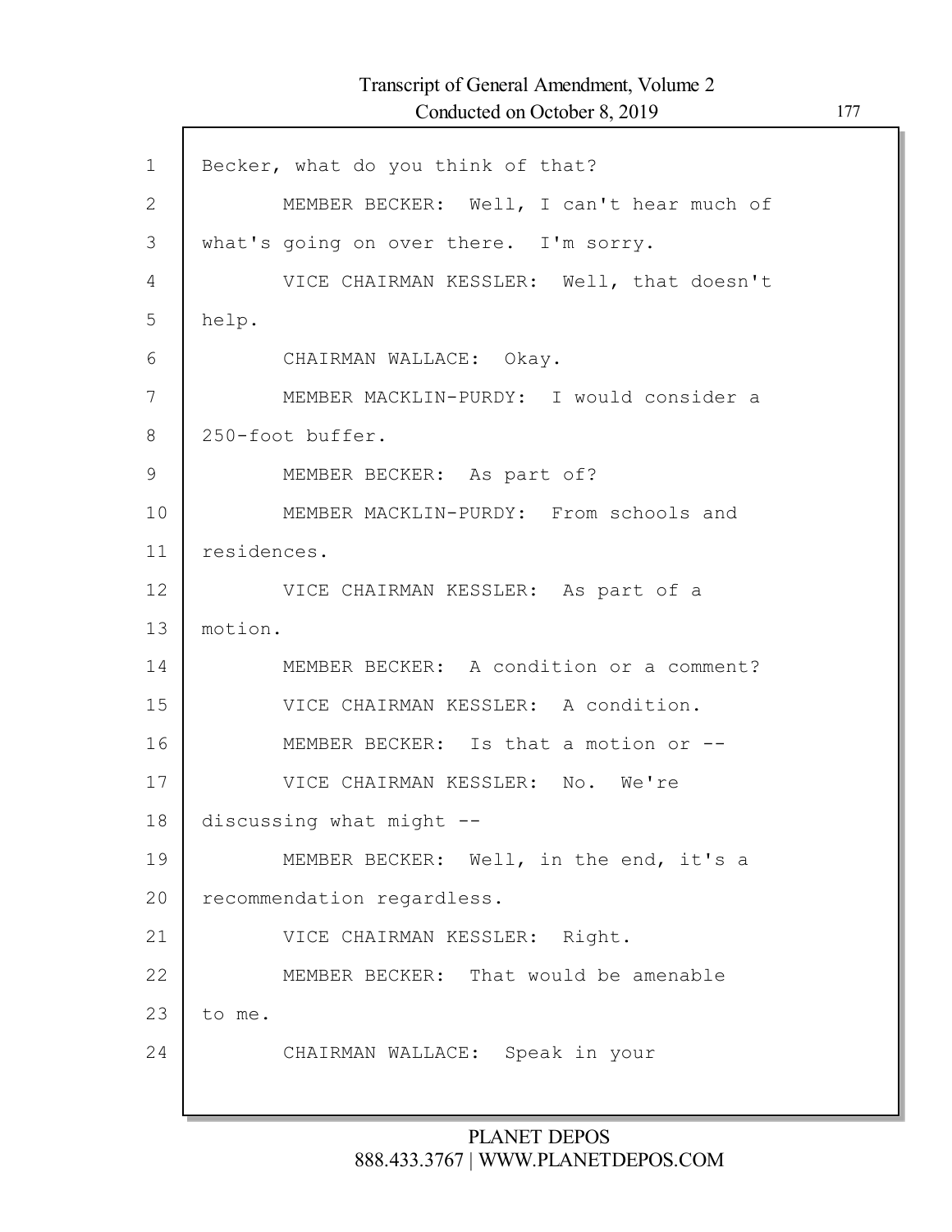Becker, what do you think of that?

MEMBER BECKER: Well, I can't hear much of what's going on over there. I'm sorry.

VICE CHAIRMAN KESSLER: Well, that doesn't help.

CHAIRMAN WALLACE: Okay.

MEMBER MACKLIN-PURDY: I would consider a 250-foot buffer.

MEMBER BECKER: As part of?

MEMBER MACKLIN-PURDY: From schools and residences.

VICE CHAIRMAN KESSLER: As part of a motion.

MEMBER BECKER: A condition or a comment?

VICE CHAIRMAN KESSLER: A condition.

MEMBER BECKER: Is that a motion or --

VICE CHAIRMAN KESSLER: No. We're discussing what might --

MEMBER BECKER: Well, in the end, it's a recommendation regardless.

VICE CHAIRMAN KESSLER: Right.

MEMBER BECKER: That would be amenable to me.

CHAIRMAN WALLACE: Speak in your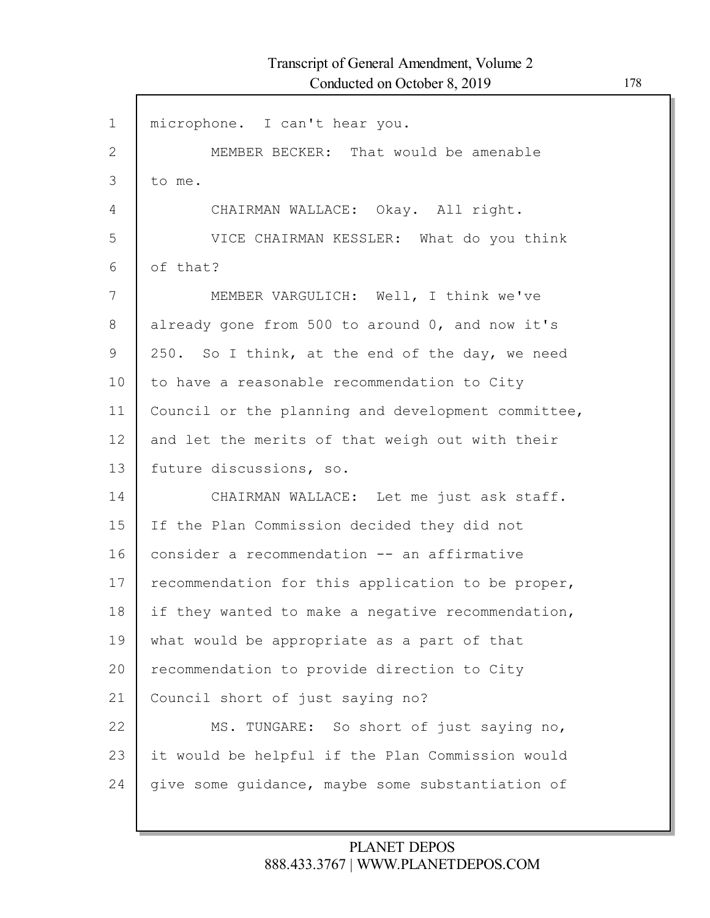microphone. I can't hear you.

MEMBER BECKER: That would be amenable to me.

CHAIRMAN WALLACE: Okay. All right.

VICE CHAIRMAN KESSLER: What do you think of that?

MEMBER VARGULICH: Well, I think we've already gone from 500 to around 0, and now it's 250. So I think, at the end of the day, we need to have a reasonable recommendation to City Council or the planning and development committee, and let the merits of that weigh out with their future discussions, so.

CHAIRMAN WALLACE: Let me just ask staff. If the Plan Commission decided they did not consider a recommendation -- an affirmative recommendation for this application to be proper, if they wanted to make a negative recommendation, what would be appropriate as a part of that recommendation to provide direction to City Council short of just saying no?

MS. TUNGARE: So short of just saying no, it would be helpful if the Plan Commission would give some guidance, maybe some substantiation of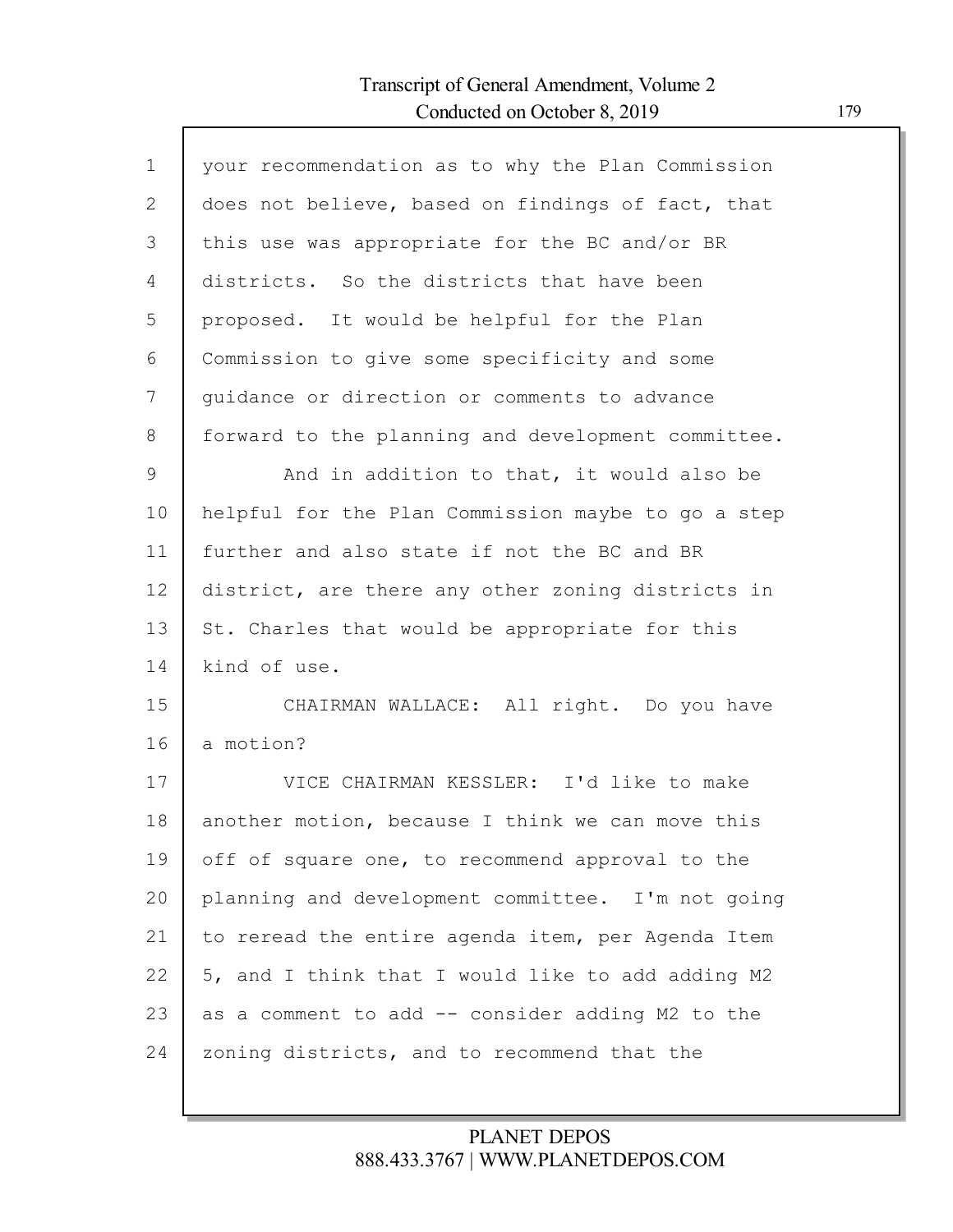your recommendation as to why the Plan Commission does not believe, based on findings of fact, that this use was appropriate for the BC and/or BR districts. So the districts that have been proposed. It would be helpful for the Plan Commission to give some specificity and some guidance or direction or comments to advance forward to the planning and development committee.

And in addition to that, it would also be helpful for the Plan Commission maybe to go a step further and also state if not the BC and BR district, are there any other zoning districts in St. Charles that would be appropriate for this kind of use.

CHAIRMAN WALLACE: All right. Do you have a motion?

VICE CHAIRMAN KESSLER: I'd like to make another motion, because I think we can move this off of square one, to recommend approval to the planning and development committee. I'm not going to reread the entire agenda item, per Agenda Item 5, and I think that I would like to add adding M2 as a comment to add -- consider adding M2 to the zoning districts, and to recommend that the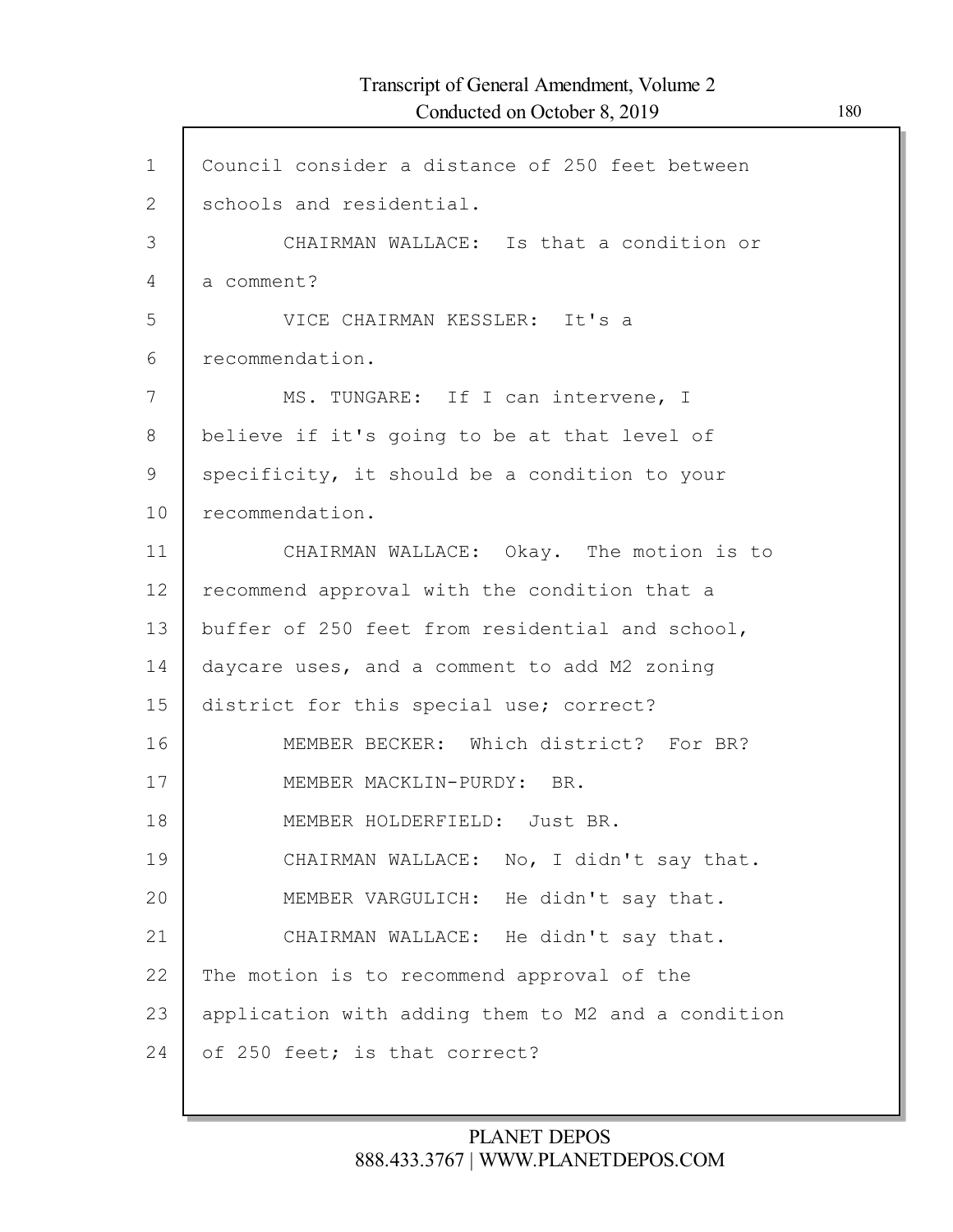Council consider a distance of 250 feet between schools and residential.

CHAIRMAN WALLACE: Is that a condition or a comment?

VICE CHAIRMAN KESSLER: It's a recommendation.

MS. TUNGARE: If I can intervene, I believe if it's going to be at that level of specificity, it should be a condition to your recommendation.

CHAIRMAN WALLACE: Okay. The motion is to recommend approval with the condition that a buffer of 250 feet from residential and school, daycare uses, and a comment to add M2 zoning district for this special use; correct?

MEMBER BECKER: Which district? For BR?

MEMBER MACKLIN-PURDY: BR.

MEMBER HOLDERFIELD: Just BR.

CHAIRMAN WALLACE: No, I didn't say that.

MEMBER VARGULICH: He didn't say that.

CHAIRMAN WALLACE: He didn't say that. The motion is to recommend approval of the application with adding them to M2 and a condition of 250 feet; is that correct?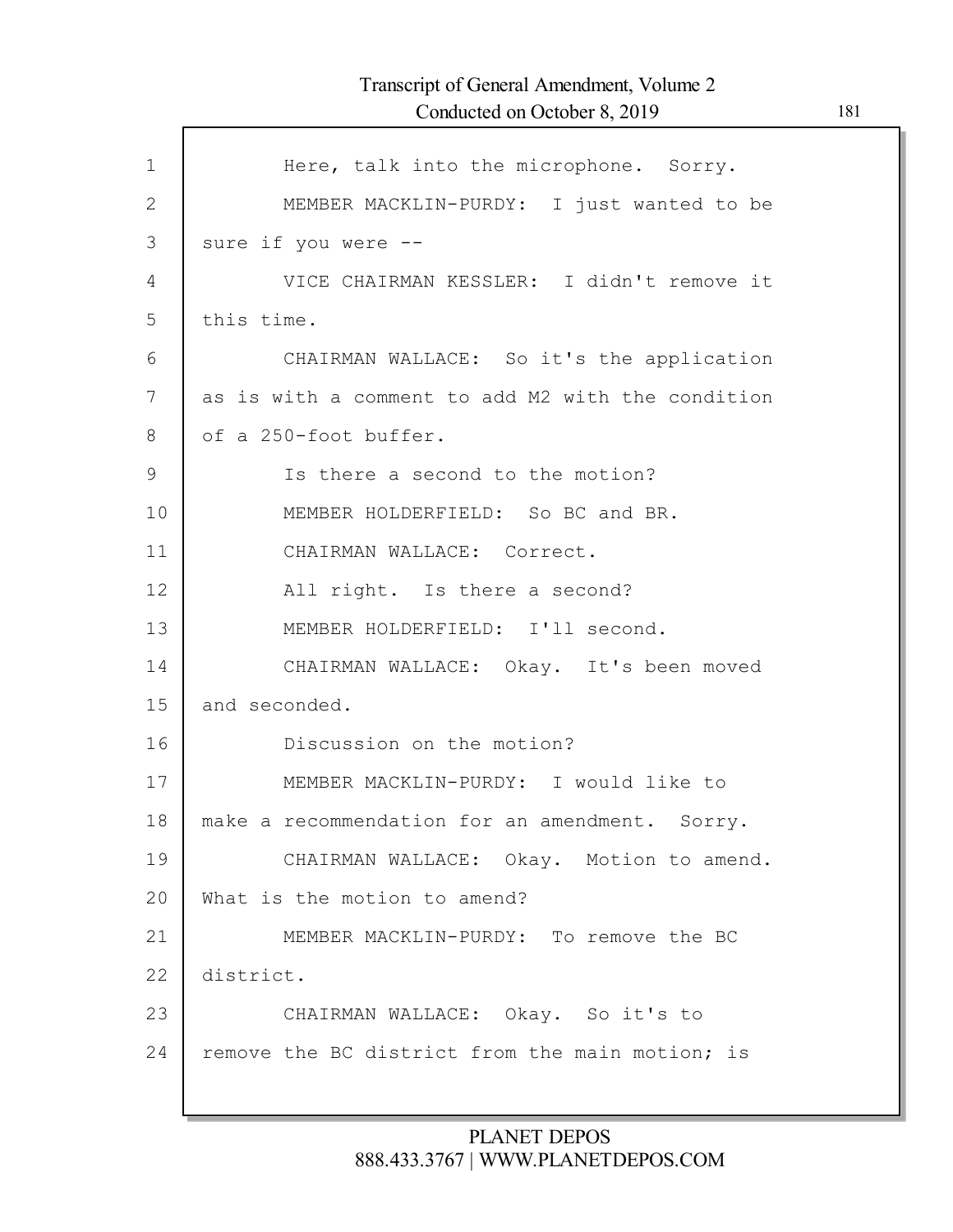Here, talk into the microphone. Sorry.

MEMBER MACKLIN-PURDY: I just wanted to be sure if you were --

VICE CHAIRMAN KESSLER: I didn't remove it this time.

CHAIRMAN WALLACE: So it's the application as is with a comment to add M2 with the condition of a 250-foot buffer.

Is there a second to the motion?

MEMBER HOLDERFIELD: So BC and BR.

CHAIRMAN WALLACE: Correct.

All right. Is there a second?

MEMBER HOLDERFIELD: I'll second.

CHAIRMAN WALLACE: Okay. It's been moved and seconded.

Discussion on the motion?

MEMBER MACKLIN-PURDY: I would like to make a recommendation for an amendment. Sorry.

CHAIRMAN WALLACE: Okay. Motion to amend. What is the motion to amend?

MEMBER MACKLIN-PURDY: To remove the BC district.

CHAIRMAN WALLACE: Okay. So it's to remove the BC district from the main motion; is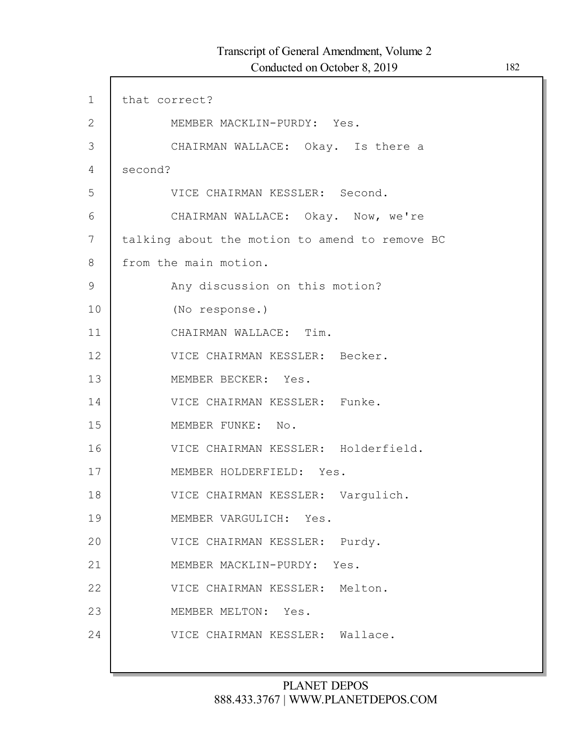that correct?

MEMBER MACKLIN-PURDY: Yes.

CHAIRMAN WALLACE: Okay. Is there a second?

VICE CHAIRMAN KESSLER: Second.

CHAIRMAN WALLACE: Okay. Now, we're talking about the motion to amend to remove BC from the main motion.

Any discussion on this motion?

(No response.)

CHAIRMAN WALLACE: Tim.

VICE CHAIRMAN KESSLER: Becker.

MEMBER BECKER: Yes.

VICE CHAIRMAN KESSLER: Funke.

MEMBER FUNKE: No.

VICE CHAIRMAN KESSLER: Holderfield.

MEMBER HOLDERFIELD: Yes.

VICE CHAIRMAN KESSLER: Vargulich.

MEMBER VARGULICH: Yes.

VICE CHAIRMAN KESSLER: Purdy.

MEMBER MACKLIN-PURDY: Yes.

VICE CHAIRMAN KESSLER: Melton.

MEMBER MELTON: Yes.

VICE CHAIRMAN KESSLER: Wallace.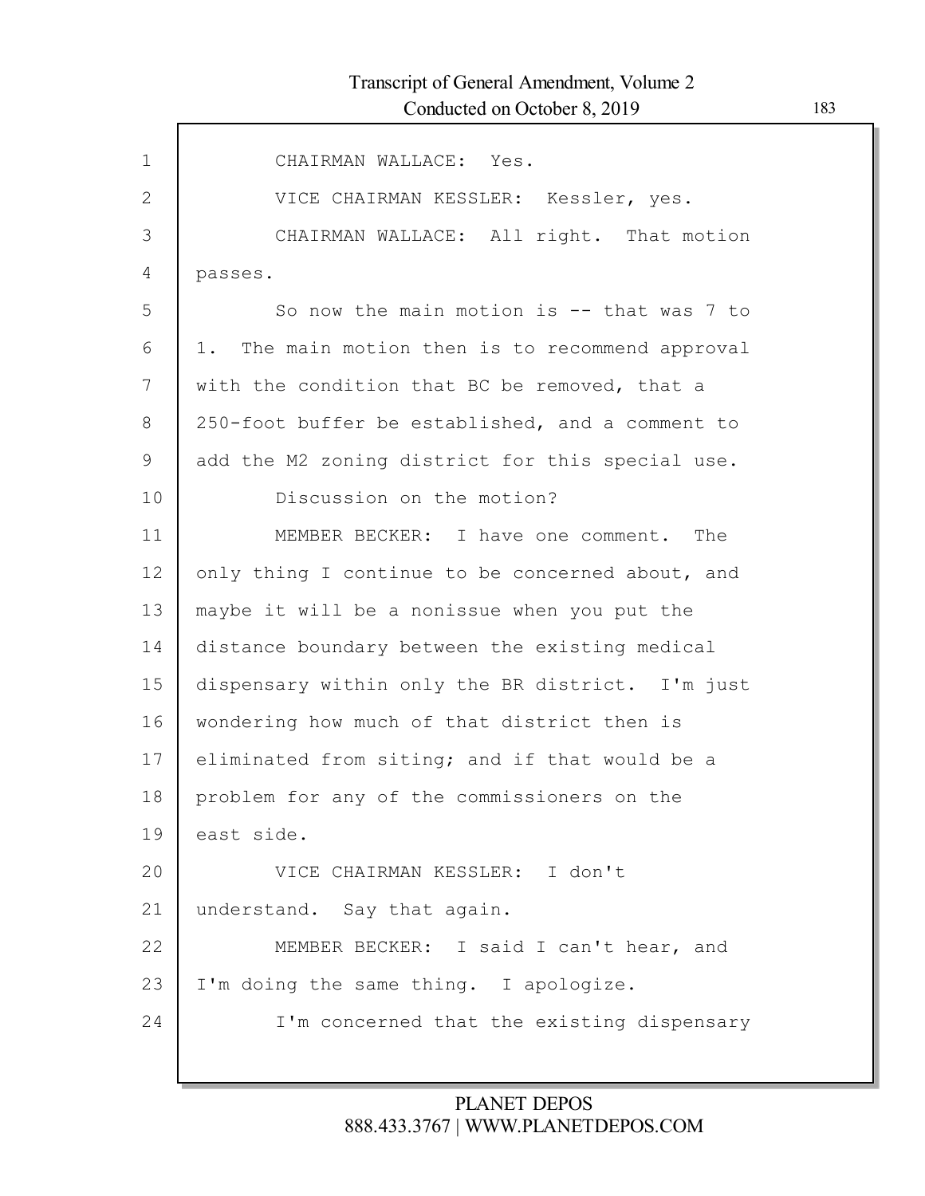CHAIRMAN WALLACE: Yes.

VICE CHAIRMAN KESSLER: Kessler, yes.

CHAIRMAN WALLACE: All right. That motion passes.

So now the main motion is -- that was 7 to 1. The main motion then is to recommend approval with the condition that BC be removed, that a 250-foot buffer be established, and a comment to add the M2 zoning district for this special use.

Discussion on the motion?

MEMBER BECKER: I have one comment. The only thing I continue to be concerned about, and maybe it will be a nonissue when you put the distance boundary between the existing medical dispensary within only the BR district. I'm just wondering how much of that district then is eliminated from siting; and if that would be a problem for any of the commissioners on the east side.

VICE CHAIRMAN KESSLER: I don't understand. Say that again.

MEMBER BECKER: I said I can't hear, and I'm doing the same thing. I apologize.

I'm concerned that the existing dispensary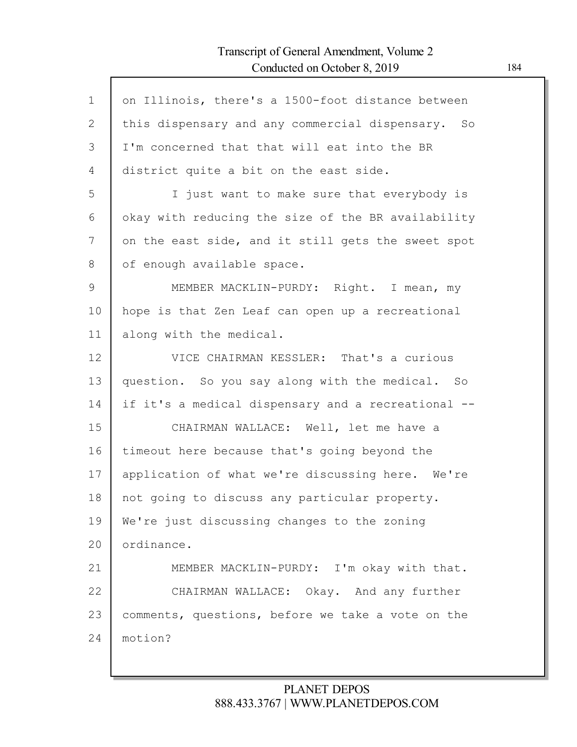on Illinois, there's a 1500-foot distance between this dispensary and any commercial dispensary. So I'm concerned that that will eat into the BR district quite a bit on the east side.

I just want to make sure that everybody is okay with reducing the size of the BR availability on the east side, and it still gets the sweet spot of enough available space.

MEMBER MACKLIN-PURDY: Right. I mean, my hope is that Zen Leaf can open up a recreational along with the medical.

VICE CHAIRMAN KESSLER: That's a curious question. So you say along with the medical. So if it's a medical dispensary and a recreational --

CHAIRMAN WALLACE: Well, let me have a timeout here because that's going beyond the application of what we're discussing here. We're not going to discuss any particular property. We're just discussing changes to the zoning ordinance.

MEMBER MACKLIN-PURDY: I'm okay with that.

CHAIRMAN WALLACE: Okay. And any further comments, questions, before we take a vote on the motion?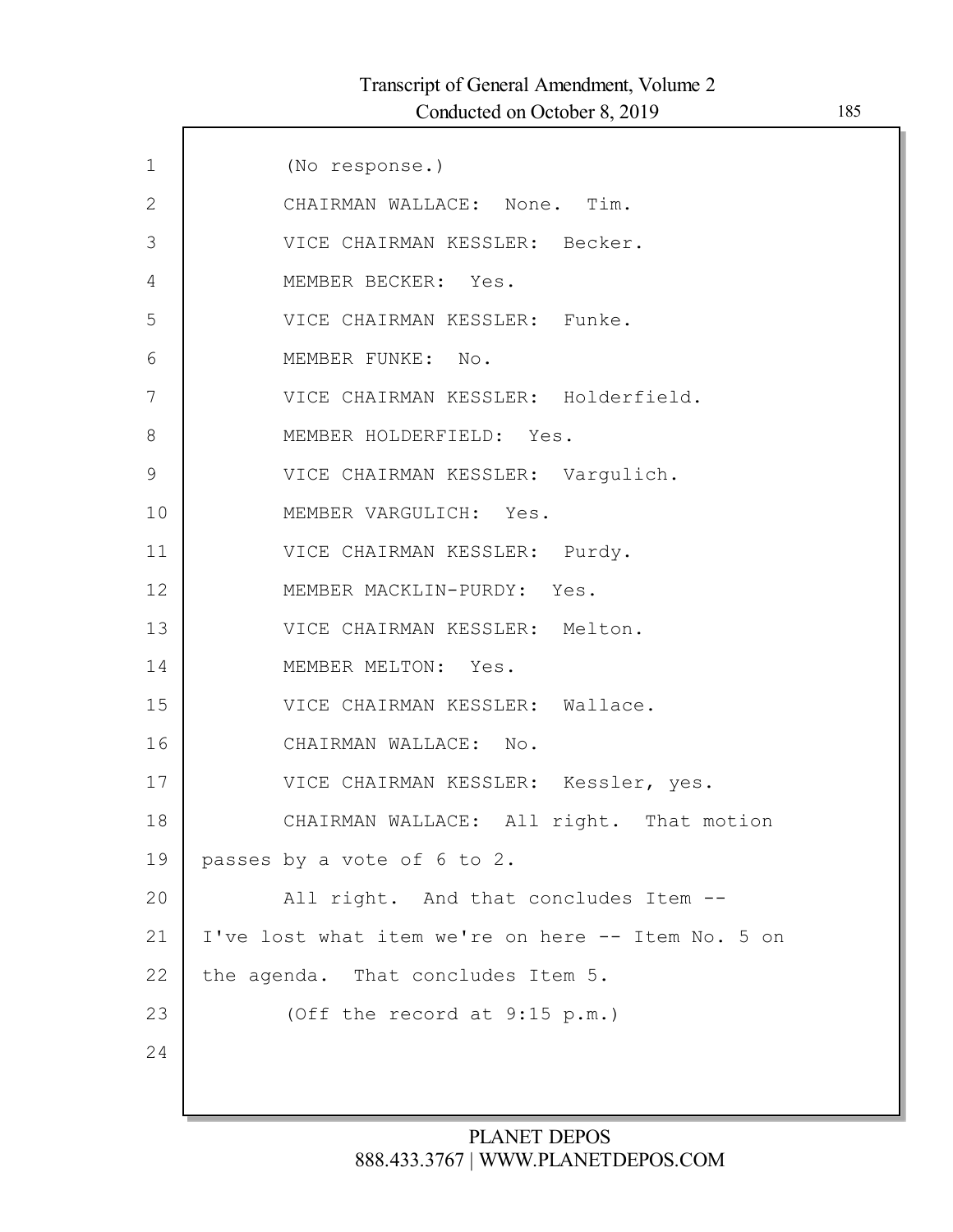(No response.)

CHAIRMAN WALLACE: None. Tim.

VICE CHAIRMAN KESSLER: Becker.

MEMBER BECKER: Yes.

VICE CHAIRMAN KESSLER: Funke.

MEMBER FUNKE: No.

VICE CHAIRMAN KESSLER: Holderfield.

MEMBER HOLDERFIELD: Yes.

VICE CHAIRMAN KESSLER: Vargulich.

MEMBER VARGULICH: Yes.

VICE CHAIRMAN KESSLER: Purdy.

MEMBER MACKLIN-PURDY: Yes.

VICE CHAIRMAN KESSLER: Melton.

MEMBER MELTON: Yes.

VICE CHAIRMAN KESSLER: Wallace.

CHAIRMAN WALLACE: No.

VICE CHAIRMAN KESSLER: Kessler, yes.

CHAIRMAN WALLACE: All right. That motion passes by a vote of 6 to 2.

All right. And that concludes Item -- I've lost what item we're on here -- Item No. 5 on the agenda. That concludes Item 5.

(Off the record at 9:15 p.m.)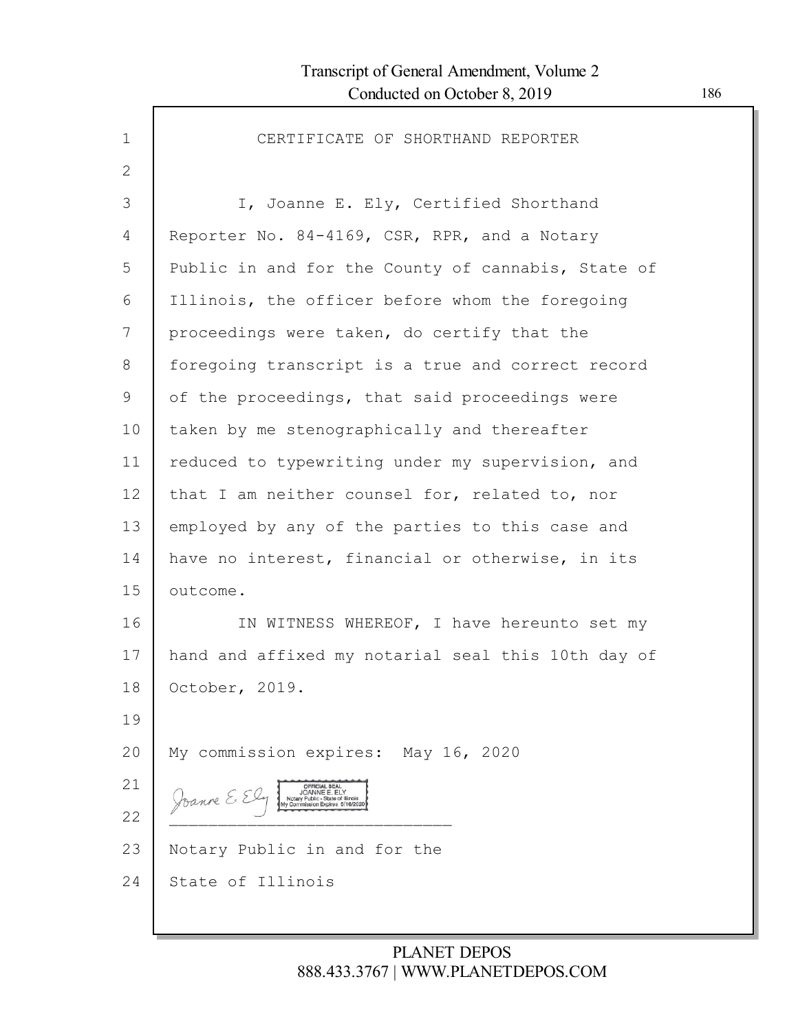# CERTIFICATE OF SHORTHAND REPORTER

I, Joanne E. Ely, Certified Shorthand Reporter No. 84-4169, CSR, RPR, and a Notary Public in and for the County of cannabis, State of Illinois, the officer before whom the foregoing proceedings were taken, do certify that the foregoing transcript is a true and correct record of the proceedings, that said proceedings were taken by me stenographically and thereafter reduced to typewriting under my supervision, and that I am neither counsel for, related to, nor employed by any of the parties to this case and have no interest, financial or otherwise, in its outcome.

IN WITNESS WHEREOF, I have hereunto set my hand and affixed my notarial seal this 10th day of October, 2019.

My commission expires: May 16, 2020

Joanne E. Ely

OFFICIAL SEAL
JOANNE E. ELY
Notary Public - State of Illinois
My Commission Expires 5/16/2020

\_\_\_\_\_\_\_\_\_\_\_\_\_\_\_\_\_\_\_\_\_\_\_\_\_\_\_\_\_\_

Notary Public in and for the
State of Illinois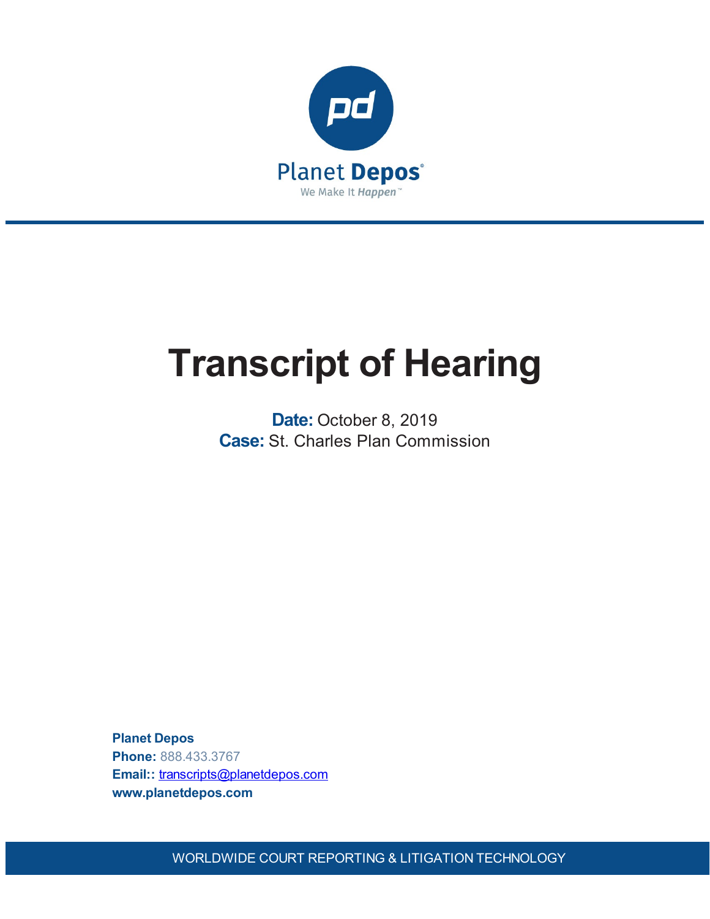Planet Depos

We Make It Happen™

# Transcript of Hearing

**Date:** October 8, 2019

**Case:** St. Charles Plan Commission

**Planet Depos**
**Phone:** 888.433.3767
**Email::** transcripts@planetdepos.com
**www.planetdepos.com**

WORLDWIDE COURT REPORTING & LITIGATION TECHNOLOGY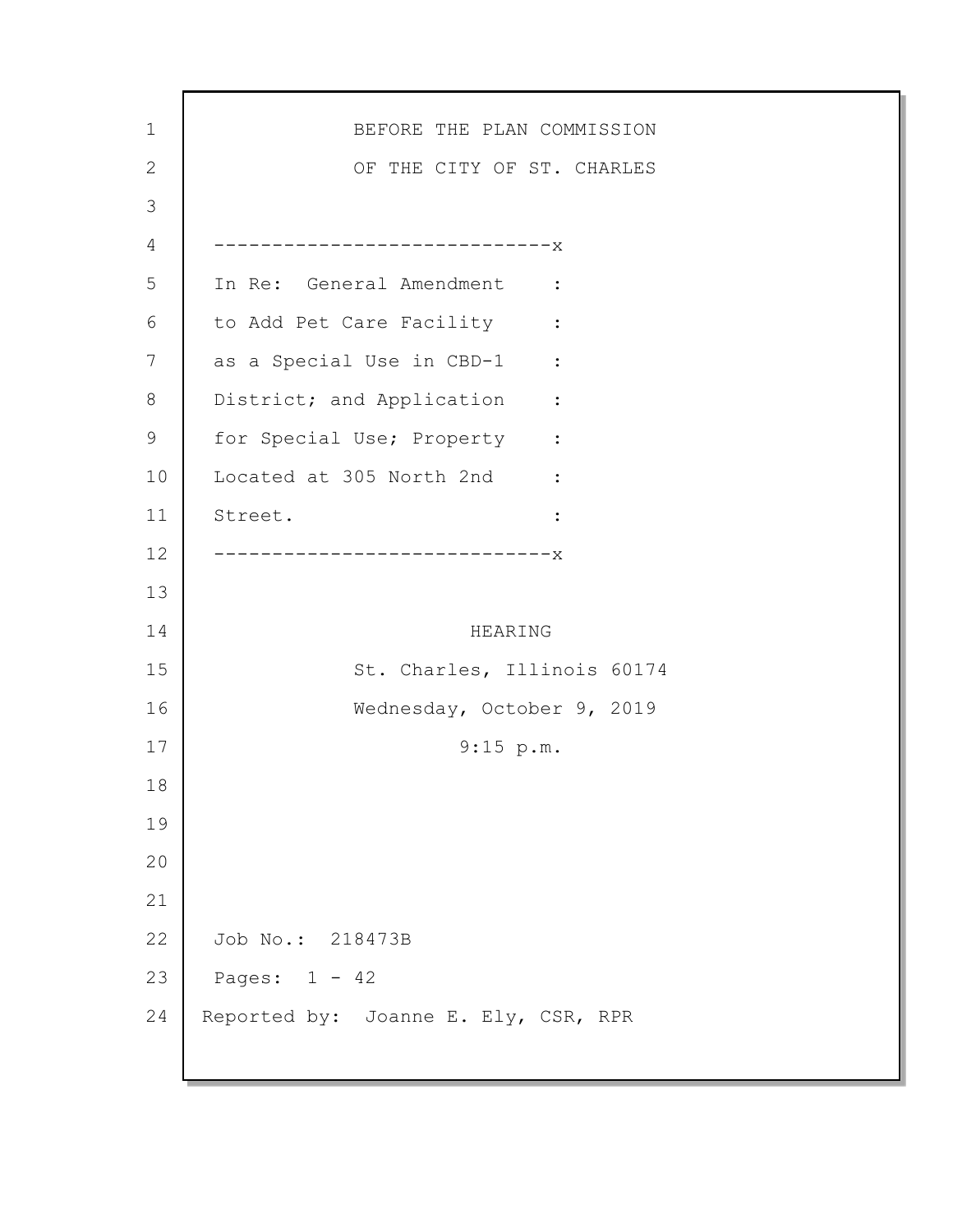BEFORE THE PLAN COMMISSION

OF THE CITY OF ST. CHARLES

```
-----------------------------x
In Re:  General Amendment    :
to Add Pet Care Facility     :
as a Special Use in CBD-1    :
District; and Application    :
for Special Use; Property    :
Located at 305 North 2nd     :
Street.                      :
-----------------------------x
```

HEARING

St. Charles, Illinois 60174

Wednesday, October 9, 2019

9:15 p.m.

Job No.: 218473B

Pages: 1 - 42

Reported by: Joanne E. Ely, CSR, RPR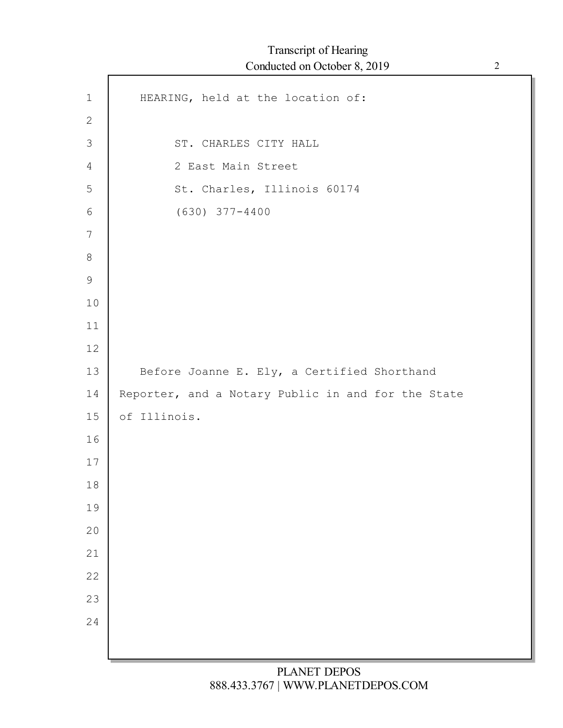HEARING, held at the location of:

ST. CHARLES CITY HALL
2 East Main Street
St. Charles, Illinois 60174
(630) 377-4400

Before Joanne E. Ely, a Certified Shorthand Reporter, and a Notary Public in and for the State of Illinois.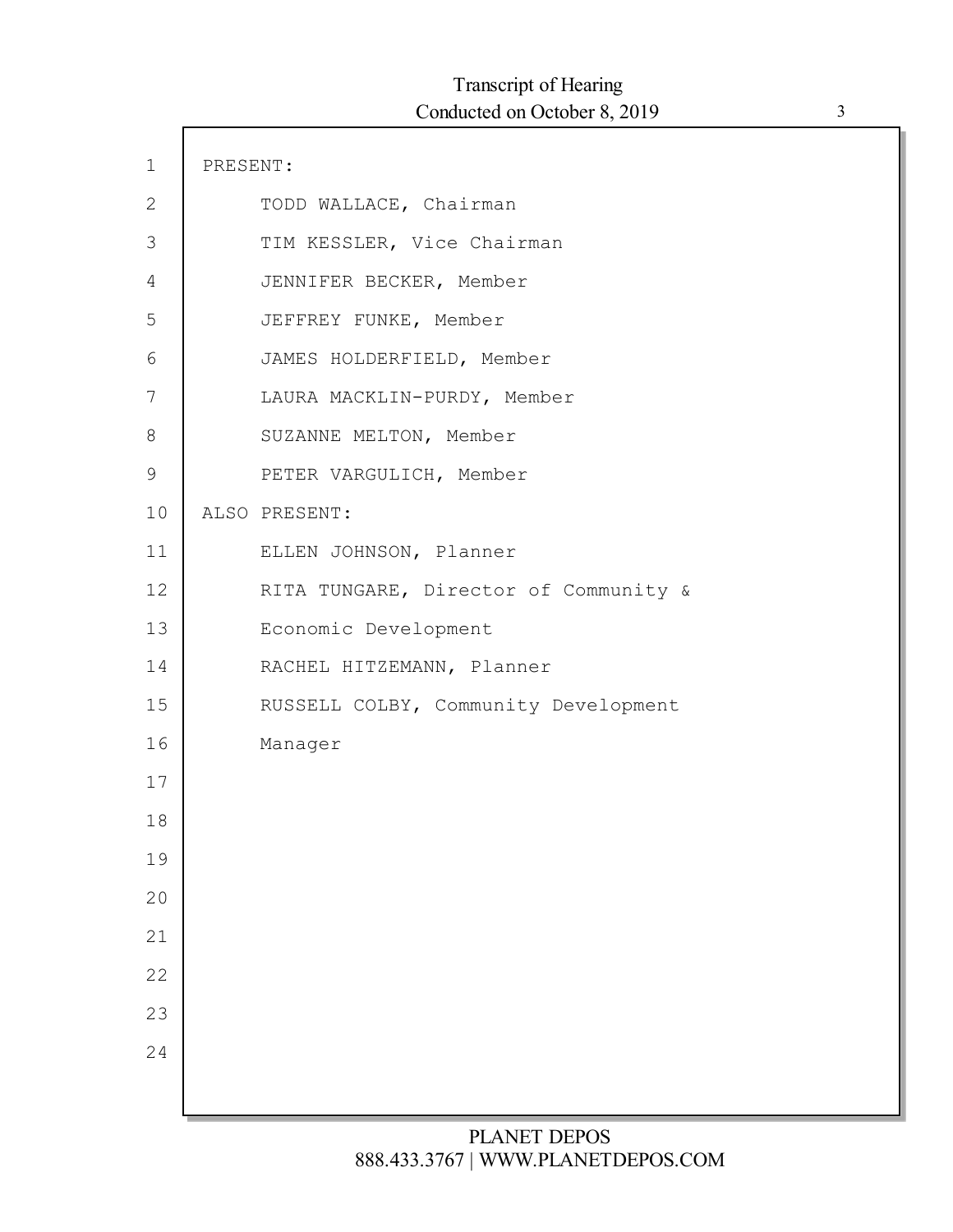PRESENT:

TODD WALLACE, Chairman

TIM KESSLER, Vice Chairman

JENNIFER BECKER, Member

JEFFREY FUNKE, Member

JAMES HOLDERFIELD, Member

LAURA MACKLIN-PURDY, Member

SUZANNE MELTON, Member

PETER VARGULICH, Member

ALSO PRESENT:

ELLEN JOHNSON, Planner

RITA TUNGARE, Director of Community & Economic Development

RACHEL HITZEMANN, Planner

RUSSELL COLBY, Community Development Manager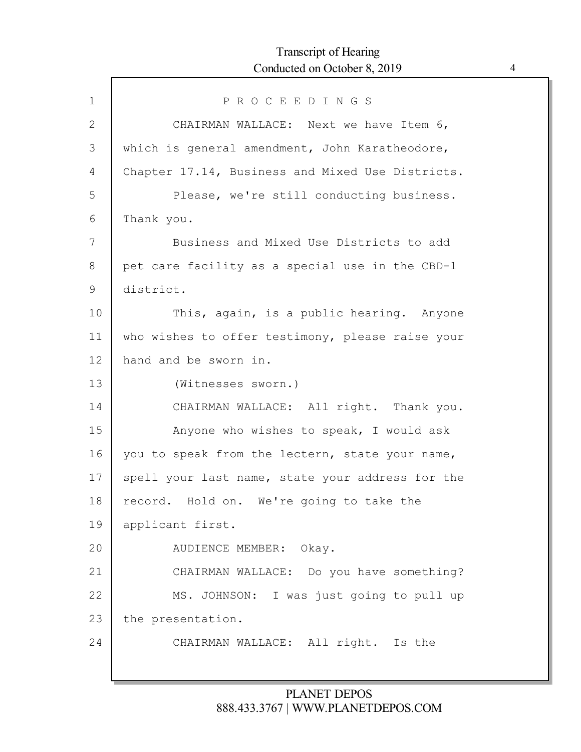P R O C E E D I N G S

CHAIRMAN WALLACE: Next we have Item 6, which is general amendment, John Karatheodore, Chapter 17.14, Business and Mixed Use Districts.

Please, we're still conducting business. Thank you.

Business and Mixed Use Districts to add pet care facility as a special use in the CBD-1 district.

This, again, is a public hearing. Anyone who wishes to offer testimony, please raise your hand and be sworn in.

(Witnesses sworn.)

CHAIRMAN WALLACE: All right. Thank you.

Anyone who wishes to speak, I would ask you to speak from the lectern, state your name, spell your last name, state your address for the record. Hold on. We're going to take the applicant first.

AUDIENCE MEMBER: Okay.

CHAIRMAN WALLACE: Do you have something?

MS. JOHNSON: I was just going to pull up the presentation.

CHAIRMAN WALLACE: All right. Is the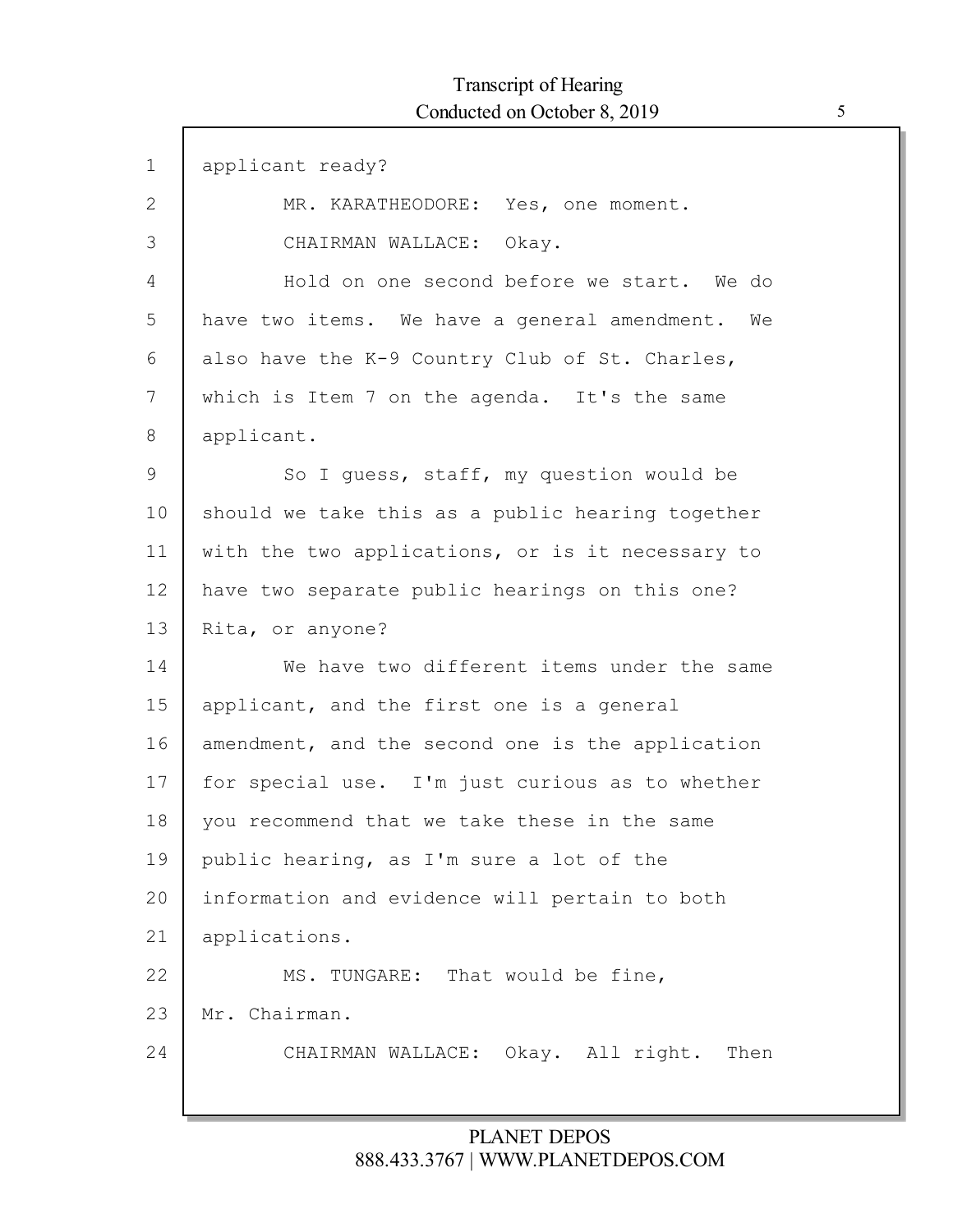1 applicant ready?

2 MR. KARATHEODORE: Yes, one moment.

3 CHAIRMAN WALLACE: Okay.

4 Hold on one second before we start. We do

5 have two items. We have a general amendment. We

6 also have the K-9 Country Club of St. Charles,

7 which is Item 7 on the agenda. It's the same

8 applicant.

9 So I guess, staff, my question would be

10 should we take this as a public hearing together

11 with the two applications, or is it necessary to

12 have two separate public hearings on this one?

13 Rita, or anyone?

14 We have two different items under the same

15 applicant, and the first one is a general

16 amendment, and the second one is the application

17 for special use. I'm just curious as to whether

18 you recommend that we take these in the same

19 public hearing, as I'm sure a lot of the

20 information and evidence will pertain to both

21 applications.

22 MS. TUNGARE: That would be fine,

23 Mr. Chairman.

24 CHAIRMAN WALLACE: Okay. All right. Then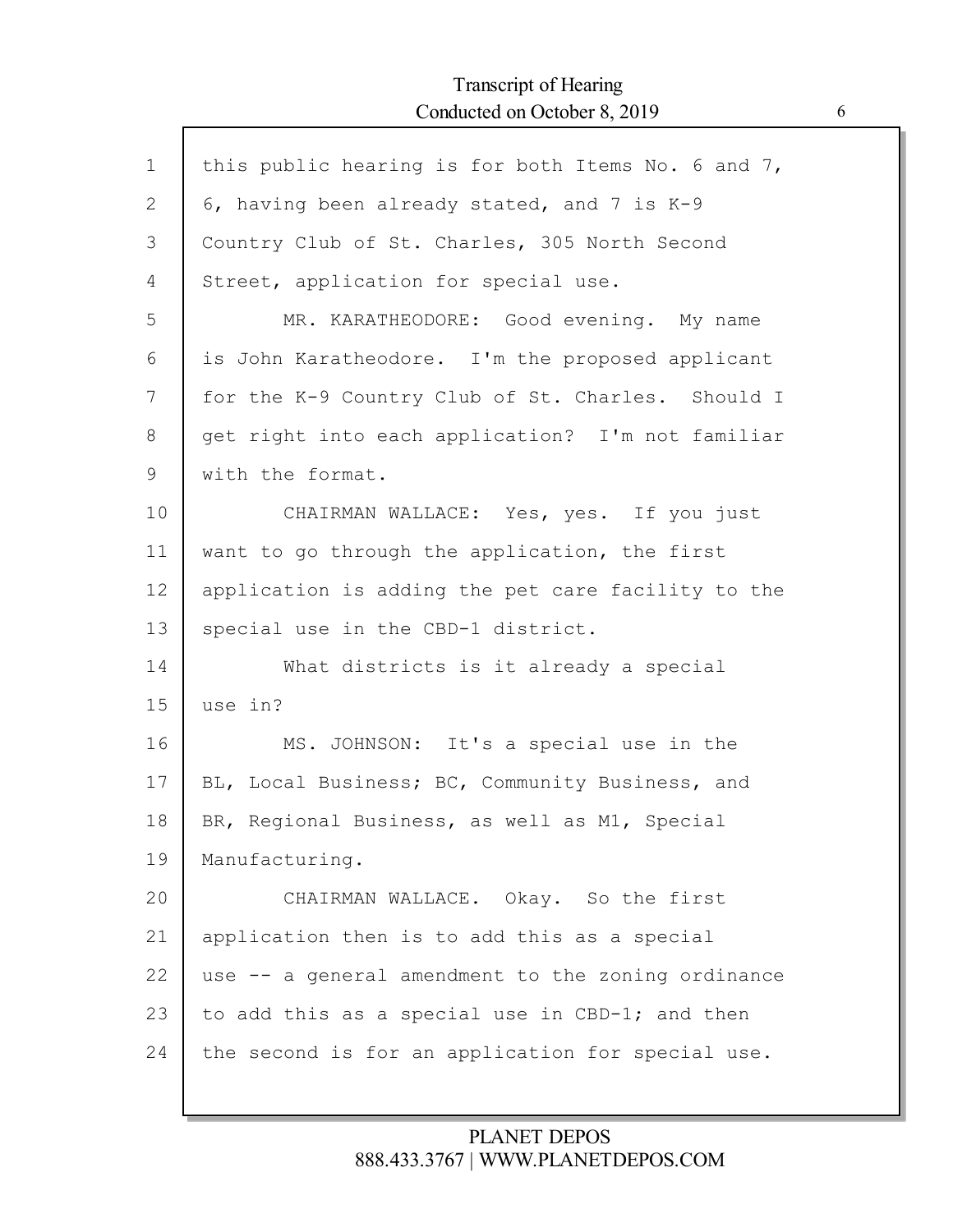this public hearing is for both Items No. 6 and 7, 6, having been already stated, and 7 is K-9 Country Club of St. Charles, 305 North Second Street, application for special use.

MR. KARATHEODORE: Good evening. My name is John Karatheodore. I'm the proposed applicant for the K-9 Country Club of St. Charles. Should I get right into each application? I'm not familiar with the format.

CHAIRMAN WALLACE: Yes, yes. If you just want to go through the application, the first application is adding the pet care facility to the special use in the CBD-1 district.

What districts is it already a special use in?

MS. JOHNSON: It's a special use in the BL, Local Business; BC, Community Business, and BR, Regional Business, as well as M1, Special Manufacturing.

CHAIRMAN WALLACE. Okay. So the first application then is to add this as a special use -- a general amendment to the zoning ordinance to add this as a special use in CBD-1; and then the second is for an application for special use.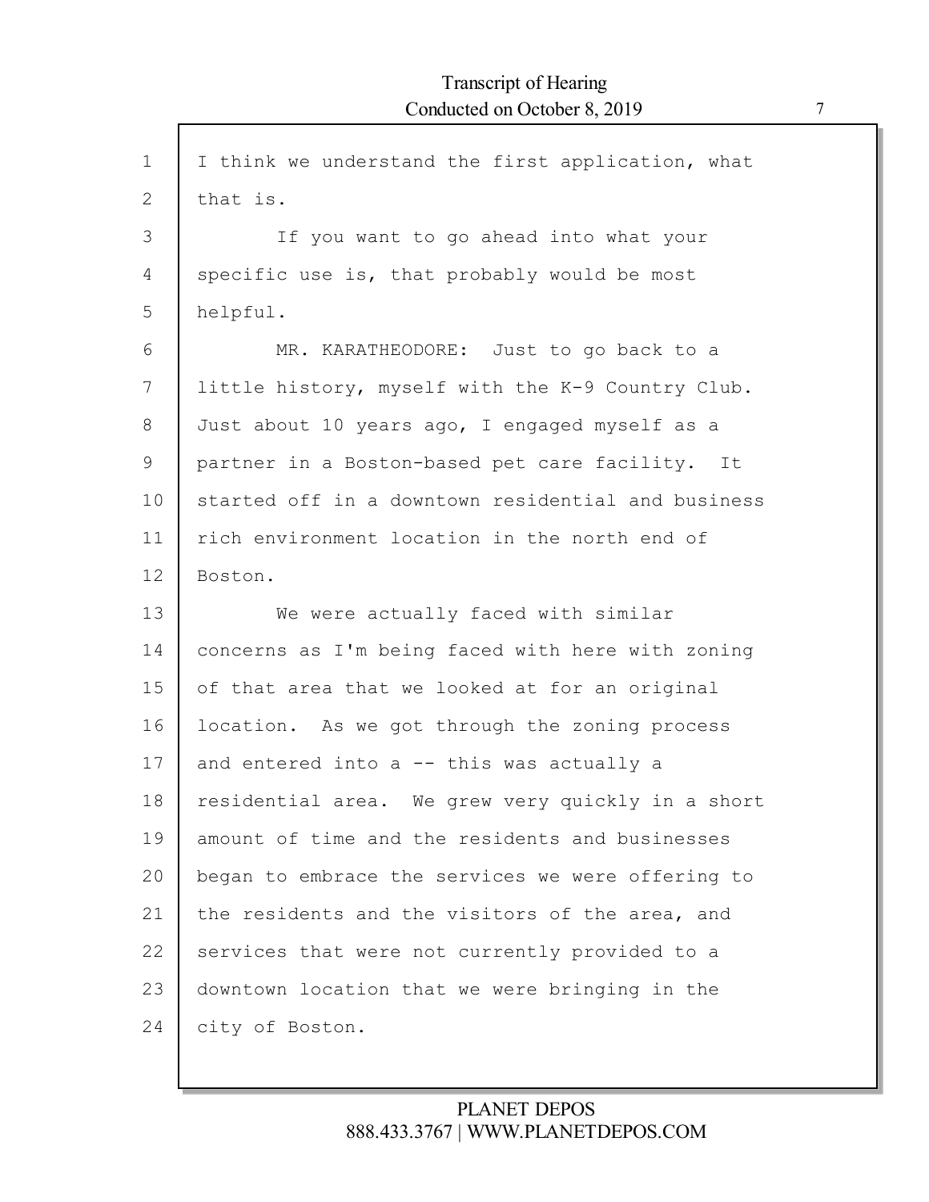I think we understand the first application, what that is.

If you want to go ahead into what your specific use is, that probably would be most helpful.

MR. KARATHEODORE: Just to go back to a little history, myself with the K-9 Country Club. Just about 10 years ago, I engaged myself as a partner in a Boston-based pet care facility. It started off in a downtown residential and business rich environment location in the north end of Boston.

We were actually faced with similar concerns as I'm being faced with here with zoning of that area that we looked at for an original location. As we got through the zoning process and entered into a -- this was actually a residential area. We grew very quickly in a short amount of time and the residents and businesses began to embrace the services we were offering to the residents and the visitors of the area, and services that were not currently provided to a downtown location that we were bringing in the city of Boston.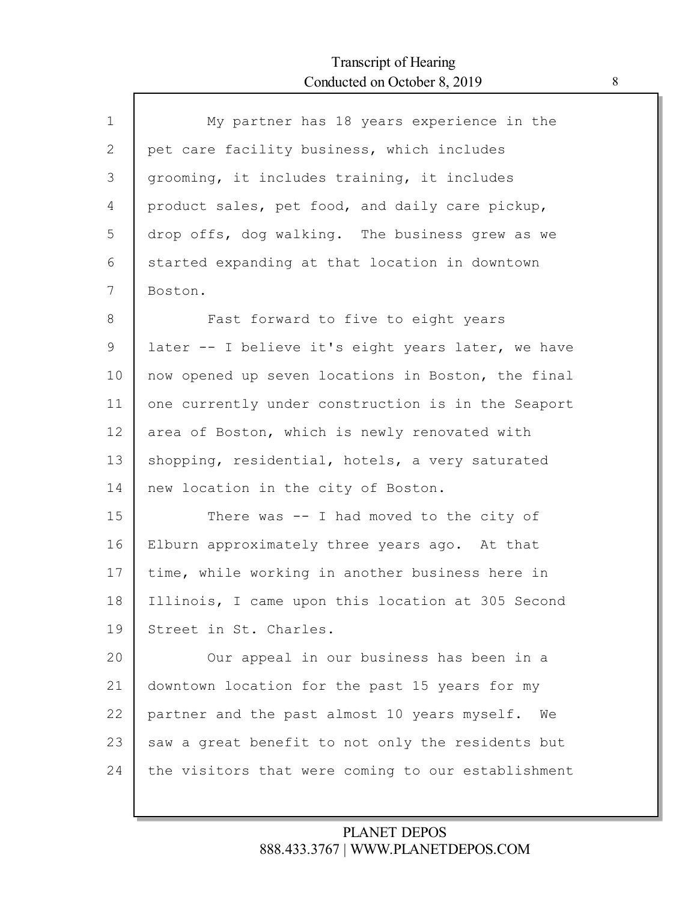My partner has 18 years experience in the pet care facility business, which includes grooming, it includes training, it includes product sales, pet food, and daily care pickup, drop offs, dog walking. The business grew as we started expanding at that location in downtown Boston.

Fast forward to five to eight years later -- I believe it's eight years later, we have now opened up seven locations in Boston, the final one currently under construction is in the Seaport area of Boston, which is newly renovated with shopping, residential, hotels, a very saturated new location in the city of Boston.

There was -- I had moved to the city of Elburn approximately three years ago. At that time, while working in another business here in Illinois, I came upon this location at 305 Second Street in St. Charles.

Our appeal in our business has been in a downtown location for the past 15 years for my partner and the past almost 10 years myself. We saw a great benefit to not only the residents but the visitors that were coming to our establishment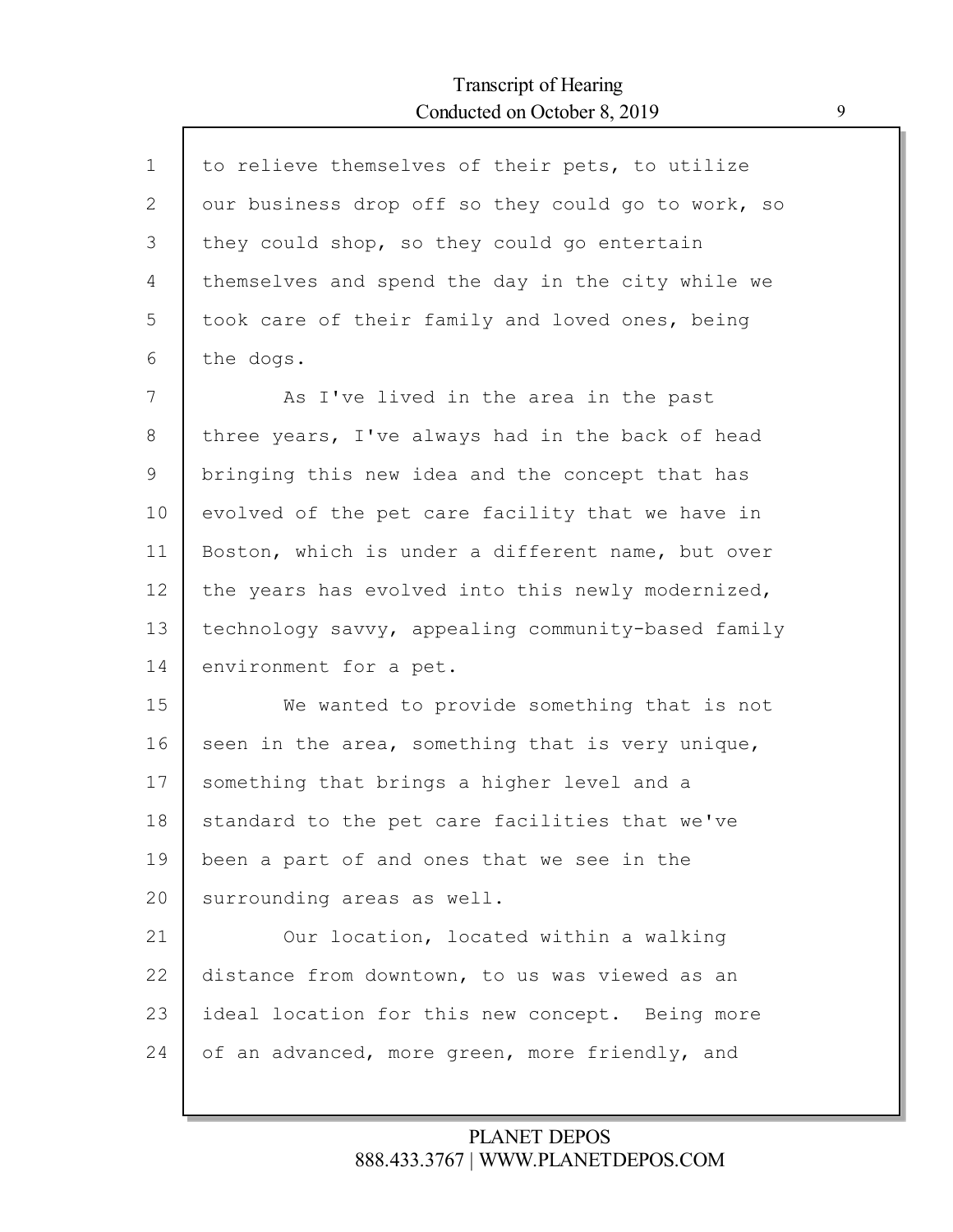to relieve themselves of their pets, to utilize our business drop off so they could go to work, so they could shop, so they could go entertain themselves and spend the day in the city while we took care of their family and loved ones, being the dogs.

As I've lived in the area in the past three years, I've always had in the back of head bringing this new idea and the concept that has evolved of the pet care facility that we have in Boston, which is under a different name, but over the years has evolved into this newly modernized, technology savvy, appealing community-based family environment for a pet.

We wanted to provide something that is not seen in the area, something that is very unique, something that brings a higher level and a standard to the pet care facilities that we've been a part of and ones that we see in the surrounding areas as well.

Our location, located within a walking distance from downtown, to us was viewed as an ideal location for this new concept. Being more of an advanced, more green, more friendly, and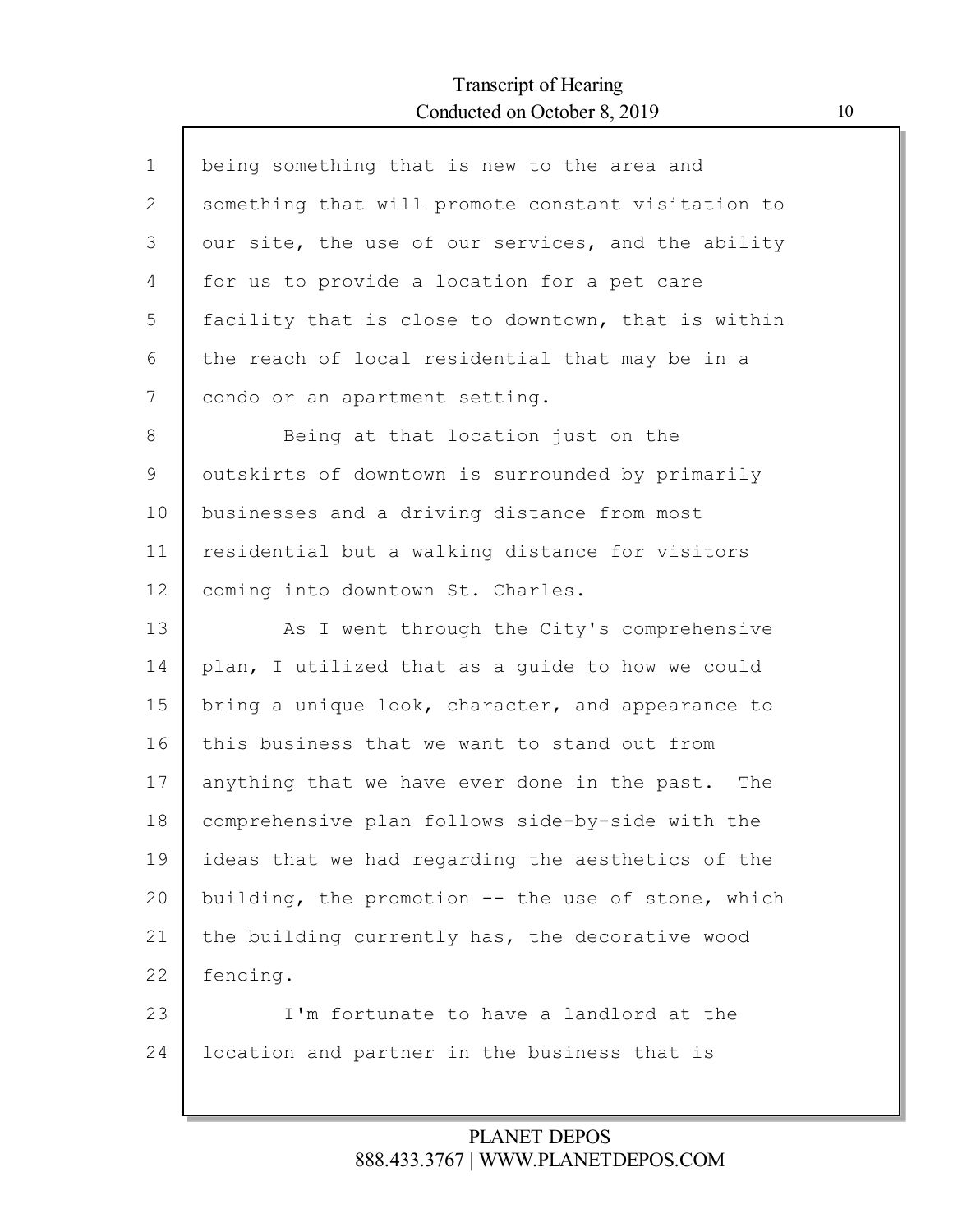being something that is new to the area and something that will promote constant visitation to our site, the use of our services, and the ability for us to provide a location for a pet care facility that is close to downtown, that is within the reach of local residential that may be in a condo or an apartment setting.

Being at that location just on the outskirts of downtown is surrounded by primarily businesses and a driving distance from most residential but a walking distance for visitors coming into downtown St. Charles.

As I went through the City's comprehensive plan, I utilized that as a guide to how we could bring a unique look, character, and appearance to this business that we want to stand out from anything that we have ever done in the past. The comprehensive plan follows side-by-side with the ideas that we had regarding the aesthetics of the building, the promotion -- the use of stone, which the building currently has, the decorative wood fencing.

I'm fortunate to have a landlord at the location and partner in the business that is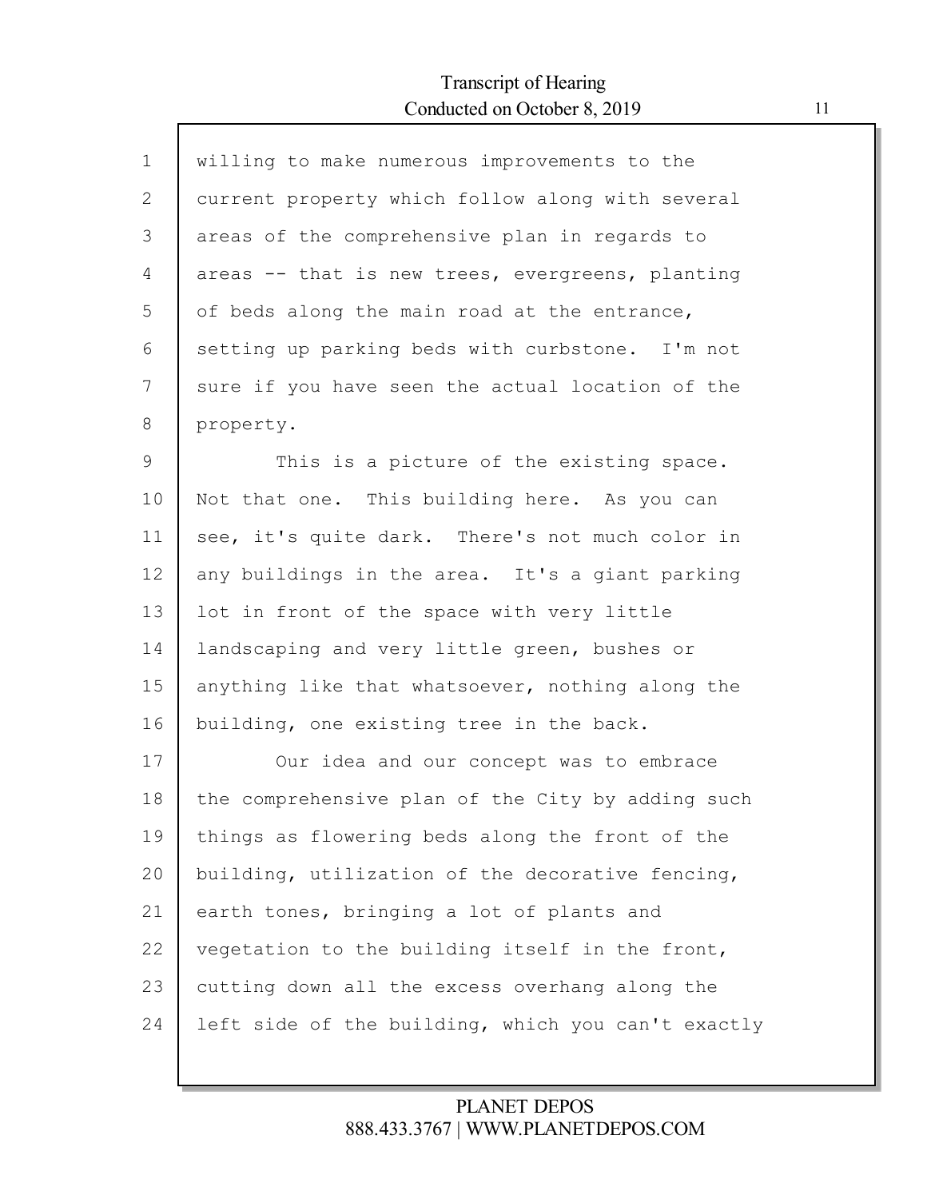willing to make numerous improvements to the current property which follow along with several areas of the comprehensive plan in regards to areas -- that is new trees, evergreens, planting of beds along the main road at the entrance, setting up parking beds with curbstone. I'm not sure if you have seen the actual location of the property.

This is a picture of the existing space. Not that one. This building here. As you can see, it's quite dark. There's not much color in any buildings in the area. It's a giant parking lot in front of the space with very little landscaping and very little green, bushes or anything like that whatsoever, nothing along the building, one existing tree in the back.

Our idea and our concept was to embrace the comprehensive plan of the City by adding such things as flowering beds along the front of the building, utilization of the decorative fencing, earth tones, bringing a lot of plants and vegetation to the building itself in the front, cutting down all the excess overhang along the left side of the building, which you can't exactly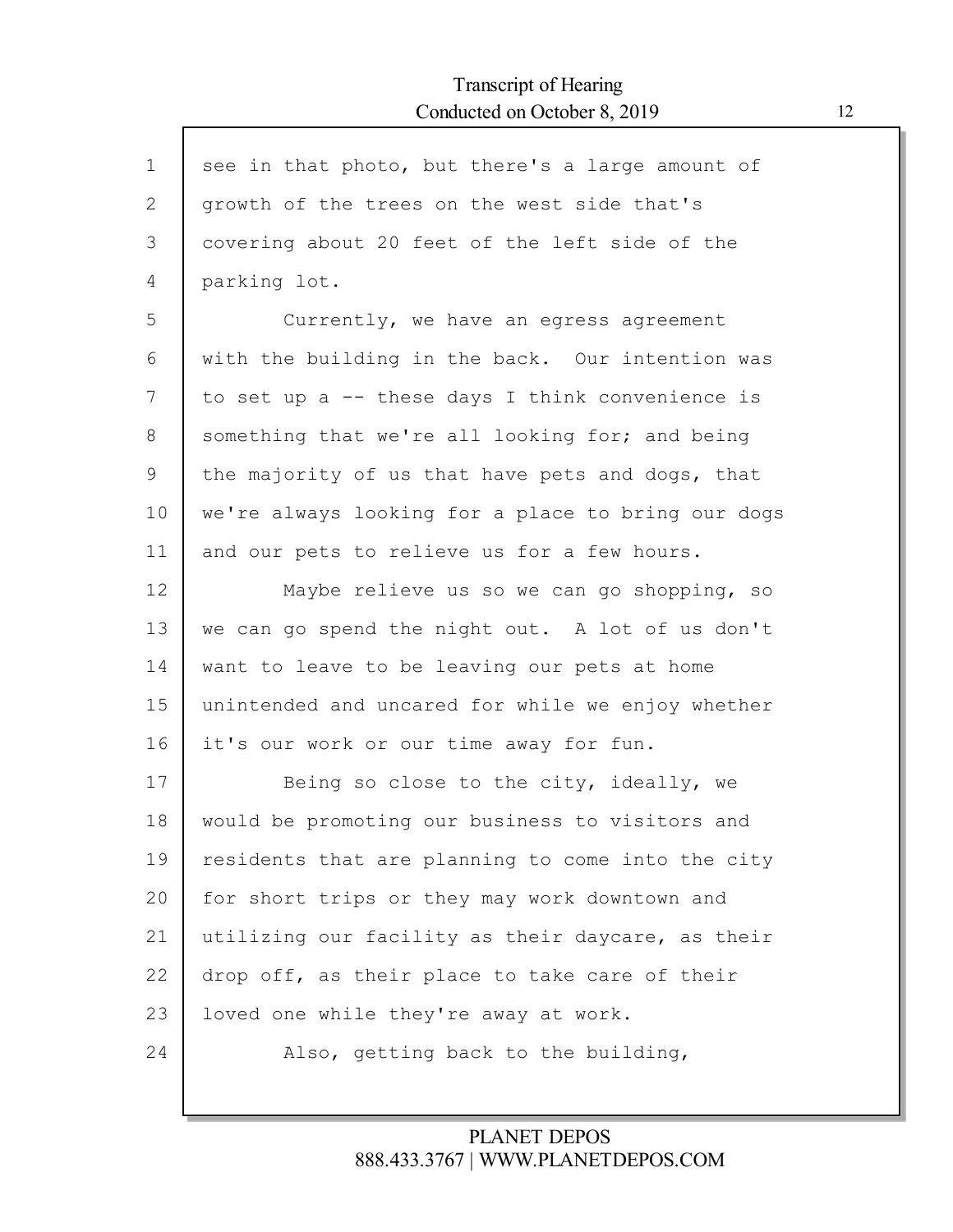see in that photo, but there's a large amount of growth of the trees on the west side that's covering about 20 feet of the left side of the parking lot.

Currently, we have an egress agreement with the building in the back. Our intention was to set up a -- these days I think convenience is something that we're all looking for; and being the majority of us that have pets and dogs, that we're always looking for a place to bring our dogs and our pets to relieve us for a few hours.

Maybe relieve us so we can go shopping, so we can go spend the night out. A lot of us don't want to leave to be leaving our pets at home unintended and uncared for while we enjoy whether it's our work or our time away for fun.

Being so close to the city, ideally, we would be promoting our business to visitors and residents that are planning to come into the city for short trips or they may work downtown and utilizing our facility as their daycare, as their drop off, as their place to take care of their loved one while they're away at work.

Also, getting back to the building,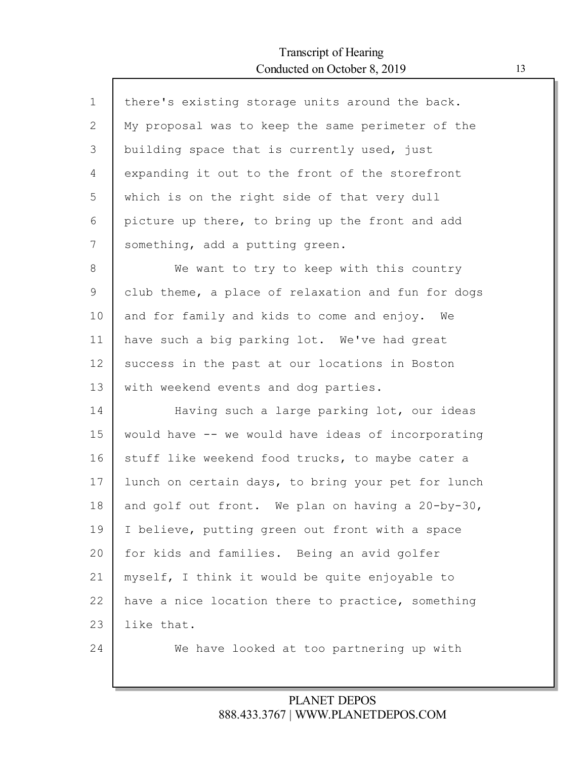there's existing storage units around the back. My proposal was to keep the same perimeter of the building space that is currently used, just expanding it out to the front of the storefront which is on the right side of that very dull picture up there, to bring up the front and add something, add a putting green.

We want to try to keep with this country club theme, a place of relaxation and fun for dogs and for family and kids to come and enjoy. We have such a big parking lot. We've had great success in the past at our locations in Boston with weekend events and dog parties.

Having such a large parking lot, our ideas would have -- we would have ideas of incorporating stuff like weekend food trucks, to maybe cater a lunch on certain days, to bring your pet for lunch and golf out front. We plan on having a 20-by-30, I believe, putting green out front with a space for kids and families. Being an avid golfer myself, I think it would be quite enjoyable to have a nice location there to practice, something like that.

We have looked at too partnering up with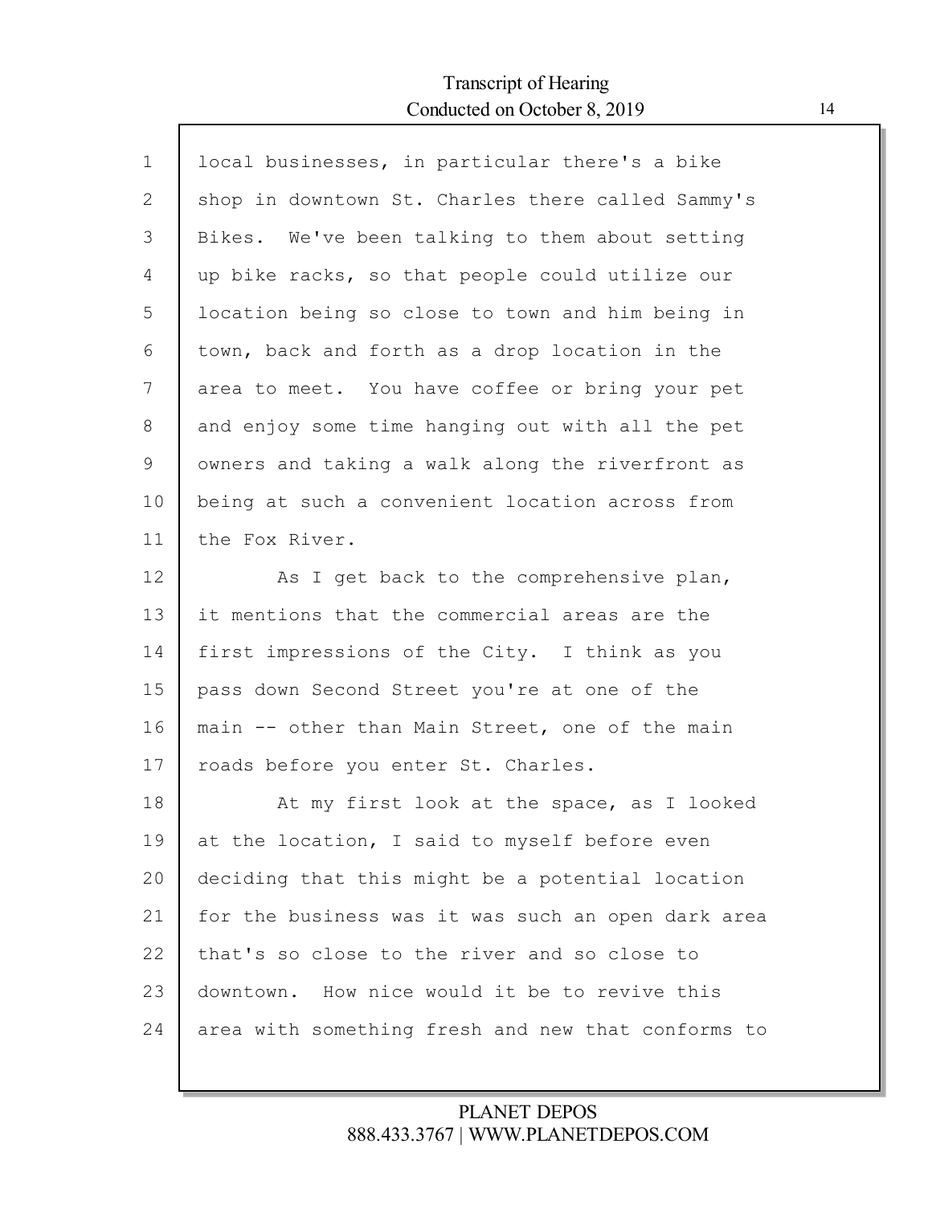1 local businesses, in particular there's a bike
2 shop in downtown St. Charles there called Sammy's
3 Bikes. We've been talking to them about setting
4 up bike racks, so that people could utilize our
5 location being so close to town and him being in
6 town, back and forth as a drop location in the
7 area to meet. You have coffee or bring your pet
8 and enjoy some time hanging out with all the pet
9 owners and taking a walk along the riverfront as
10 being at such a convenient location across from
11 the Fox River.
12 As I get back to the comprehensive plan,
13 it mentions that the commercial areas are the
14 first impressions of the City. I think as you
15 pass down Second Street you're at one of the
16 main -- other than Main Street, one of the main
17 roads before you enter St. Charles.
18 At my first look at the space, as I looked
19 at the location, I said to myself before even
20 deciding that this might be a potential location
21 for the business was it was such an open dark area
22 that's so close to the river and so close to
23 downtown. How nice would it be to revive this
24 area with something fresh and new that conforms to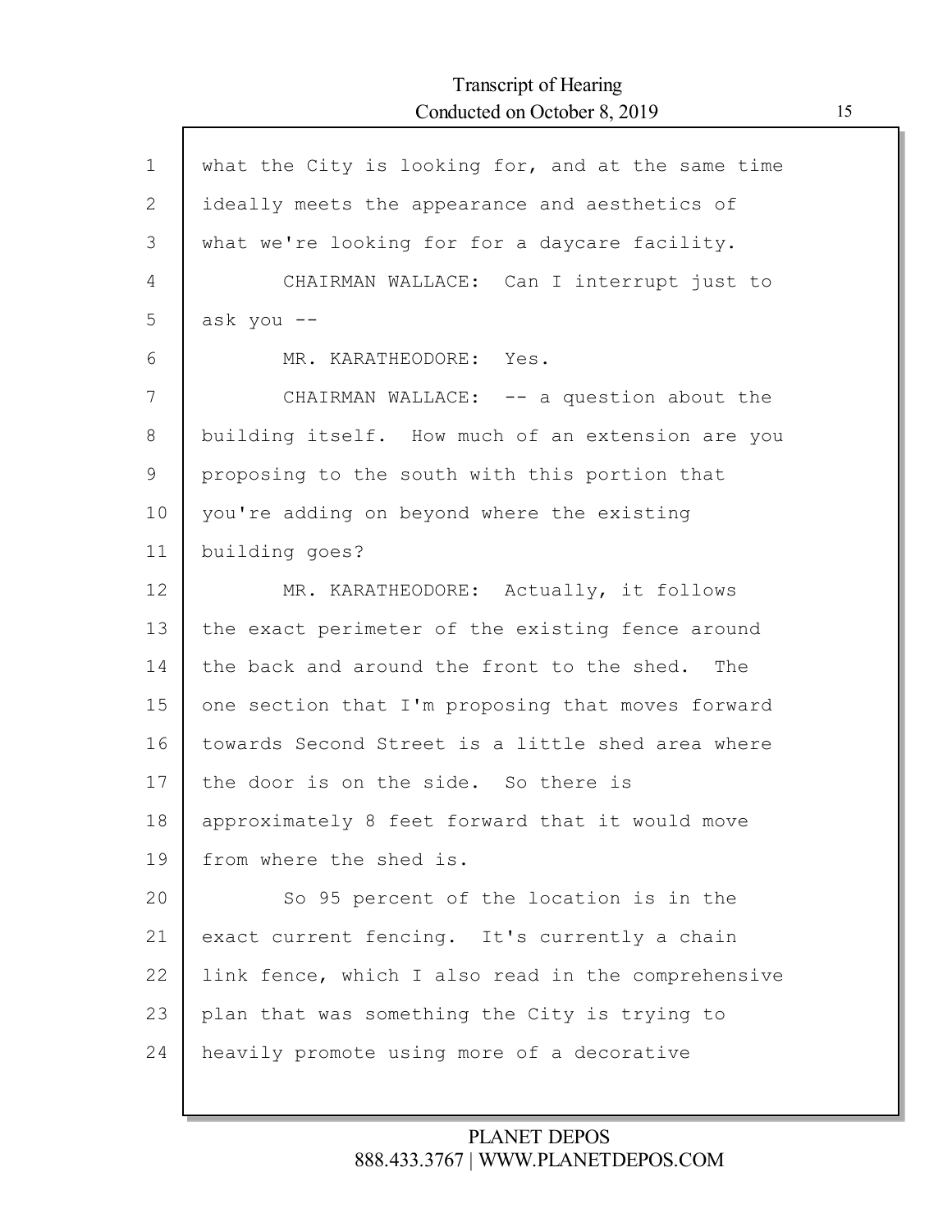what the City is looking for, and at the same time ideally meets the appearance and aesthetics of what we're looking for for a daycare facility.

CHAIRMAN WALLACE: Can I interrupt just to ask you --

MR. KARATHEODORE: Yes.

CHAIRMAN WALLACE: -- a question about the building itself. How much of an extension are you proposing to the south with this portion that you're adding on beyond where the existing building goes?

MR. KARATHEODORE: Actually, it follows the exact perimeter of the existing fence around the back and around the front to the shed. The one section that I'm proposing that moves forward towards Second Street is a little shed area where the door is on the side. So there is approximately 8 feet forward that it would move from where the shed is.

So 95 percent of the location is in the exact current fencing. It's currently a chain link fence, which I also read in the comprehensive plan that was something the City is trying to heavily promote using more of a decorative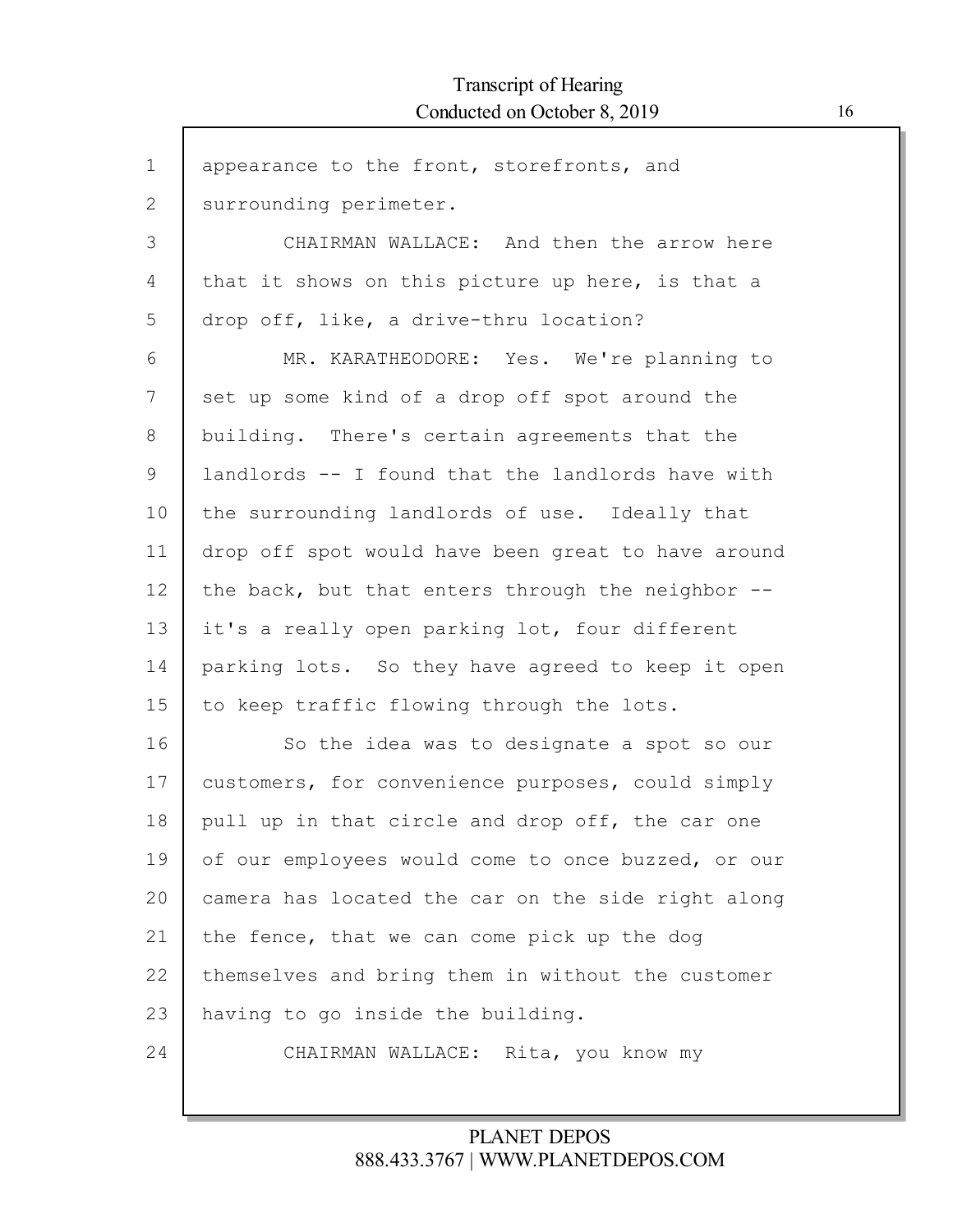appearance to the front, storefronts, and surrounding perimeter.

CHAIRMAN WALLACE: And then the arrow here that it shows on this picture up here, is that a drop off, like, a drive-thru location?

MR. KARATHEODORE: Yes. We're planning to set up some kind of a drop off spot around the building. There's certain agreements that the landlords -- I found that the landlords have with the surrounding landlords of use. Ideally that drop off spot would have been great to have around the back, but that enters through the neighbor -- it's a really open parking lot, four different parking lots. So they have agreed to keep it open to keep traffic flowing through the lots.

So the idea was to designate a spot so our customers, for convenience purposes, could simply pull up in that circle and drop off, the car one of our employees would come to once buzzed, or our camera has located the car on the side right along the fence, that we can come pick up the dog themselves and bring them in without the customer having to go inside the building.

CHAIRMAN WALLACE: Rita, you know my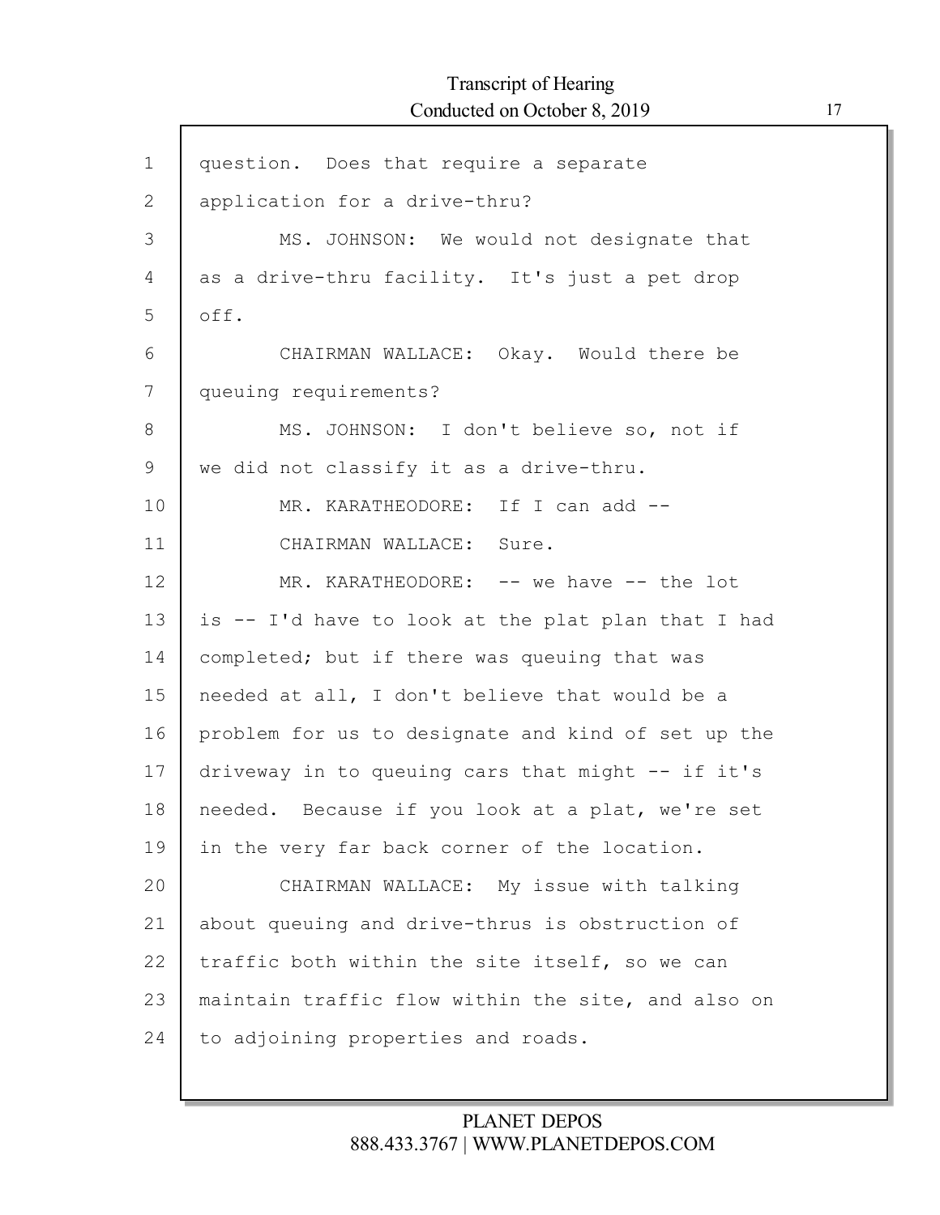question. Does that require a separate application for a drive-thru?

MS. JOHNSON: We would not designate that as a drive-thru facility. It's just a pet drop off.

CHAIRMAN WALLACE: Okay. Would there be queuing requirements?

MS. JOHNSON: I don't believe so, not if we did not classify it as a drive-thru.

MR. KARATHEODORE: If I can add --

CHAIRMAN WALLACE: Sure.

MR. KARATHEODORE: -- we have -- the lot is -- I'd have to look at the plat plan that I had completed; but if there was queuing that was needed at all, I don't believe that would be a problem for us to designate and kind of set up the driveway in to queuing cars that might -- if it's needed. Because if you look at a plat, we're set in the very far back corner of the location.

CHAIRMAN WALLACE: My issue with talking about queuing and drive-thrus is obstruction of traffic both within the site itself, so we can maintain traffic flow within the site, and also on to adjoining properties and roads.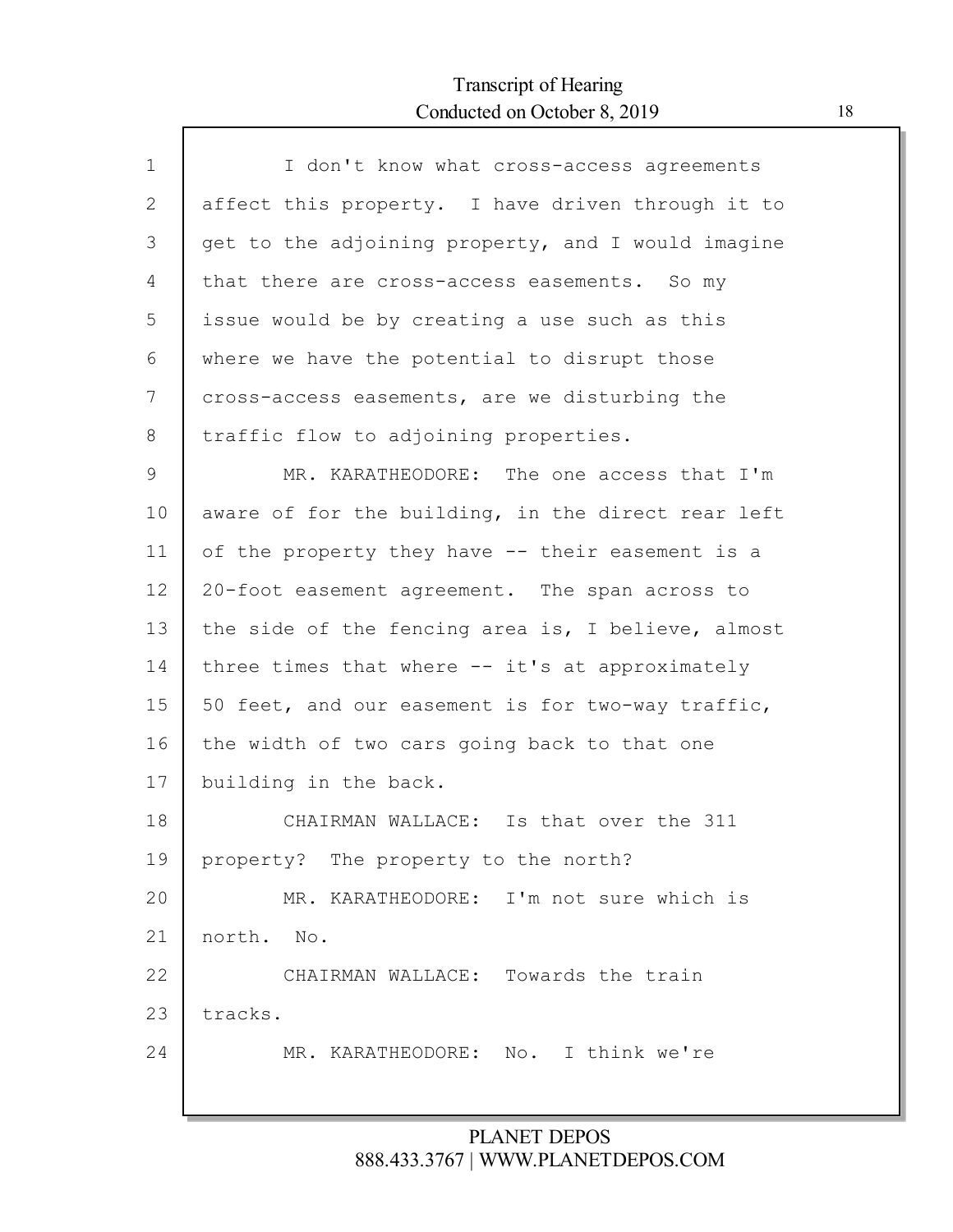I don't know what cross-access agreements affect this property. I have driven through it to get to the adjoining property, and I would imagine that there are cross-access easements. So my issue would be by creating a use such as this where we have the potential to disrupt those cross-access easements, are we disturbing the traffic flow to adjoining properties.

MR. KARATHEODORE: The one access that I'm aware of for the building, in the direct rear left of the property they have -- their easement is a 20-foot easement agreement. The span across to the side of the fencing area is, I believe, almost three times that where -- it's at approximately 50 feet, and our easement is for two-way traffic, the width of two cars going back to that one building in the back.

CHAIRMAN WALLACE: Is that over the 311 property? The property to the north?

MR. KARATHEODORE: I'm not sure which is north. No.

CHAIRMAN WALLACE: Towards the train tracks.

MR. KARATHEODORE: No. I think we're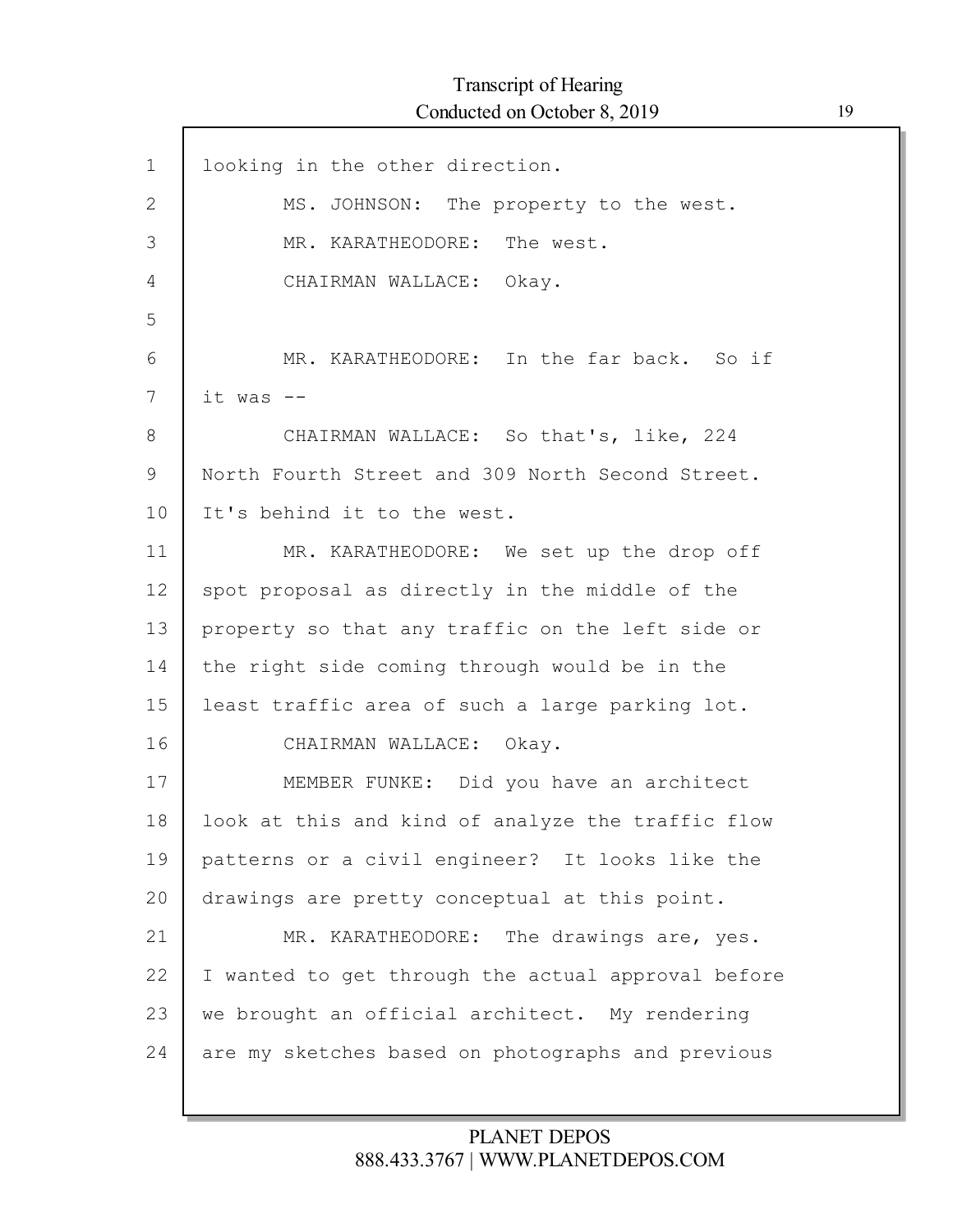looking in the other direction.

MS. JOHNSON: The property to the west.

MR. KARATHEODORE: The west.

CHAIRMAN WALLACE: Okay.

MR. KARATHEODORE: In the far back. So if it was --

CHAIRMAN WALLACE: So that's, like, 224 North Fourth Street and 309 North Second Street. It's behind it to the west.

MR. KARATHEODORE: We set up the drop off spot proposal as directly in the middle of the property so that any traffic on the left side or the right side coming through would be in the least traffic area of such a large parking lot.

CHAIRMAN WALLACE: Okay.

MEMBER FUNKE: Did you have an architect look at this and kind of analyze the traffic flow patterns or a civil engineer? It looks like the drawings are pretty conceptual at this point.

MR. KARATHEODORE: The drawings are, yes. I wanted to get through the actual approval before we brought an official architect. My rendering are my sketches based on photographs and previous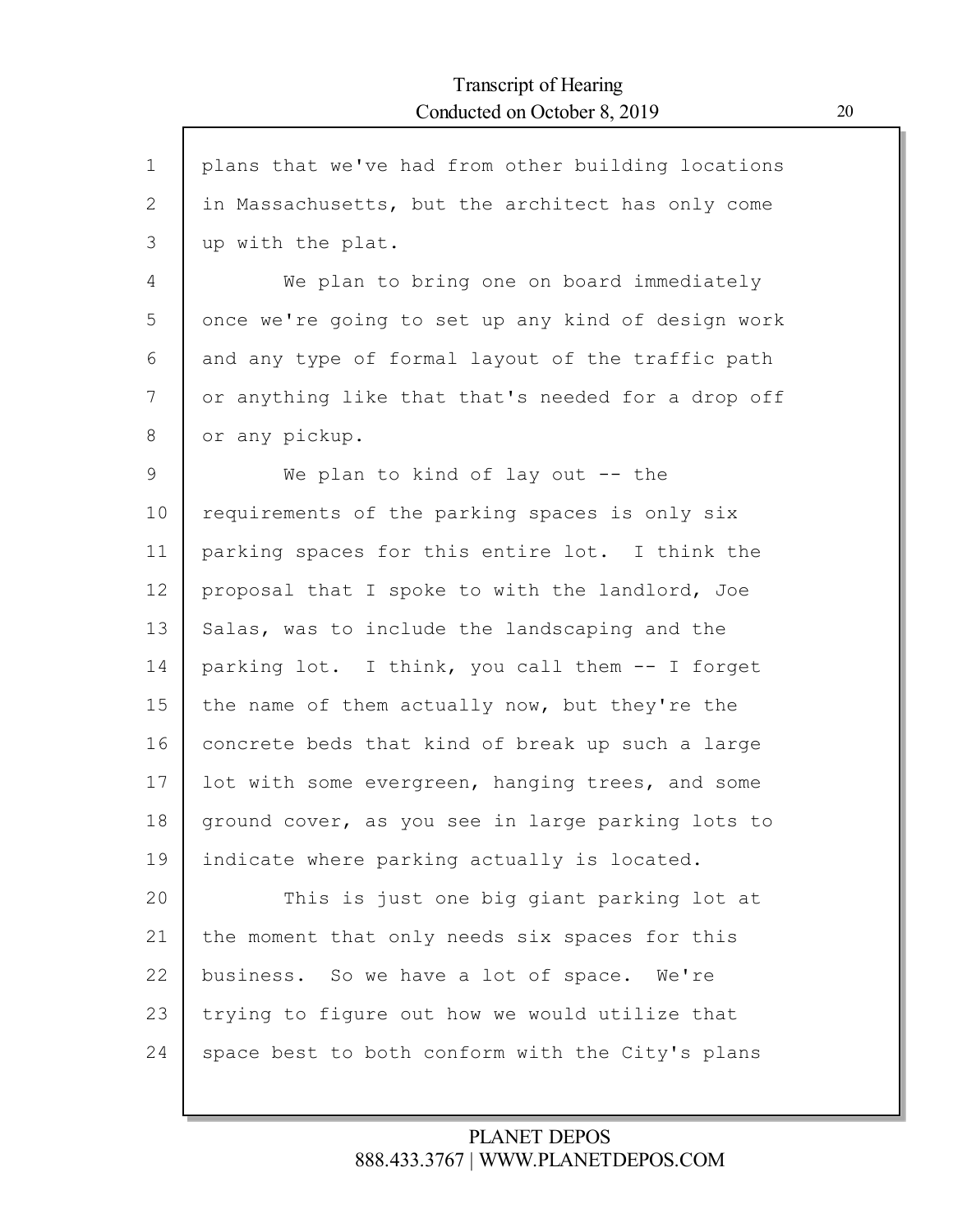plans that we've had from other building locations in Massachusetts, but the architect has only come up with the plat.

We plan to bring one on board immediately once we're going to set up any kind of design work and any type of formal layout of the traffic path or anything like that that's needed for a drop off or any pickup.

We plan to kind of lay out -- the requirements of the parking spaces is only six parking spaces for this entire lot. I think the proposal that I spoke to with the landlord, Joe Salas, was to include the landscaping and the parking lot. I think, you call them -- I forget the name of them actually now, but they're the concrete beds that kind of break up such a large lot with some evergreen, hanging trees, and some ground cover, as you see in large parking lots to indicate where parking actually is located.

This is just one big giant parking lot at the moment that only needs six spaces for this business. So we have a lot of space. We're trying to figure out how we would utilize that space best to both conform with the City's plans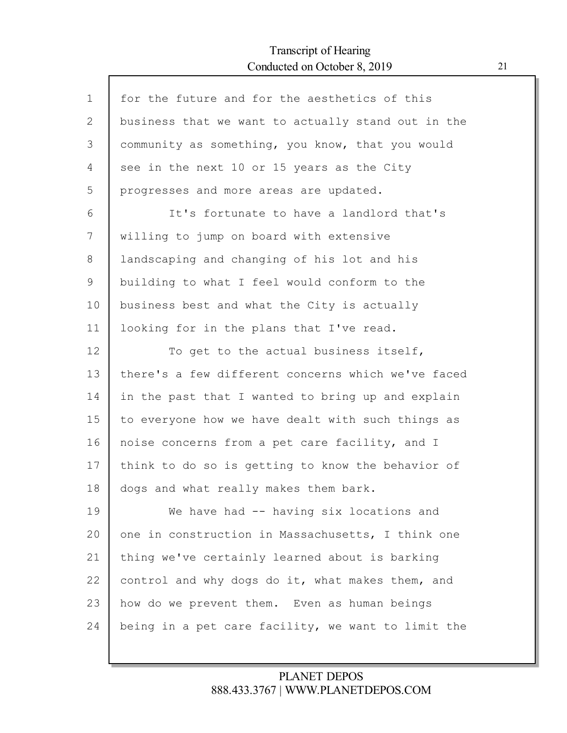for the future and for the aesthetics of this business that we want to actually stand out in the community as something, you know, that you would see in the next 10 or 15 years as the City progresses and more areas are updated.

It's fortunate to have a landlord that's willing to jump on board with extensive landscaping and changing of his lot and his building to what I feel would conform to the business best and what the City is actually looking for in the plans that I've read.

To get to the actual business itself, there's a few different concerns which we've faced in the past that I wanted to bring up and explain to everyone how we have dealt with such things as noise concerns from a pet care facility, and I think to do so is getting to know the behavior of dogs and what really makes them bark.

We have had -- having six locations and one in construction in Massachusetts, I think one thing we've certainly learned about is barking control and why dogs do it, what makes them, and how do we prevent them. Even as human beings being in a pet care facility, we want to limit the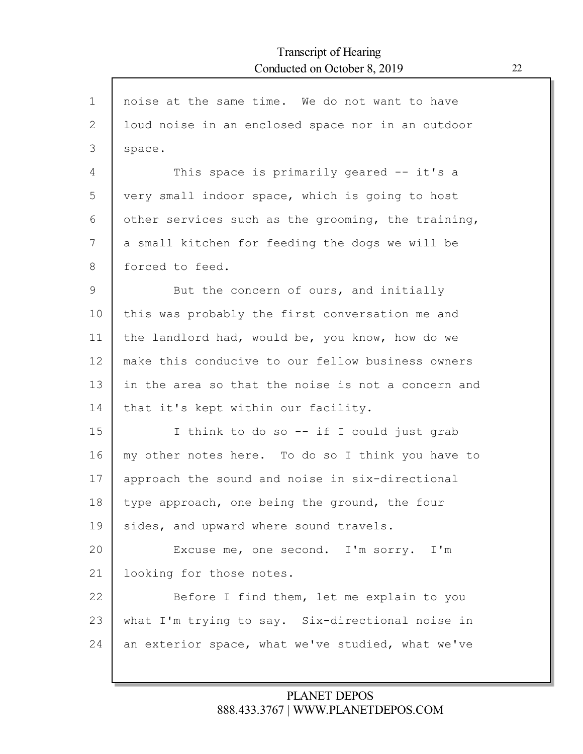noise at the same time. We do not want to have loud noise in an enclosed space nor in an outdoor space.

This space is primarily geared -- it's a very small indoor space, which is going to host other services such as the grooming, the training, a small kitchen for feeding the dogs we will be forced to feed.

But the concern of ours, and initially this was probably the first conversation me and the landlord had, would be, you know, how do we make this conducive to our fellow business owners in the area so that the noise is not a concern and that it's kept within our facility.

I think to do so -- if I could just grab my other notes here. To do so I think you have to approach the sound and noise in six-directional type approach, one being the ground, the four sides, and upward where sound travels.

Excuse me, one second. I'm sorry. I'm looking for those notes.

Before I find them, let me explain to you what I'm trying to say. Six-directional noise in an exterior space, what we've studied, what we've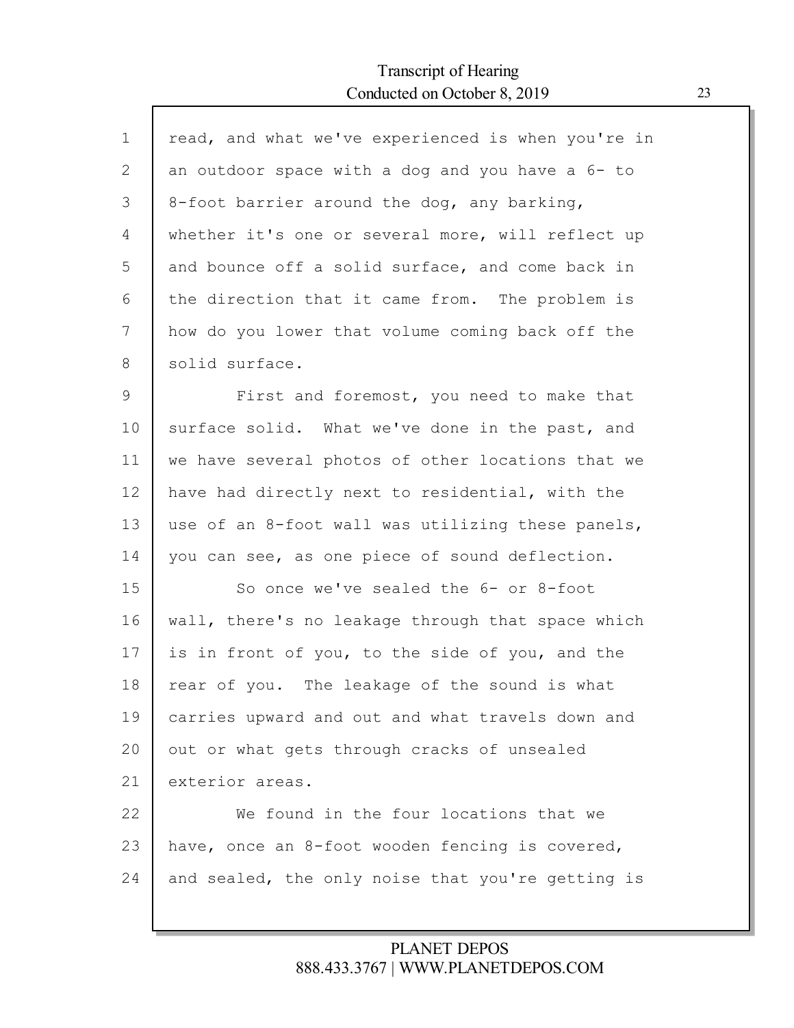read, and what we've experienced is when you're in an outdoor space with a dog and you have a 6- to 8-foot barrier around the dog, any barking, whether it's one or several more, will reflect up and bounce off a solid surface, and come back in the direction that it came from. The problem is how do you lower that volume coming back off the solid surface.

First and foremost, you need to make that surface solid. What we've done in the past, and we have several photos of other locations that we have had directly next to residential, with the use of an 8-foot wall was utilizing these panels, you can see, as one piece of sound deflection.

So once we've sealed the 6- or 8-foot wall, there's no leakage through that space which is in front of you, to the side of you, and the rear of you. The leakage of the sound is what carries upward and out and what travels down and out or what gets through cracks of unsealed exterior areas.

We found in the four locations that we have, once an 8-foot wooden fencing is covered, and sealed, the only noise that you're getting is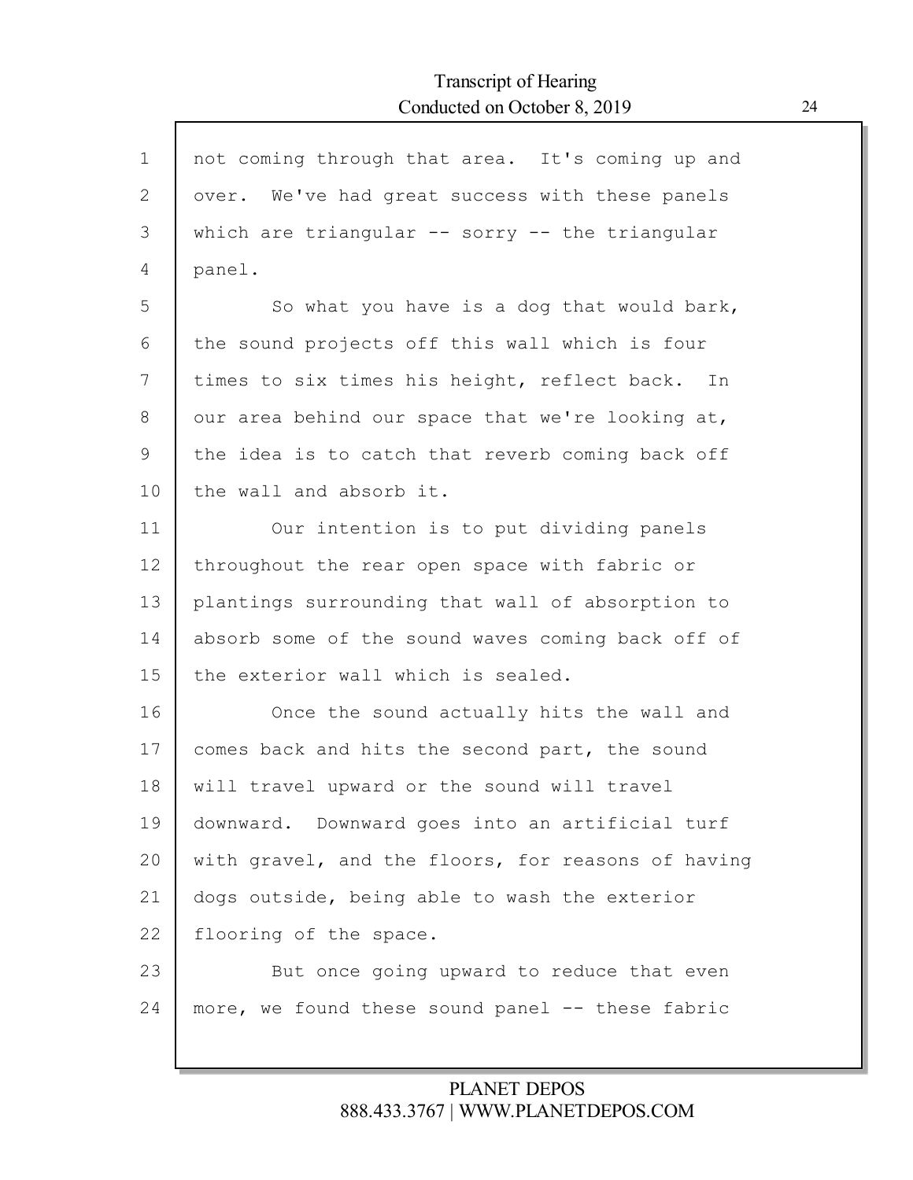not coming through that area. It's coming up and over. We've had great success with these panels which are triangular -- sorry -- the triangular panel.

So what you have is a dog that would bark, the sound projects off this wall which is four times to six times his height, reflect back. In our area behind our space that we're looking at, the idea is to catch that reverb coming back off the wall and absorb it.

Our intention is to put dividing panels throughout the rear open space with fabric or plantings surrounding that wall of absorption to absorb some of the sound waves coming back off of the exterior wall which is sealed.

Once the sound actually hits the wall and comes back and hits the second part, the sound will travel upward or the sound will travel downward. Downward goes into an artificial turf with gravel, and the floors, for reasons of having dogs outside, being able to wash the exterior flooring of the space.

But once going upward to reduce that even more, we found these sound panel -- these fabric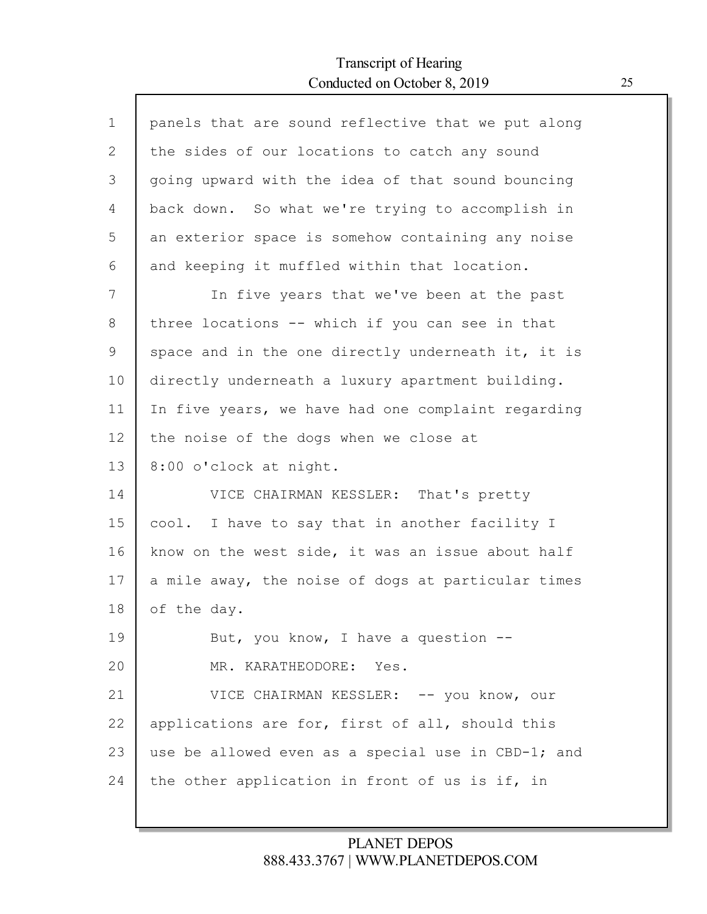panels that are sound reflective that we put along the sides of our locations to catch any sound going upward with the idea of that sound bouncing back down. So what we're trying to accomplish in an exterior space is somehow containing any noise and keeping it muffled within that location.

In five years that we've been at the past three locations -- which if you can see in that space and in the one directly underneath it, it is directly underneath a luxury apartment building. In five years, we have had one complaint regarding the noise of the dogs when we close at 8:00 o'clock at night.

VICE CHAIRMAN KESSLER: That's pretty cool. I have to say that in another facility I know on the west side, it was an issue about half a mile away, the noise of dogs at particular times of the day.

But, you know, I have a question --

MR. KARATHEODORE: Yes.

VICE CHAIRMAN KESSLER: -- you know, our applications are for, first of all, should this use be allowed even as a special use in CBD-1; and the other application in front of us is if, in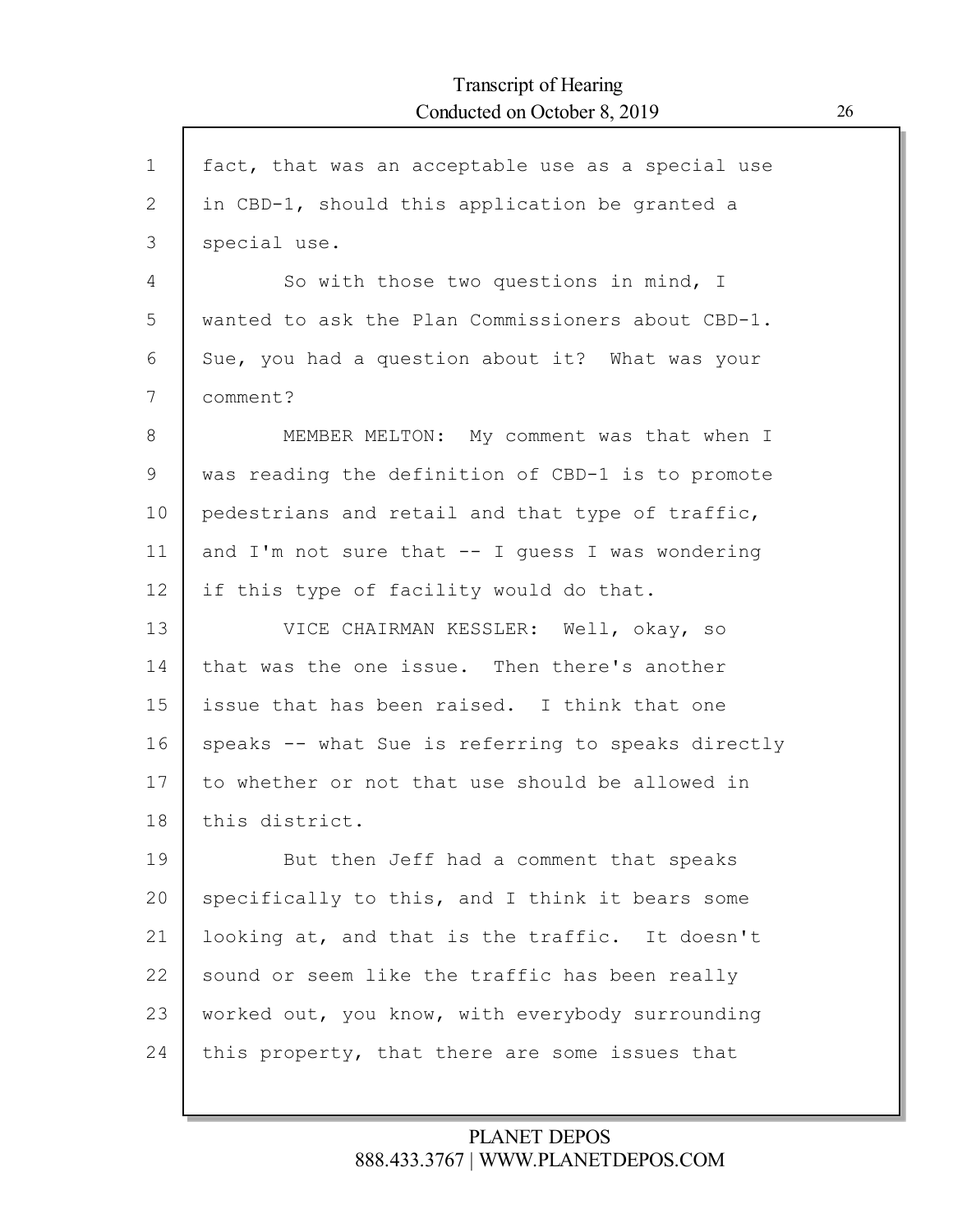fact, that was an acceptable use as a special use in CBD-1, should this application be granted a special use.

So with those two questions in mind, I wanted to ask the Plan Commissioners about CBD-1. Sue, you had a question about it? What was your comment?

MEMBER MELTON: My comment was that when I was reading the definition of CBD-1 is to promote pedestrians and retail and that type of traffic, and I'm not sure that -- I guess I was wondering if this type of facility would do that.

VICE CHAIRMAN KESSLER: Well, okay, so that was the one issue. Then there's another issue that has been raised. I think that one speaks -- what Sue is referring to speaks directly to whether or not that use should be allowed in this district.

But then Jeff had a comment that speaks specifically to this, and I think it bears some looking at, and that is the traffic. It doesn't sound or seem like the traffic has been really worked out, you know, with everybody surrounding this property, that there are some issues that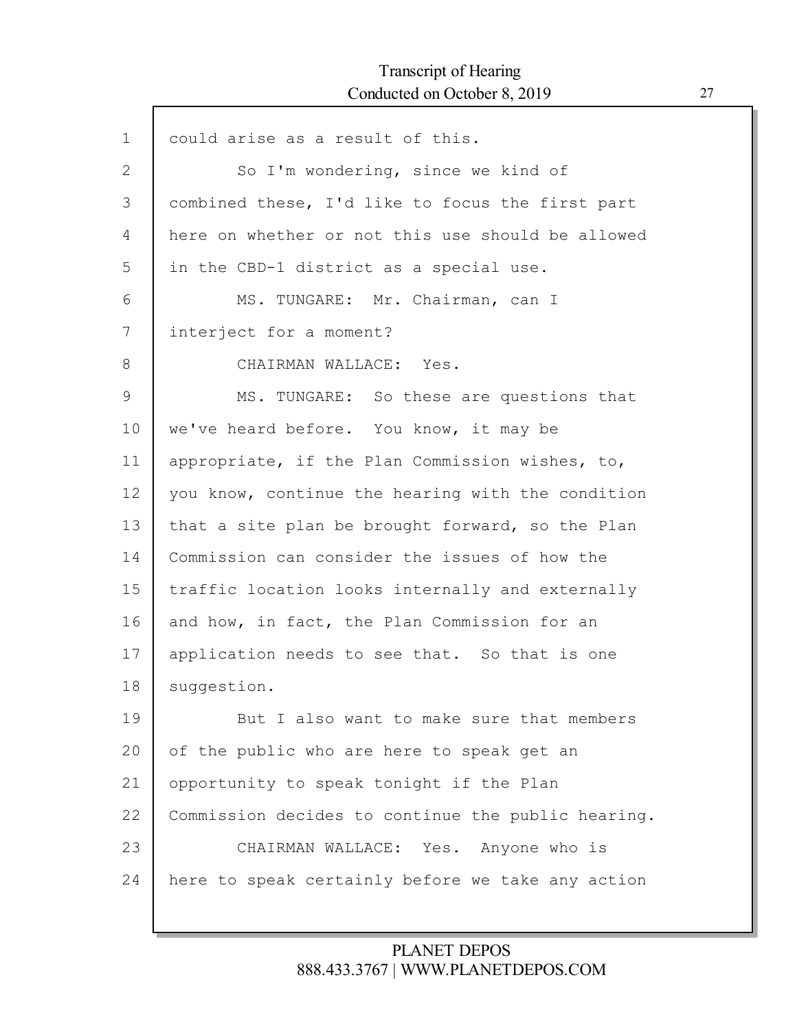could arise as a result of this.

So I'm wondering, since we kind of combined these, I'd like to focus the first part here on whether or not this use should be allowed in the CBD-1 district as a special use.

MS. TUNGARE: Mr. Chairman, can I interject for a moment?

CHAIRMAN WALLACE: Yes.

MS. TUNGARE: So these are questions that we've heard before. You know, it may be appropriate, if the Plan Commission wishes, to, you know, continue the hearing with the condition that a site plan be brought forward, so the Plan Commission can consider the issues of how the traffic location looks internally and externally and how, in fact, the Plan Commission for an application needs to see that. So that is one suggestion.

But I also want to make sure that members of the public who are here to speak get an opportunity to speak tonight if the Plan Commission decides to continue the public hearing.

CHAIRMAN WALLACE: Yes. Anyone who is here to speak certainly before we take any action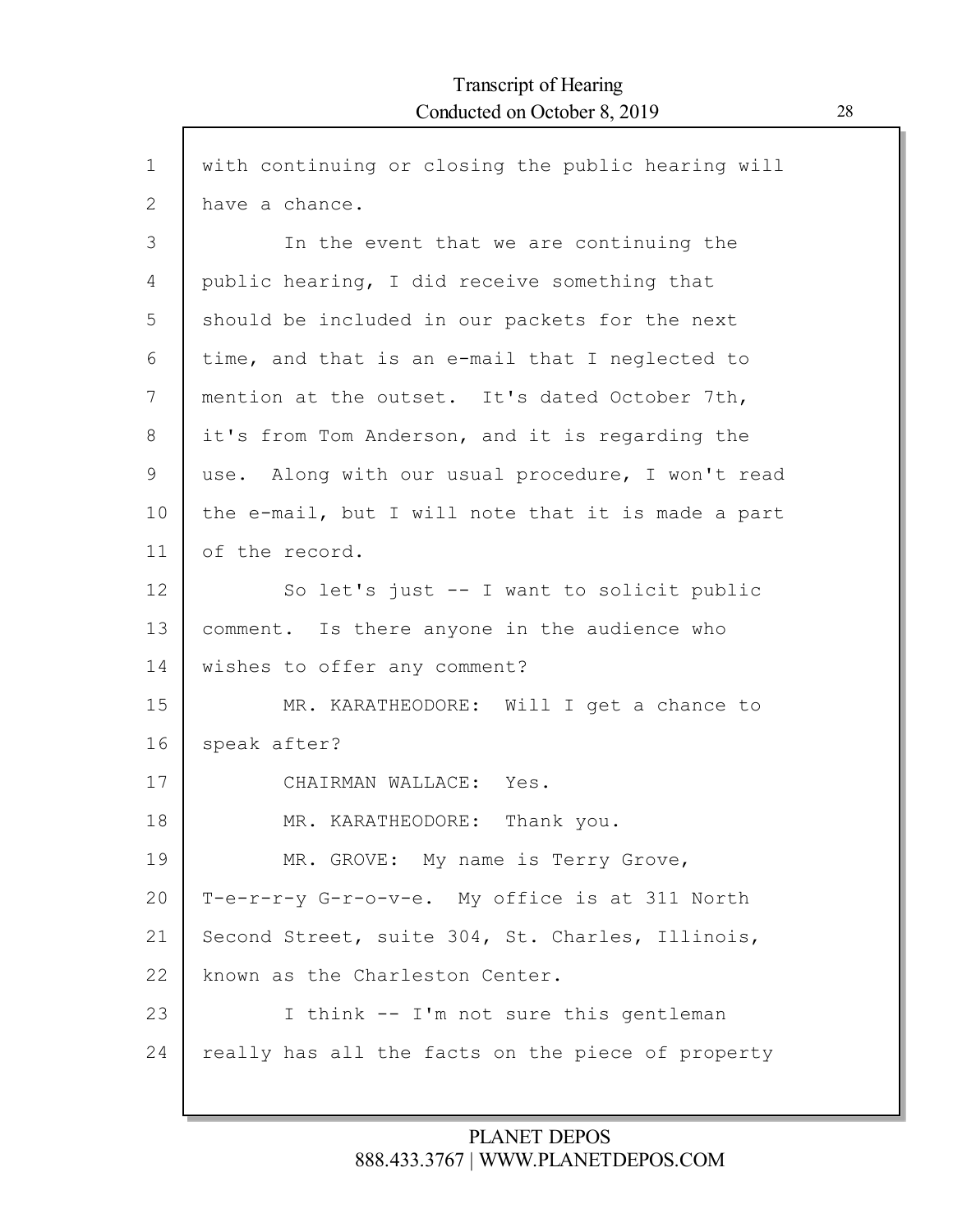with continuing or closing the public hearing will have a chance.

In the event that we are continuing the public hearing, I did receive something that should be included in our packets for the next time, and that is an e-mail that I neglected to mention at the outset. It's dated October 7th, it's from Tom Anderson, and it is regarding the use. Along with our usual procedure, I won't read the e-mail, but I will note that it is made a part of the record.

So let's just -- I want to solicit public comment. Is there anyone in the audience who wishes to offer any comment?

MR. KARATHEODORE: Will I get a chance to speak after?

CHAIRMAN WALLACE: Yes.

MR. KARATHEODORE: Thank you.

MR. GROVE: My name is Terry Grove, T-e-r-r-y G-r-o-v-e. My office is at 311 North Second Street, suite 304, St. Charles, Illinois, known as the Charleston Center.

I think -- I'm not sure this gentleman really has all the facts on the piece of property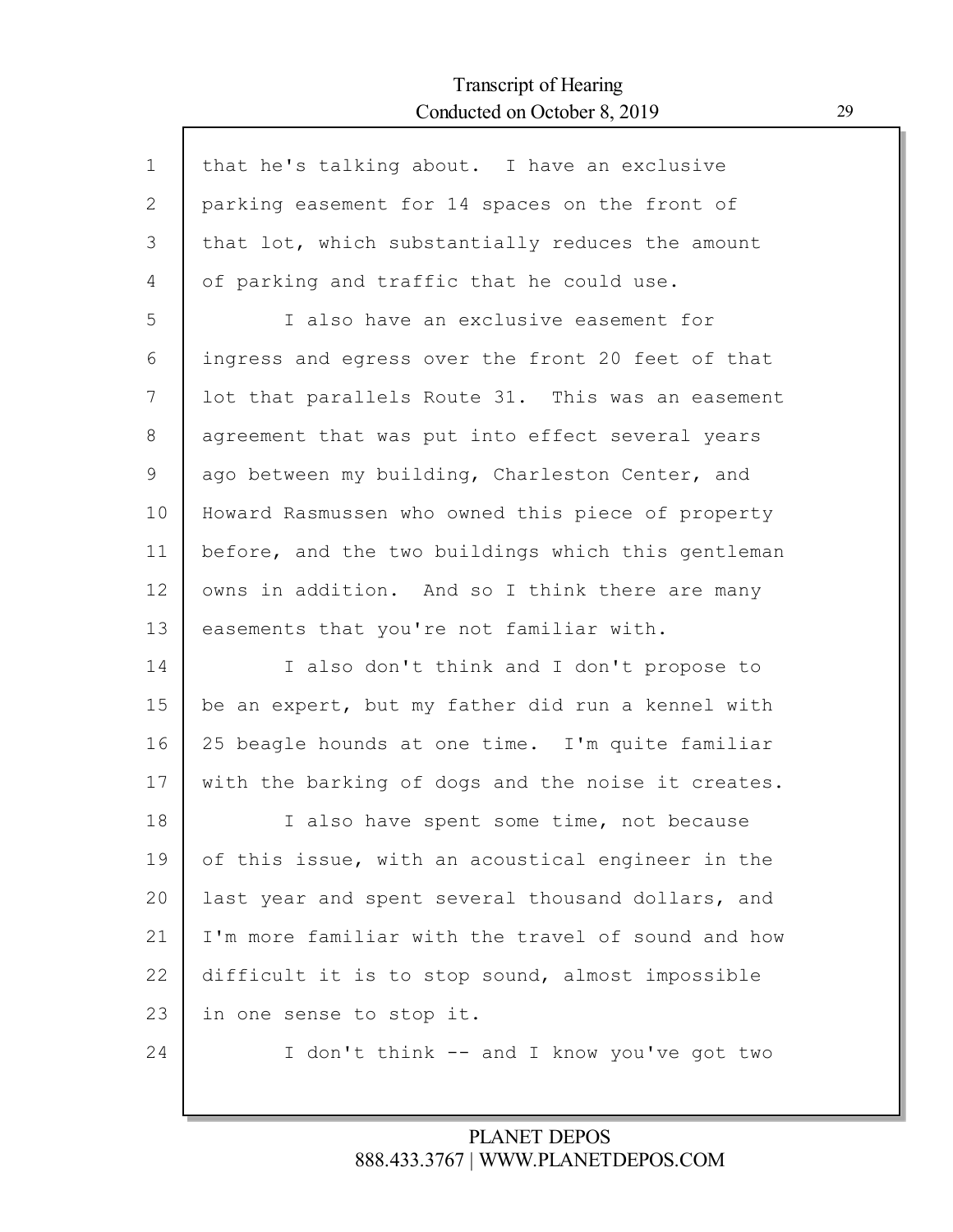that he's talking about. I have an exclusive parking easement for 14 spaces on the front of that lot, which substantially reduces the amount of parking and traffic that he could use.

I also have an exclusive easement for ingress and egress over the front 20 feet of that lot that parallels Route 31. This was an easement agreement that was put into effect several years ago between my building, Charleston Center, and Howard Rasmussen who owned this piece of property before, and the two buildings which this gentleman owns in addition. And so I think there are many easements that you're not familiar with.

I also don't think and I don't propose to be an expert, but my father did run a kennel with 25 beagle hounds at one time. I'm quite familiar with the barking of dogs and the noise it creates.

I also have spent some time, not because of this issue, with an acoustical engineer in the last year and spent several thousand dollars, and I'm more familiar with the travel of sound and how difficult it is to stop sound, almost impossible in one sense to stop it.

I don't think -- and I know you've got two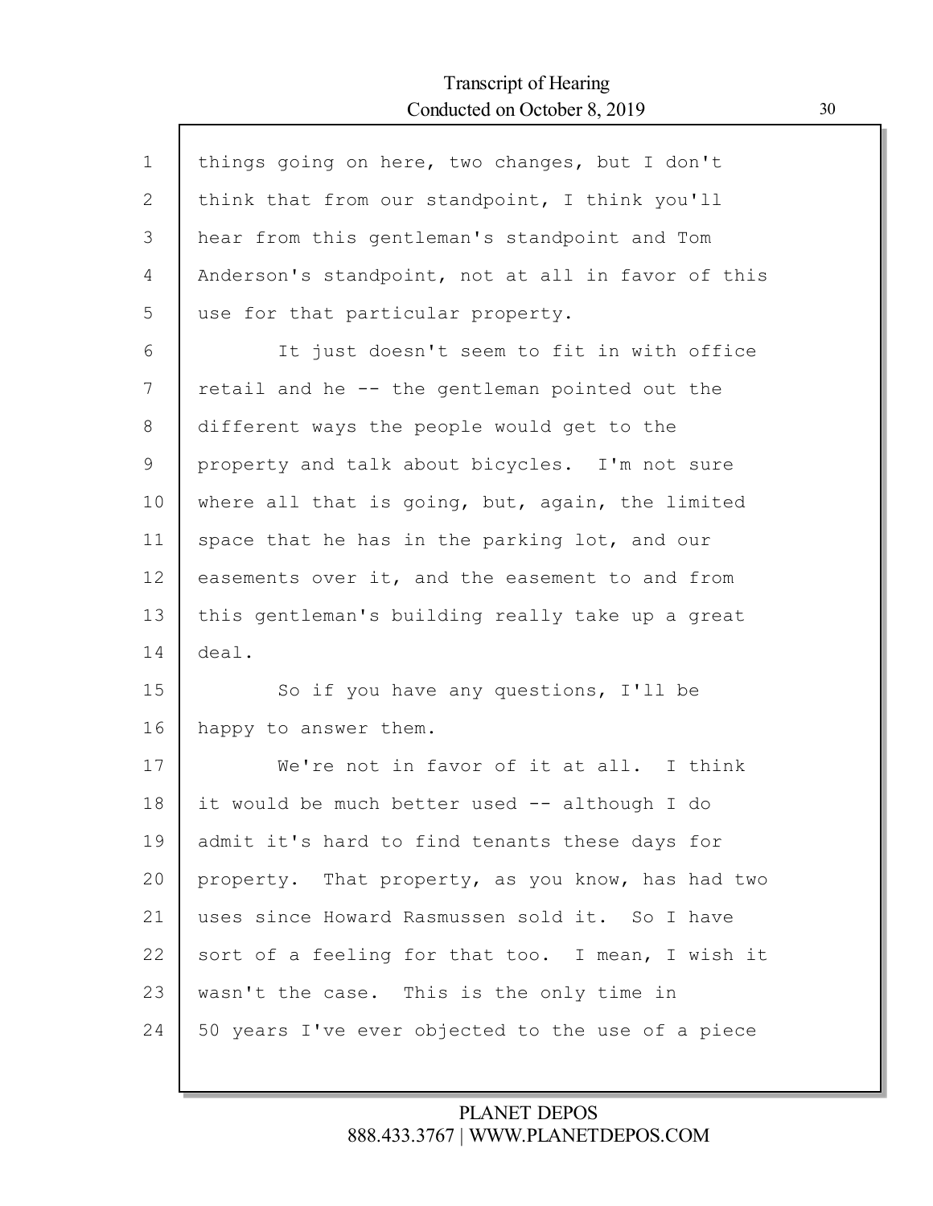things going on here, two changes, but I don't think that from our standpoint, I think you'll hear from this gentleman's standpoint and Tom Anderson's standpoint, not at all in favor of this use for that particular property.

It just doesn't seem to fit in with office retail and he -- the gentleman pointed out the different ways the people would get to the property and talk about bicycles. I'm not sure where all that is going, but, again, the limited space that he has in the parking lot, and our easements over it, and the easement to and from this gentleman's building really take up a great deal.

So if you have any questions, I'll be happy to answer them.

We're not in favor of it at all. I think it would be much better used -- although I do admit it's hard to find tenants these days for property. That property, as you know, has had two uses since Howard Rasmussen sold it. So I have sort of a feeling for that too. I mean, I wish it wasn't the case. This is the only time in 50 years I've ever objected to the use of a piece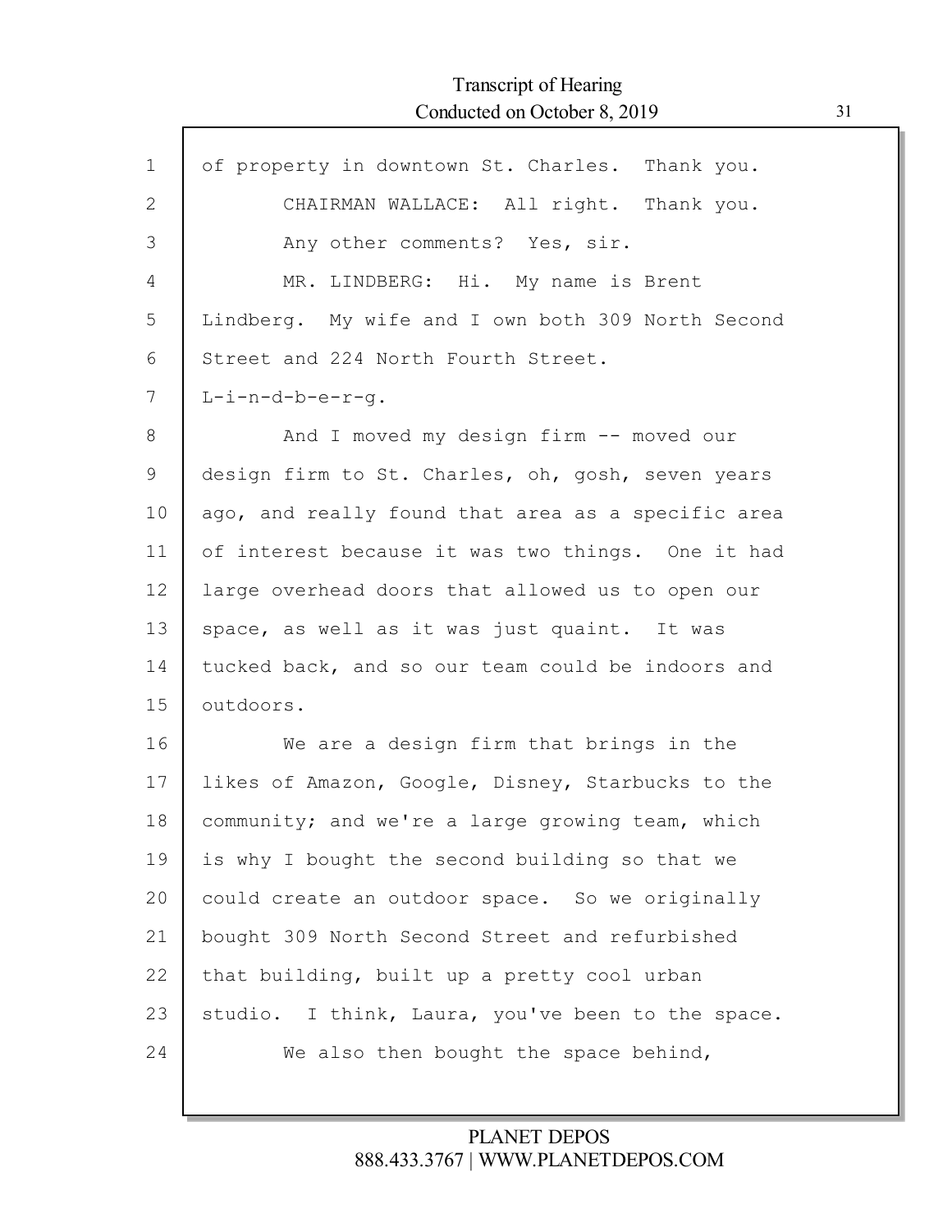of property in downtown St. Charles. Thank you.

CHAIRMAN WALLACE: All right. Thank you.

Any other comments? Yes, sir.

MR. LINDBERG: Hi. My name is Brent Lindberg. My wife and I own both 309 North Second Street and 224 North Fourth Street. L-i-n-d-b-e-r-g.

And I moved my design firm -- moved our design firm to St. Charles, oh, gosh, seven years ago, and really found that area as a specific area of interest because it was two things. One it had large overhead doors that allowed us to open our space, as well as it was just quaint. It was tucked back, and so our team could be indoors and outdoors.

We are a design firm that brings in the likes of Amazon, Google, Disney, Starbucks to the community; and we're a large growing team, which is why I bought the second building so that we could create an outdoor space. So we originally bought 309 North Second Street and refurbished that building, built up a pretty cool urban studio. I think, Laura, you've been to the space.

We also then bought the space behind,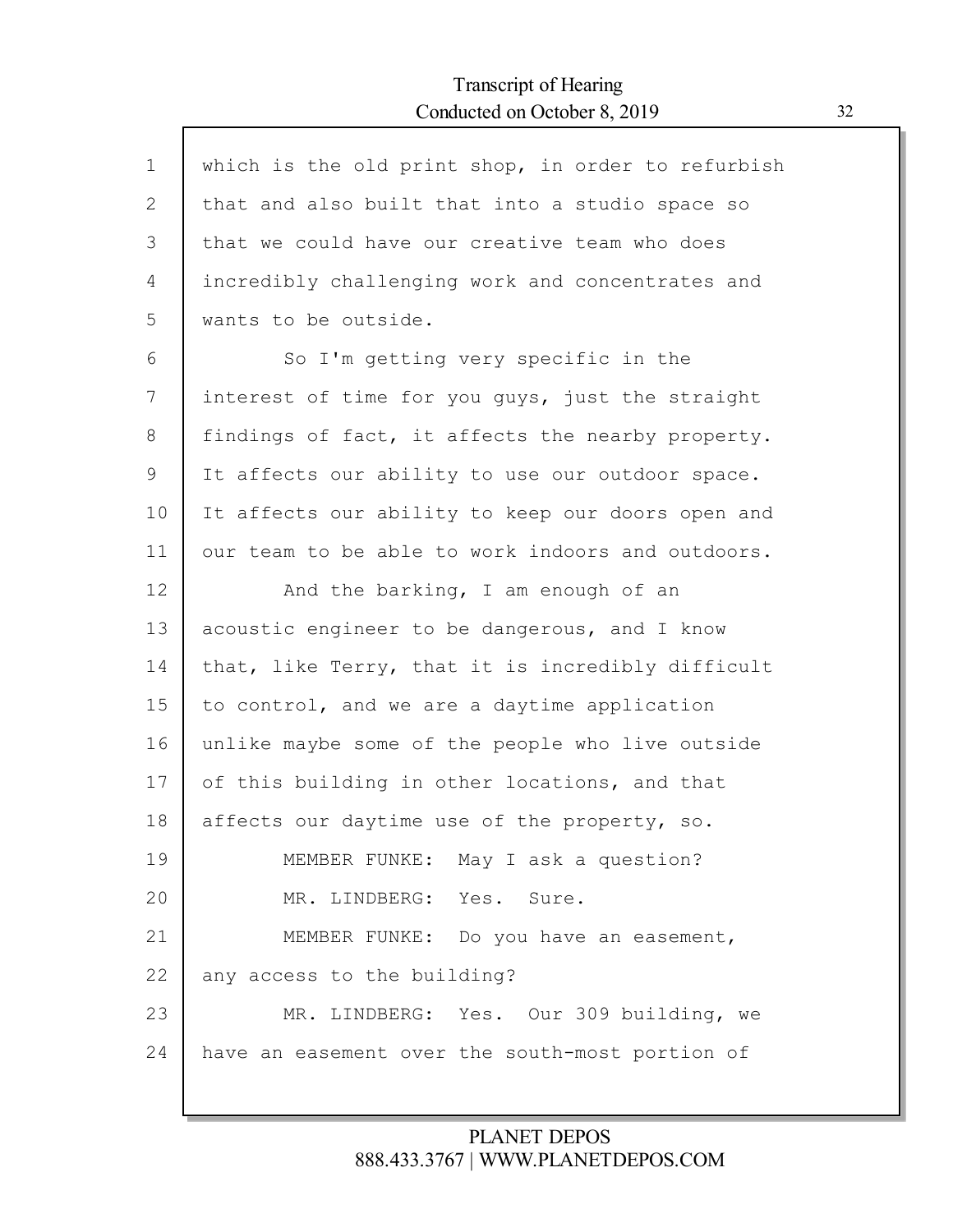which is the old print shop, in order to refurbish that and also built that into a studio space so that we could have our creative team who does incredibly challenging work and concentrates and wants to be outside.

So I'm getting very specific in the interest of time for you guys, just the straight findings of fact, it affects the nearby property. It affects our ability to use our outdoor space. It affects our ability to keep our doors open and our team to be able to work indoors and outdoors.

And the barking, I am enough of an acoustic engineer to be dangerous, and I know that, like Terry, that it is incredibly difficult to control, and we are a daytime application unlike maybe some of the people who live outside of this building in other locations, and that affects our daytime use of the property, so.

MEMBER FUNKE: May I ask a question?

MR. LINDBERG: Yes. Sure.

MEMBER FUNKE: Do you have an easement, any access to the building?

MR. LINDBERG: Yes. Our 309 building, we have an easement over the south-most portion of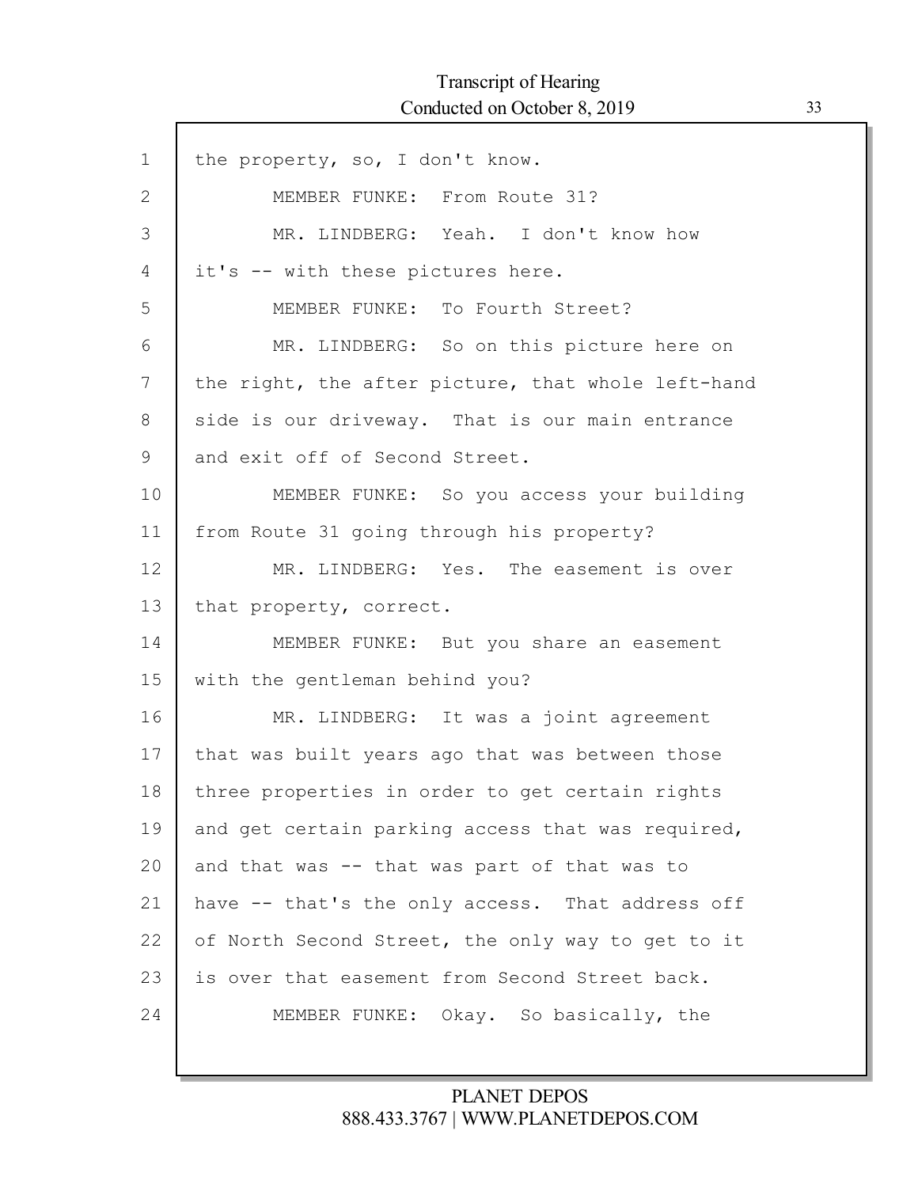the property, so, I don't know.

MEMBER FUNKE: From Route 31?

MR. LINDBERG: Yeah. I don't know how it's -- with these pictures here.

MEMBER FUNKE: To Fourth Street?

MR. LINDBERG: So on this picture here on the right, the after picture, that whole left-hand side is our driveway. That is our main entrance and exit off of Second Street.

MEMBER FUNKE: So you access your building from Route 31 going through his property?

MR. LINDBERG: Yes. The easement is over that property, correct.

MEMBER FUNKE: But you share an easement with the gentleman behind you?

MR. LINDBERG: It was a joint agreement that was built years ago that was between those three properties in order to get certain rights and get certain parking access that was required, and that was -- that was part of that was to have -- that's the only access. That address off of North Second Street, the only way to get to it is over that easement from Second Street back.

MEMBER FUNKE: Okay. So basically, the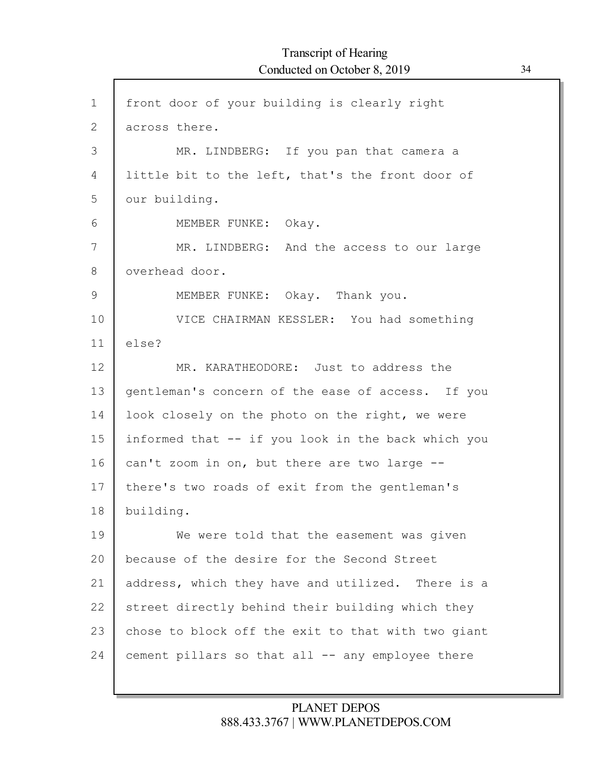1 front door of your building is clearly right
2 across there.
3 MR. LINDBERG: If you pan that camera a
4 little bit to the left, that's the front door of
5 our building.
6 MEMBER FUNKE: Okay.
7 MR. LINDBERG: And the access to our large
8 overhead door.
9 MEMBER FUNKE: Okay. Thank you.
10 VICE CHAIRMAN KESSLER: You had something
11 else?
12 MR. KARATHEODORE: Just to address the
13 gentleman's concern of the ease of access. If you
14 look closely on the photo on the right, we were
15 informed that -- if you look in the back which you
16 can't zoom in on, but there are two large --
17 there's two roads of exit from the gentleman's
18 building.
19 We were told that the easement was given
20 because of the desire for the Second Street
21 address, which they have and utilized. There is a
22 street directly behind their building which they
23 chose to block off the exit to that with two giant
24 cement pillars so that all -- any employee there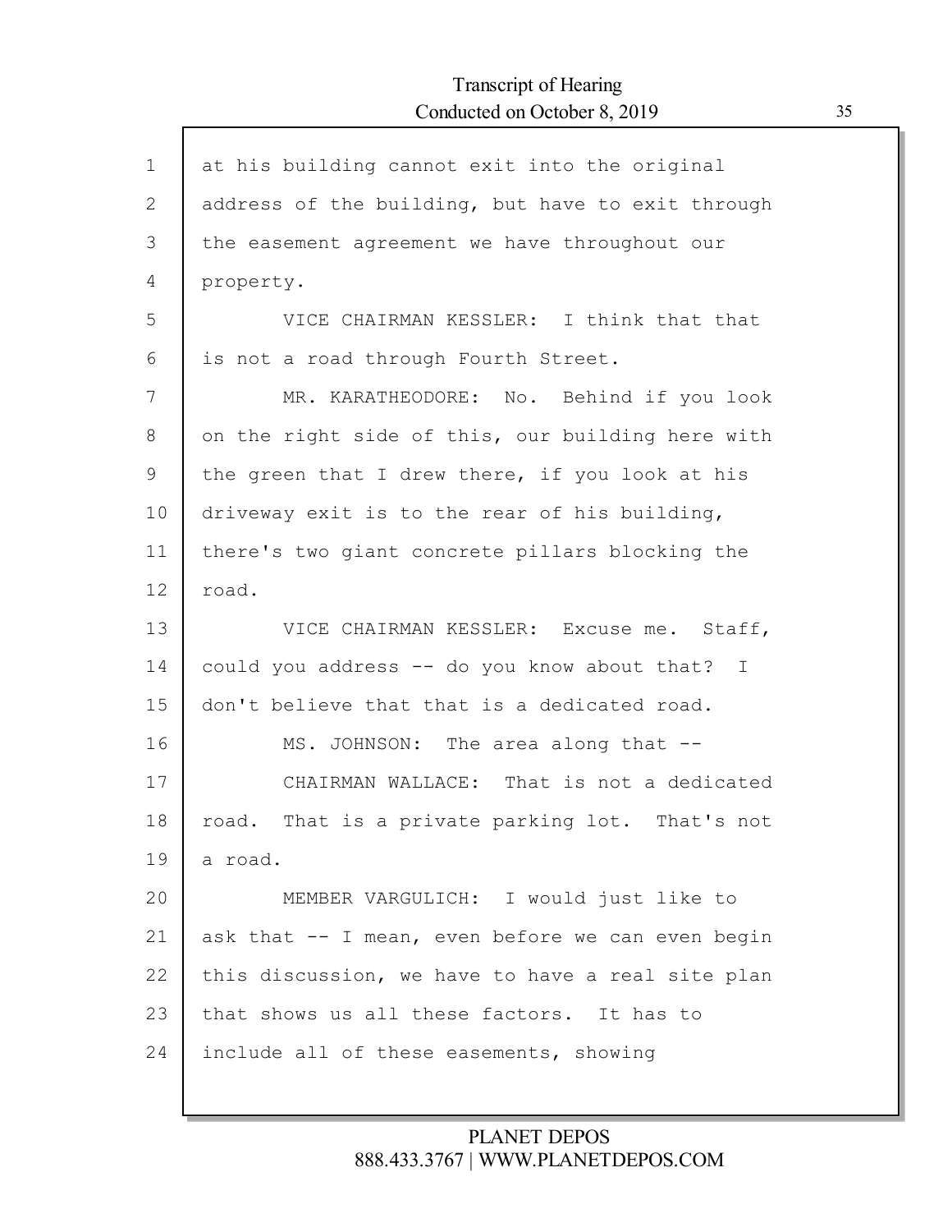1 at his building cannot exit into the original
2 address of the building, but have to exit through
3 the easement agreement we have throughout our
4 property.
5 VICE CHAIRMAN KESSLER: I think that that
6 is not a road through Fourth Street.
7 MR. KARATHEODORE: No. Behind if you look
8 on the right side of this, our building here with
9 the green that I drew there, if you look at his
10 driveway exit is to the rear of his building,
11 there's two giant concrete pillars blocking the
12 road.
13 VICE CHAIRMAN KESSLER: Excuse me. Staff,
14 could you address -- do you know about that? I
15 don't believe that that is a dedicated road.
16 MS. JOHNSON: The area along that --
17 CHAIRMAN WALLACE: That is not a dedicated
18 road. That is a private parking lot. That's not
19 a road.
20 MEMBER VARGULICH: I would just like to
21 ask that -- I mean, even before we can even begin
22 this discussion, we have to have a real site plan
23 that shows us all these factors. It has to
24 include all of these easements, showing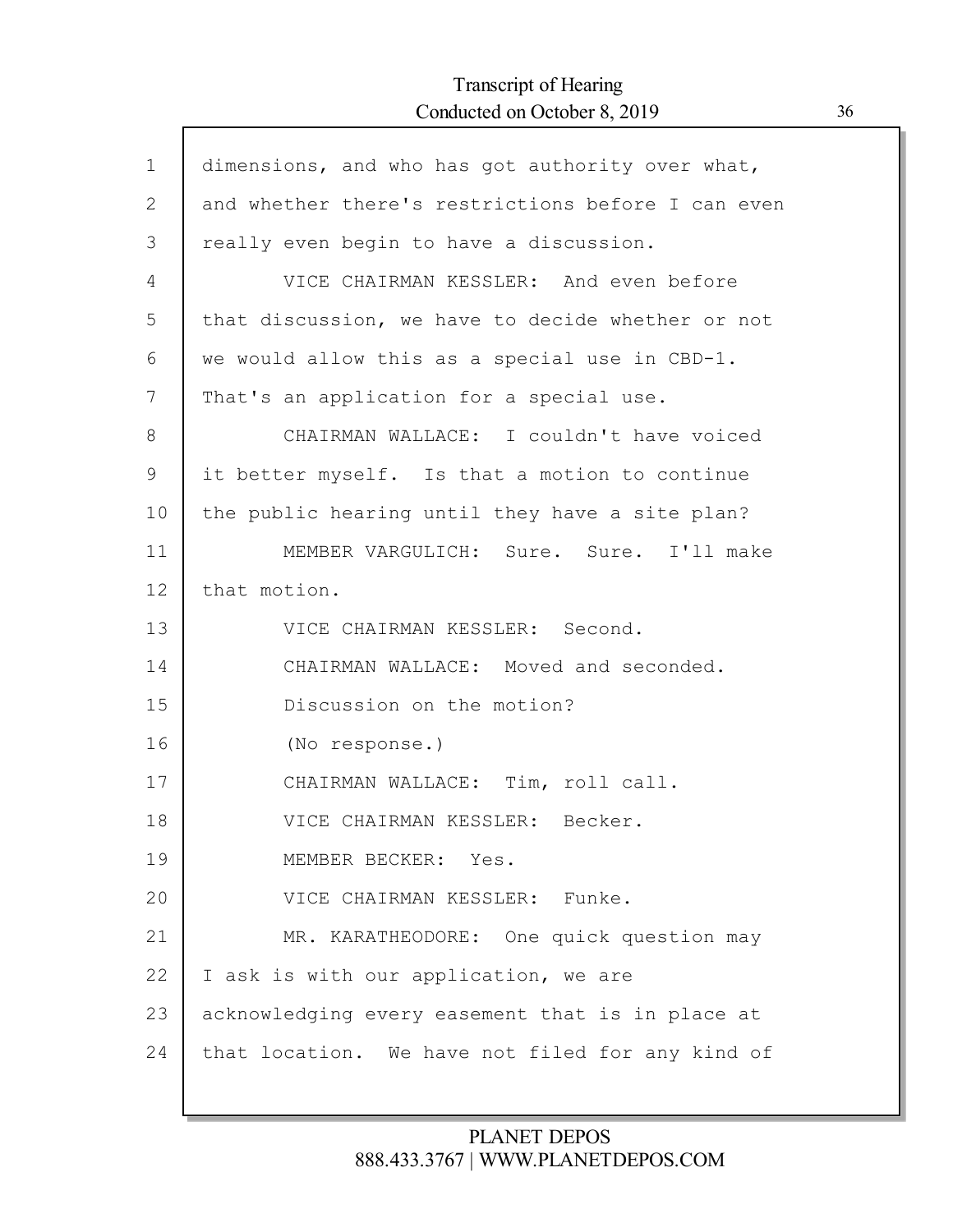dimensions, and who has got authority over what, and whether there's restrictions before I can even really even begin to have a discussion.

VICE CHAIRMAN KESSLER: And even before that discussion, we have to decide whether or not we would allow this as a special use in CBD-1. That's an application for a special use.

CHAIRMAN WALLACE: I couldn't have voiced it better myself. Is that a motion to continue the public hearing until they have a site plan?

MEMBER VARGULICH: Sure. Sure. I'll make that motion.

VICE CHAIRMAN KESSLER: Second.

CHAIRMAN WALLACE: Moved and seconded.

Discussion on the motion?

(No response.)

CHAIRMAN WALLACE: Tim, roll call.

VICE CHAIRMAN KESSLER: Becker.

MEMBER BECKER: Yes.

VICE CHAIRMAN KESSLER: Funke.

MR. KARATHEODORE: One quick question may I ask is with our application, we are acknowledging every easement that is in place at that location. We have not filed for any kind of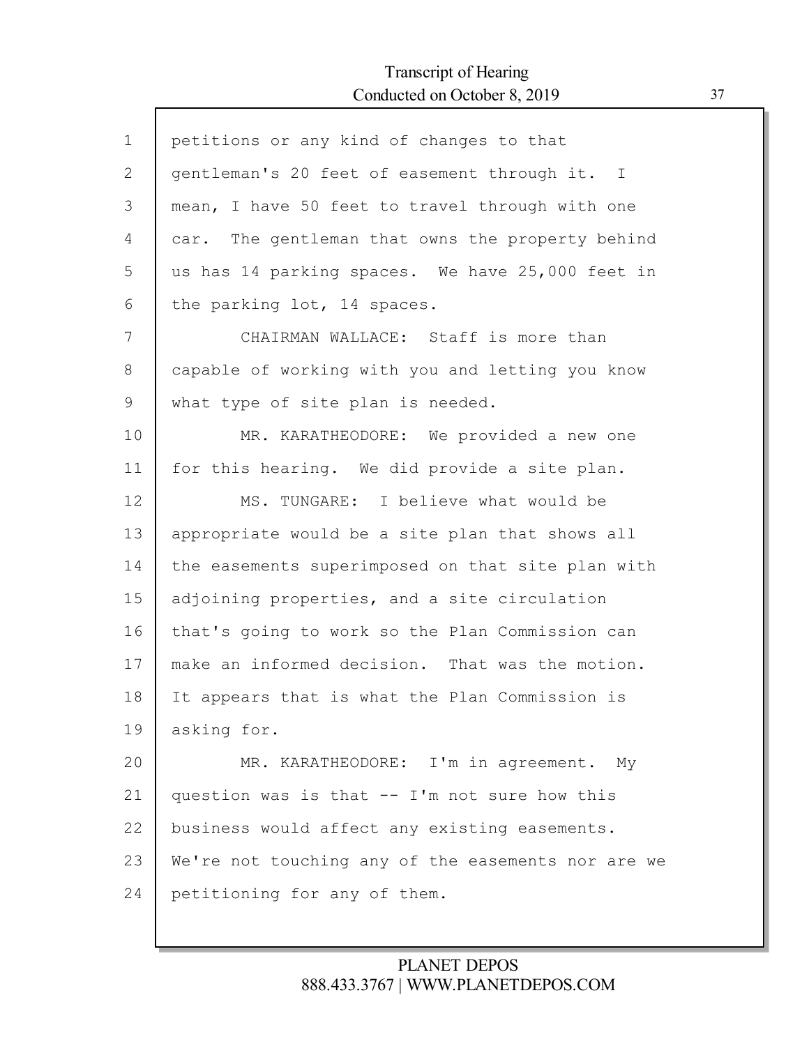petitions or any kind of changes to that gentleman's 20 feet of easement through it. I mean, I have 50 feet to travel through with one car. The gentleman that owns the property behind us has 14 parking spaces. We have 25,000 feet in the parking lot, 14 spaces.

CHAIRMAN WALLACE: Staff is more than capable of working with you and letting you know what type of site plan is needed.

MR. KARATHEODORE: We provided a new one for this hearing. We did provide a site plan.

MS. TUNGARE: I believe what would be appropriate would be a site plan that shows all the easements superimposed on that site plan with adjoining properties, and a site circulation that's going to work so the Plan Commission can make an informed decision. That was the motion. It appears that is what the Plan Commission is asking for.

MR. KARATHEODORE: I'm in agreement. My question was is that -- I'm not sure how this business would affect any existing easements. We're not touching any of the easements nor are we petitioning for any of them.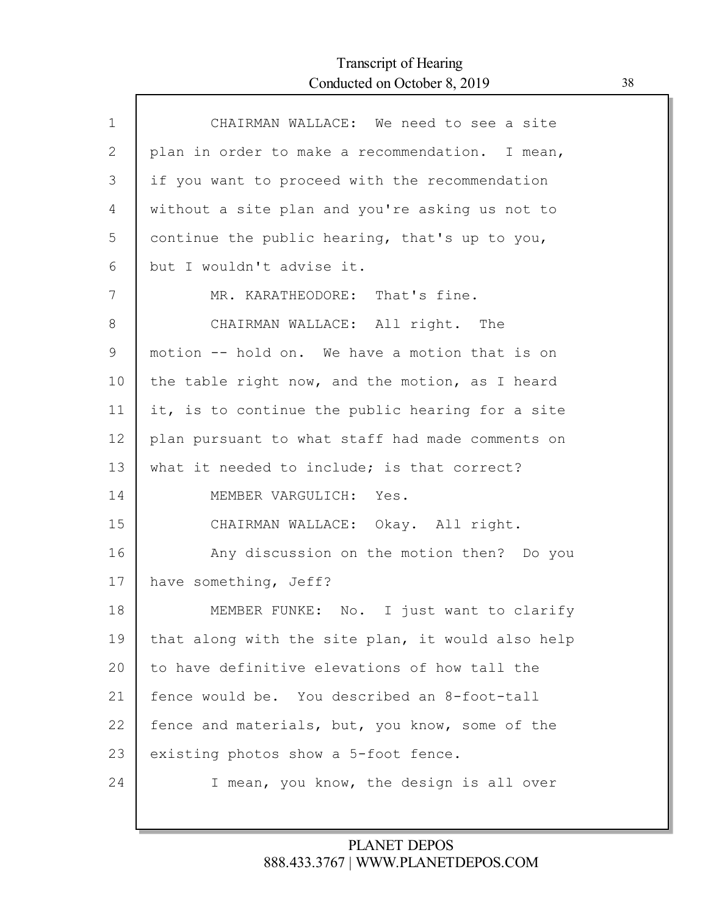CHAIRMAN WALLACE: We need to see a site plan in order to make a recommendation. I mean, if you want to proceed with the recommendation without a site plan and you're asking us not to continue the public hearing, that's up to you, but I wouldn't advise it.

MR. KARATHEODORE: That's fine.

CHAIRMAN WALLACE: All right. The motion -- hold on. We have a motion that is on the table right now, and the motion, as I heard it, is to continue the public hearing for a site plan pursuant to what staff had made comments on what it needed to include; is that correct?

MEMBER VARGULICH: Yes.

CHAIRMAN WALLACE: Okay. All right.

Any discussion on the motion then? Do you have something, Jeff?

MEMBER FUNKE: No. I just want to clarify that along with the site plan, it would also help to have definitive elevations of how tall the fence would be. You described an 8-foot-tall fence and materials, but, you know, some of the existing photos show a 5-foot fence.

I mean, you know, the design is all over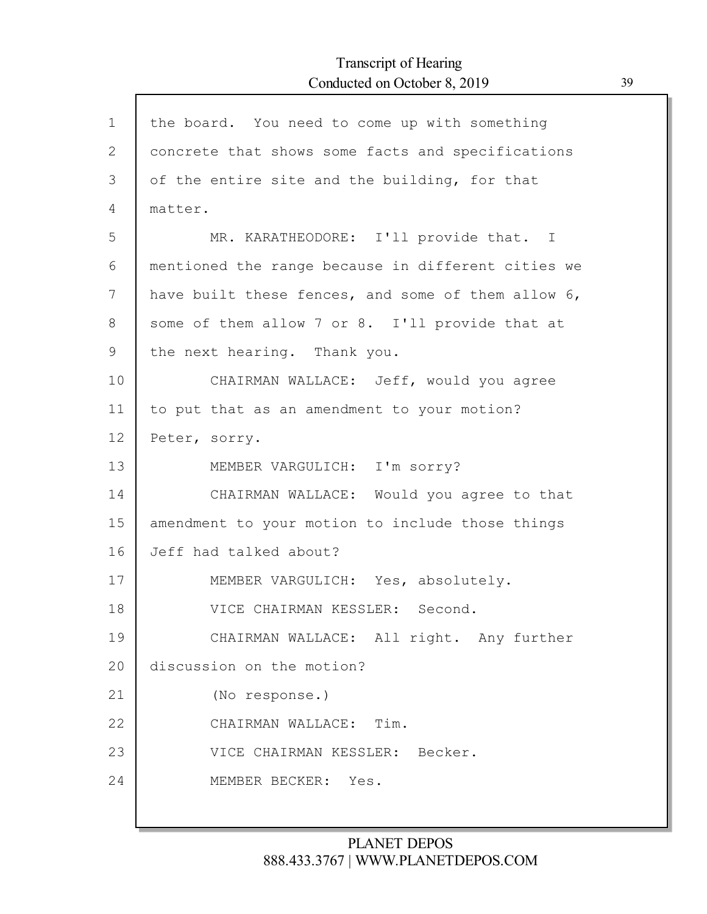1 the board. You need to come up with something
2 concrete that shows some facts and specifications
3 of the entire site and the building, for that
4 matter.
5 MR. KARATHEODORE: I'll provide that. I
6 mentioned the range because in different cities we
7 have built these fences, and some of them allow 6,
8 some of them allow 7 or 8. I'll provide that at
9 the next hearing. Thank you.
10 CHAIRMAN WALLACE: Jeff, would you agree
11 to put that as an amendment to your motion?
12 Peter, sorry.
13 MEMBER VARGULICH: I'm sorry?
14 CHAIRMAN WALLACE: Would you agree to that
15 amendment to your motion to include those things
16 Jeff had talked about?
17 MEMBER VARGULICH: Yes, absolutely.
18 VICE CHAIRMAN KESSLER: Second.
19 CHAIRMAN WALLACE: All right. Any further
20 discussion on the motion?
21 (No response.)
22 CHAIRMAN WALLACE: Tim.
23 VICE CHAIRMAN KESSLER: Becker.
24 MEMBER BECKER: Yes.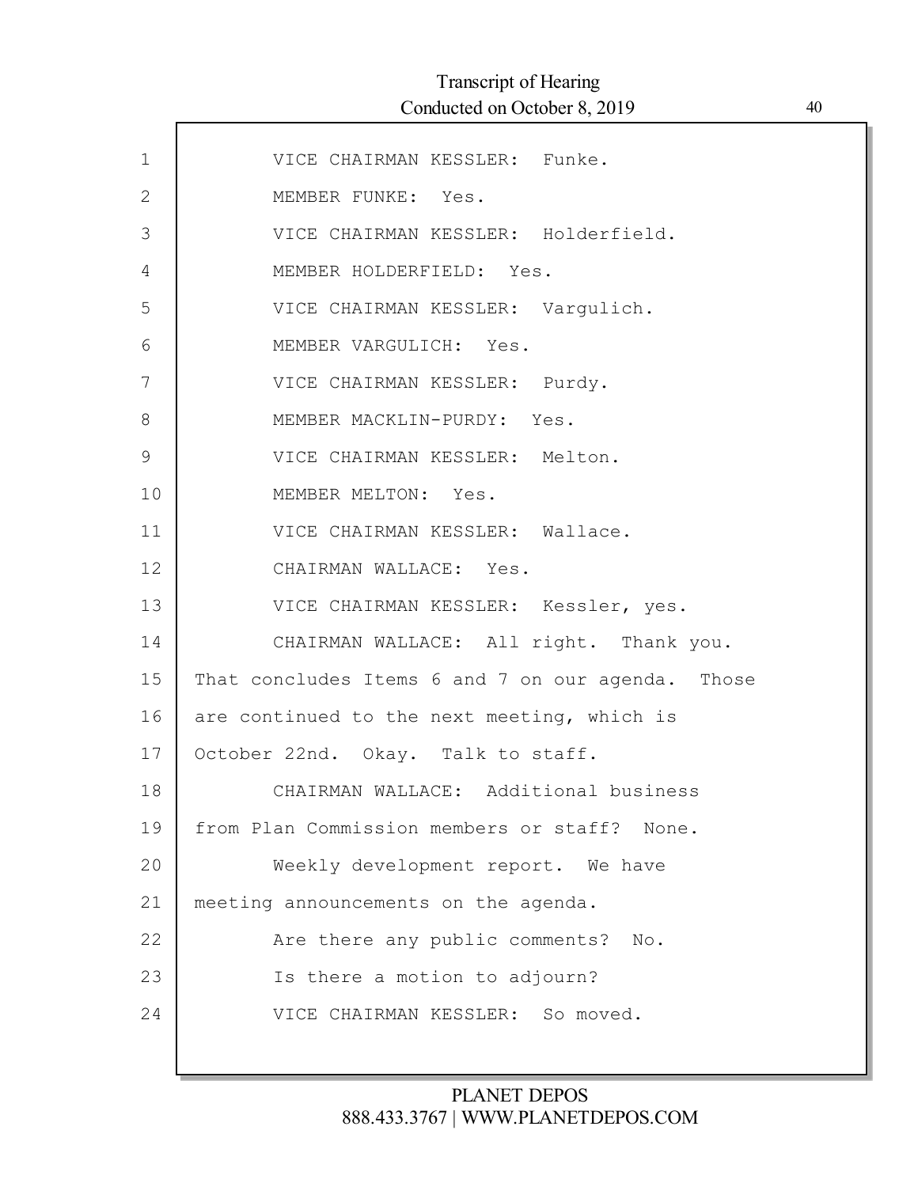VICE CHAIRMAN KESSLER: Funke.

MEMBER FUNKE: Yes.

VICE CHAIRMAN KESSLER: Holderfield.

MEMBER HOLDERFIELD: Yes.

VICE CHAIRMAN KESSLER: Vargulich.

MEMBER VARGULICH: Yes.

VICE CHAIRMAN KESSLER: Purdy.

MEMBER MACKLIN-PURDY: Yes.

VICE CHAIRMAN KESSLER: Melton.

MEMBER MELTON: Yes.

VICE CHAIRMAN KESSLER: Wallace.

CHAIRMAN WALLACE: Yes.

VICE CHAIRMAN KESSLER: Kessler, yes.

CHAIRMAN WALLACE: All right. Thank you. That concludes Items 6 and 7 on our agenda. Those are continued to the next meeting, which is October 22nd. Okay. Talk to staff.

CHAIRMAN WALLACE: Additional business from Plan Commission members or staff? None.

Weekly development report. We have meeting announcements on the agenda.

Are there any public comments? No.

Is there a motion to adjourn?

VICE CHAIRMAN KESSLER: So moved.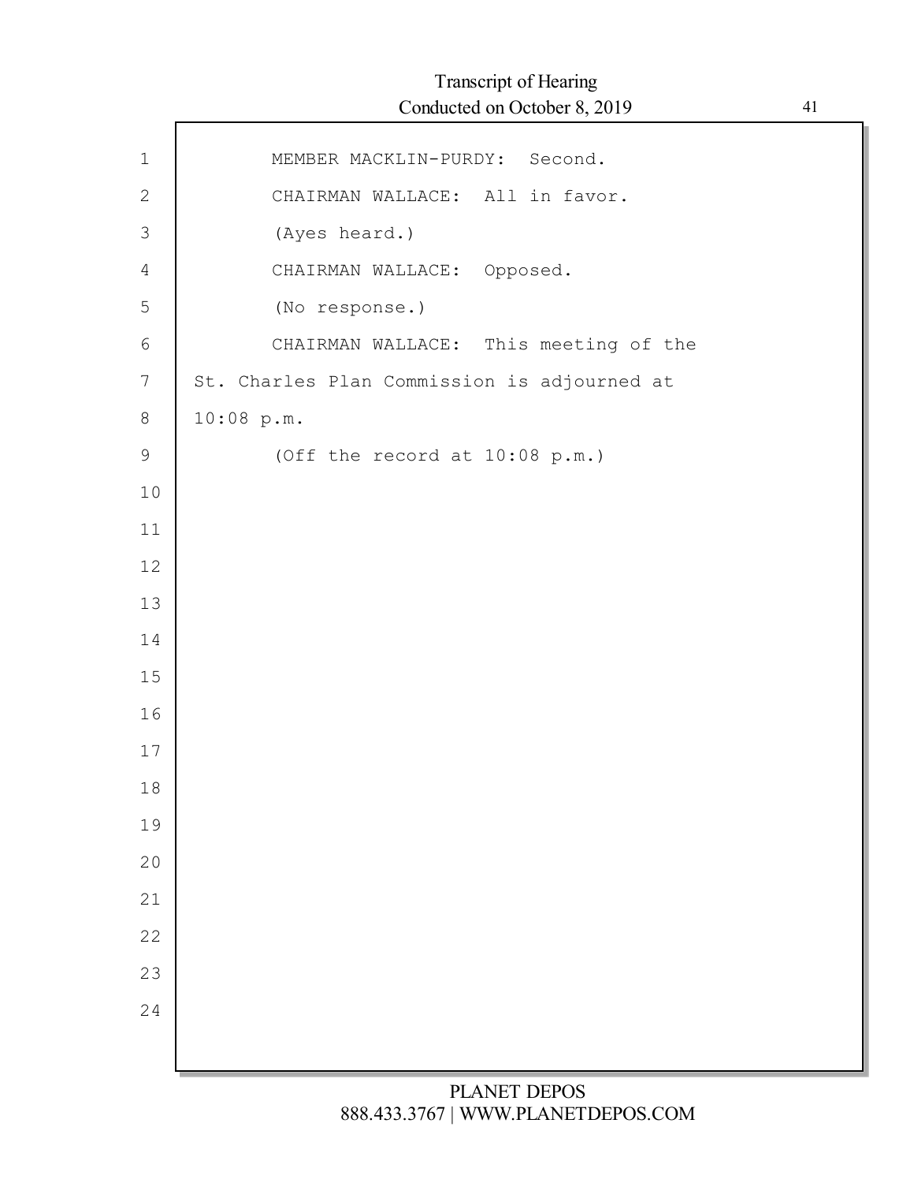MEMBER MACKLIN-PURDY: Second.

CHAIRMAN WALLACE: All in favor.

(Ayes heard.)

CHAIRMAN WALLACE: Opposed.

(No response.)

CHAIRMAN WALLACE: This meeting of the St. Charles Plan Commission is adjourned at 10:08 p.m.

(Off the record at 10:08 p.m.)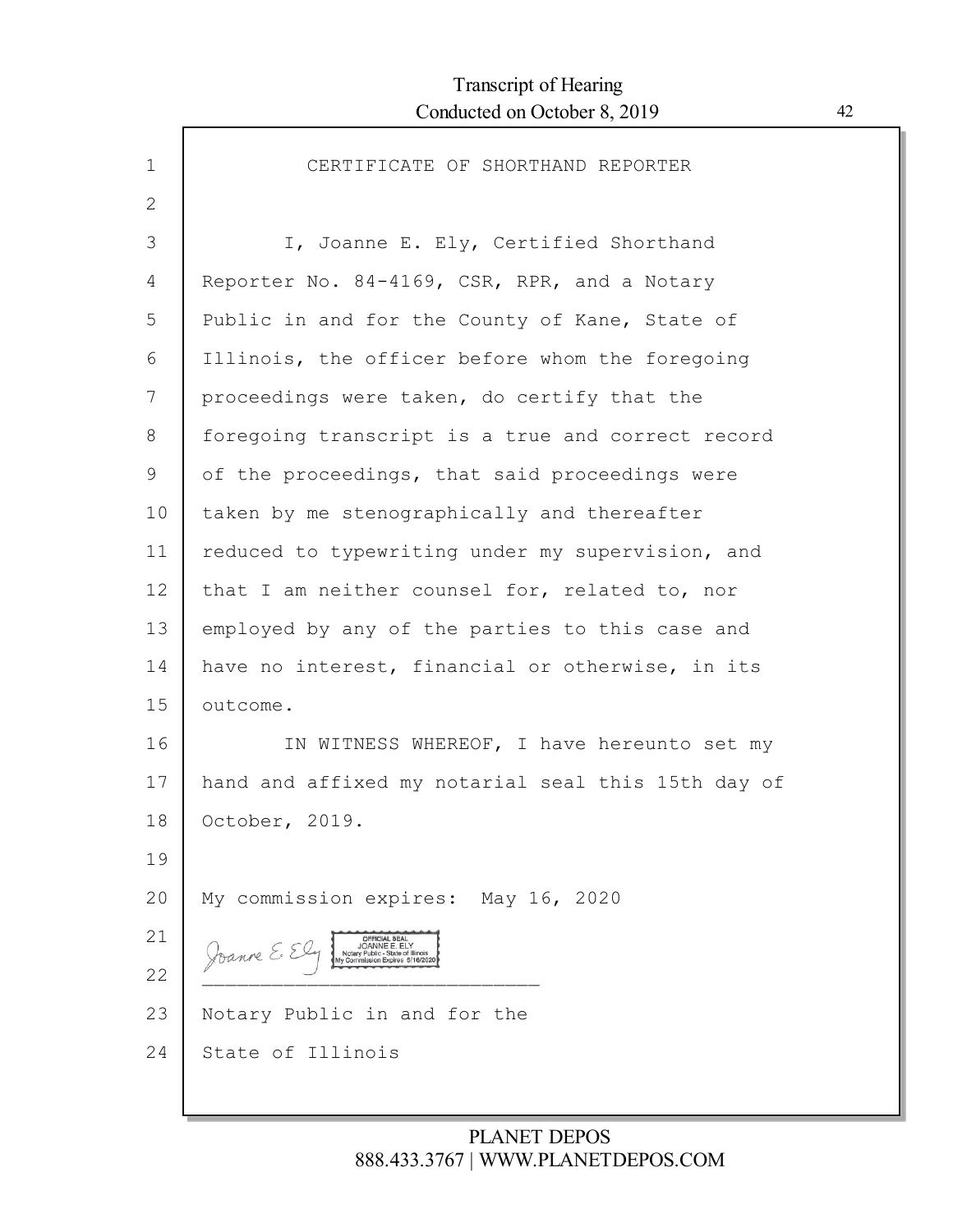# CERTIFICATE OF SHORTHAND REPORTER

I, Joanne E. Ely, Certified Shorthand Reporter No. 84-4169, CSR, RPR, and a Notary Public in and for the County of Kane, State of Illinois, the officer before whom the foregoing proceedings were taken, do certify that the foregoing transcript is a true and correct record of the proceedings, that said proceedings were taken by me stenographically and thereafter reduced to typewriting under my supervision, and that I am neither counsel for, related to, nor employed by any of the parties to this case and have no interest, financial or otherwise, in its outcome.

IN WITNESS WHEREOF, I have hereunto set my hand and affixed my notarial seal this 15th day of October, 2019.

My commission expires: May 16, 2020

Joanne E. Ely

OFFICIAL SEAL
JOANNE E. ELY
Notary Public - State of Illinois
My Commission Expires 5/16/2020

\_\_\_\_\_\_\_\_\_\_\_\_\_\_\_\_\_\_\_\_\_\_\_\_\_\_\_\_\_\_

Notary Public in and for the
State of Illinois